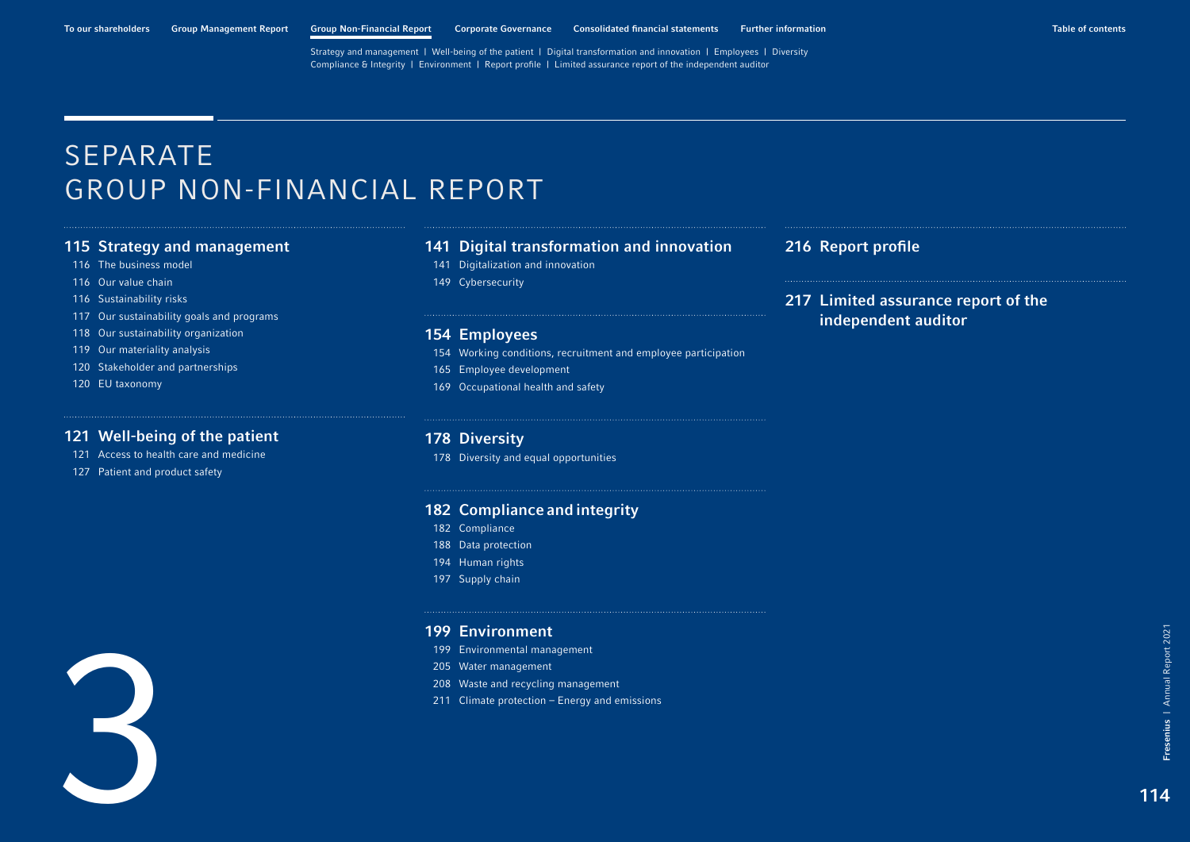# SEPARATE GROUP NON-FINANCIAL REPORT

## 115 Strategy and management

- 116 The business model
- 116 Our value chain
- 116 Sustainability risks
- 117 Our sustainability goals and programs
- 118 Our sustainability organization
- 119 Our materiality analysis
- 120 Stakeholder and partnerships
- 120 EU taxonomy

## 121 Well-being of the patient

- 121 Access to health care and medicine
- 127 Patient and product safety

## 141 Digital transformation and innovation

- 141 Digitalization and innovation
- 149 Cybersecurity

## 154 Employees

- 154 Working conditions, recruitment and employee participation
- 165 Employee development
- 169 Occupational health and safety

## 178 Diversity

- 178 Diversity and equal opportunities

## 182 Compliance and integrity

- 182 Compliance
- 188 Data protection
- 194 Human rights
- 197 Supply chain

## 199 Environment

- 199 Environmental management
- 205 Water management
- 208 Waste and recycling management
- 211 Climate protection – Energy and emissions

## 216 Report profile

## 217 Limited assurance report of the independent auditor

3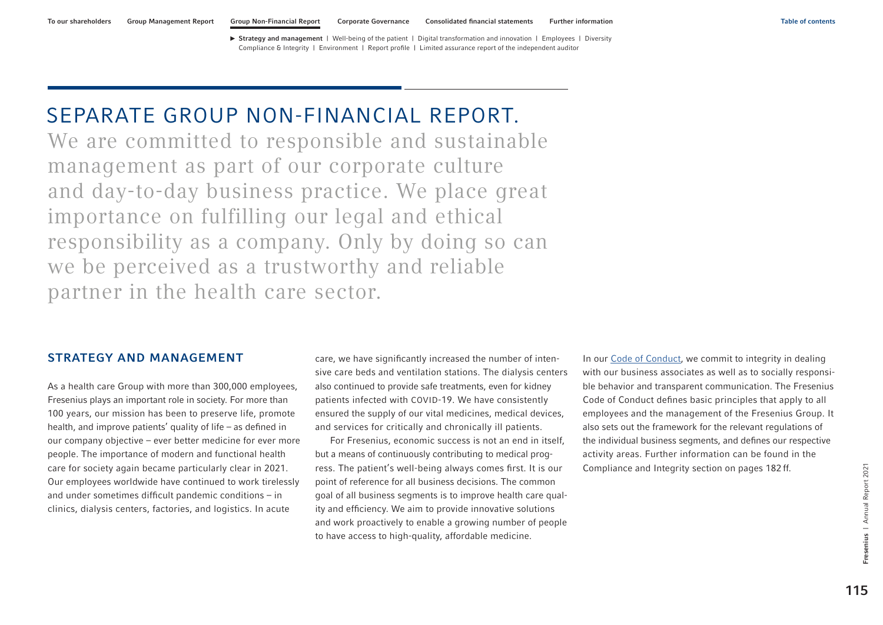# SEPARATE GROUP NON-FINANCIAL REPORT.

We are committed to responsible and sustainable management as part of our corporate culture and day-to-day business practice. We place great importance on fulfilling our legal and ethical responsibility as a company. Only by doing so can we be perceived as a trustworthy and reliable partner in the health care sector.

## STRATEGY AND MANAGEMENT

As a health care Group with more than 300,000 employees, Fresenius plays an important role in society. For more than 100 years, our mission has been to preserve life, promote health, and improve patients' quality of life – as defined in our company objective – ever better medicine for ever more people. The importance of modern and functional health care for society again became particularly clear in 2021. Our employees worldwide have continued to work tirelessly and under sometimes difficult pandemic conditions – in clinics, dialysis centers, factories, and logistics. In acute care, we have significantly increased the number of intensive care beds and ventilation stations. The dialysis centers also continued to provide safe treatments, even for kidney patients infected with COVID-19. We have consistently ensured the supply of our vital medicines, medical devices, and services for critically and chronically ill patients.

For Fresenius, economic success is not an end in itself, but a means of continuously contributing to medical progress. The patient's well-being always comes first. It is our point of reference for all business decisions. The common goal of all business segments is to improve health care quality and efficiency. We aim to provide innovative solutions and work proactively to enable a growing number of people to have access to high-quality, affordable medicine.

In our Code of Conduct, we commit to integrity in dealing with our business associates as well as to socially responsible behavior and transparent communication. The Fresenius Code of Conduct defines basic principles that apply to all employees and the management of the Fresenius Group. It also sets out the framework for the relevant regulations of the individual business segments, and defines our respective activity areas. Further information can be found in the Compliance and Integrity section on pages 182 ff.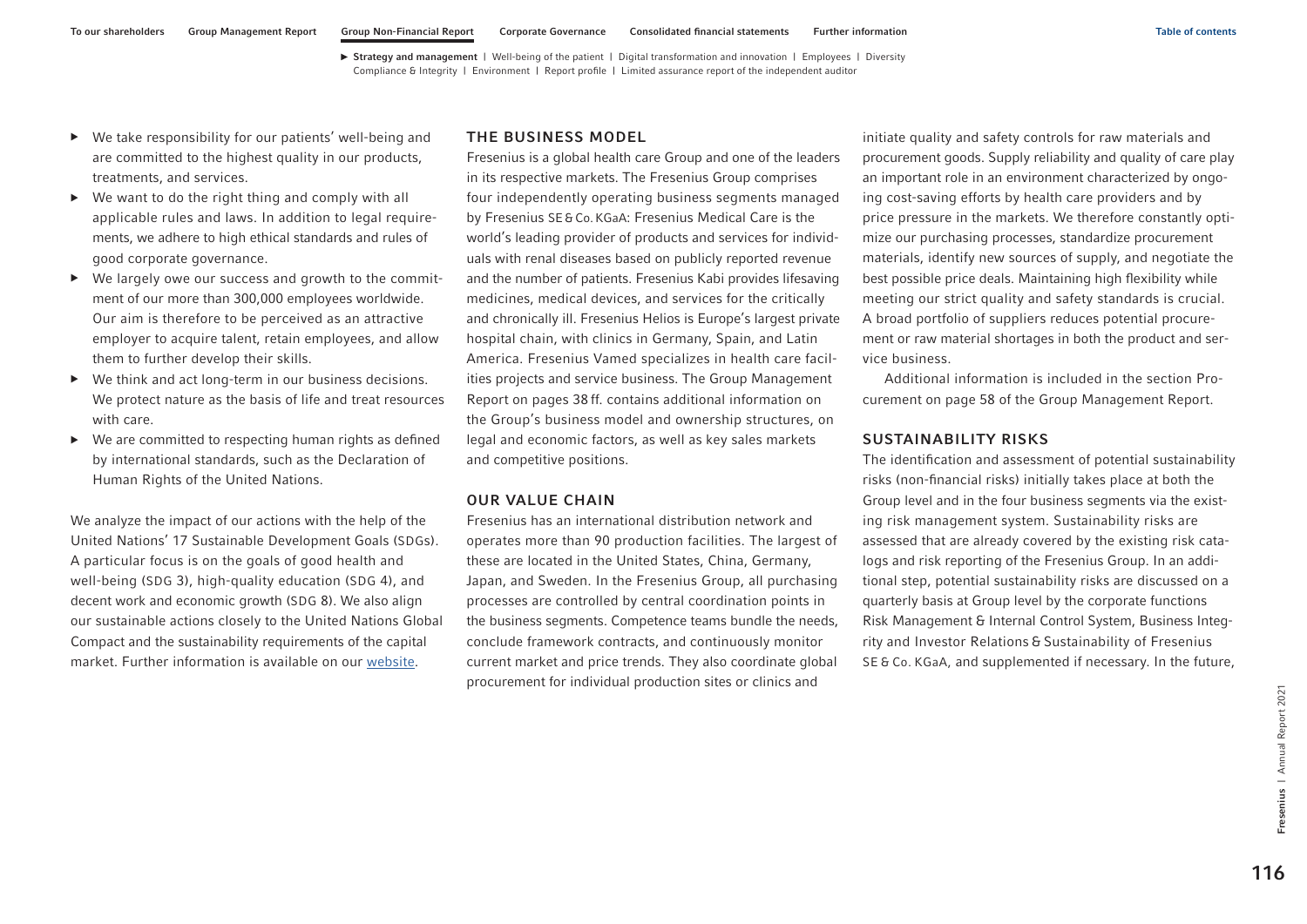- We take responsibility for our patients' well-being and are committed to the highest quality in our products, treatments, and services.
- We want to do the right thing and comply with all applicable rules and laws. In addition to legal requirements, we adhere to high ethical standards and rules of good corporate governance.
- We largely owe our success and growth to the commitment of our more than 300,000 employees worldwide. Our aim is therefore to be perceived as an attractive employer to acquire talent, retain employees, and allow them to further develop their skills.
- We think and act long-term in our business decisions. We protect nature as the basis of life and treat resources with care.
- We are committed to respecting human rights as defined by international standards, such as the Declaration of Human Rights of the United Nations.

We analyze the impact of our actions with the help of the United Nations' 17 Sustainable Development Goals (SDGs). A particular focus is on the goals of good health and well-being (SDG 3), high-quality education (SDG 4), and decent work and economic growth (SDG 8). We also align our sustainable actions closely to the United Nations Global Compact and the sustainability requirements of the capital market. Further information is available on our website.

## THE BUSINESS MODEL

Fresenius is a global health care Group and one of the leaders in its respective markets. The Fresenius Group comprises four independently operating business segments managed by Fresenius SE & Co. KGaA: Fresenius Medical Care is the world's leading provider of products and services for individuals with renal diseases based on publicly reported revenue and the number of patients. Fresenius Kabi provides lifesaving medicines, medical devices, and services for the critically and chronically ill. Fresenius Helios is Europe's largest private hospital chain, with clinics in Germany, Spain, and Latin America. Fresenius Vamed specializes in health care facilities projects and service business. The Group Management Report on pages 38 ff. contains additional information on the Group's business model and ownership structures, on legal and economic factors, as well as key sales markets and competitive positions.

## OUR VALUE CHAIN

Fresenius has an international distribution network and operates more than 90 production facilities. The largest of these are located in the United States, China, Germany, Japan, and Sweden. In the Fresenius Group, all purchasing processes are controlled by central coordination points in the business segments. Competence teams bundle the needs, conclude framework contracts, and continuously monitor current market and price trends. They also coordinate global procurement for individual production sites or clinics and initiate quality and safety controls for raw materials and procurement goods. Supply reliability and quality of care play an important role in an environment characterized by ongoing cost-saving efforts by health care providers and by price pressure in the markets. We therefore constantly optimize our purchasing processes, standardize procurement materials, identify new sources of supply, and negotiate the best possible price deals. Maintaining high flexibility while meeting our strict quality and safety standards is crucial. A broad portfolio of suppliers reduces potential procurement or raw material shortages in both the product and service business.

Additional information is included in the section Procurement on page 58 of the Group Management Report.

## SUSTAINABILITY RISKS

The identification and assessment of potential sustainability risks (non-financial risks) initially takes place at both the Group level and in the four business segments via the existing risk management system. Sustainability risks are assessed that are already covered by the existing risk catalogs and risk reporting of the Fresenius Group. In an additional step, potential sustainability risks are discussed on a quarterly basis at Group level by the corporate functions Risk Management & Internal Control System, Business Integrity and Investor Relations & Sustainability of Fresenius SE & Co. KGaA, and supplemented if necessary. In the future,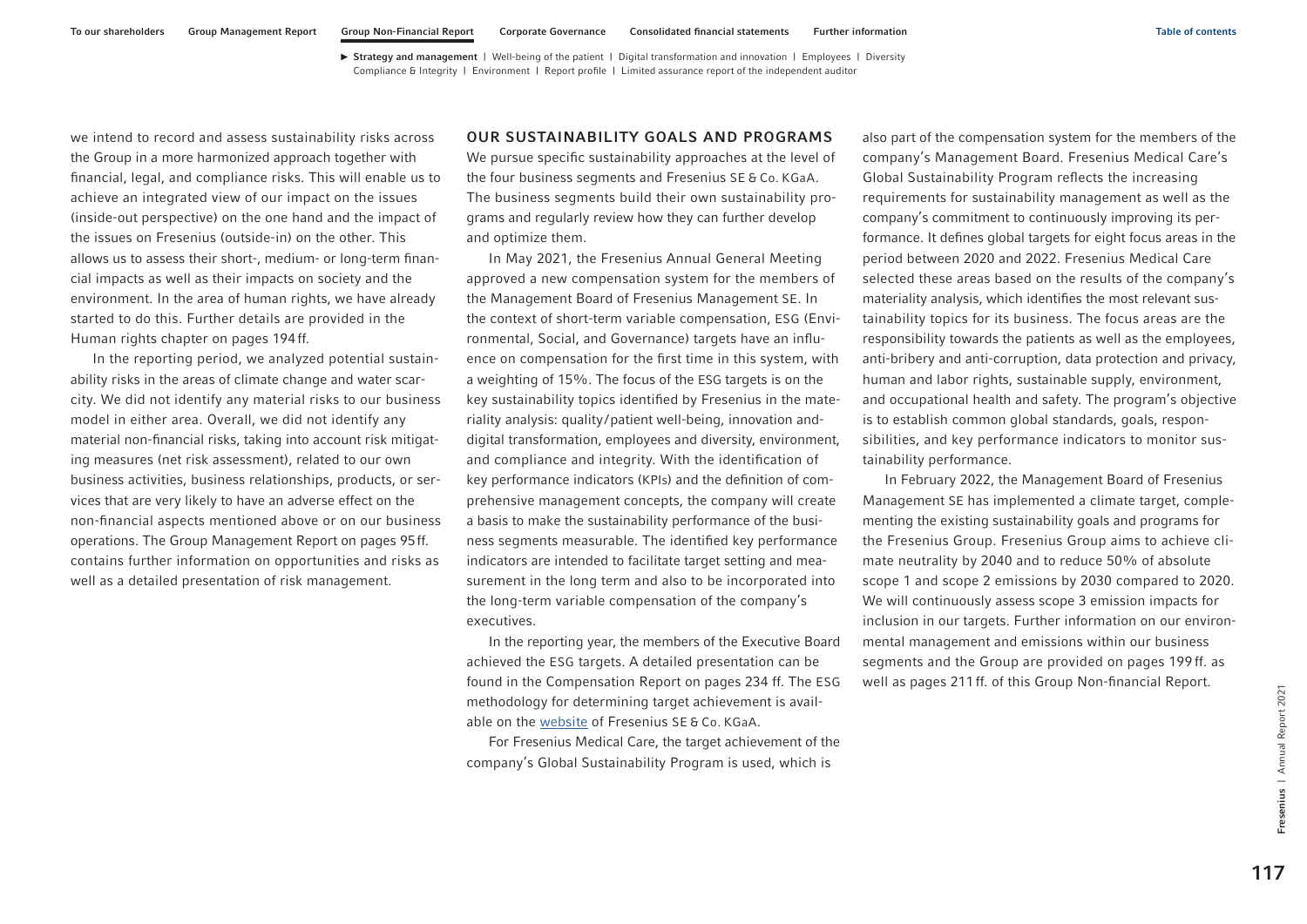we intend to record and assess sustainability risks across the Group in a more harmonized approach together with financial, legal, and compliance risks. This will enable us to achieve an integrated view of our impact on the issues (inside-out perspective) on the one hand and the impact of the issues on Fresenius (outside-in) on the other. This allows us to assess their short-, medium- or long-term financial impacts as well as their impacts on society and the environment. In the area of human rights, we have already started to do this. Further details are provided in the Human rights chapter on pages 194 ff.

In the reporting period, we analyzed potential sustainability risks in the areas of climate change and water scarcity. We did not identify any material risks to our business model in either area. Overall, we did not identify any material non-financial risks, taking into account risk mitigating measures (net risk assessment), related to our own business activities, business relationships, products, or services that are very likely to have an adverse effect on the non-financial aspects mentioned above or on our business operations. The Group Management Report on pages 95 ff. contains further information on opportunities and risks as well as a detailed presentation of risk management.

## OUR SUSTAINABILITY GOALS AND PROGRAMS

We pursue specific sustainability approaches at the level of the four business segments and Fresenius SE & Co. KGaA. The business segments build their own sustainability programs and regularly review how they can further develop and optimize them.

In May 2021, the Fresenius Annual General Meeting approved a new compensation system for the members of the Management Board of Fresenius Management SE. In the context of short-term variable compensation, ESG (Environmental, Social, and Governance) targets have an influence on compensation for the first time in this system, with a weighting of 15%. The focus of the ESG targets is on the key sustainability topics identified by Fresenius in the materiality analysis: quality/patient well-being, innovation and digital transformation, employees and diversity, environment, and compliance and integrity. With the identification of key performance indicators (KPIs) and the definition of comprehensive management concepts, the company will create a basis to make the sustainability performance of the business segments measurable. The identified key performance indicators are intended to facilitate target setting and measurement in the long term and also to be incorporated into the long-term variable compensation of the company's executives.

In the reporting year, the members of the Executive Board achieved the ESG targets. A detailed presentation can be found in the Compensation Report on pages 234 ff. The ESG methodology for determining target achievement is available on the website of Fresenius SE & Co. KGaA.

For Fresenius Medical Care, the target achievement of the company's Global Sustainability Program is used, which is also part of the compensation system for the members of the company's Management Board. Fresenius Medical Care's Global Sustainability Program reflects the increasing requirements for sustainability management as well as the company's commitment to continuously improving its performance. It defines global targets for eight focus areas in the period between 2020 and 2022. Fresenius Medical Care selected these areas based on the results of the company's materiality analysis, which identifies the most relevant sustainability topics for its business. The focus areas are the responsibility towards the patients as well as the employees, anti-bribery and anti-corruption, data protection and privacy, human and labor rights, sustainable supply, environment, and occupational health and safety. The program's objective is to establish common global standards, goals, responsibilities, and key performance indicators to monitor sustainability performance.

In February 2022, the Management Board of Fresenius Management SE has implemented a climate target, complementing the existing sustainability goals and programs for the Fresenius Group. Fresenius Group aims to achieve climate neutrality by 2040 and to reduce 50% of absolute scope 1 and scope 2 emissions by 2030 compared to 2020. We will continuously assess scope 3 emission impacts for inclusion in our targets. Further information on our environmental management and emissions within our business segments and the Group are provided on pages 199 ff. as well as pages 211 ff. of this Group Non-financial Report.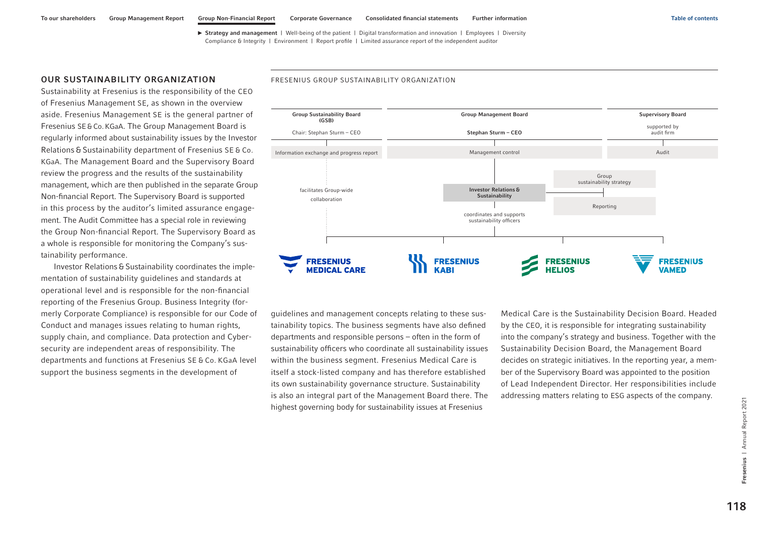## OUR SUSTAINABILITY ORGANIZATION

Sustainability at Fresenius is the responsibility of the CEO of Fresenius Management SE, as shown in the overview aside. Fresenius Management SE is the general partner of Fresenius SE & Co. KGaA. The Group Management Board is regularly informed about sustainability issues by the Investor Relations & Sustainability department of Fresenius SE & Co. KGaA. The Management Board and the Supervisory Board review the progress and the results of the sustainability management, which are then published in the separate Group Non-financial Report. The Supervisory Board is supported in this process by the auditor's limited assurance engagement. The Audit Committee has a special role in reviewing the Group Non-financial Report. The Supervisory Board as a whole is responsible for monitoring the Company's sustainability performance.

Investor Relations & Sustainability coordinates the implementation of sustainability guidelines and standards at operational level and is responsible for the non-financial reporting of the Fresenius Group. Business Integrity (formerly Corporate Compliance) is responsible for our Code of Conduct and manages issues relating to human rights, supply chain, and compliance. Data protection and Cybersecurity are independent areas of responsibility. The departments and functions at Fresenius SE & Co. KGaA level support the business segments in the development of guidelines and management concepts relating to these sustainability topics. The business segments have also defined departments and responsible persons – often in the form of sustainability officers who coordinate all sustainability issues within the business segment. Fresenius Medical Care is itself a stock-listed company and has therefore established its own sustainability governance structure. Sustainability is also an integral part of the Management Board there. The highest governing body for sustainability issues at Fresenius Medical Care is the Sustainability Decision Board. Headed by the CEO, it is responsible for integrating sustainability into the company's strategy and business. Together with the Sustainability Decision Board, the Management Board decides on strategic initiatives. In the reporting year, a member of the Supervisory Board was appointed to the position of Lead Independent Director. Her responsibilities include addressing matters relating to ESG aspects of the company.

FRESENIUS GROUP SUSTAINABILITY ORGANIZATION

| Group Sustainability Board (GSB) | Group Management Board | Supervisory Board |
|---|---|---|
| Chair: Stephan Sturm – CEO | Stephan Sturm – CEO | supported by audit firm |
| Information exchange and progress report | Management control | Audit |

- Group Sustainability Board: facilitates Group-wide collaboration
- Investor Relations & Sustainability: Group sustainability strategy; Reporting; coordinates and supports sustainability officers
- Business segments: Fresenius Medical Care, Fresenius Kabi, Fresenius Helios, Fresenius Vamed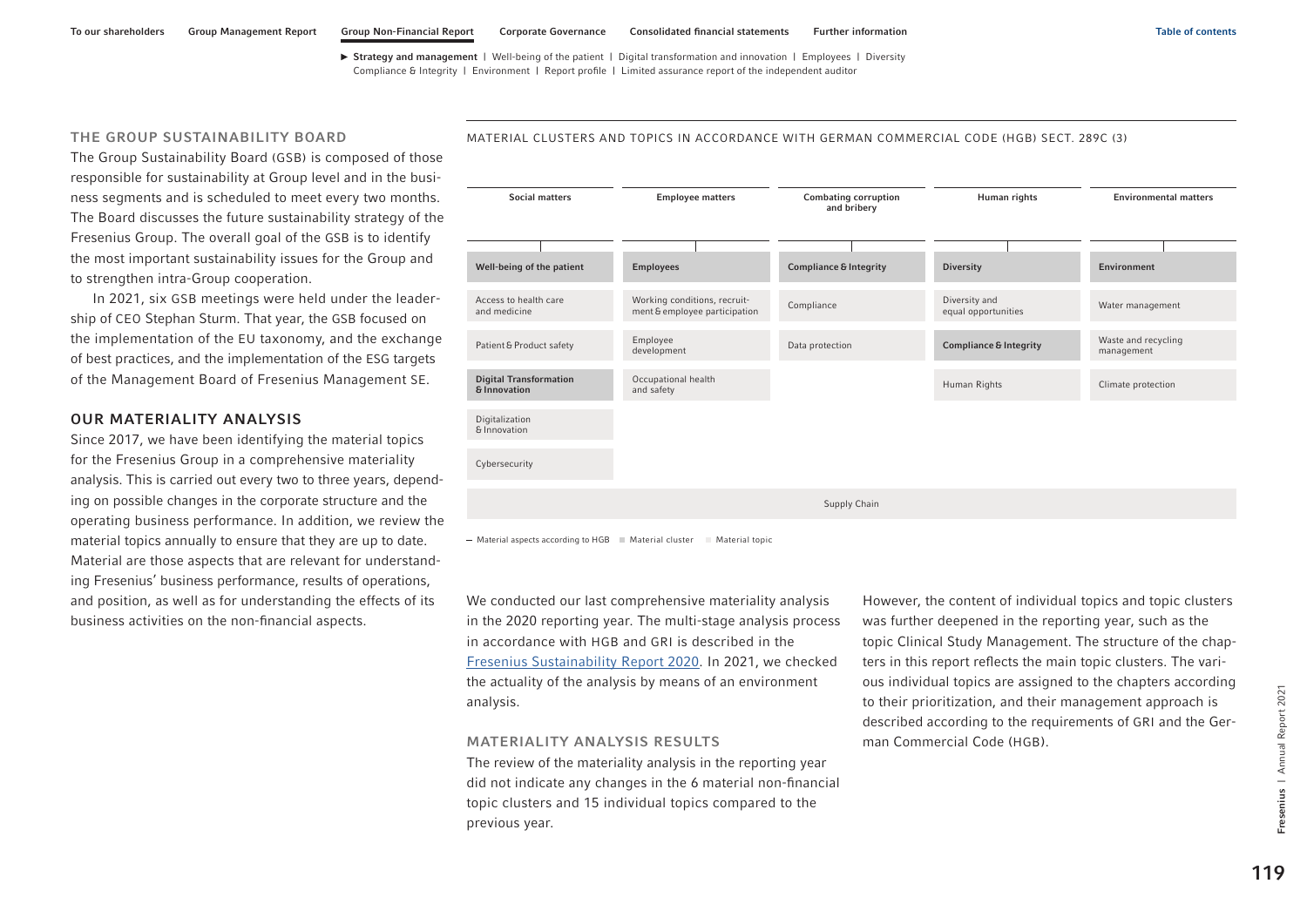## THE GROUP SUSTAINABILITY BOARD

The Group Sustainability Board (GSB) is composed of those responsible for sustainability at Group level and in the business segments and is scheduled to meet every two months. The Board discusses the future sustainability strategy of the Fresenius Group. The overall goal of the GSB is to identify the most important sustainability issues for the Group and to strengthen intra-Group cooperation.

In 2021, six GSB meetings were held under the leadership of CEO Stephan Sturm. That year, the GSB focused on the implementation of the EU taxonomy, and the exchange of best practices, and the implementation of the ESG targets of the Management Board of Fresenius Management SE.

## OUR MATERIALITY ANALYSIS

Since 2017, we have been identifying the material topics for the Fresenius Group in a comprehensive materiality analysis. This is carried out every two to three years, depending on possible changes in the corporate structure and the operating business performance. In addition, we review the material topics annually to ensure that they are up to date. Material are those aspects that are relevant for understanding Fresenius' business performance, results of operations, and position, as well as for understanding the effects of its business activities on the non-financial aspects.

MATERIAL CLUSTERS AND TOPICS IN ACCORDANCE WITH GERMAN COMMERCIAL CODE (HGB) SECT. 289C (3)

| Social matters | Employee matters | Combating corruption and bribery | Human rights | Environmental matters |
|---|---|---|---|---|
| **Well-being of the patient** | **Employees** | **Compliance & Integrity** | **Diversity** | **Environment** |
| Access to health care and medicine | Working conditions, recruitment & employee participation | Compliance | Diversity and equal opportunities | Water management |
| Patient & Product safety | Employee development | Data protection | **Compliance & Integrity** | Waste and recycling management |
| **Digital Transformation & Innovation** | Occupational health and safety | | Human Rights | Climate protection |
| Digitalization & Innovation | | | | |
| Cybersecurity | | | | |
| Supply Chain | | | | |

– Material aspects according to HGB ▪ Material cluster ▪ Material topic

We conducted our last comprehensive materiality analysis in the 2020 reporting year. The multi-stage analysis process in accordance with HGB and GRI is described in the Fresenius Sustainability Report 2020. In 2021, we checked the actuality of the analysis by means of an environment analysis.

### MATERIALITY ANALYSIS RESULTS

The review of the materiality analysis in the reporting year did not indicate any changes in the 6 material non-financial topic clusters and 15 individual topics compared to the previous year.

However, the content of individual topics and topic clusters was further deepened in the reporting year, such as the topic Clinical Study Management. The structure of the chapters in this report reflects the main topic clusters. The various individual topics are assigned to the chapters according to their prioritization, and their management approach is described according to the requirements of GRI and the German Commercial Code (HGB).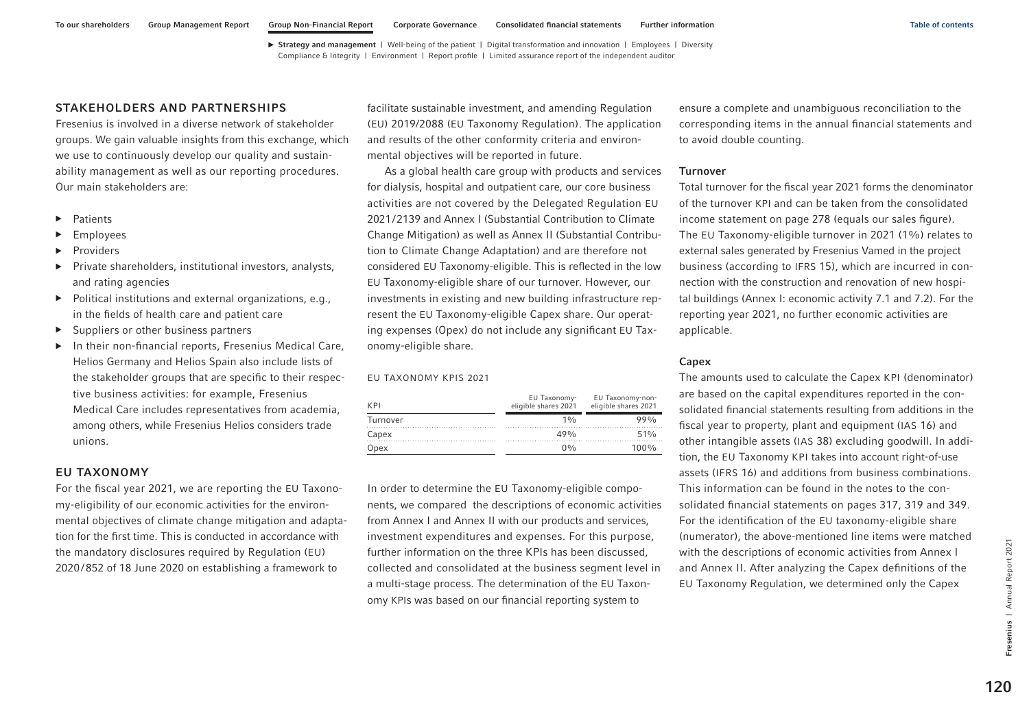## STAKEHOLDERS AND PARTNERSHIPS

Fresenius is involved in a diverse network of stakeholder groups. We gain valuable insights from this exchange, which we use to continuously develop our quality and sustainability management as well as our reporting procedures. Our main stakeholders are:

- Patients
- Employees
- Providers
- Private shareholders, institutional investors, analysts, and rating agencies
- Political institutions and external organizations, e.g., in the fields of health care and patient care
- Suppliers or other business partners
- In their non-financial reports, Fresenius Medical Care, Helios Germany and Helios Spain also include lists of the stakeholder groups that are specific to their respective business activities: for example, Fresenius Medical Care includes representatives from academia, among others, while Fresenius Helios considers trade unions.

## EU TAXONOMY

For the fiscal year 2021, we are reporting the EU Taxonomy-eligibility of our economic activities for the environmental objectives of climate change mitigation and adaptation for the first time. This is conducted in accordance with the mandatory disclosures required by Regulation (EU) 2020/852 of 18 June 2020 on establishing a framework to facilitate sustainable investment, and amending Regulation (EU) 2019/2088 (EU Taxonomy Regulation). The application and results of the other conformity criteria and environmental objectives will be reported in future.

As a global health care group with products and services for dialysis, hospital and outpatient care, our core business activities are not covered by the Delegated Regulation EU 2021/2139 and Annex I (Substantial Contribution to Climate Change Mitigation) as well as Annex II (Substantial Contribution to Climate Change Adaptation) and are therefore not considered EU Taxonomy-eligible. This is reflected in the low EU Taxonomy-eligible share of our turnover. However, our investments in existing and new building infrastructure represent the EU Taxonomy-eligible Capex share. Our operating expenses (Opex) do not include any significant EU Taxonomy-eligible share.

EU TAXONOMY KPIS 2021

| KPI | EU Taxonomy-eligible shares 2021 | EU Taxonomy-non-eligible shares 2021 |
|---|---|---|
| Turnover | 1% | 99% |
| Capex | 49% | 51% |
| Opex | 0% | 100% |

In order to determine the EU Taxonomy-eligible components, we compared the descriptions of economic activities from Annex I and Annex II with our products and services, investment expenditures and expenses. For this purpose, further information on the three KPIs has been discussed, collected and consolidated at the business segment level in a multi-stage process. The determination of the EU Taxonomy KPIs was based on our financial reporting system to ensure a complete and unambiguous reconciliation to the corresponding items in the annual financial statements and to avoid double counting.

### Turnover

Total turnover for the fiscal year 2021 forms the denominator of the turnover KPI and can be taken from the consolidated income statement on page 278 (equals our sales figure). The EU Taxonomy-eligible turnover in 2021 (1%) relates to external sales generated by Fresenius Vamed in the project business (according to IFRS 15), which are incurred in connection with the construction and renovation of new hospital buildings (Annex I: economic activity 7.1 and 7.2). For the reporting year 2021, no further economic activities are applicable.

### Capex

The amounts used to calculate the Capex KPI (denominator) are based on the capital expenditures reported in the consolidated financial statements resulting from additions in the fiscal year to property, plant and equipment (IAS 16) and other intangible assets (IAS 38) excluding goodwill. In addition, the EU Taxonomy KPI takes into account right-of-use assets (IFRS 16) and additions from business combinations. This information can be found in the notes to the consolidated financial statements on pages 317, 319 and 349. For the identification of the EU taxonomy-eligible share (numerator), the above-mentioned line items were matched with the descriptions of economic activities from Annex I and Annex II. After analyzing the Capex definitions of the EU Taxonomy Regulation, we determined only the Capex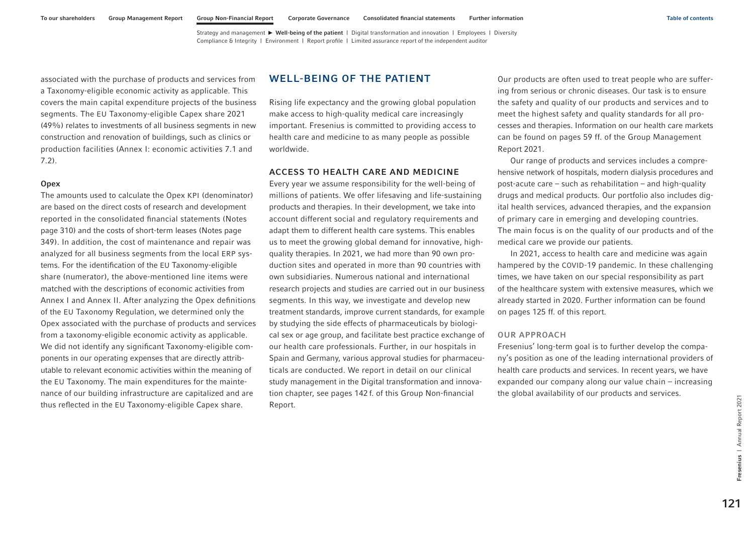associated with the purchase of products and services from a Taxonomy-eligible economic activity as applicable. This covers the main capital expenditure projects of the business segments. The EU Taxonomy-eligible Capex share 2021 (49%) relates to investments of all business segments in new construction and renovation of buildings, such as clinics or production facilities (Annex I: economic activities 7.1 and 7.2).

#### Opex

The amounts used to calculate the Opex KPI (denominator) are based on the direct costs of research and development reported in the consolidated financial statements (Notes page 310) and the costs of short-term leases (Notes page 349). In addition, the cost of maintenance and repair was analyzed for all business segments from the local ERP systems. For the identification of the EU Taxonomy-eligible share (numerator), the above-mentioned line items were matched with the descriptions of economic activities from Annex I and Annex II. After analyzing the Opex definitions of the EU Taxonomy Regulation, we determined only the Opex associated with the purchase of products and services from a taxonomy-eligible economic activity as applicable. We did not identify any significant Taxonomy-eligible components in our operating expenses that are directly attributable to relevant economic activities within the meaning of the EU Taxonomy. The main expenditures for the maintenance of our building infrastructure are capitalized and are thus reflected in the EU Taxonomy-eligible Capex share.

# WELL-BEING OF THE PATIENT

Rising life expectancy and the growing global population make access to high-quality medical care increasingly important. Fresenius is committed to providing access to health care and medicine to as many people as possible worldwide.

## ACCESS TO HEALTH CARE AND MEDICINE

Every year we assume responsibility for the well-being of millions of patients. We offer lifesaving and life-sustaining products and therapies. In their development, we take into account different social and regulatory requirements and adapt them to different health care systems. This enables us to meet the growing global demand for innovative, high-quality therapies. In 2021, we had more than 90 own production sites and operated in more than 90 countries with own subsidiaries. Numerous national and international research projects and studies are carried out in our business segments. In this way, we investigate and develop new treatment standards, improve current standards, for example by studying the side effects of pharmaceuticals by biological sex or age group, and facilitate best practice exchange of our health care professionals. Further, in our hospitals in Spain and Germany, various approval studies for pharmaceuticals are conducted. We report in detail on our clinical study management in the Digital transformation and innovation chapter, see pages 142 f. of this Group Non-financial Report.

Our products are often used to treat people who are suffering from serious or chronic diseases. Our task is to ensure the safety and quality of our products and services and to meet the highest safety and quality standards for all processes and therapies. Information on our health care markets can be found on pages 59 ff. of the Group Management Report 2021.

Our range of products and services includes a comprehensive network of hospitals, modern dialysis procedures and post-acute care – such as rehabilitation – and high-quality drugs and medical products. Our portfolio also includes digital health services, advanced therapies, and the expansion of primary care in emerging and developing countries. The main focus is on the quality of our products and of the medical care we provide our patients.

In 2021, access to health care and medicine was again hampered by the COVID-19 pandemic. In these challenging times, we have taken on our special responsibility as part of the healthcare system with extensive measures, which we already started in 2020. Further information can be found on pages 125 ff. of this report.

### OUR APPROACH

Fresenius' long-term goal is to further develop the company's position as one of the leading international providers of health care products and services. In recent years, we have expanded our company along our value chain – increasing the global availability of our products and services.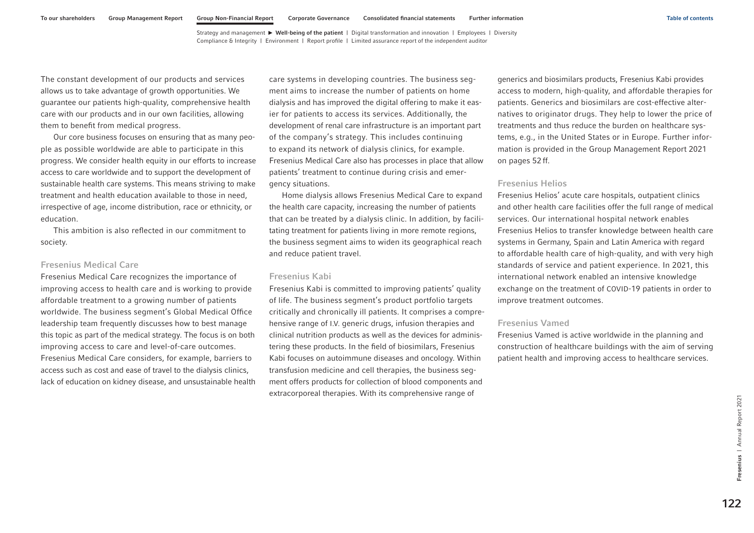The constant development of our products and services allows us to take advantage of growth opportunities. We guarantee our patients high-quality, comprehensive health care with our products and in our own facilities, allowing them to benefit from medical progress.

Our core business focuses on ensuring that as many people as possible worldwide are able to participate in this progress. We consider health equity in our efforts to increase access to care worldwide and to support the development of sustainable health care systems. This means striving to make treatment and health education available to those in need, irrespective of age, income distribution, race or ethnicity, or education.

This ambition is also reflected in our commitment to society.

### Fresenius Medical Care

Fresenius Medical Care recognizes the importance of improving access to health care and is working to provide affordable treatment to a growing number of patients worldwide. The business segment's Global Medical Office leadership team frequently discusses how to best manage this topic as part of the medical strategy. The focus is on both improving access to care and level-of-care outcomes. Fresenius Medical Care considers, for example, barriers to access such as cost and ease of travel to the dialysis clinics, lack of education on kidney disease, and unsustainable health care systems in developing countries. The business segment aims to increase the number of patients on home dialysis and has improved the digital offering to make it easier for patients to access its services. Additionally, the development of renal care infrastructure is an important part of the company's strategy. This includes continuing to expand its network of dialysis clinics, for example. Fresenius Medical Care also has processes in place that allow patients' treatment to continue during crisis and emergency situations.

Home dialysis allows Fresenius Medical Care to expand the health care capacity, increasing the number of patients that can be treated by a dialysis clinic. In addition, by facilitating treatment for patients living in more remote regions, the business segment aims to widen its geographical reach and reduce patient travel.

### Fresenius Kabi

Fresenius Kabi is committed to improving patients' quality of life. The business segment's product portfolio targets critically and chronically ill patients. It comprises a comprehensive range of I.V. generic drugs, infusion therapies and clinical nutrition products as well as the devices for administering these products. In the field of biosimilars, Fresenius Kabi focuses on autoimmune diseases and oncology. Within transfusion medicine and cell therapies, the business segment offers products for collection of blood components and extracorporeal therapies. With its comprehensive range of generics and biosimilars products, Fresenius Kabi provides access to modern, high-quality, and affordable therapies for patients. Generics and biosimilars are cost-effective alternatives to originator drugs. They help to lower the price of treatments and thus reduce the burden on healthcare systems, e.g., in the United States or in Europe. Further information is provided in the Group Management Report 2021 on pages 52 ff.

### Fresenius Helios

Fresenius Helios' acute care hospitals, outpatient clinics and other health care facilities offer the full range of medical services. Our international hospital network enables Fresenius Helios to transfer knowledge between health care systems in Germany, Spain and Latin America with regard to affordable health care of high-quality, and with very high standards of service and patient experience. In 2021, this international network enabled an intensive knowledge exchange on the treatment of COVID-19 patients in order to improve treatment outcomes.

### Fresenius Vamed

Fresenius Vamed is active worldwide in the planning and construction of healthcare buildings with the aim of serving patient health and improving access to healthcare services.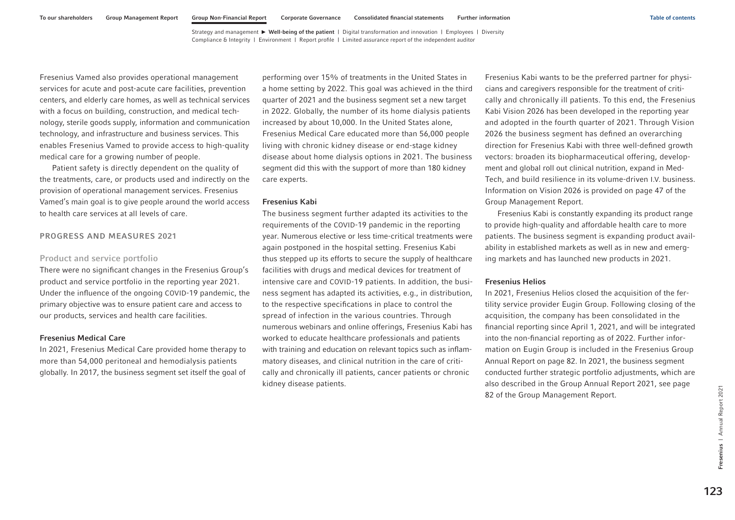Fresenius Vamed also provides operational management services for acute and post-acute care facilities, prevention centers, and elderly care homes, as well as technical services with a focus on building, construction, and medical technology, sterile goods supply, information and communication technology, and infrastructure and business services. This enables Fresenius Vamed to provide access to high-quality medical care for a growing number of people.

Patient safety is directly dependent on the quality of the treatments, care, or products used and indirectly on the provision of operational management services. Fresenius Vamed's main goal is to give people around the world access to health care services at all levels of care.

## PROGRESS AND MEASURES 2021

### Product and service portfolio

There were no significant changes in the Fresenius Group's product and service portfolio in the reporting year 2021. Under the influence of the ongoing COVID-19 pandemic, the primary objective was to ensure patient care and access to our products, services and health care facilities.

#### Fresenius Medical Care

In 2021, Fresenius Medical Care provided home therapy to more than 54,000 peritoneal and hemodialysis patients globally. In 2017, the business segment set itself the goal of performing over 15% of treatments in the United States in a home setting by 2022. This goal was achieved in the third quarter of 2021 and the business segment set a new target in 2022. Globally, the number of its home dialysis patients increased by about 10,000. In the United States alone, Fresenius Medical Care educated more than 56,000 people living with chronic kidney disease or end-stage kidney disease about home dialysis options in 2021. The business segment did this with the support of more than 180 kidney care experts.

#### Fresenius Kabi

The business segment further adapted its activities to the requirements of the COVID-19 pandemic in the reporting year. Numerous elective or less time-critical treatments were again postponed in the hospital setting. Fresenius Kabi thus stepped up its efforts to secure the supply of healthcare facilities with drugs and medical devices for treatment of intensive care and COVID-19 patients. In addition, the business segment has adapted its activities, e.g., in distribution, to the respective specifications in place to control the spread of infection in the various countries. Through numerous webinars and online offerings, Fresenius Kabi has worked to educate healthcare professionals and patients with training and education on relevant topics such as inflammatory diseases, and clinical nutrition in the care of critically and chronically ill patients, cancer patients or chronic kidney disease patients.

Fresenius Kabi wants to be the preferred partner for physicians and caregivers responsible for the treatment of critically and chronically ill patients. To this end, the Fresenius Kabi Vision 2026 has been developed in the reporting year and adopted in the fourth quarter of 2021. Through Vision 2026 the business segment has defined an overarching direction for Fresenius Kabi with three well-defined growth vectors: broaden its biopharmaceutical offering, development and global roll out clinical nutrition, expand in MedTech, and build resilience in its volume-driven I.V. business. Information on Vision 2026 is provided on page 47 of the Group Management Report.

Fresenius Kabi is constantly expanding its product range to provide high-quality and affordable health care to more patients. The business segment is expanding product availability in established markets as well as in new and emerging markets and has launched new products in 2021.

#### Fresenius Helios

In 2021, Fresenius Helios closed the acquisition of the fertility service provider Eugin Group. Following closing of the acquisition, the company has been consolidated in the financial reporting since April 1, 2021, and will be integrated into the non-financial reporting as of 2022. Further information on Eugin Group is included in the Fresenius Group Annual Report on page 82. In 2021, the business segment conducted further strategic portfolio adjustments, which are also described in the Group Annual Report 2021, see page 82 of the Group Management Report.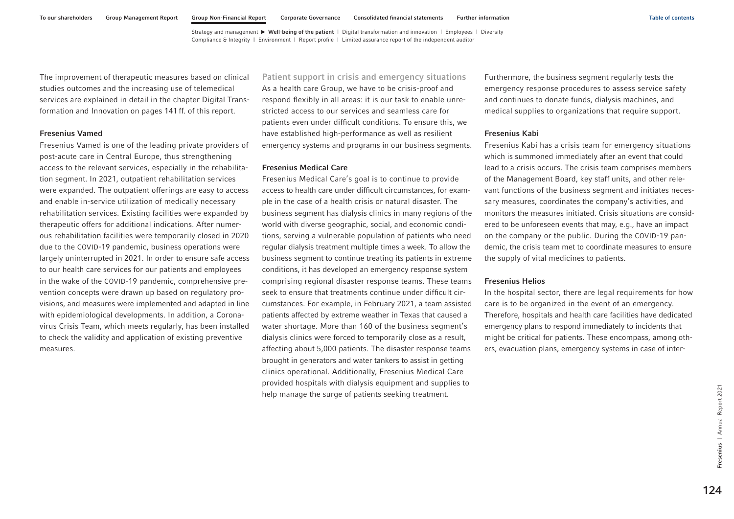The improvement of therapeutic measures based on clinical studies outcomes and the increasing use of telemedical services are explained in detail in the chapter Digital Transformation and Innovation on pages 141 ff. of this report.

### Fresenius Vamed

Fresenius Vamed is one of the leading private providers of post-acute care in Central Europe, thus strengthening access to the relevant services, especially in the rehabilitation segment. In 2021, outpatient rehabilitation services were expanded. The outpatient offerings are easy to access and enable in-service utilization of medically necessary rehabilitation services. Existing facilities were expanded by therapeutic offers for additional indications. After numerous rehabilitation facilities were temporarily closed in 2020 due to the COVID-19 pandemic, business operations were largely uninterrupted in 2021. In order to ensure safe access to our health care services for our patients and employees in the wake of the COVID-19 pandemic, comprehensive prevention concepts were drawn up based on regulatory provisions, and measures were implemented and adapted in line with epidemiological developments. In addition, a Coronavirus Crisis Team, which meets regularly, has been installed to check the validity and application of existing preventive measures.

## Patient support in crisis and emergency situations

As a health care Group, we have to be crisis-proof and respond flexibly in all areas: it is our task to enable unrestricted access to our services and seamless care for patients even under difficult conditions. To ensure this, we have established high-performance as well as resilient emergency systems and programs in our business segments.

### Fresenius Medical Care

Fresenius Medical Care's goal is to continue to provide access to health care under difficult circumstances, for example in the case of a health crisis or natural disaster. The business segment has dialysis clinics in many regions of the world with diverse geographic, social, and economic conditions, serving a vulnerable population of patients who need regular dialysis treatment multiple times a week. To allow the business segment to continue treating its patients in extreme conditions, it has developed an emergency response system comprising regional disaster response teams. These teams seek to ensure that treatments continue under difficult circumstances. For example, in February 2021, a team assisted patients affected by extreme weather in Texas that caused a water shortage. More than 160 of the business segment's dialysis clinics were forced to temporarily close as a result, affecting about 5,000 patients. The disaster response teams brought in generators and water tankers to assist in getting clinics operational. Additionally, Fresenius Medical Care provided hospitals with dialysis equipment and supplies to help manage the surge of patients seeking treatment.

Furthermore, the business segment regularly tests the emergency response procedures to assess service safety and continues to donate funds, dialysis machines, and medical supplies to organizations that require support.

### Fresenius Kabi

Fresenius Kabi has a crisis team for emergency situations which is summoned immediately after an event that could lead to a crisis occurs. The crisis team comprises members of the Management Board, key staff units, and other relevant functions of the business segment and initiates necessary measures, coordinates the company's activities, and monitors the measures initiated. Crisis situations are considered to be unforeseen events that may, e.g., have an impact on the company or the public. During the COVID-19 pandemic, the crisis team met to coordinate measures to ensure the supply of vital medicines to patients.

### Fresenius Helios

In the hospital sector, there are legal requirements for how care is to be organized in the event of an emergency. Therefore, hospitals and health care facilities have dedicated emergency plans to respond immediately to incidents that might be critical for patients. These encompass, among others, evacuation plans, emergency systems in case of inter-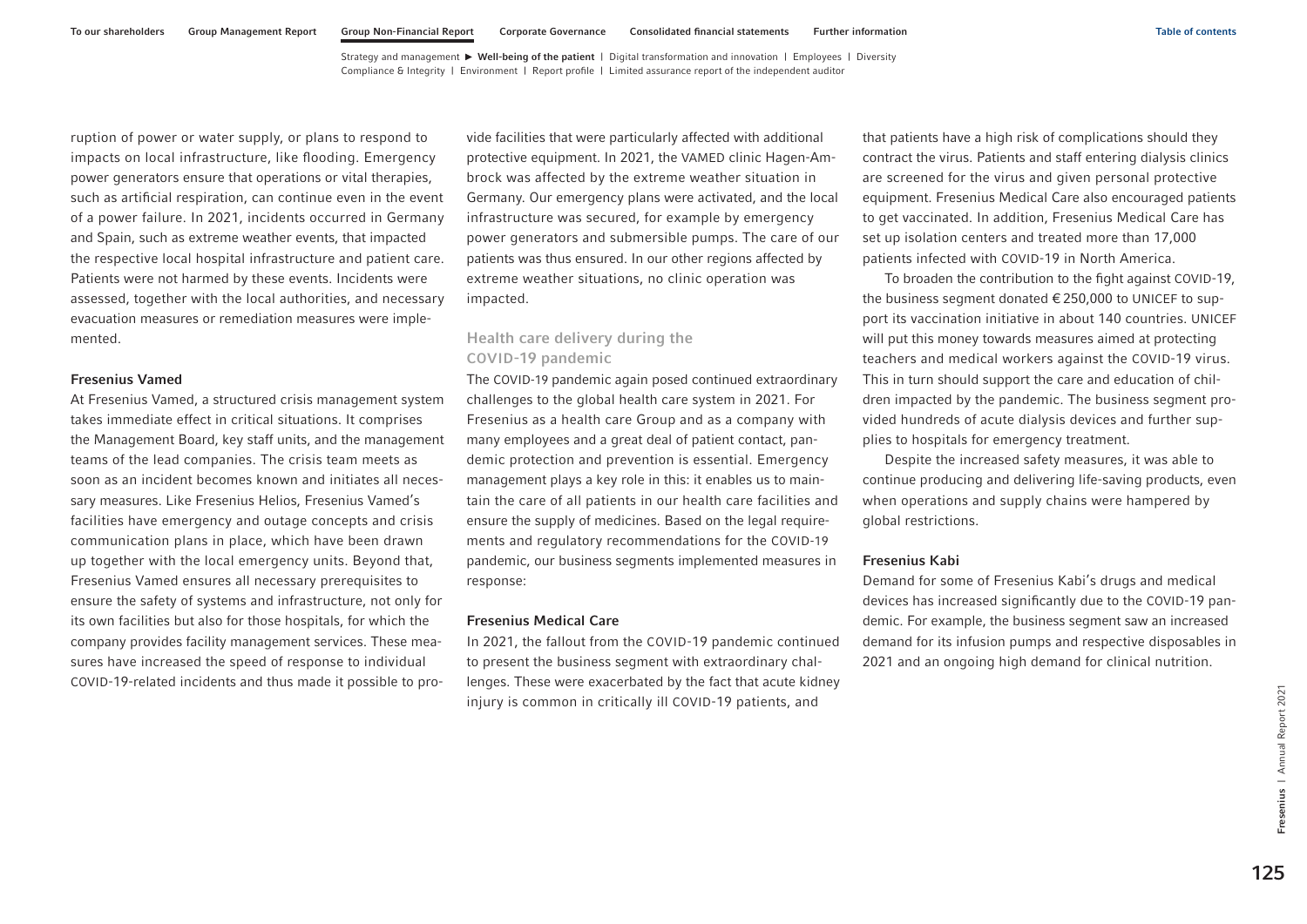ruption of power or water supply, or plans to respond to impacts on local infrastructure, like flooding. Emergency power generators ensure that operations or vital therapies, such as artificial respiration, can continue even in the event of a power failure. In 2021, incidents occurred in Germany and Spain, such as extreme weather events, that impacted the respective local hospital infrastructure and patient care. Patients were not harmed by these events. Incidents were assessed, together with the local authorities, and necessary evacuation measures or remediation measures were implemented.

#### Fresenius Vamed

At Fresenius Vamed, a structured crisis management system takes immediate effect in critical situations. It comprises the Management Board, key staff units, and the management teams of the lead companies. The crisis team meets as soon as an incident becomes known and initiates all necessary measures. Like Fresenius Helios, Fresenius Vamed's facilities have emergency and outage concepts and crisis communication plans in place, which have been drawn up together with the local emergency units. Beyond that, Fresenius Vamed ensures all necessary prerequisites to ensure the safety of systems and infrastructure, not only for its own facilities but also for those hospitals, for which the company provides facility management services. These measures have increased the speed of response to individual COVID-19-related incidents and thus made it possible to provide facilities that were particularly affected with additional protective equipment. In 2021, the VAMED clinic Hagen-Ambrock was affected by the extreme weather situation in Germany. Our emergency plans were activated, and the local infrastructure was secured, for example by emergency power generators and submersible pumps. The care of our patients was thus ensured. In our other regions affected by extreme weather situations, no clinic operation was impacted.

### Health care delivery during the COVID-19 pandemic

The COVID-19 pandemic again posed continued extraordinary challenges to the global health care system in 2021. For Fresenius as a health care Group and as a company with many employees and a great deal of patient contact, pandemic protection and prevention is essential. Emergency management plays a key role in this: it enables us to maintain the care of all patients in our health care facilities and ensure the supply of medicines. Based on the legal requirements and regulatory recommendations for the COVID-19 pandemic, our business segments implemented measures in response:

#### Fresenius Medical Care

In 2021, the fallout from the COVID-19 pandemic continued to present the business segment with extraordinary challenges. These were exacerbated by the fact that acute kidney injury is common in critically ill COVID-19 patients, and that patients have a high risk of complications should they contract the virus. Patients and staff entering dialysis clinics are screened for the virus and given personal protective equipment. Fresenius Medical Care also encouraged patients to get vaccinated. In addition, Fresenius Medical Care has set up isolation centers and treated more than 17,000 patients infected with COVID-19 in North America.

To broaden the contribution to the fight against COVID-19, the business segment donated € 250,000 to UNICEF to support its vaccination initiative in about 140 countries. UNICEF will put this money towards measures aimed at protecting teachers and medical workers against the COVID-19 virus. This in turn should support the care and education of children impacted by the pandemic. The business segment provided hundreds of acute dialysis devices and further supplies to hospitals for emergency treatment.

Despite the increased safety measures, it was able to continue producing and delivering life-saving products, even when operations and supply chains were hampered by global restrictions.

#### Fresenius Kabi

Demand for some of Fresenius Kabi's drugs and medical devices has increased significantly due to the COVID-19 pandemic. For example, the business segment saw an increased demand for its infusion pumps and respective disposables in 2021 and an ongoing high demand for clinical nutrition.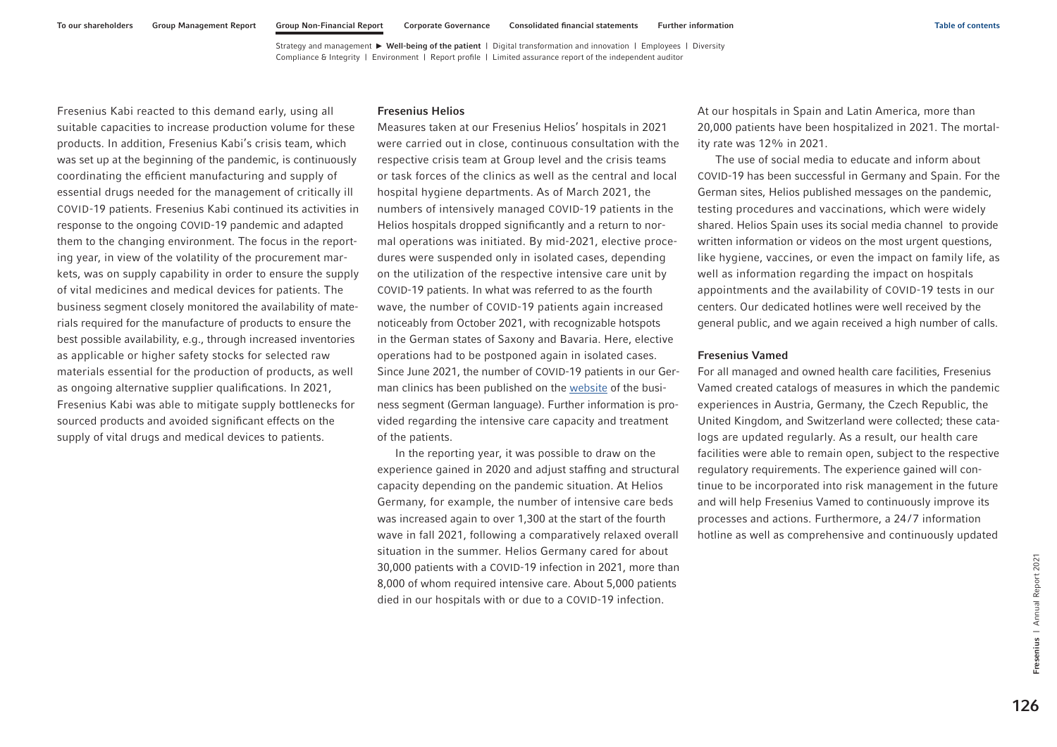Fresenius Kabi reacted to this demand early, using all suitable capacities to increase production volume for these products. In addition, Fresenius Kabi's crisis team, which was set up at the beginning of the pandemic, is continuously coordinating the efficient manufacturing and supply of essential drugs needed for the management of critically ill COVID-19 patients. Fresenius Kabi continued its activities in response to the ongoing COVID-19 pandemic and adapted them to the changing environment. The focus in the reporting year, in view of the volatility of the procurement markets, was on supply capability in order to ensure the supply of vital medicines and medical devices for patients. The business segment closely monitored the availability of materials required for the manufacture of products to ensure the best possible availability, e.g., through increased inventories as applicable or higher safety stocks for selected raw materials essential for the production of products, as well as ongoing alternative supplier qualifications. In 2021, Fresenius Kabi was able to mitigate supply bottlenecks for sourced products and avoided significant effects on the supply of vital drugs and medical devices to patients.

### Fresenius Helios

Measures taken at our Fresenius Helios' hospitals in 2021 were carried out in close, continuous consultation with the respective crisis team at Group level and the crisis teams or task forces of the clinics as well as the central and local hospital hygiene departments. As of March 2021, the numbers of intensively managed COVID-19 patients in the Helios hospitals dropped significantly and a return to normal operations was initiated. By mid-2021, elective procedures were suspended only in isolated cases, depending on the utilization of the respective intensive care unit by COVID-19 patients. In what was referred to as the fourth wave, the number of COVID-19 patients again increased noticeably from October 2021, with recognizable hotspots in the German states of Saxony and Bavaria. Here, elective operations had to be postponed again in isolated cases. Since June 2021, the number of COVID-19 patients in our German clinics has been published on the website of the business segment (German language). Further information is provided regarding the intensive care capacity and treatment of the patients.

In the reporting year, it was possible to draw on the experience gained in 2020 and adjust staffing and structural capacity depending on the pandemic situation. At Helios Germany, for example, the number of intensive care beds was increased again to over 1,300 at the start of the fourth wave in fall 2021, following a comparatively relaxed overall situation in the summer. Helios Germany cared for about 30,000 patients with a COVID-19 infection in 2021, more than 8,000 of whom required intensive care. About 5,000 patients died in our hospitals with or due to a COVID-19 infection.

At our hospitals in Spain and Latin America, more than 20,000 patients have been hospitalized in 2021. The mortality rate was 12% in 2021.

The use of social media to educate and inform about COVID-19 has been successful in Germany and Spain. For the German sites, Helios published messages on the pandemic, testing procedures and vaccinations, which were widely shared. Helios Spain uses its social media channel to provide written information or videos on the most urgent questions, like hygiene, vaccines, or even the impact on family life, as well as information regarding the impact on hospitals appointments and the availability of COVID-19 tests in our centers. Our dedicated hotlines were well received by the general public, and we again received a high number of calls.

### Fresenius Vamed

For all managed and owned health care facilities, Fresenius Vamed created catalogs of measures in which the pandemic experiences in Austria, Germany, the Czech Republic, the United Kingdom, and Switzerland were collected; these catalogs are updated regularly. As a result, our health care facilities were able to remain open, subject to the respective regulatory requirements. The experience gained will continue to be incorporated into risk management in the future and will help Fresenius Vamed to continuously improve its processes and actions. Furthermore, a 24/7 information hotline as well as comprehensive and continuously updated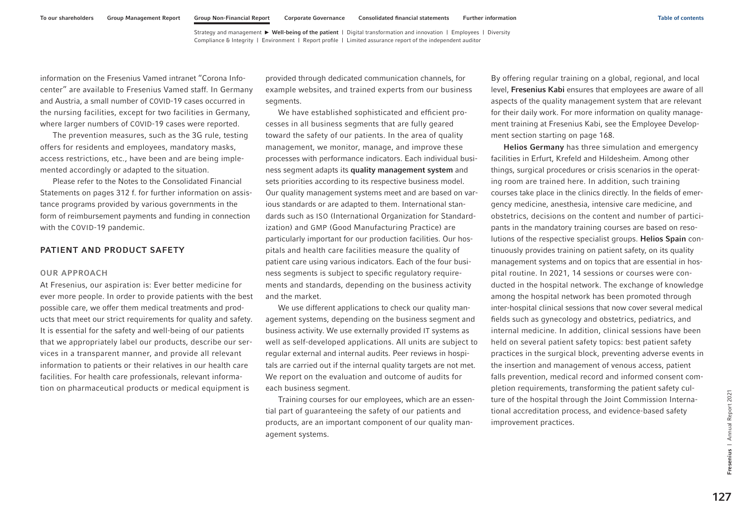information on the Fresenius Vamed intranet "Corona Infocenter" are available to Fresenius Vamed staff. In Germany and Austria, a small number of COVID-19 cases occurred in the nursing facilities, except for two facilities in Germany, where larger numbers of COVID-19 cases were reported.

The prevention measures, such as the 3G rule, testing offers for residents and employees, mandatory masks, access restrictions, etc., have been and are being implemented accordingly or adapted to the situation.

Please refer to the Notes to the Consolidated Financial Statements on pages 312 f. for further information on assistance programs provided by various governments in the form of reimbursement payments and funding in connection with the COVID-19 pandemic.

## PATIENT AND PRODUCT SAFETY

### OUR APPROACH

At Fresenius, our aspiration is: Ever better medicine for ever more people. In order to provide patients with the best possible care, we offer them medical treatments and products that meet our strict requirements for quality and safety. It is essential for the safety and well-being of our patients that we appropriately label our products, describe our services in a transparent manner, and provide all relevant information to patients or their relatives in our health care facilities. For health care professionals, relevant information on pharmaceutical products or medical equipment is provided through dedicated communication channels, for example websites, and trained experts from our business segments.

We have established sophisticated and efficient processes in all business segments that are fully geared toward the safety of our patients. In the area of quality management, we monitor, manage, and improve these processes with performance indicators. Each individual business segment adapts its **quality management system** and sets priorities according to its respective business model. Our quality management systems meet and are based on various standards or are adapted to them. International standards such as ISO (International Organization for Standardization) and GMP (Good Manufacturing Practice) are particularly important for our production facilities. Our hospitals and health care facilities measure the quality of patient care using various indicators. Each of the four business segments is subject to specific regulatory requirements and standards, depending on the business activity and the market.

We use different applications to check our quality management systems, depending on the business segment and business activity. We use externally provided IT systems as well as self-developed applications. All units are subject to regular external and internal audits. Peer reviews in hospitals are carried out if the internal quality targets are not met. We report on the evaluation and outcome of audits for each business segment.

Training courses for our employees, which are an essential part of guaranteeing the safety of our patients and products, are an important component of our quality management systems.

By offering regular training on a global, regional, and local level, **Fresenius Kabi** ensures that employees are aware of all aspects of the quality management system that are relevant for their daily work. For more information on quality management training at Fresenius Kabi, see the Employee Development section starting on page 168.

**Helios Germany** has three simulation and emergency facilities in Erfurt, Krefeld and Hildesheim. Among other things, surgical procedures or crisis scenarios in the operating room are trained here. In addition, such training courses take place in the clinics directly. In the fields of emergency medicine, anesthesia, intensive care medicine, and obstetrics, decisions on the content and number of participants in the mandatory training courses are based on resolutions of the respective specialist groups. **Helios Spain** continuously provides training on patient safety, on its quality management systems and on topics that are essential in hospital routine. In 2021, 14 sessions or courses were conducted in the hospital network. The exchange of knowledge among the hospital network has been promoted through inter-hospital clinical sessions that now cover several medical fields such as gynecology and obstetrics, pediatrics, and internal medicine. In addition, clinical sessions have been held on several patient safety topics: best patient safety practices in the surgical block, preventing adverse events in the insertion and management of venous access, patient falls prevention, medical record and informed consent completion requirements, transforming the patient safety culture of the hospital through the Joint Commission International accreditation process, and evidence-based safety improvement practices.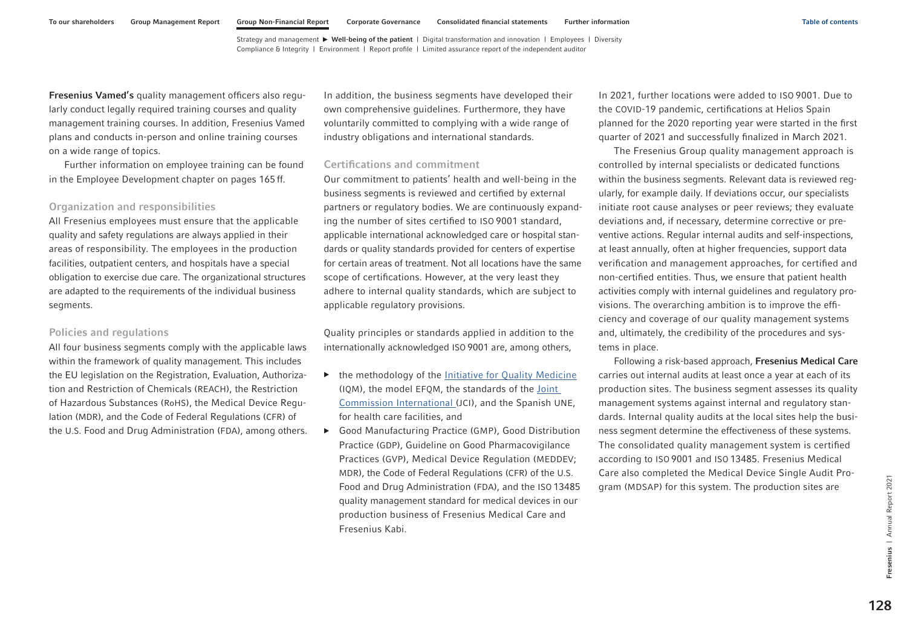**Fresenius Vamed's** quality management officers also regularly conduct legally required training courses and quality management training courses. In addition, Fresenius Vamed plans and conducts in-person and online training courses on a wide range of topics.

Further information on employee training can be found in the Employee Development chapter on pages 165 ff.

### Organization and responsibilities

All Fresenius employees must ensure that the applicable quality and safety regulations are always applied in their areas of responsibility. The employees in the production facilities, outpatient centers, and hospitals have a special obligation to exercise due care. The organizational structures are adapted to the requirements of the individual business segments.

### Policies and regulations

All four business segments comply with the applicable laws within the framework of quality management. This includes the EU legislation on the Registration, Evaluation, Authorization and Restriction of Chemicals (REACH), the Restriction of Hazardous Substances (RoHS), the Medical Device Regulation (MDR), and the Code of Federal Regulations (CFR) of the U.S. Food and Drug Administration (FDA), among others.

In addition, the business segments have developed their own comprehensive guidelines. Furthermore, they have voluntarily committed to complying with a wide range of industry obligations and international standards.

### Certifications and commitment

Our commitment to patients' health and well-being in the business segments is reviewed and certified by external partners or regulatory bodies. We are continuously expanding the number of sites certified to ISO 9001 standard, applicable international acknowledged care or hospital standards or quality standards provided for centers of expertise for certain areas of treatment. Not all locations have the same scope of certifications. However, at the very least they adhere to internal quality standards, which are subject to applicable regulatory provisions.

Quality principles or standards applied in addition to the internationally acknowledged ISO 9001 are, among others,

- the methodology of the [Initiative for Quality Medicine](#) (IQM), the model EFQM, the standards of the [Joint Commission International](#) (JCI), and the Spanish UNE, for health care facilities, and
- Good Manufacturing Practice (GMP), Good Distribution Practice (GDP), Guideline on Good Pharmacovigilance Practices (GVP), Medical Device Regulation (MEDDEV; MDR), the Code of Federal Regulations (CFR) of the U.S. Food and Drug Administration (FDA), and the ISO 13485 quality management standard for medical devices in our production business of Fresenius Medical Care and Fresenius Kabi.

In 2021, further locations were added to ISO 9001. Due to the COVID-19 pandemic, certifications at Helios Spain planned for the 2020 reporting year were started in the first quarter of 2021 and successfully finalized in March 2021.

The Fresenius Group quality management approach is controlled by internal specialists or dedicated functions within the business segments. Relevant data is reviewed regularly, for example daily. If deviations occur, our specialists initiate root cause analyses or peer reviews; they evaluate deviations and, if necessary, determine corrective or preventive actions. Regular internal audits and self-inspections, at least annually, often at higher frequencies, support data verification and management approaches, for certified and non-certified entities. Thus, we ensure that patient health activities comply with internal guidelines and regulatory provisions. The overarching ambition is to improve the efficiency and coverage of our quality management systems and, ultimately, the credibility of the procedures and systems in place.

Following a risk-based approach, **Fresenius Medical Care** carries out internal audits at least once a year at each of its production sites. The business segment assesses its quality management systems against internal and regulatory standards. Internal quality audits at the local sites help the business segment determine the effectiveness of these systems. The consolidated quality management system is certified according to ISO 9001 and ISO 13485. Fresenius Medical Care also completed the Medical Device Single Audit Program (MDSAP) for this system. The production sites are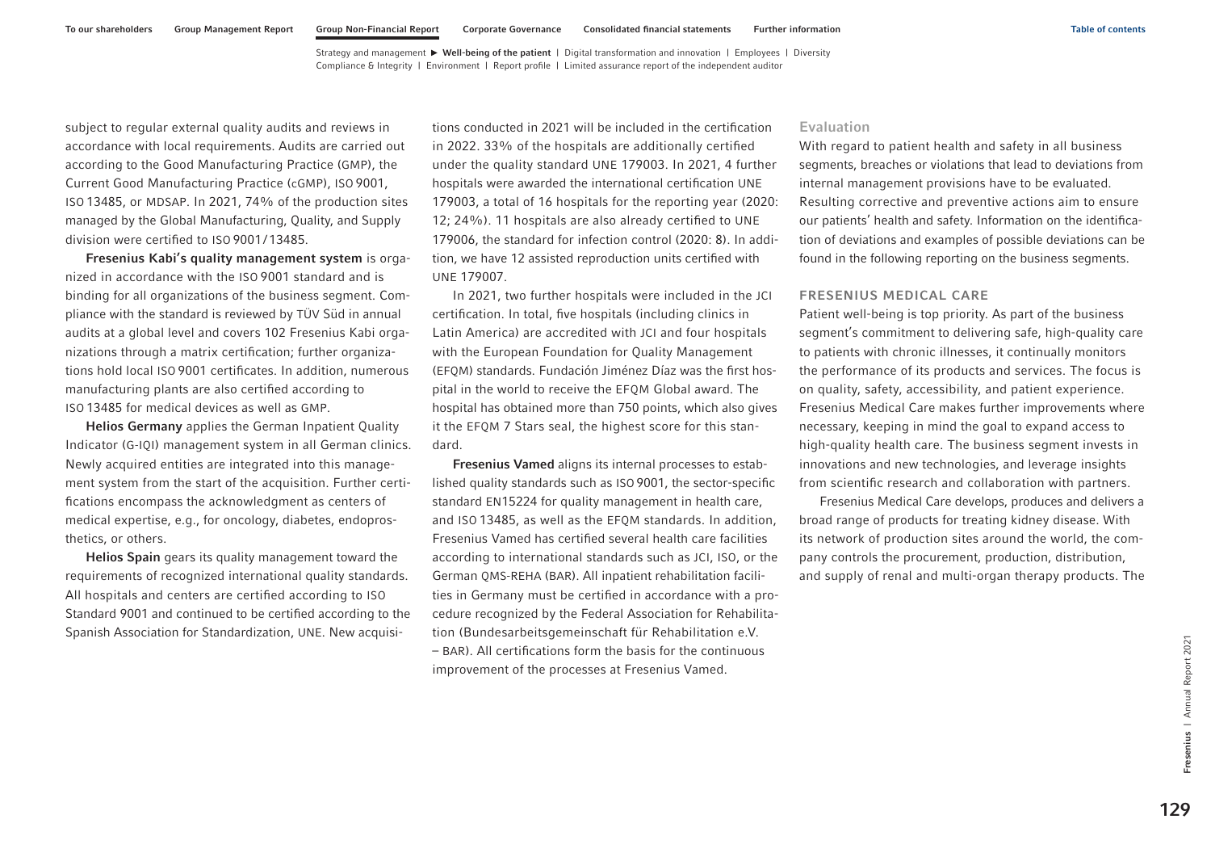subject to regular external quality audits and reviews in accordance with local requirements. Audits are carried out according to the Good Manufacturing Practice (GMP), the Current Good Manufacturing Practice (cGMP), ISO 9001, ISO 13485, or MDSAP. In 2021, 74% of the production sites managed by the Global Manufacturing, Quality, and Supply division were certified to ISO 9001/13485.

**Fresenius Kabi's quality management system** is organized in accordance with the ISO 9001 standard and is binding for all organizations of the business segment. Compliance with the standard is reviewed by TÜV Süd in annual audits at a global level and covers 102 Fresenius Kabi organizations through a matrix certification; further organizations hold local ISO 9001 certificates. In addition, numerous manufacturing plants are also certified according to ISO 13485 for medical devices as well as GMP.

**Helios Germany** applies the German Inpatient Quality Indicator (G-IQI) management system in all German clinics. Newly acquired entities are integrated into this management system from the start of the acquisition. Further certifications encompass the acknowledgment as centers of medical expertise, e.g., for oncology, diabetes, endoprosthetics, or others.

**Helios Spain** gears its quality management toward the requirements of recognized international quality standards. All hospitals and centers are certified according to ISO Standard 9001 and continued to be certified according to the Spanish Association for Standardization, UNE. New acquisitions conducted in 2021 will be included in the certification in 2022. 33% of the hospitals are additionally certified under the quality standard UNE 179003. In 2021, 4 further hospitals were awarded the international certification UNE 179003, a total of 16 hospitals for the reporting year (2020: 12; 24%). 11 hospitals are also already certified to UNE 179006, the standard for infection control (2020: 8). In addition, we have 12 assisted reproduction units certified with UNE 179007.

In 2021, two further hospitals were included in the JCI certification. In total, five hospitals (including clinics in Latin America) are accredited with JCI and four hospitals with the European Foundation for Quality Management (EFQM) standards. Fundación Jiménez Díaz was the first hospital in the world to receive the EFQM Global award. The hospital has obtained more than 750 points, which also gives it the EFQM 7 Stars seal, the highest score for this standard.

**Fresenius Vamed** aligns its internal processes to established quality standards such as ISO 9001, the sector-specific standard EN15224 for quality management in health care, and ISO 13485, as well as the EFQM standards. In addition, Fresenius Vamed has certified several health care facilities according to international standards such as JCI, ISO, or the German QMS-REHA (BAR). All inpatient rehabilitation facilities in Germany must be certified in accordance with a procedure recognized by the Federal Association for Rehabilitation (Bundesarbeitsgemeinschaft für Rehabilitation e.V. – BAR). All certifications form the basis for the continuous improvement of the processes at Fresenius Vamed.

### Evaluation

With regard to patient health and safety in all business segments, breaches or violations that lead to deviations from internal management provisions have to be evaluated. Resulting corrective and preventive actions aim to ensure our patients' health and safety. Information on the identification of deviations and examples of possible deviations can be found in the following reporting on the business segments.

## FRESENIUS MEDICAL CARE

Patient well-being is top priority. As part of the business segment's commitment to delivering safe, high-quality care to patients with chronic illnesses, it continually monitors the performance of its products and services. The focus is on quality, safety, accessibility, and patient experience. Fresenius Medical Care makes further improvements where necessary, keeping in mind the goal to expand access to high-quality health care. The business segment invests in innovations and new technologies, and leverage insights from scientific research and collaboration with partners.

Fresenius Medical Care develops, produces and delivers a broad range of products for treating kidney disease. With its network of production sites around the world, the company controls the procurement, production, distribution, and supply of renal and multi-organ therapy products. The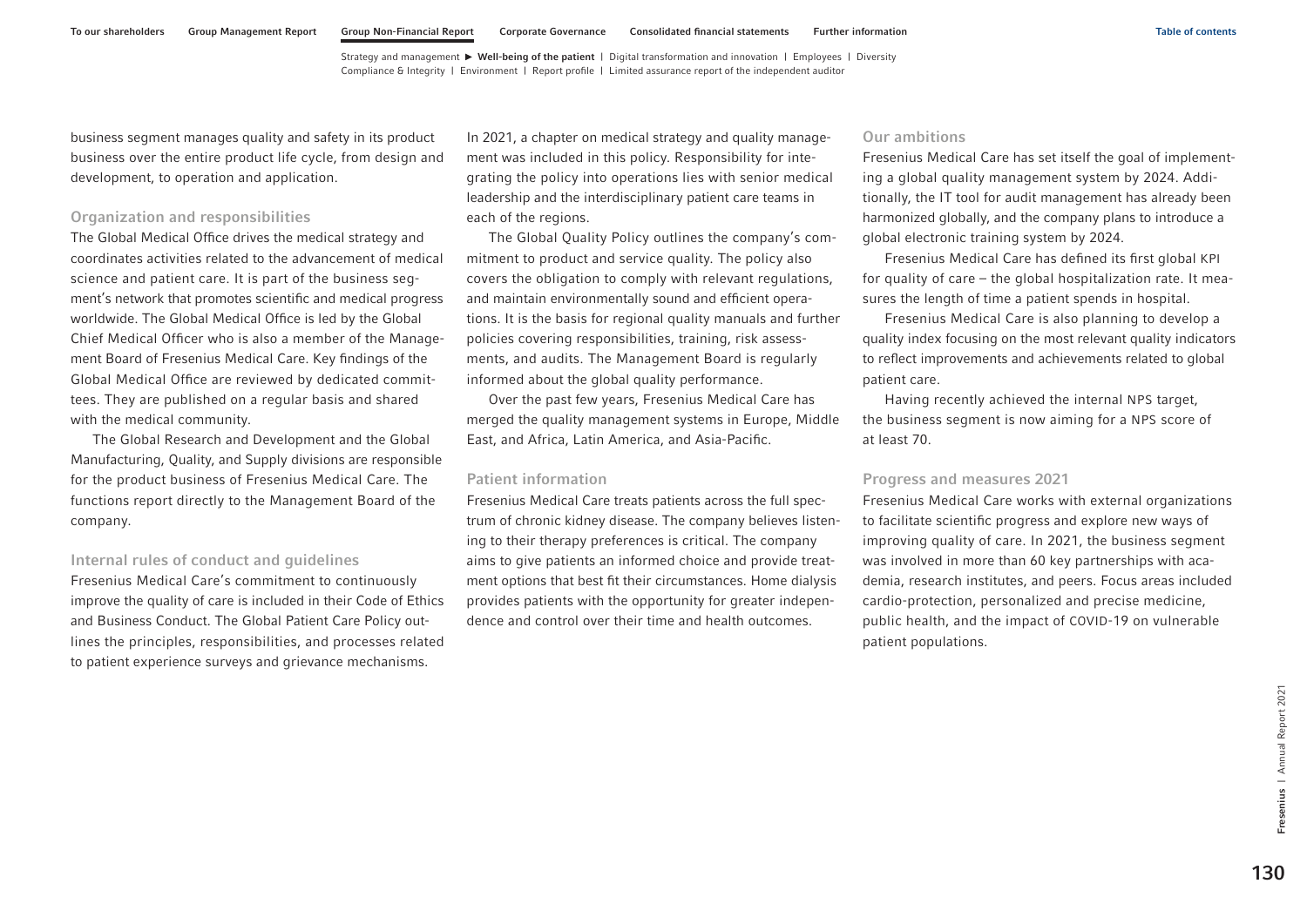business segment manages quality and safety in its product business over the entire product life cycle, from design and development, to operation and application.

### Organization and responsibilities

The Global Medical Office drives the medical strategy and coordinates activities related to the advancement of medical science and patient care. It is part of the business segment's network that promotes scientific and medical progress worldwide. The Global Medical Office is led by the Global Chief Medical Officer who is also a member of the Management Board of Fresenius Medical Care. Key findings of the Global Medical Office are reviewed by dedicated committees. They are published on a regular basis and shared with the medical community.

The Global Research and Development and the Global Manufacturing, Quality, and Supply divisions are responsible for the product business of Fresenius Medical Care. The functions report directly to the Management Board of the company.

### Internal rules of conduct and guidelines

Fresenius Medical Care's commitment to continuously improve the quality of care is included in their Code of Ethics and Business Conduct. The Global Patient Care Policy outlines the principles, responsibilities, and processes related to patient experience surveys and grievance mechanisms. In 2021, a chapter on medical strategy and quality management was included in this policy. Responsibility for integrating the policy into operations lies with senior medical leadership and the interdisciplinary patient care teams in each of the regions.

The Global Quality Policy outlines the company's commitment to product and service quality. The policy also covers the obligation to comply with relevant regulations, and maintain environmentally sound and efficient operations. It is the basis for regional quality manuals and further policies covering responsibilities, training, risk assessments, and audits. The Management Board is regularly informed about the global quality performance.

Over the past few years, Fresenius Medical Care has merged the quality management systems in Europe, Middle East, and Africa, Latin America, and Asia-Pacific.

### Patient information

Fresenius Medical Care treats patients across the full spectrum of chronic kidney disease. The company believes listening to their therapy preferences is critical. The company aims to give patients an informed choice and provide treatment options that best fit their circumstances. Home dialysis provides patients with the opportunity for greater independence and control over their time and health outcomes.

### Our ambitions

Fresenius Medical Care has set itself the goal of implementing a global quality management system by 2024. Additionally, the IT tool for audit management has already been harmonized globally, and the company plans to introduce a global electronic training system by 2024.

Fresenius Medical Care has defined its first global KPI for quality of care – the global hospitalization rate. It measures the length of time a patient spends in hospital.

Fresenius Medical Care is also planning to develop a quality index focusing on the most relevant quality indicators to reflect improvements and achievements related to global patient care.

Having recently achieved the internal NPS target, the business segment is now aiming for a NPS score of at least 70.

### Progress and measures 2021

Fresenius Medical Care works with external organizations to facilitate scientific progress and explore new ways of improving quality of care. In 2021, the business segment was involved in more than 60 key partnerships with academia, research institutes, and peers. Focus areas included cardio-protection, personalized and precise medicine, public health, and the impact of COVID-19 on vulnerable patient populations.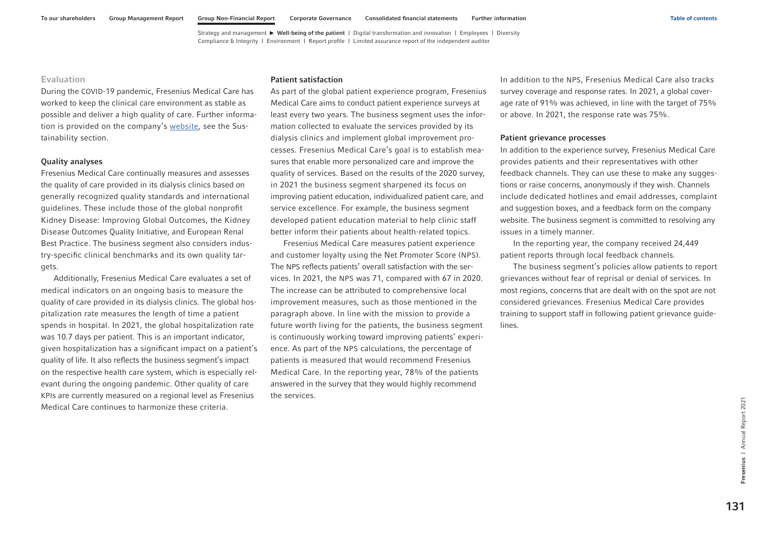### Evaluation

During the COVID-19 pandemic, Fresenius Medical Care has worked to keep the clinical care environment as stable as possible and deliver a high quality of care. Further information is provided on the company's website, see the Sustainability section.

#### Quality analyses

Fresenius Medical Care continually measures and assesses the quality of care provided in its dialysis clinics based on generally recognized quality standards and international guidelines. These include those of the global nonprofit Kidney Disease: Improving Global Outcomes, the Kidney Disease Outcomes Quality Initiative, and European Renal Best Practice. The business segment also considers industry-specific clinical benchmarks and its own quality targets.

Additionally, Fresenius Medical Care evaluates a set of medical indicators on an ongoing basis to measure the quality of care provided in its dialysis clinics. The global hospitalization rate measures the length of time a patient spends in hospital. In 2021, the global hospitalization rate was 10.7 days per patient. This is an important indicator, given hospitalization has a significant impact on a patient's quality of life. It also reflects the business segment's impact on the respective health care system, which is especially relevant during the ongoing pandemic. Other quality of care KPIs are currently measured on a regional level as Fresenius Medical Care continues to harmonize these criteria.

#### Patient satisfaction

As part of the global patient experience program, Fresenius Medical Care aims to conduct patient experience surveys at least every two years. The business segment uses the information collected to evaluate the services provided by its dialysis clinics and implement global improvement processes. Fresenius Medical Care's goal is to establish measures that enable more personalized care and improve the quality of services. Based on the results of the 2020 survey, in 2021 the business segment sharpened its focus on improving patient education, individualized patient care, and service excellence. For example, the business segment developed patient education material to help clinic staff better inform their patients about health-related topics.

Fresenius Medical Care measures patient experience and customer loyalty using the Net Promoter Score (NPS). The NPS reflects patients' overall satisfaction with the services. In 2021, the NPS was 71, compared with 67 in 2020. The increase can be attributed to comprehensive local improvement measures, such as those mentioned in the paragraph above. In line with the mission to provide a future worth living for the patients, the business segment is continuously working toward improving patients' experience. As part of the NPS calculations, the percentage of patients is measured that would recommend Fresenius Medical Care. In the reporting year, 78% of the patients answered in the survey that they would highly recommend the services.

In addition to the NPS, Fresenius Medical Care also tracks survey coverage and response rates. In 2021, a global coverage rate of 91% was achieved, in line with the target of 75% or above. In 2021, the response rate was 75%.

#### Patient grievance processes

In addition to the experience survey, Fresenius Medical Care provides patients and their representatives with other feedback channels. They can use these to make any suggestions or raise concerns, anonymously if they wish. Channels include dedicated hotlines and email addresses, complaint and suggestion boxes, and a feedback form on the company website. The business segment is committed to resolving any issues in a timely manner.

In the reporting year, the company received 24,449 patient reports through local feedback channels.

The business segment's policies allow patients to report grievances without fear of reprisal or denial of services. In most regions, concerns that are dealt with on the spot are not considered grievances. Fresenius Medical Care provides training to support staff in following patient grievance guidelines.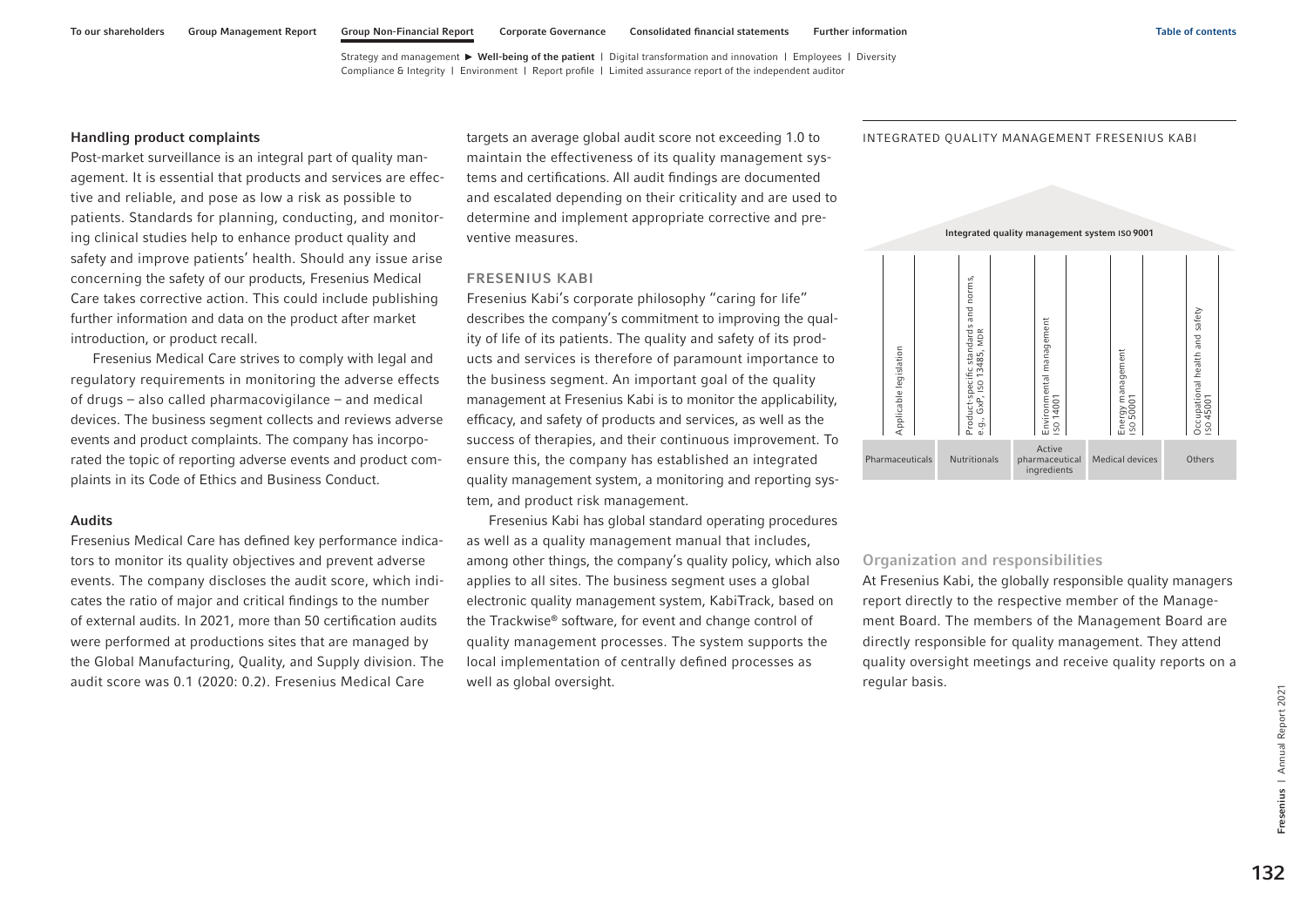### Handling product complaints

Post-market surveillance is an integral part of quality management. It is essential that products and services are effective and reliable, and pose as low a risk as possible to patients. Standards for planning, conducting, and monitoring clinical studies help to enhance product quality and safety and improve patients' health. Should any issue arise concerning the safety of our products, Fresenius Medical Care takes corrective action. This could include publishing further information and data on the product after market introduction, or product recall.

Fresenius Medical Care strives to comply with legal and regulatory requirements in monitoring the adverse effects of drugs – also called pharmacovigilance – and medical devices. The business segment collects and reviews adverse events and product complaints. The company has incorporated the topic of reporting adverse events and product complaints in its Code of Ethics and Business Conduct.

### Audits

Fresenius Medical Care has defined key performance indicators to monitor its quality objectives and prevent adverse events. The company discloses the audit score, which indicates the ratio of major and critical findings to the number of external audits. In 2021, more than 50 certification audits were performed at productions sites that are managed by the Global Manufacturing, Quality, and Supply division. The audit score was 0.1 (2020: 0.2). Fresenius Medical Care targets an average global audit score not exceeding 1.0 to maintain the effectiveness of its quality management systems and certifications. All audit findings are documented and escalated depending on their criticality and are used to determine and implement appropriate corrective and preventive measures.

## FRESENIUS KABI

Fresenius Kabi's corporate philosophy "caring for life" describes the company's commitment to improving the quality of life of its patients. The quality and safety of its products and services is therefore of paramount importance to the business segment. An important goal of the quality management at Fresenius Kabi is to monitor the applicability, efficacy, and safety of products and services, as well as the success of therapies, and their continuous improvement. To ensure this, the company has established an integrated quality management system, a monitoring and reporting system, and product risk management.

Fresenius Kabi has global standard operating procedures as well as a quality management manual that includes, among other things, the company's quality policy, which also applies to all sites. The business segment uses a global electronic quality management system, KabiTrack, based on the Trackwise® software, for event and change control of quality management processes. The system supports the local implementation of centrally defined processes as well as global oversight.

INTEGRATED QUALITY MANAGEMENT FRESENIUS KABI

**Integrated quality management system ISO 9001**

- Applicable legislation
- Product-specific standards and norms, e.g., GxP, ISO 13485, MDR
- Environmental management ISO 14001
- Energy management ISO 50001
- Occupational health and safety ISO 45001

Pharmaceuticals | Nutritionals | Active pharmaceutical ingredients | Medical devices | Others

### Organization and responsibilities

At Fresenius Kabi, the globally responsible quality managers report directly to the respective member of the Management Board. The members of the Management Board are directly responsible for quality management. They attend quality oversight meetings and receive quality reports on a regular basis.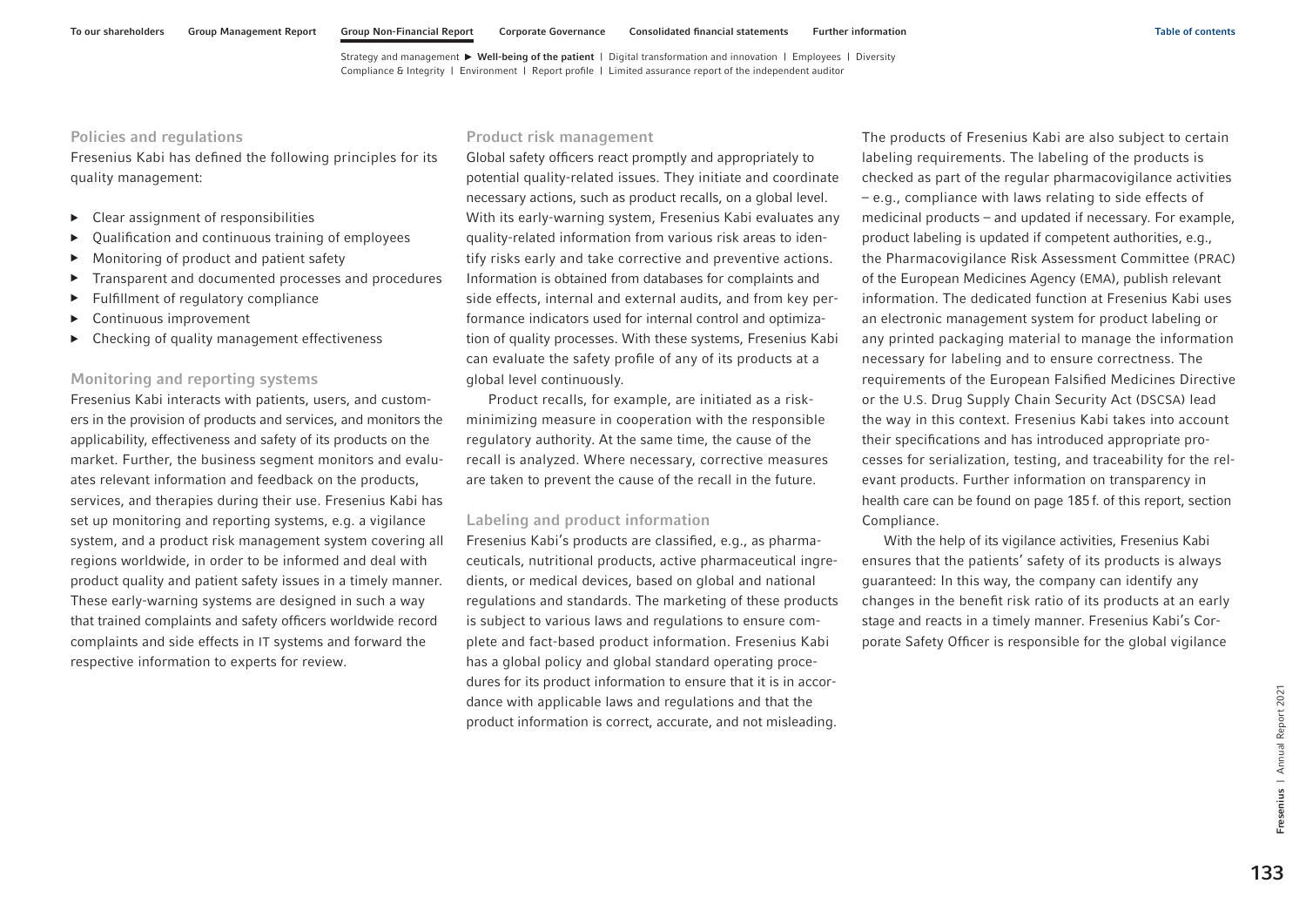### Policies and regulations

Fresenius Kabi has defined the following principles for its quality management:

- Clear assignment of responsibilities
- Qualification and continuous training of employees
- Monitoring of product and patient safety
- Transparent and documented processes and procedures
- Fulfillment of regulatory compliance
- Continuous improvement
- Checking of quality management effectiveness

### Monitoring and reporting systems

Fresenius Kabi interacts with patients, users, and customers in the provision of products and services, and monitors the applicability, effectiveness and safety of its products on the market. Further, the business segment monitors and evaluates relevant information and feedback on the products, services, and therapies during their use. Fresenius Kabi has set up monitoring and reporting systems, e.g. a vigilance system, and a product risk management system covering all regions worldwide, in order to be informed and deal with product quality and patient safety issues in a timely manner. These early-warning systems are designed in such a way that trained complaints and safety officers worldwide record complaints and side effects in IT systems and forward the respective information to experts for review.

### Product risk management

Global safety officers react promptly and appropriately to potential quality-related issues. They initiate and coordinate necessary actions, such as product recalls, on a global level. With its early-warning system, Fresenius Kabi evaluates any quality-related information from various risk areas to identify risks early and take corrective and preventive actions. Information is obtained from databases for complaints and side effects, internal and external audits, and from key performance indicators used for internal control and optimization of quality processes. With these systems, Fresenius Kabi can evaluate the safety profile of any of its products at a global level continuously.

Product recalls, for example, are initiated as a risk-minimizing measure in cooperation with the responsible regulatory authority. At the same time, the cause of the recall is analyzed. Where necessary, corrective measures are taken to prevent the cause of the recall in the future.

### Labeling and product information

Fresenius Kabi's products are classified, e.g., as pharmaceuticals, nutritional products, active pharmaceutical ingredients, or medical devices, based on global and national regulations and standards. The marketing of these products is subject to various laws and regulations to ensure complete and fact-based product information. Fresenius Kabi has a global policy and global standard operating procedures for its product information to ensure that it is in accordance with applicable laws and regulations and that the product information is correct, accurate, and not misleading.

The products of Fresenius Kabi are also subject to certain labeling requirements. The labeling of the products is checked as part of the regular pharmacovigilance activities – e.g., compliance with laws relating to side effects of medicinal products – and updated if necessary. For example, product labeling is updated if competent authorities, e.g., the Pharmacovigilance Risk Assessment Committee (PRAC) of the European Medicines Agency (EMA), publish relevant information. The dedicated function at Fresenius Kabi uses an electronic management system for product labeling or any printed packaging material to manage the information necessary for labeling and to ensure correctness. The requirements of the European Falsified Medicines Directive or the U.S. Drug Supply Chain Security Act (DSCSA) lead the way in this context. Fresenius Kabi takes into account their specifications and has introduced appropriate processes for serialization, testing, and traceability for the relevant products. Further information on transparency in health care can be found on page 185 f. of this report, section Compliance.

With the help of its vigilance activities, Fresenius Kabi ensures that the patients' safety of its products is always guaranteed: In this way, the company can identify any changes in the benefit risk ratio of its products at an early stage and reacts in a timely manner. Fresenius Kabi's Corporate Safety Officer is responsible for the global vigilance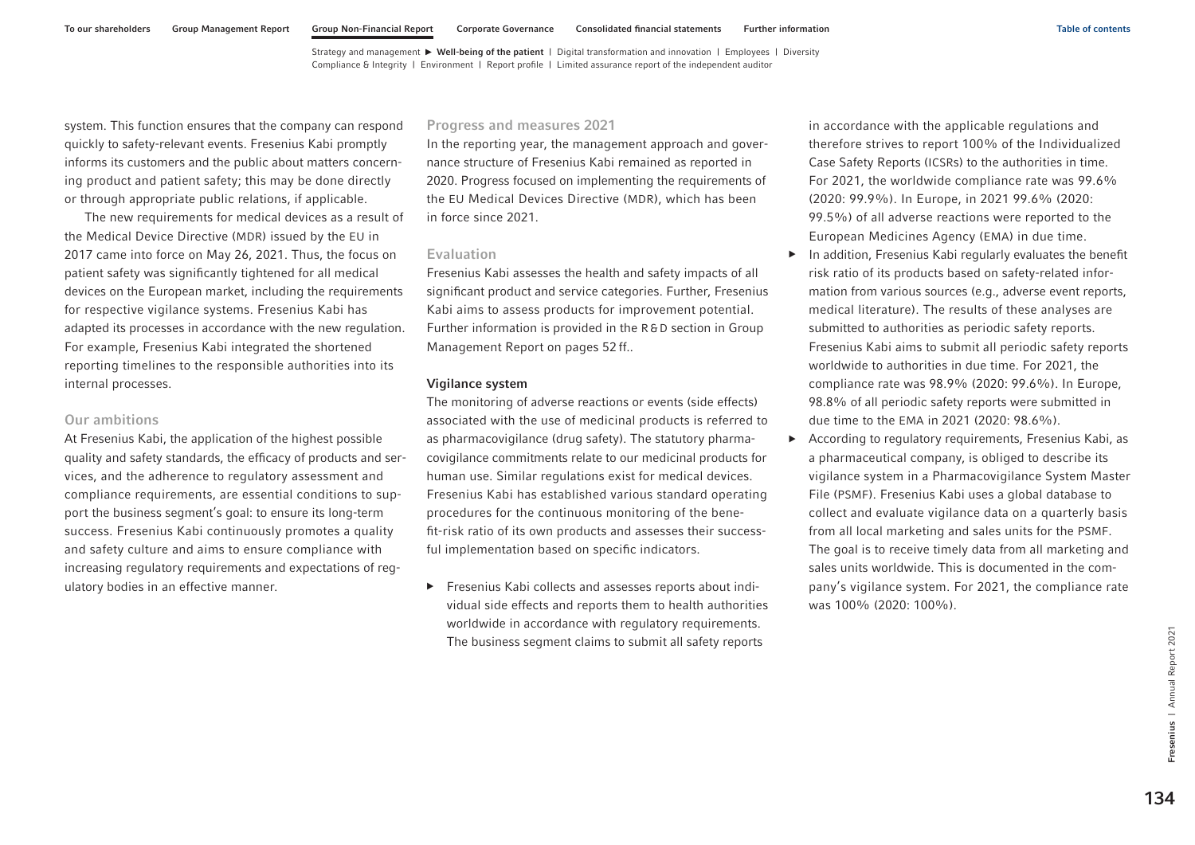system. This function ensures that the company can respond quickly to safety-relevant events. Fresenius Kabi promptly informs its customers and the public about matters concerning product and patient safety; this may be done directly or through appropriate public relations, if applicable.

The new requirements for medical devices as a result of the Medical Device Directive (MDR) issued by the EU in 2017 came into force on May 26, 2021. Thus, the focus on patient safety was significantly tightened for all medical devices on the European market, including the requirements for respective vigilance systems. Fresenius Kabi has adapted its processes in accordance with the new regulation. For example, Fresenius Kabi integrated the shortened reporting timelines to the responsible authorities into its internal processes.

### Our ambitions

At Fresenius Kabi, the application of the highest possible quality and safety standards, the efficacy of products and services, and the adherence to regulatory assessment and compliance requirements, are essential conditions to support the business segment's goal: to ensure its long-term success. Fresenius Kabi continuously promotes a quality and safety culture and aims to ensure compliance with increasing regulatory requirements and expectations of regulatory bodies in an effective manner.

### Progress and measures 2021

In the reporting year, the management approach and governance structure of Fresenius Kabi remained as reported in 2020. Progress focused on implementing the requirements of the EU Medical Devices Directive (MDR), which has been in force since 2021.

### Evaluation

Fresenius Kabi assesses the health and safety impacts of all significant product and service categories. Further, Fresenius Kabi aims to assess products for improvement potential. Further information is provided in the R&D section in Group Management Report on pages 52 ff..

#### Vigilance system

The monitoring of adverse reactions or events (side effects) associated with the use of medicinal products is referred to as pharmacovigilance (drug safety). The statutory pharmacovigilance commitments relate to our medicinal products for human use. Similar regulations exist for medical devices. Fresenius Kabi has established various standard operating procedures for the continuous monitoring of the benefit-risk ratio of its own products and assesses their successful implementation based on specific indicators.

- Fresenius Kabi collects and assesses reports about individual side effects and reports them to health authorities worldwide in accordance with regulatory requirements. The business segment claims to submit all safety reports in accordance with the applicable regulations and therefore strives to report 100% of the Individualized Case Safety Reports (ICSRs) to the authorities in time. For 2021, the worldwide compliance rate was 99.6% (2020: 99.9%). In Europe, in 2021 99.6% (2020: 99.5%) of all adverse reactions were reported to the European Medicines Agency (EMA) in due time.
- In addition, Fresenius Kabi regularly evaluates the benefit risk ratio of its products based on safety-related information from various sources (e.g., adverse event reports, medical literature). The results of these analyses are submitted to authorities as periodic safety reports. Fresenius Kabi aims to submit all periodic safety reports worldwide to authorities in due time. For 2021, the compliance rate was 98.9% (2020: 99.6%). In Europe, 98.8% of all periodic safety reports were submitted in due time to the EMA in 2021 (2020: 98.6%).
- According to regulatory requirements, Fresenius Kabi, as a pharmaceutical company, is obliged to describe its vigilance system in a Pharmacovigilance System Master File (PSMF). Fresenius Kabi uses a global database to collect and evaluate vigilance data on a quarterly basis from all local marketing and sales units for the PSMF. The goal is to receive timely data from all marketing and sales units worldwide. This is documented in the company's vigilance system. For 2021, the compliance rate was 100% (2020: 100%).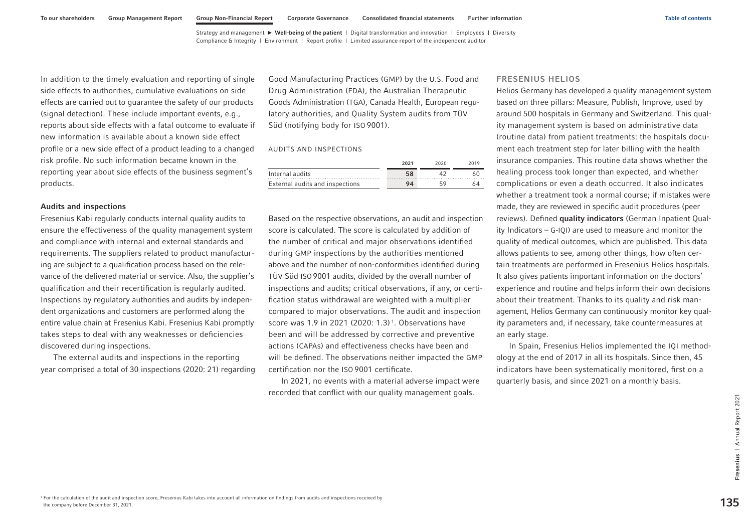In addition to the timely evaluation and reporting of single side effects to authorities, cumulative evaluations on side effects are carried out to guarantee the safety of our products (signal detection). These include important events, e.g., reports about side effects with a fatal outcome to evaluate if new information is available about a known side effect profile or a new side effect of a product leading to a changed risk profile. No such information became known in the reporting year about side effects of the business segment's products.

#### Audits and inspections

Fresenius Kabi regularly conducts internal quality audits to ensure the effectiveness of the quality management system and compliance with internal and external standards and requirements. The suppliers related to product manufacturing are subject to a qualification process based on the relevance of the delivered material or service. Also, the supplier's qualification and their recertification is regularly audited. Inspections by regulatory authorities and audits by independent organizations and customers are performed along the entire value chain at Fresenius Kabi. Fresenius Kabi promptly takes steps to deal with any weaknesses or deficiencies discovered during inspections.

The external audits and inspections in the reporting year comprised a total of 30 inspections (2020: 21) regarding Good Manufacturing Practices (GMP) by the U.S. Food and Drug Administration (FDA), the Australian Therapeutic Goods Administration (TGA), Canada Health, European regulatory authorities, and Quality System audits from TÜV Süd (notifying body for ISO 9001).

AUDITS AND INSPECTIONS

| | 2021 | 2020 | 2019 |
|---|---|---|---|
| Internal audits | **58** | 42 | 60 |
| External audits and inspections | **94** | 59 | 64 |

Based on the respective observations, an audit and inspection score is calculated. The score is calculated by addition of the number of critical and major observations identified during GMP inspections by the authorities mentioned above and the number of non-conformities identified during TÜV Süd ISO 9001 audits, divided by the overall number of inspections and audits; critical observations, if any, or certification status withdrawal are weighted with a multiplier compared to major observations. The audit and inspection score was 1.9 in 2021 (2020: 1.3)[1]. Observations have been and will be addressed by corrective and preventive actions (CAPAs) and effectiveness checks have been and will be defined. The observations neither impacted the GMP certification nor the ISO 9001 certificate.

In 2021, no events with a material adverse impact were recorded that conflict with our quality management goals.

### FRESENIUS HELIOS

Helios Germany has developed a quality management system based on three pillars: Measure, Publish, Improve, used by around 500 hospitals in Germany and Switzerland. This quality management system is based on administrative data (routine data) from patient treatments: the hospitals document each treatment step for later billing with the health insurance companies. This routine data shows whether the healing process took longer than expected, and whether complications or even a death occurred. It also indicates whether a treatment took a normal course; if mistakes were made, they are reviewed in specific audit procedures (peer reviews). Defined **quality indicators** (German Inpatient Quality Indicators – G-IQI) are used to measure and monitor the quality of medical outcomes, which are published. This data allows patients to see, among other things, how often certain treatments are performed in Fresenius Helios hospitals. It also gives patients important information on the doctors' experience and routine and helps inform their own decisions about their treatment. Thanks to its quality and risk management, Helios Germany can continuously monitor key quality parameters and, if necessary, take countermeasures at an early stage.

In Spain, Fresenius Helios implemented the IQI methodology at the end of 2017 in all its hospitals. Since then, 45 indicators have been systematically monitored, first on a quarterly basis, and since 2021 on a monthly basis.

[1] For the calculation of the audit and inspection score, Fresenius Kabi takes into account all information on findings from audits and inspections received by the company before December 31, 2021.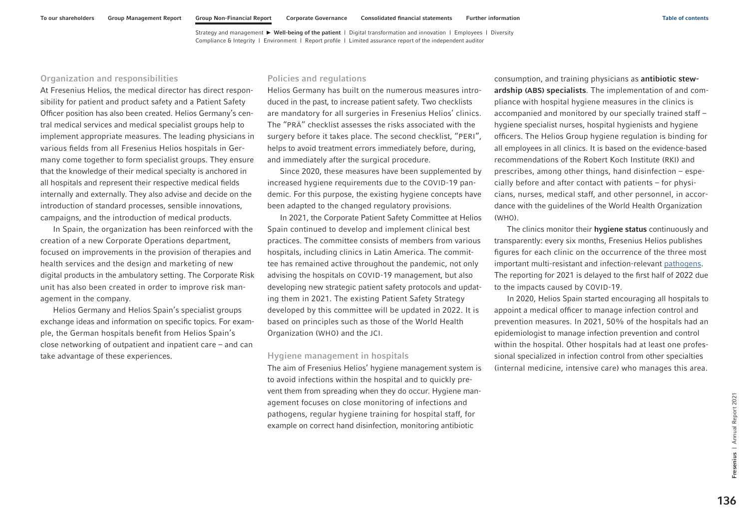### Organization and responsibilities

At Fresenius Helios, the medical director has direct responsibility for patient and product safety and a Patient Safety Officer position has also been created. Helios Germany's central medical services and medical specialist groups help to implement appropriate measures. The leading physicians in various fields from all Fresenius Helios hospitals in Germany come together to form specialist groups. They ensure that the knowledge of their medical specialty is anchored in all hospitals and represent their respective medical fields internally and externally. They also advise and decide on the introduction of standard processes, sensible innovations, campaigns, and the introduction of medical products.

In Spain, the organization has been reinforced with the creation of a new Corporate Operations department, focused on improvements in the provision of therapies and health services and the design and marketing of new digital products in the ambulatory setting. The Corporate Risk unit has also been created in order to improve risk management in the company.

Helios Germany and Helios Spain's specialist groups exchange ideas and information on specific topics. For example, the German hospitals benefit from Helios Spain's close networking of outpatient and inpatient care – and can take advantage of these experiences.

### Policies and regulations

Helios Germany has built on the numerous measures introduced in the past, to increase patient safety. Two checklists are mandatory for all surgeries in Fresenius Helios' clinics. The "PRÄ" checklist assesses the risks associated with the surgery before it takes place. The second checklist, "PERI", helps to avoid treatment errors immediately before, during, and immediately after the surgical procedure.

Since 2020, these measures have been supplemented by increased hygiene requirements due to the COVID-19 pandemic. For this purpose, the existing hygiene concepts have been adapted to the changed regulatory provisions.

In 2021, the Corporate Patient Safety Committee at Helios Spain continued to develop and implement clinical best practices. The committee consists of members from various hospitals, including clinics in Latin America. The committee has remained active throughout the pandemic, not only advising the hospitals on COVID-19 management, but also developing new strategic patient safety protocols and updating them in 2021. The existing Patient Safety Strategy developed by this committee will be updated in 2022. It is based on principles such as those of the World Health Organization (WHO) and the JCI.

### Hygiene management in hospitals

The aim of Fresenius Helios' hygiene management system is to avoid infections within the hospital and to quickly prevent them from spreading when they do occur. Hygiene management focuses on close monitoring of infections and pathogens, regular hygiene training for hospital staff, for example on correct hand disinfection, monitoring antibiotic consumption, and training physicians as **antibiotic stewardship (ABS) specialists**. The implementation of and compliance with hospital hygiene measures in the clinics is accompanied and monitored by our specially trained staff – hygiene specialist nurses, hospital hygienists and hygiene officers. The Helios Group hygiene regulation is binding for all employees in all clinics. It is based on the evidence-based recommendations of the Robert Koch Institute (RKI) and prescribes, among other things, hand disinfection – especially before and after contact with patients – for physicians, nurses, medical staff, and other personnel, in accordance with the guidelines of the World Health Organization (WHO).

The clinics monitor their **hygiene status** continuously and transparently: every six months, Fresenius Helios publishes figures for each clinic on the occurrence of the three most important multi-resistant and infection-relevant pathogens. The reporting for 2021 is delayed to the first half of 2022 due to the impacts caused by COVID-19.

In 2020, Helios Spain started encouraging all hospitals to appoint a medical officer to manage infection control and prevention measures. In 2021, 50% of the hospitals had an epidemiologist to manage infection prevention and control within the hospital. Other hospitals had at least one professional specialized in infection control from other specialties (internal medicine, intensive care) who manages this area.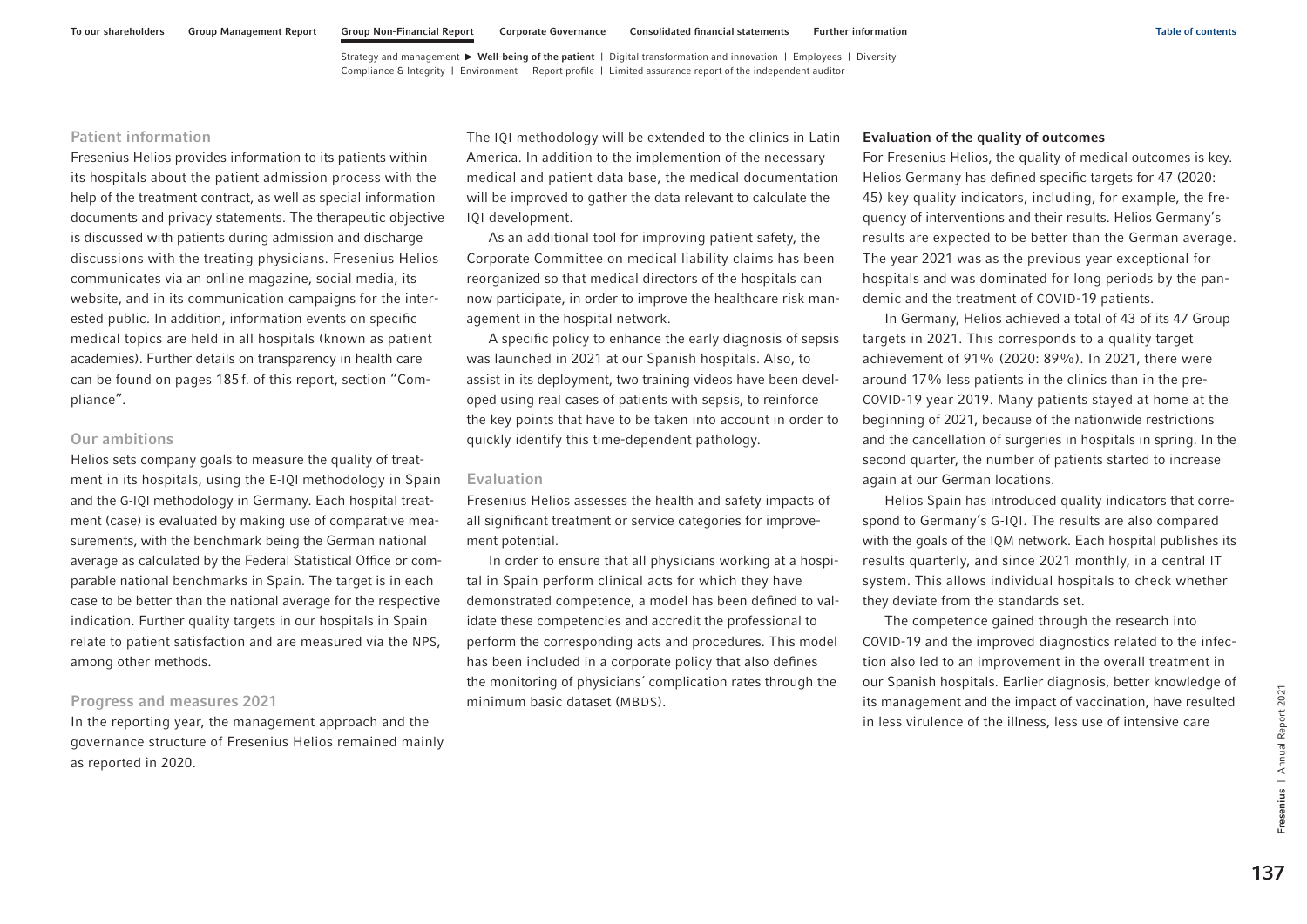### Patient information

Fresenius Helios provides information to its patients within its hospitals about the patient admission process with the help of the treatment contract, as well as special information documents and privacy statements. The therapeutic objective is discussed with patients during admission and discharge discussions with the treating physicians. Fresenius Helios communicates via an online magazine, social media, its website, and in its communication campaigns for the interested public. In addition, information events on specific medical topics are held in all hospitals (known as patient academies). Further details on transparency in health care can be found on pages 185 f. of this report, section "Compliance".

### Our ambitions

Helios sets company goals to measure the quality of treatment in its hospitals, using the E-IQI methodology in Spain and the G-IQI methodology in Germany. Each hospital treatment (case) is evaluated by making use of comparative measurements, with the benchmark being the German national average as calculated by the Federal Statistical Office or comparable national benchmarks in Spain. The target is in each case to be better than the national average for the respective indication. Further quality targets in our hospitals in Spain relate to patient satisfaction and are measured via the NPS, among other methods.

### Progress and measures 2021

In the reporting year, the management approach and the governance structure of Fresenius Helios remained mainly as reported in 2020.

The IQI methodology will be extended to the clinics in Latin America. In addition to the implemention of the necessary medical and patient data base, the medical documentation will be improved to gather the data relevant to calculate the IQI development.

As an additional tool for improving patient safety, the Corporate Committee on medical liability claims has been reorganized so that medical directors of the hospitals can now participate, in order to improve the healthcare risk management in the hospital network.

A specific policy to enhance the early diagnosis of sepsis was launched in 2021 at our Spanish hospitals. Also, to assist in its deployment, two training videos have been developed using real cases of patients with sepsis, to reinforce the key points that have to be taken into account in order to quickly identify this time-dependent pathology.

### Evaluation

Fresenius Helios assesses the health and safety impacts of all significant treatment or service categories for improvement potential.

In order to ensure that all physicians working at a hospital in Spain perform clinical acts for which they have demonstrated competence, a model has been defined to validate these competencies and accredit the professional to perform the corresponding acts and procedures. This model has been included in a corporate policy that also defines the monitoring of physicians´ complication rates through the minimum basic dataset (MBDS).

**Evaluation of the quality of outcomes**

For Fresenius Helios, the quality of medical outcomes is key. Helios Germany has defined specific targets for 47 (2020: 45) key quality indicators, including, for example, the frequency of interventions and their results. Helios Germany's results are expected to be better than the German average. The year 2021 was as the previous year exceptional for hospitals and was dominated for long periods by the pandemic and the treatment of COVID-19 patients.

In Germany, Helios achieved a total of 43 of its 47 Group targets in 2021. This corresponds to a quality target achievement of 91% (2020: 89%). In 2021, there were around 17% less patients in the clinics than in the pre-COVID-19 year 2019. Many patients stayed at home at the beginning of 2021, because of the nationwide restrictions and the cancellation of surgeries in hospitals in spring. In the second quarter, the number of patients started to increase again at our German locations.

Helios Spain has introduced quality indicators that correspond to Germany's G-IQI. The results are also compared with the goals of the IQM network. Each hospital publishes its results quarterly, and since 2021 monthly, in a central IT system. This allows individual hospitals to check whether they deviate from the standards set.

The competence gained through the research into COVID-19 and the improved diagnostics related to the infection also led to an improvement in the overall treatment in our Spanish hospitals. Earlier diagnosis, better knowledge of its management and the impact of vaccination, have resulted in less virulence of the illness, less use of intensive care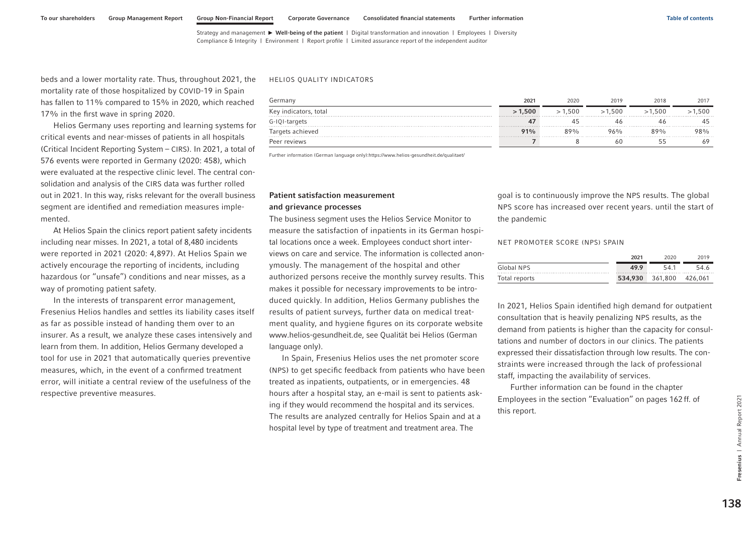beds and a lower mortality rate. Thus, throughout 2021, the mortality rate of those hospitalized by COVID-19 in Spain has fallen to 11% compared to 15% in 2020, which reached 17% in the first wave in spring 2020.

Helios Germany uses reporting and learning systems for critical events and near-misses of patients in all hospitals (Critical Incident Reporting System – CIRS). In 2021, a total of 576 events were reported in Germany (2020: 458), which were evaluated at the respective clinic level. The central consolidation and analysis of the CIRS data was further rolled out in 2021. In this way, risks relevant for the overall business segment are identified and remediation measures implemented.

At Helios Spain the clinics report patient safety incidents including near misses. In 2021, a total of 8,480 incidents were reported in 2021 (2020: 4,897). At Helios Spain we actively encourage the reporting of incidents, including hazardous (or "unsafe") conditions and near misses, as a way of promoting patient safety.

In the interests of transparent error management, Fresenius Helios handles and settles its liability cases itself as far as possible instead of handing them over to an insurer. As a result, we analyze these cases intensively and learn from them. In addition, Helios Germany developed a tool for use in 2021 that automatically queries preventive measures, which, in the event of a confirmed treatment error, will initiate a central review of the usefulness of the respective preventive measures.

HELIOS QUALITY INDICATORS

| Germany | 2021 | 2020 | 2019 | 2018 | 2017 |
|---|---|---|---|---|---|
| Key indicators, total | > 1,500 | > 1,500 | > 1,500 | > 1,500 | > 1,500 |
| G-IQI-targets | 47 | 45 | 46 | 46 | 45 |
| Targets achieved | 91% | 89% | 96% | 89% | 98% |
| Peer reviews | 7 | 8 | 60 | 55 | 69 |

Further information (German language only):https://www.helios-gesundheit.de/qualitaet/

### Patient satisfaction measurement and grievance processes

The business segment uses the Helios Service Monitor to measure the satisfaction of inpatients in its German hospital locations once a week. Employees conduct short interviews on care and service. The information is collected anonymously. The management of the hospital and other authorized persons receive the monthly survey results. This makes it possible for necessary improvements to be introduced quickly. In addition, Helios Germany publishes the results of patient surveys, further data on medical treatment quality, and hygiene figures on its corporate website www.helios-gesundheit.de, see Qualität bei Helios (German language only).

In Spain, Fresenius Helios uses the net promoter score (NPS) to get specific feedback from patients who have been treated as inpatients, outpatients, or in emergencies. 48 hours after a hospital stay, an e-mail is sent to patients asking if they would recommend the hospital and its services. The results are analyzed centrally for Helios Spain and at a hospital level by type of treatment and treatment area. The goal is to continuously improve the NPS results. The global NPS score has increased over recent years. until the start of the pandemic

NET PROMOTER SCORE (NPS) SPAIN

| | 2021 | 2020 | 2019 |
|---|---|---|---|
| Global NPS | 49.9 | 54.1 | 54.6 |
| Total reports | 534,930 | 361,800 | 426,061 |

In 2021, Helios Spain identified high demand for outpatient consultation that is heavily penalizing NPS results, as the demand from patients is higher than the capacity for consultations and number of doctors in our clinics. The patients expressed their dissatisfaction through low results. The constraints were increased through the lack of professional staff, impacting the availability of services.

Further information can be found in the chapter Employees in the section "Evaluation" on pages 162 ff. of this report.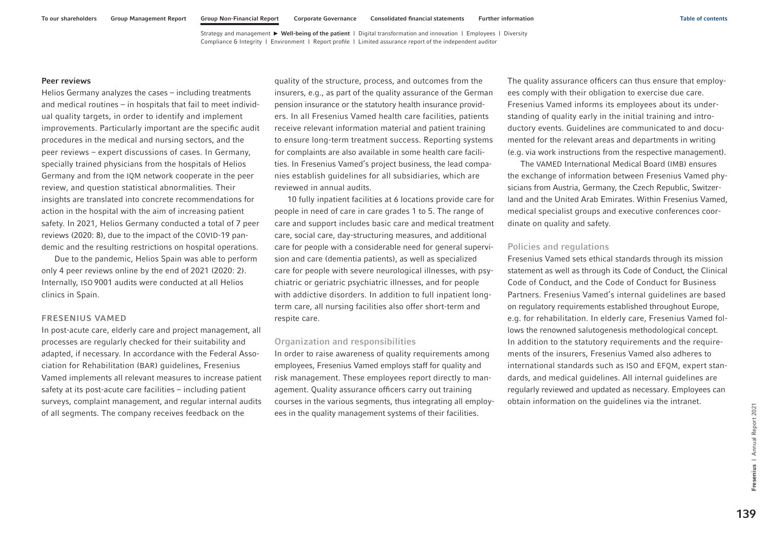#### Peer reviews

Helios Germany analyzes the cases – including treatments and medical routines – in hospitals that fail to meet individual quality targets, in order to identify and implement improvements. Particularly important are the specific audit procedures in the medical and nursing sectors, and the peer reviews – expert discussions of cases. In Germany, specially trained physicians from the hospitals of Helios Germany and from the IQM network cooperate in the peer review, and question statistical abnormalities. Their insights are translated into concrete recommendations for action in the hospital with the aim of increasing patient safety. In 2021, Helios Germany conducted a total of 7 peer reviews (2020: 8), due to the impact of the COVID-19 pandemic and the resulting restrictions on hospital operations.

Due to the pandemic, Helios Spain was able to perform only 4 peer reviews online by the end of 2021 (2020: 2). Internally, ISO 9001 audits were conducted at all Helios clinics in Spain.

## FRESENIUS VAMED

In post-acute care, elderly care and project management, all processes are regularly checked for their suitability and adapted, if necessary. In accordance with the Federal Association for Rehabilitation (BAR) guidelines, Fresenius Vamed implements all relevant measures to increase patient safety at its post-acute care facilities – including patient surveys, complaint management, and regular internal audits of all segments. The company receives feedback on the quality of the structure, process, and outcomes from the insurers, e.g., as part of the quality assurance of the German pension insurance or the statutory health insurance providers. In all Fresenius Vamed health care facilities, patients receive relevant information material and patient training to ensure long-term treatment success. Reporting systems for complaints are also available in some health care facilities. In Fresenius Vamed's project business, the lead companies establish guidelines for all subsidiaries, which are reviewed in annual audits.

10 fully inpatient facilities at 6 locations provide care for people in need of care in care grades 1 to 5. The range of care and support includes basic care and medical treatment care, social care, day-structuring measures, and additional care for people with a considerable need for general supervision and care (dementia patients), as well as specialized care for people with severe neurological illnesses, with psychiatric or geriatric psychiatric illnesses, and for people with addictive disorders. In addition to full inpatient long-term care, all nursing facilities also offer short-term and respite care.

### Organization and responsibilities

In order to raise awareness of quality requirements among employees, Fresenius Vamed employs staff for quality and risk management. These employees report directly to management. Quality assurance officers carry out training courses in the various segments, thus integrating all employees in the quality management systems of their facilities. The quality assurance officers can thus ensure that employees comply with their obligation to exercise due care. Fresenius Vamed informs its employees about its understanding of quality early in the initial training and introductory events. Guidelines are communicated to and documented for the relevant areas and departments in writing (e.g. via work instructions from the respective management).

The VAMED International Medical Board (IMB) ensures the exchange of information between Fresenius Vamed physicians from Austria, Germany, the Czech Republic, Switzerland and the United Arab Emirates. Within Fresenius Vamed, medical specialist groups and executive conferences coordinate on quality and safety.

### Policies and regulations

Fresenius Vamed sets ethical standards through its mission statement as well as through its Code of Conduct, the Clinical Code of Conduct, and the Code of Conduct for Business Partners. Fresenius Vamed's internal guidelines are based on regulatory requirements established throughout Europe, e.g. for rehabilitation. In elderly care, Fresenius Vamed follows the renowned salutogenesis methodological concept. In addition to the statutory requirements and the requirements of the insurers, Fresenius Vamed also adheres to international standards such as ISO and EFQM, expert standards, and medical guidelines. All internal guidelines are regularly reviewed and updated as necessary. Employees can obtain information on the guidelines via the intranet.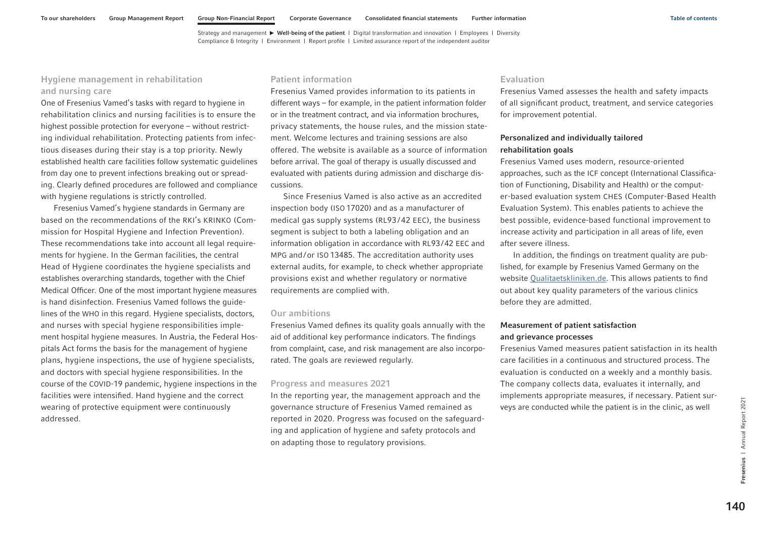### Hygiene management in rehabilitation and nursing care

One of Fresenius Vamed's tasks with regard to hygiene in rehabilitation clinics and nursing facilities is to ensure the highest possible protection for everyone – without restricting individual rehabilitation. Protecting patients from infectious diseases during their stay is a top priority. Newly established health care facilities follow systematic guidelines from day one to prevent infections breaking out or spreading. Clearly defined procedures are followed and compliance with hygiene regulations is strictly controlled.

Fresenius Vamed's hygiene standards in Germany are based on the recommendations of the RKI's KRINKO (Commission for Hospital Hygiene and Infection Prevention). These recommendations take into account all legal requirements for hygiene. In the German facilities, the central Head of Hygiene coordinates the hygiene specialists and establishes overarching standards, together with the Chief Medical Officer. One of the most important hygiene measures is hand disinfection. Fresenius Vamed follows the guidelines of the WHO in this regard. Hygiene specialists, doctors, and nurses with special hygiene responsibilities implement hospital hygiene measures. In Austria, the Federal Hospitals Act forms the basis for the management of hygiene plans, hygiene inspections, the use of hygiene specialists, and doctors with special hygiene responsibilities. In the course of the COVID-19 pandemic, hygiene inspections in the facilities were intensified. Hand hygiene and the correct wearing of protective equipment were continuously addressed.

### Patient information

Fresenius Vamed provides information to its patients in different ways – for example, in the patient information folder or in the treatment contract, and via information brochures, privacy statements, the house rules, and the mission statement. Welcome lectures and training sessions are also offered. The website is available as a source of information before arrival. The goal of therapy is usually discussed and evaluated with patients during admission and discharge discussions.

Since Fresenius Vamed is also active as an accredited inspection body (ISO 17020) and as a manufacturer of medical gas supply systems (RL93/42 EEC), the business segment is subject to both a labeling obligation and an information obligation in accordance with RL93/42 EEC and MPG and/or ISO 13485. The accreditation authority uses external audits, for example, to check whether appropriate provisions exist and whether regulatory or normative requirements are complied with.

### Our ambitions

Fresenius Vamed defines its quality goals annually with the aid of additional key performance indicators. The findings from complaint, case, and risk management are also incorporated. The goals are reviewed regularly.

### Progress and measures 2021

In the reporting year, the management approach and the governance structure of Fresenius Vamed remained as reported in 2020. Progress was focused on the safeguarding and application of hygiene and safety protocols and on adapting those to regulatory provisions.

### Evaluation

Fresenius Vamed assesses the health and safety impacts of all significant product, treatment, and service categories for improvement potential.

#### Personalized and individually tailored rehabilitation goals

Fresenius Vamed uses modern, resource-oriented approaches, such as the ICF concept (International Classification of Functioning, Disability and Health) or the computer-based evaluation system CHES (Computer-Based Health Evaluation System). This enables patients to achieve the best possible, evidence-based functional improvement to increase activity and participation in all areas of life, even after severe illness.

In addition, the findings on treatment quality are published, for example by Fresenius Vamed Germany on the website [Qualitaetskliniken.de](Qualitaetskliniken.de). This allows patients to find out about key quality parameters of the various clinics before they are admitted.

#### Measurement of patient satisfaction and grievance processes

Fresenius Vamed measures patient satisfaction in its health care facilities in a continuous and structured process. The evaluation is conducted on a weekly and a monthly basis. The company collects data, evaluates it internally, and implements appropriate measures, if necessary. Patient surveys are conducted while the patient is in the clinic, as well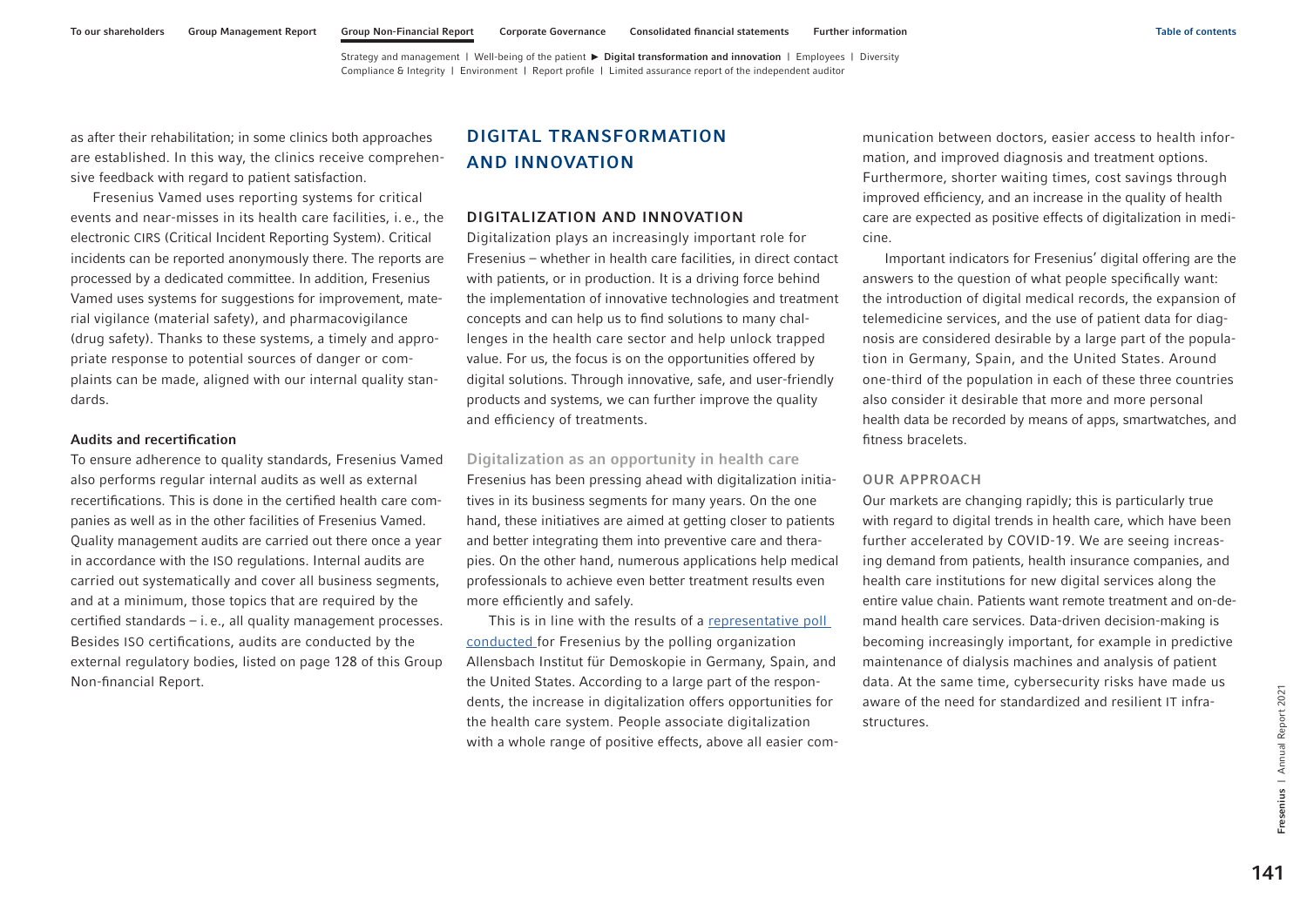as after their rehabilitation; in some clinics both approaches are established. In this way, the clinics receive comprehensive feedback with regard to patient satisfaction.

Fresenius Vamed uses reporting systems for critical events and near-misses in its health care facilities, i. e., the electronic CIRS (Critical Incident Reporting System). Critical incidents can be reported anonymously there. The reports are processed by a dedicated committee. In addition, Fresenius Vamed uses systems for suggestions for improvement, material vigilance (material safety), and pharmacovigilance (drug safety). Thanks to these systems, a timely and appropriate response to potential sources of danger or complaints can be made, aligned with our internal quality standards.

#### Audits and recertification

To ensure adherence to quality standards, Fresenius Vamed also performs regular internal audits as well as external recertifications. This is done in the certified health care companies as well as in the other facilities of Fresenius Vamed. Quality management audits are carried out there once a year in accordance with the ISO regulations. Internal audits are carried out systematically and cover all business segments, and at a minimum, those topics that are required by the certified standards – i. e., all quality management processes. Besides ISO certifications, audits are conducted by the external regulatory bodies, listed on page 128 of this Group Non-financial Report.

# DIGITAL TRANSFORMATION AND INNOVATION

## DIGITALIZATION AND INNOVATION

Digitalization plays an increasingly important role for Fresenius – whether in health care facilities, in direct contact with patients, or in production. It is a driving force behind the implementation of innovative technologies and treatment concepts and can help us to find solutions to many challenges in the health care sector and help unlock trapped value. For us, the focus is on the opportunities offered by digital solutions. Through innovative, safe, and user-friendly products and systems, we can further improve the quality and efficiency of treatments.

### Digitalization as an opportunity in health care

Fresenius has been pressing ahead with digitalization initiatives in its business segments for many years. On the one hand, these initiatives are aimed at getting closer to patients and better integrating them into preventive care and therapies. On the other hand, numerous applications help medical professionals to achieve even better treatment results even more efficiently and safely.

This is in line with the results of a representative poll conducted for Fresenius by the polling organization Allensbach Institut für Demoskopie in Germany, Spain, and the United States. According to a large part of the respondents, the increase in digitalization offers opportunities for the health care system. People associate digitalization with a whole range of positive effects, above all easier communication between doctors, easier access to health information, and improved diagnosis and treatment options. Furthermore, shorter waiting times, cost savings through improved efficiency, and an increase in the quality of health care are expected as positive effects of digitalization in medicine.

Important indicators for Fresenius' digital offering are the answers to the question of what people specifically want: the introduction of digital medical records, the expansion of telemedicine services, and the use of patient data for diagnosis are considered desirable by a large part of the population in Germany, Spain, and the United States. Around one-third of the population in each of these three countries also consider it desirable that more and more personal health data be recorded by means of apps, smartwatches, and fitness bracelets.

### OUR APPROACH

Our markets are changing rapidly; this is particularly true with regard to digital trends in health care, which have been further accelerated by COVID-19. We are seeing increasing demand from patients, health insurance companies, and health care institutions for new digital services along the entire value chain. Patients want remote treatment and on-demand health care services. Data-driven decision-making is becoming increasingly important, for example in predictive maintenance of dialysis machines and analysis of patient data. At the same time, cybersecurity risks have made us aware of the need for standardized and resilient IT infrastructures.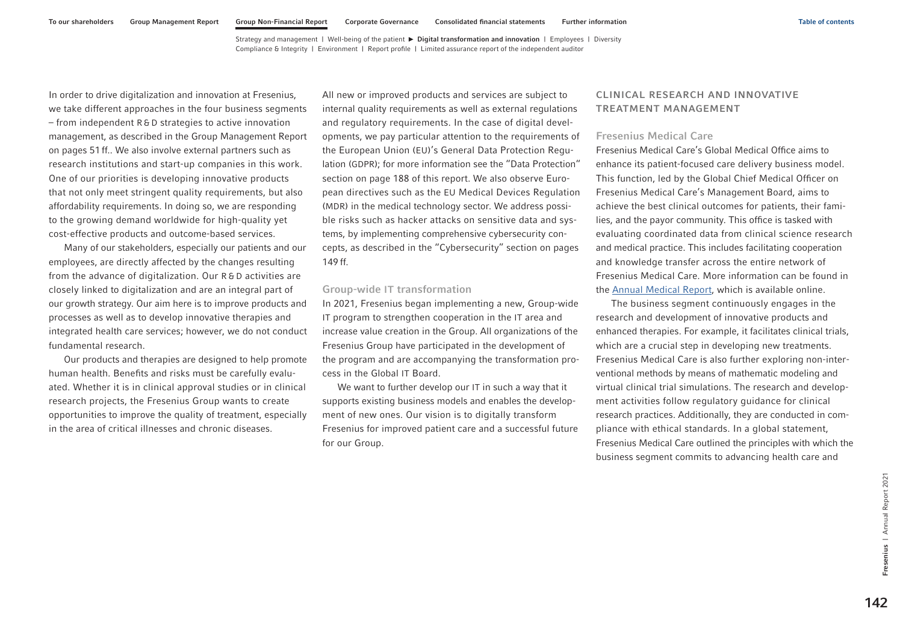In order to drive digitalization and innovation at Fresenius, we take different approaches in the four business segments – from independent R&D strategies to active innovation management, as described in the Group Management Report on pages 51 ff.. We also involve external partners such as research institutions and start-up companies in this work. One of our priorities is developing innovative products that not only meet stringent quality requirements, but also affordability requirements. In doing so, we are responding to the growing demand worldwide for high-quality yet cost-effective products and outcome-based services.

Many of our stakeholders, especially our patients and our employees, are directly affected by the changes resulting from the advance of digitalization. Our R&D activities are closely linked to digitalization and are an integral part of our growth strategy. Our aim here is to improve products and processes as well as to develop innovative therapies and integrated health care services; however, we do not conduct fundamental research.

Our products and therapies are designed to help promote human health. Benefits and risks must be carefully evaluated. Whether it is in clinical approval studies or in clinical research projects, the Fresenius Group wants to create opportunities to improve the quality of treatment, especially in the area of critical illnesses and chronic diseases.

All new or improved products and services are subject to internal quality requirements as well as external regulations and regulatory requirements. In the case of digital developments, we pay particular attention to the requirements of the European Union (EU)'s General Data Protection Regulation (GDPR); for more information see the "Data Protection" section on page 188 of this report. We also observe European directives such as the EU Medical Devices Regulation (MDR) in the medical technology sector. We address possible risks such as hacker attacks on sensitive data and systems, by implementing comprehensive cybersecurity concepts, as described in the "Cybersecurity" section on pages 149 ff.

### Group-wide IT transformation

In 2021, Fresenius began implementing a new, Group-wide IT program to strengthen cooperation in the IT area and increase value creation in the Group. All organizations of the Fresenius Group have participated in the development of the program and are accompanying the transformation process in the Global IT Board.

We want to further develop our IT in such a way that it supports existing business models and enables the development of new ones. Our vision is to digitally transform Fresenius for improved patient care and a successful future for our Group.

## CLINICAL RESEARCH AND INNOVATIVE TREATMENT MANAGEMENT

### Fresenius Medical Care

Fresenius Medical Care's Global Medical Office aims to enhance its patient-focused care delivery business model. This function, led by the Global Chief Medical Officer on Fresenius Medical Care's Management Board, aims to achieve the best clinical outcomes for patients, their families, and the payor community. This office is tasked with evaluating coordinated data from clinical science research and medical practice. This includes facilitating cooperation and knowledge transfer across the entire network of Fresenius Medical Care. More information can be found in the Annual Medical Report, which is available online.

The business segment continuously engages in the research and development of innovative products and enhanced therapies. For example, it facilitates clinical trials, which are a crucial step in developing new treatments. Fresenius Medical Care is also further exploring non-interventional methods by means of mathematic modeling and virtual clinical trial simulations. The research and development activities follow regulatory guidance for clinical research practices. Additionally, they are conducted in compliance with ethical standards. In a global statement, Fresenius Medical Care outlined the principles with which the business segment commits to advancing health care and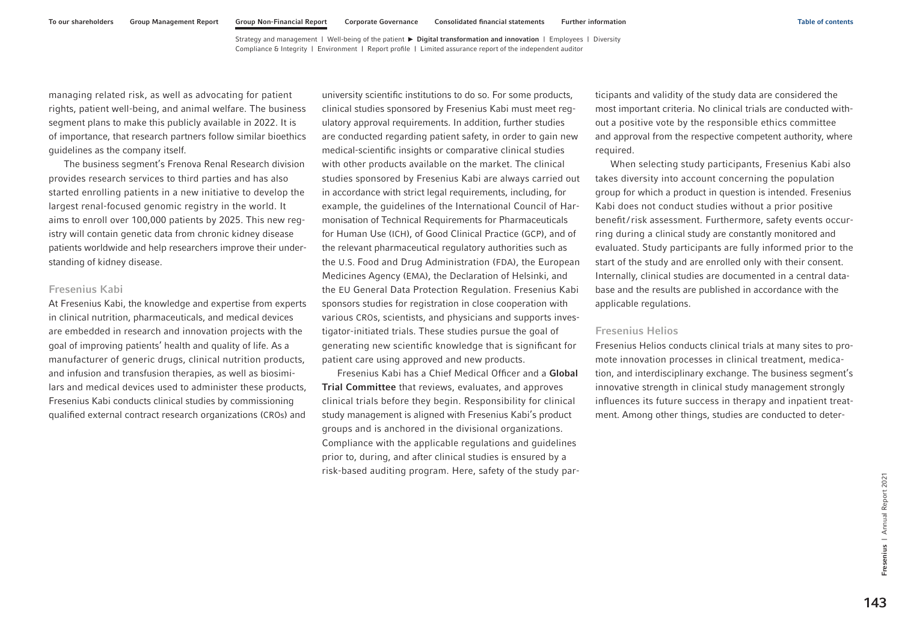managing related risk, as well as advocating for patient rights, patient well-being, and animal welfare. The business segment plans to make this publicly available in 2022. It is of importance, that research partners follow similar bioethics guidelines as the company itself.

The business segment's Frenova Renal Research division provides research services to third parties and has also started enrolling patients in a new initiative to develop the largest renal-focused genomic registry in the world. It aims to enroll over 100,000 patients by 2025. This new registry will contain genetic data from chronic kidney disease patients worldwide and help researchers improve their understanding of kidney disease.

### Fresenius Kabi

At Fresenius Kabi, the knowledge and expertise from experts in clinical nutrition, pharmaceuticals, and medical devices are embedded in research and innovation projects with the goal of improving patients' health and quality of life. As a manufacturer of generic drugs, clinical nutrition products, and infusion and transfusion therapies, as well as biosimilars and medical devices used to administer these products, Fresenius Kabi conducts clinical studies by commissioning qualified external contract research organizations (CROs) and university scientific institutions to do so. For some products, clinical studies sponsored by Fresenius Kabi must meet regulatory approval requirements. In addition, further studies are conducted regarding patient safety, in order to gain new medical-scientific insights or comparative clinical studies with other products available on the market. The clinical studies sponsored by Fresenius Kabi are always carried out in accordance with strict legal requirements, including, for example, the guidelines of the International Council of Harmonisation of Technical Requirements for Pharmaceuticals for Human Use (ICH), of Good Clinical Practice (GCP), and of the relevant pharmaceutical regulatory authorities such as the U.S. Food and Drug Administration (FDA), the European Medicines Agency (EMA), the Declaration of Helsinki, and the EU General Data Protection Regulation. Fresenius Kabi sponsors studies for registration in close cooperation with various CROs, scientists, and physicians and supports investigator-initiated trials. These studies pursue the goal of generating new scientific knowledge that is significant for patient care using approved and new products.

Fresenius Kabi has a Chief Medical Officer and a **Global Trial Committee** that reviews, evaluates, and approves clinical trials before they begin. Responsibility for clinical study management is aligned with Fresenius Kabi's product groups and is anchored in the divisional organizations. Compliance with the applicable regulations and guidelines prior to, during, and after clinical studies is ensured by a risk-based auditing program. Here, safety of the study participants and validity of the study data are considered the most important criteria. No clinical trials are conducted without a positive vote by the responsible ethics committee and approval from the respective competent authority, where required.

When selecting study participants, Fresenius Kabi also takes diversity into account concerning the population group for which a product in question is intended. Fresenius Kabi does not conduct studies without a prior positive benefit/risk assessment. Furthermore, safety events occurring during a clinical study are constantly monitored and evaluated. Study participants are fully informed prior to the start of the study and are enrolled only with their consent. Internally, clinical studies are documented in a central database and the results are published in accordance with the applicable regulations.

### Fresenius Helios

Fresenius Helios conducts clinical trials at many sites to promote innovation processes in clinical treatment, medication, and interdisciplinary exchange. The business segment's innovative strength in clinical study management strongly influences its future success in therapy and inpatient treatment. Among other things, studies are conducted to deter-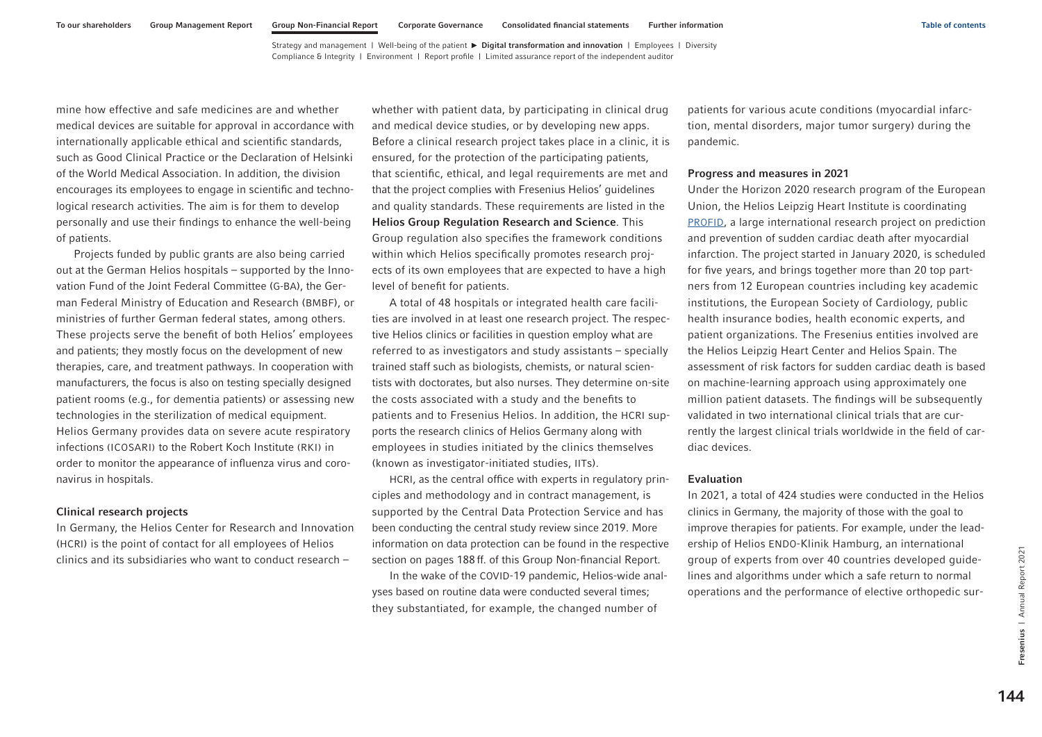mine how effective and safe medicines are and whether medical devices are suitable for approval in accordance with internationally applicable ethical and scientific standards, such as Good Clinical Practice or the Declaration of Helsinki of the World Medical Association. In addition, the division encourages its employees to engage in scientific and technological research activities. The aim is for them to develop personally and use their findings to enhance the well-being of patients.

Projects funded by public grants are also being carried out at the German Helios hospitals – supported by the Innovation Fund of the Joint Federal Committee (G-BA), the German Federal Ministry of Education and Research (BMBF), or ministries of further German federal states, among others. These projects serve the benefit of both Helios' employees and patients; they mostly focus on the development of new therapies, care, and treatment pathways. In cooperation with manufacturers, the focus is also on testing specially designed patient rooms (e.g., for dementia patients) or assessing new technologies in the sterilization of medical equipment. Helios Germany provides data on severe acute respiratory infections (ICOSARI) to the Robert Koch Institute (RKI) in order to monitor the appearance of influenza virus and coronavirus in hospitals.

#### Clinical research projects

In Germany, the Helios Center for Research and Innovation (HCRI) is the point of contact for all employees of Helios clinics and its subsidiaries who want to conduct research – whether with patient data, by participating in clinical drug and medical device studies, or by developing new apps. Before a clinical research project takes place in a clinic, it is ensured, for the protection of the participating patients, that scientific, ethical, and legal requirements are met and that the project complies with Fresenius Helios' guidelines and quality standards. These requirements are listed in the **Helios Group Regulation Research and Science**. This Group regulation also specifies the framework conditions within which Helios specifically promotes research projects of its own employees that are expected to have a high level of benefit for patients.

A total of 48 hospitals or integrated health care facilities are involved in at least one research project. The respective Helios clinics or facilities in question employ what are referred to as investigators and study assistants – specially trained staff such as biologists, chemists, or natural scientists with doctorates, but also nurses. They determine on-site the costs associated with a study and the benefits to patients and to Fresenius Helios. In addition, the HCRI supports the research clinics of Helios Germany along with employees in studies initiated by the clinics themselves (known as investigator-initiated studies, IITs).

HCRI, as the central office with experts in regulatory principles and methodology and in contract management, is supported by the Central Data Protection Service and has been conducting the central study review since 2019. More information on data protection can be found in the respective section on pages 188 ff. of this Group Non-financial Report.

In the wake of the COVID-19 pandemic, Helios-wide analyses based on routine data were conducted several times; they substantiated, for example, the changed number of patients for various acute conditions (myocardial infarction, mental disorders, major tumor surgery) during the pandemic.

#### Progress and measures in 2021

Under the Horizon 2020 research program of the European Union, the Helios Leipzig Heart Institute is coordinating PROFID, a large international research project on prediction and prevention of sudden cardiac death after myocardial infarction. The project started in January 2020, is scheduled for five years, and brings together more than 20 top partners from 12 European countries including key academic institutions, the European Society of Cardiology, public health insurance bodies, health economic experts, and patient organizations. The Fresenius entities involved are the Helios Leipzig Heart Center and Helios Spain. The assessment of risk factors for sudden cardiac death is based on machine-learning approach using approximately one million patient datasets. The findings will be subsequently validated in two international clinical trials that are currently the largest clinical trials worldwide in the field of cardiac devices.

#### Evaluation

In 2021, a total of 424 studies were conducted in the Helios clinics in Germany, the majority of those with the goal to improve therapies for patients. For example, under the leadership of Helios ENDO-Klinik Hamburg, an international group of experts from over 40 countries developed guidelines and algorithms under which a safe return to normal operations and the performance of elective orthopedic sur-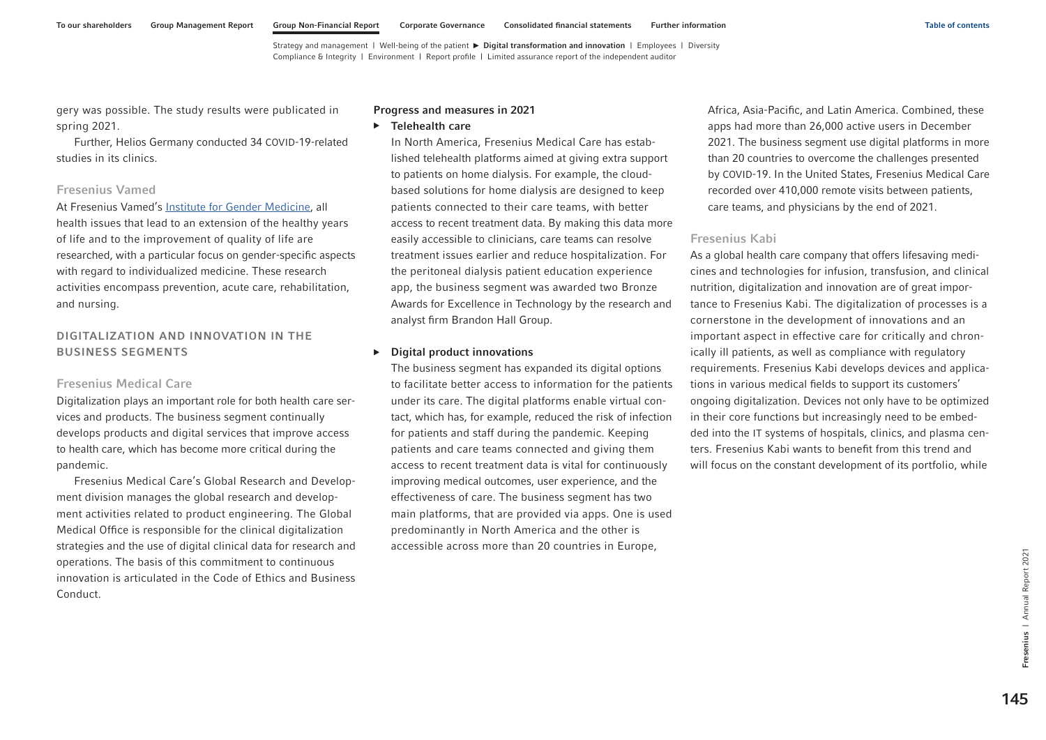gery was possible. The study results were published in spring 2021.

Further, Helios Germany conducted 34 COVID-19-related studies in its clinics.

### Fresenius Vamed

At Fresenius Vamed's Institute for Gender Medicine, all health issues that lead to an extension of the healthy years of life and to the improvement of quality of life are researched, with a particular focus on gender-specific aspects with regard to individualized medicine. These research activities encompass prevention, acute care, rehabilitation, and nursing.

## DIGITALIZATION AND INNOVATION IN THE BUSINESS SEGMENTS

### Fresenius Medical Care

Digitalization plays an important role for both health care services and products. The business segment continually develops products and digital services that improve access to health care, which has become more critical during the pandemic.

Fresenius Medical Care's Global Research and Development division manages the global research and development activities related to product engineering. The Global Medical Office is responsible for the clinical digitalization strategies and the use of digital clinical data for research and operations. The basis of this commitment to continuous innovation is articulated in the Code of Ethics and Business Conduct.

**Progress and measures in 2021**

- **Telehealth care**

  In North America, Fresenius Medical Care has established telehealth platforms aimed at giving extra support to patients on home dialysis. For example, the cloud-based solutions for home dialysis are designed to keep patients connected to their care teams, with better access to recent treatment data. By making this data more easily accessible to clinicians, care teams can resolve treatment issues earlier and reduce hospitalization. For the peritoneal dialysis patient education experience app, the business segment was awarded two Bronze Awards for Excellence in Technology by the research and analyst firm Brandon Hall Group.

- **Digital product innovations**

  The business segment has expanded its digital options to facilitate better access to information for the patients under its care. The digital platforms enable virtual contact, which has, for example, reduced the risk of infection for patients and staff during the pandemic. Keeping patients and care teams connected and giving them access to recent treatment data is vital for continuously improving medical outcomes, user experience, and the effectiveness of care. The business segment has two main platforms, that are provided via apps. One is used predominantly in North America and the other is accessible across more than 20 countries in Europe, Africa, Asia-Pacific, and Latin America. Combined, these apps had more than 26,000 active users in December 2021. The business segment use digital platforms in more than 20 countries to overcome the challenges presented by COVID-19. In the United States, Fresenius Medical Care recorded over 410,000 remote visits between patients, care teams, and physicians by the end of 2021.

### Fresenius Kabi

As a global health care company that offers lifesaving medicines and technologies for infusion, transfusion, and clinical nutrition, digitalization and innovation are of great importance to Fresenius Kabi. The digitalization of processes is a cornerstone in the development of innovations and an important aspect in effective care for critically and chronically ill patients, as well as compliance with regulatory requirements. Fresenius Kabi develops devices and applications in various medical fields to support its customers' ongoing digitalization. Devices not only have to be optimized in their core functions but increasingly need to be embedded into the IT systems of hospitals, clinics, and plasma centers. Fresenius Kabi wants to benefit from this trend and will focus on the constant development of its portfolio, while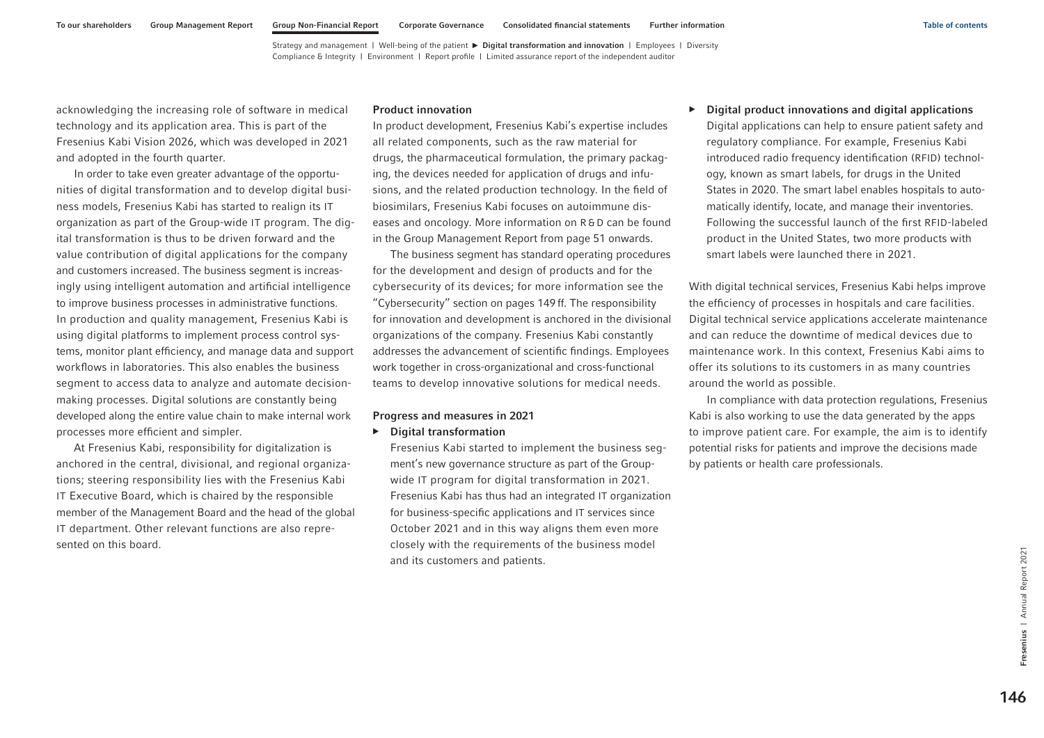acknowledging the increasing role of software in medical technology and its application area. This is part of the Fresenius Kabi Vision 2026, which was developed in 2021 and adopted in the fourth quarter.

In order to take even greater advantage of the opportunities of digital transformation and to develop digital business models, Fresenius Kabi has started to realign its IT organization as part of the Group-wide IT program. The digital transformation is thus to be driven forward and the value contribution of digital applications for the company and customers increased. The business segment is increasingly using intelligent automation and artificial intelligence to improve business processes in administrative functions. In production and quality management, Fresenius Kabi is using digital platforms to implement process control systems, monitor plant efficiency, and manage data and support workflows in laboratories. This also enables the business segment to access data to analyze and automate decision-making processes. Digital solutions are constantly being developed along the entire value chain to make internal work processes more efficient and simpler.

At Fresenius Kabi, responsibility for digitalization is anchored in the central, divisional, and regional organizations; steering responsibility lies with the Fresenius Kabi IT Executive Board, which is chaired by the responsible member of the Management Board and the head of the global IT department. Other relevant functions are also represented on this board.

**Product innovation**

In product development, Fresenius Kabi's expertise includes all related components, such as the raw material for drugs, the pharmaceutical formulation, the primary packaging, the devices needed for application of drugs and infusions, and the related production technology. In the field of biosimilars, Fresenius Kabi focuses on autoimmune diseases and oncology. More information on R&D can be found in the Group Management Report from page 51 onwards.

The business segment has standard operating procedures for the development and design of products and for the cybersecurity of its devices; for more information see the "Cybersecurity" section on pages 149 ff. The responsibility for innovation and development is anchored in the divisional organizations of the company. Fresenius Kabi constantly addresses the advancement of scientific findings. Employees work together in cross-organizational and cross-functional teams to develop innovative solutions for medical needs.

**Progress and measures in 2021**

- **Digital transformation**
  Fresenius Kabi started to implement the business segment's new governance structure as part of the Group-wide IT program for digital transformation in 2021. Fresenius Kabi has thus had an integrated IT organization for business-specific applications and IT services since October 2021 and in this way aligns them even more closely with the requirements of the business model and its customers and patients.
- **Digital product innovations and digital applications**
  Digital applications can help to ensure patient safety and regulatory compliance. For example, Fresenius Kabi introduced radio frequency identification (RFID) technology, known as smart labels, for drugs in the United States in 2020. The smart label enables hospitals to automatically identify, locate, and manage their inventories. Following the successful launch of the first RFID-labeled product in the United States, two more products with smart labels were launched there in 2021.

With digital technical services, Fresenius Kabi helps improve the efficiency of processes in hospitals and care facilities. Digital technical service applications accelerate maintenance and can reduce the downtime of medical devices due to maintenance work. In this context, Fresenius Kabi aims to offer its solutions to its customers in as many countries around the world as possible.

In compliance with data protection regulations, Fresenius Kabi is also working to use the data generated by the apps to improve patient care. For example, the aim is to identify potential risks for patients and improve the decisions made by patients or health care professionals.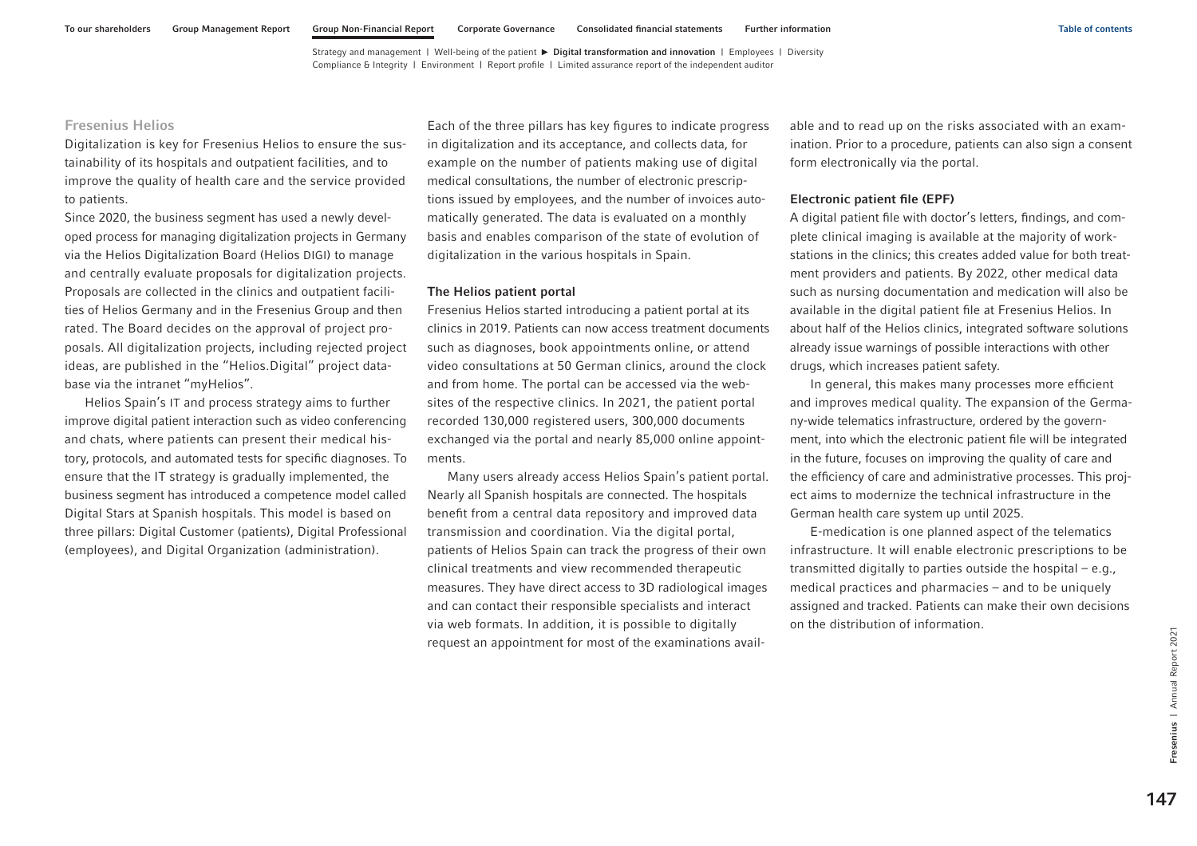## Fresenius Helios

Digitalization is key for Fresenius Helios to ensure the sustainability of its hospitals and outpatient facilities, and to improve the quality of health care and the service provided to patients.

Since 2020, the business segment has used a newly developed process for managing digitalization projects in Germany via the Helios Digitalization Board (Helios DIGI) to manage and centrally evaluate proposals for digitalization projects. Proposals are collected in the clinics and outpatient facilities of Helios Germany and in the Fresenius Group and then rated. The Board decides on the approval of project proposals. All digitalization projects, including rejected project ideas, are published in the "Helios.Digital" project database via the intranet "myHelios".

Helios Spain's IT and process strategy aims to further improve digital patient interaction such as video conferencing and chats, where patients can present their medical history, protocols, and automated tests for specific diagnoses. To ensure that the IT strategy is gradually implemented, the business segment has introduced a competence model called Digital Stars at Spanish hospitals. This model is based on three pillars: Digital Customer (patients), Digital Professional (employees), and Digital Organization (administration).

Each of the three pillars has key figures to indicate progress in digitalization and its acceptance, and collects data, for example on the number of patients making use of digital medical consultations, the number of electronic prescriptions issued by employees, and the number of invoices automatically generated. The data is evaluated on a monthly basis and enables comparison of the state of evolution of digitalization in the various hospitals in Spain.

### The Helios patient portal

Fresenius Helios started introducing a patient portal at its clinics in 2019. Patients can now access treatment documents such as diagnoses, book appointments online, or attend video consultations at 50 German clinics, around the clock and from home. The portal can be accessed via the websites of the respective clinics. In 2021, the patient portal recorded 130,000 registered users, 300,000 documents exchanged via the portal and nearly 85,000 online appointments.

Many users already access Helios Spain's patient portal. Nearly all Spanish hospitals are connected. The hospitals benefit from a central data repository and improved data transmission and coordination. Via the digital portal, patients of Helios Spain can track the progress of their own clinical treatments and view recommended therapeutic measures. They have direct access to 3D radiological images and can contact their responsible specialists and interact via web formats. In addition, it is possible to digitally request an appointment for most of the examinations available and to read up on the risks associated with an examination. Prior to a procedure, patients can also sign a consent form electronically via the portal.

### Electronic patient file (EPF)

A digital patient file with doctor's letters, findings, and complete clinical imaging is available at the majority of workstations in the clinics; this creates added value for both treatment providers and patients. By 2022, other medical data such as nursing documentation and medication will also be available in the digital patient file at Fresenius Helios. In about half of the Helios clinics, integrated software solutions already issue warnings of possible interactions with other drugs, which increases patient safety.

In general, this makes many processes more efficient and improves medical quality. The expansion of the Germany-wide telematics infrastructure, ordered by the government, into which the electronic patient file will be integrated in the future, focuses on improving the quality of care and the efficiency of care and administrative processes. This project aims to modernize the technical infrastructure in the German health care system up until 2025.

E-medication is one planned aspect of the telematics infrastructure. It will enable electronic prescriptions to be transmitted digitally to parties outside the hospital – e.g., medical practices and pharmacies – and to be uniquely assigned and tracked. Patients can make their own decisions on the distribution of information.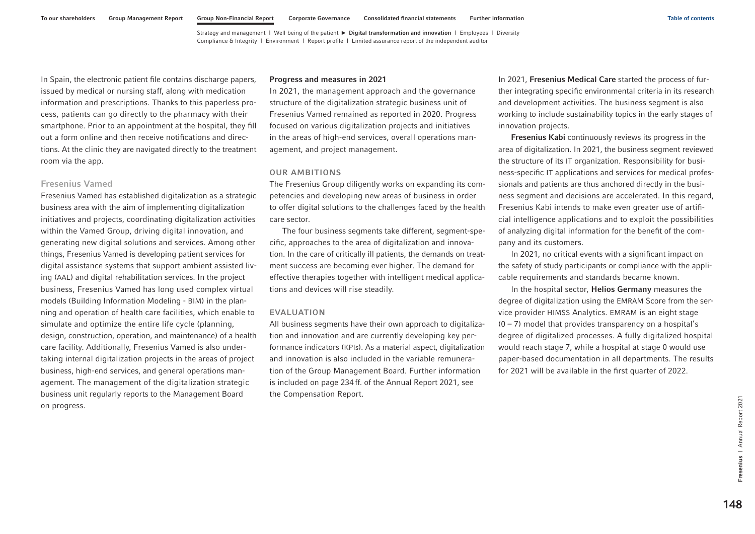In Spain, the electronic patient file contains discharge papers, issued by medical or nursing staff, along with medication information and prescriptions. Thanks to this paperless process, patients can go directly to the pharmacy with their smartphone. Prior to an appointment at the hospital, they fill out a form online and then receive notifications and directions. At the clinic they are navigated directly to the treatment room via the app.

### Fresenius Vamed

Fresenius Vamed has established digitalization as a strategic business area with the aim of implementing digitalization initiatives and projects, coordinating digitalization activities within the Vamed Group, driving digital innovation, and generating new digital solutions and services. Among other things, Fresenius Vamed is developing patient services for digital assistance systems that support ambient assisted living (AAL) and digital rehabilitation services. In the project business, Fresenius Vamed has long used complex virtual models (Building Information Modeling - BIM) in the planning and operation of health care facilities, which enable to simulate and optimize the entire life cycle (planning, design, construction, operation, and maintenance) of a health care facility. Additionally, Fresenius Vamed is also undertaking internal digitalization projects in the areas of project business, high-end services, and general operations management. The management of the digitalization strategic business unit regularly reports to the Management Board on progress.

**Progress and measures in 2021**

In 2021, the management approach and the governance structure of the digitalization strategic business unit of Fresenius Vamed remained as reported in 2020. Progress focused on various digitalization projects and initiatives in the areas of high-end services, overall operations management, and project management.

### OUR AMBITIONS

The Fresenius Group diligently works on expanding its competencies and developing new areas of business in order to offer digital solutions to the challenges faced by the health care sector.

The four business segments take different, segment-specific, approaches to the area of digitalization and innovation. In the care of critically ill patients, the demands on treatment success are becoming ever higher. The demand for effective therapies together with intelligent medical applications and devices will rise steadily.

### EVALUATION

All business segments have their own approach to digitalization and innovation and are currently developing key performance indicators (KPIs). As a material aspect, digitalization and innovation is also included in the variable remuneration of the Group Management Board. Further information is included on page 234 ff. of the Annual Report 2021, see the Compensation Report.

In 2021, **Fresenius Medical Care** started the process of further integrating specific environmental criteria in its research and development activities. The business segment is also working to include sustainability topics in the early stages of innovation projects.

**Fresenius Kabi** continuously reviews its progress in the area of digitalization. In 2021, the business segment reviewed the structure of its IT organization. Responsibility for business-specific IT applications and services for medical professionals and patients are thus anchored directly in the business segment and decisions are accelerated. In this regard, Fresenius Kabi intends to make even greater use of artificial intelligence applications and to exploit the possibilities of analyzing digital information for the benefit of the company and its customers.

In 2021, no critical events with a significant impact on the safety of study participants or compliance with the applicable requirements and standards became known.

In the hospital sector, **Helios Germany** measures the degree of digitalization using the EMRAM Score from the service provider HIMSS Analytics. EMRAM is an eight stage (0 – 7) model that provides transparency on a hospital's degree of digitalized processes. A fully digitalized hospital would reach stage 7, while a hospital at stage 0 would use paper-based documentation in all departments. The results for 2021 will be available in the first quarter of 2022.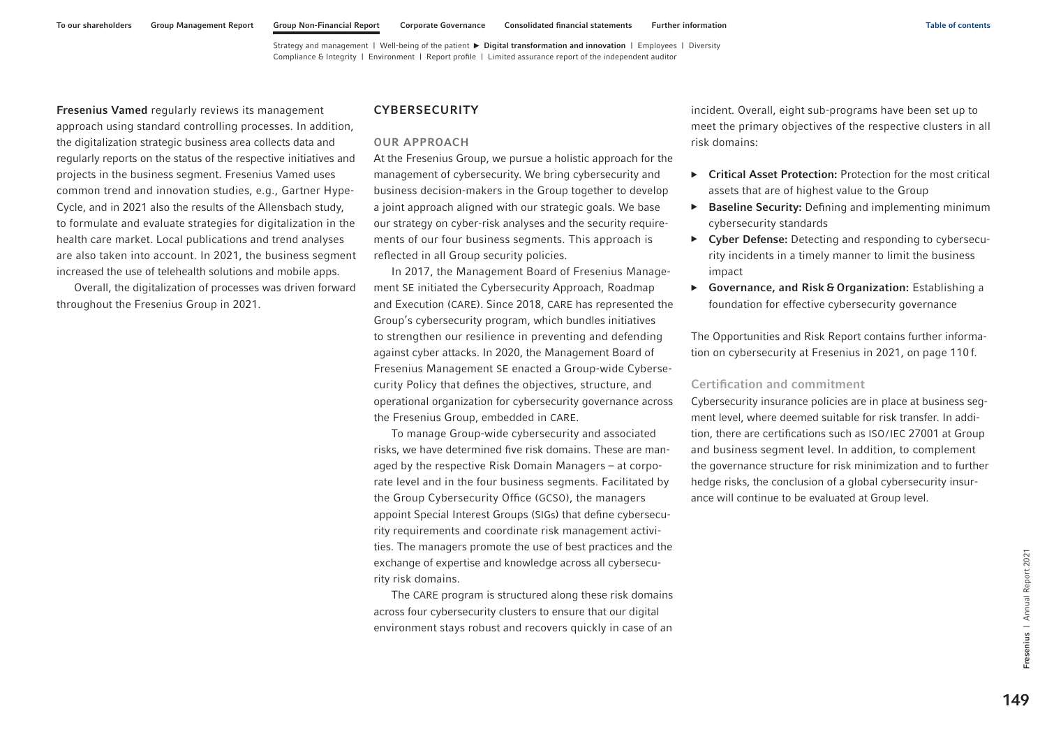**Fresenius Vamed** regularly reviews its management approach using standard controlling processes. In addition, the digitalization strategic business area collects data and regularly reports on the status of the respective initiatives and projects in the business segment. Fresenius Vamed uses common trend and innovation studies, e.g., Gartner Hype-Cycle, and in 2021 also the results of the Allensbach study, to formulate and evaluate strategies for digitalization in the health care market. Local publications and trend analyses are also taken into account. In 2021, the business segment increased the use of telehealth solutions and mobile apps.

Overall, the digitalization of processes was driven forward throughout the Fresenius Group in 2021.

## CYBERSECURITY

### OUR APPROACH

At the Fresenius Group, we pursue a holistic approach for the management of cybersecurity. We bring cybersecurity and business decision-makers in the Group together to develop a joint approach aligned with our strategic goals. We base our strategy on cyber-risk analyses and the security requirements of our four business segments. This approach is reflected in all Group security policies.

In 2017, the Management Board of Fresenius Management SE initiated the Cybersecurity Approach, Roadmap and Execution (CARE). Since 2018, CARE has represented the Group's cybersecurity program, which bundles initiatives to strengthen our resilience in preventing and defending against cyber attacks. In 2020, the Management Board of Fresenius Management SE enacted a Group-wide Cybersecurity Policy that defines the objectives, structure, and operational organization for cybersecurity governance across the Fresenius Group, embedded in CARE.

To manage Group-wide cybersecurity and associated risks, we have determined five risk domains. These are managed by the respective Risk Domain Managers – at corporate level and in the four business segments. Facilitated by the Group Cybersecurity Office (GCSO), the managers appoint Special Interest Groups (SIGs) that define cybersecurity requirements and coordinate risk management activities. The managers promote the use of best practices and the exchange of expertise and knowledge across all cybersecurity risk domains.

The CARE program is structured along these risk domains across four cybersecurity clusters to ensure that our digital environment stays robust and recovers quickly in case of an incident. Overall, eight sub-programs have been set up to meet the primary objectives of the respective clusters in all risk domains:

- **Critical Asset Protection:** Protection for the most critical assets that are of highest value to the Group
- **Baseline Security:** Defining and implementing minimum cybersecurity standards
- **Cyber Defense:** Detecting and responding to cybersecurity incidents in a timely manner to limit the business impact
- **Governance, and Risk & Organization:** Establishing a foundation for effective cybersecurity governance

The Opportunities and Risk Report contains further information on cybersecurity at Fresenius in 2021, on page 110 f.

### Certification and commitment

Cybersecurity insurance policies are in place at business segment level, where deemed suitable for risk transfer. In addition, there are certifications such as ISO/IEC 27001 at Group and business segment level. In addition, to complement the governance structure for risk minimization and to further hedge risks, the conclusion of a global cybersecurity insurance will continue to be evaluated at Group level.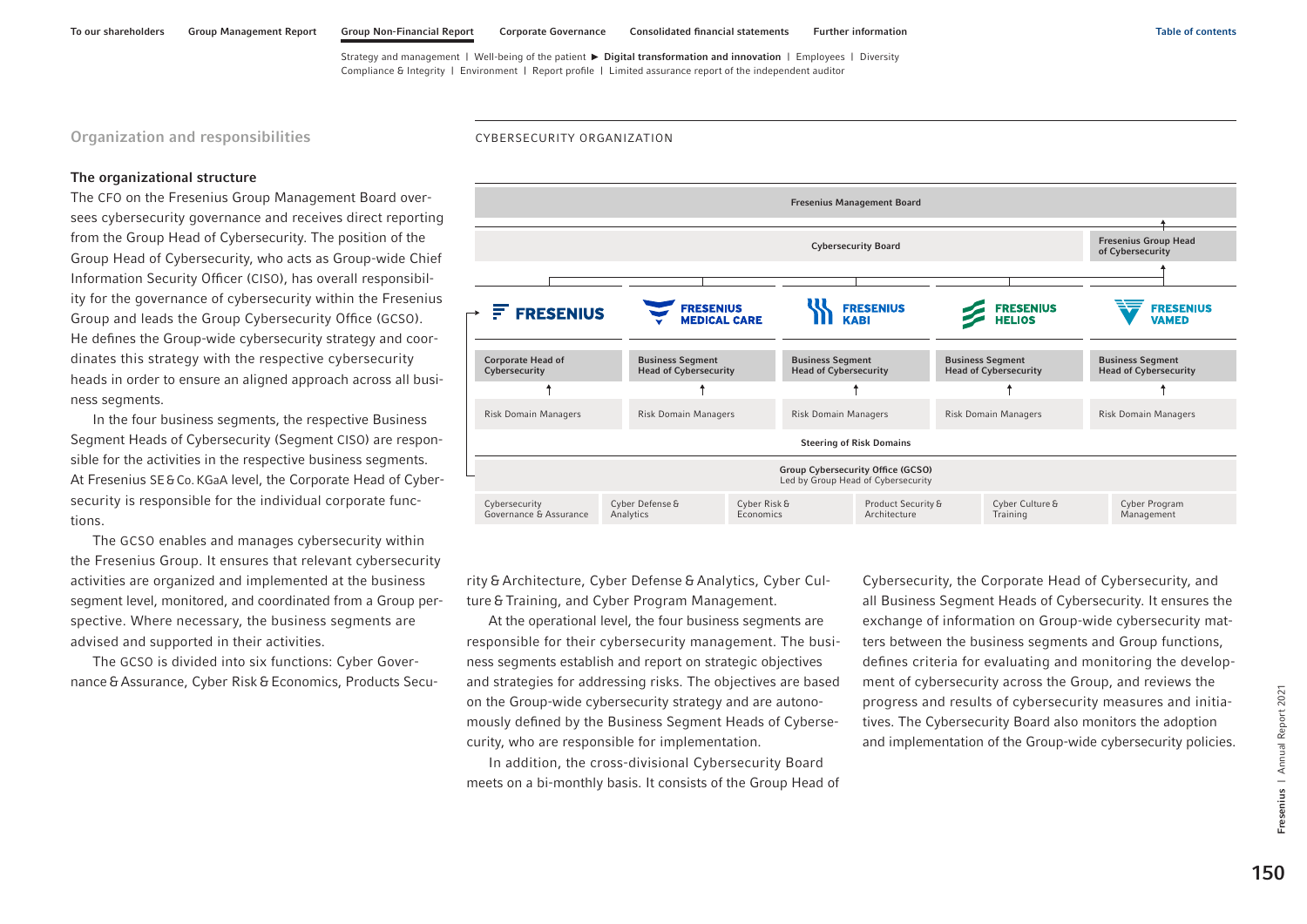## Organization and responsibilities

### The organizational structure

The CFO on the Fresenius Group Management Board oversees cybersecurity governance and receives direct reporting from the Group Head of Cybersecurity. The position of the Group Head of Cybersecurity, who acts as Group-wide Chief Information Security Officer (CISO), has overall responsibility for the governance of cybersecurity within the Fresenius Group and leads the Group Cybersecurity Office (GCSO). He defines the Group-wide cybersecurity strategy and coordinates this strategy with the respective cybersecurity heads in order to ensure an aligned approach across all business segments.

In the four business segments, the respective Business Segment Heads of Cybersecurity (Segment CISO) are responsible for the activities in the respective business segments. At Fresenius SE & Co. KGaA level, the Corporate Head of Cybersecurity is responsible for the individual corporate functions.

The GCSO enables and manages cybersecurity within the Fresenius Group. It ensures that relevant cybersecurity activities are organized and implemented at the business segment level, monitored, and coordinated from a Group perspective. Where necessary, the business segments are advised and supported in their activities.

The GCSO is divided into six functions: Cyber Governance & Assurance, Cyber Risk & Economics, Products Security & Architecture, Cyber Defense & Analytics, Cyber Culture & Training, and Cyber Program Management.

At the operational level, the four business segments are responsible for their cybersecurity management. The business segments establish and report on strategic objectives and strategies for addressing risks. The objectives are based on the Group-wide cybersecurity strategy and are autonomously defined by the Business Segment Heads of Cybersecurity, who are responsible for implementation.

In addition, the cross-divisional Cybersecurity Board meets on a bi-monthly basis. It consists of the Group Head of Cybersecurity, the Corporate Head of Cybersecurity, and all Business Segment Heads of Cybersecurity. It ensures the exchange of information on Group-wide cybersecurity matters between the business segments and Group functions, defines criteria for evaluating and monitoring the development of cybersecurity across the Group, and reviews the progress and results of cybersecurity measures and initiatives. The Cybersecurity Board also monitors the adoption and implementation of the Group-wide cybersecurity policies.

CYBERSECURITY ORGANIZATION

Fresenius Management Board

Cybersecurity Board | Fresenius Group Head of Cybersecurity

| Fresenius | Fresenius Medical Care | Fresenius Kabi | Fresenius Helios | Fresenius Vamed |
|---|---|---|---|---|
| Corporate Head of Cybersecurity | Business Segment Head of Cybersecurity | Business Segment Head of Cybersecurity | Business Segment Head of Cybersecurity | Business Segment Head of Cybersecurity |
| Risk Domain Managers | Risk Domain Managers | Risk Domain Managers | Risk Domain Managers | Risk Domain Managers |

Steering of Risk Domains

Group Cybersecurity Office (GCSO)
Led by Group Head of Cybersecurity

| Cybersecurity Governance & Assurance | Cyber Defense & Analytics | Cyber Risk & Economics | Product Security & Architecture | Cyber Culture & Training | Cyber Program Management |
|---|---|---|---|---|---|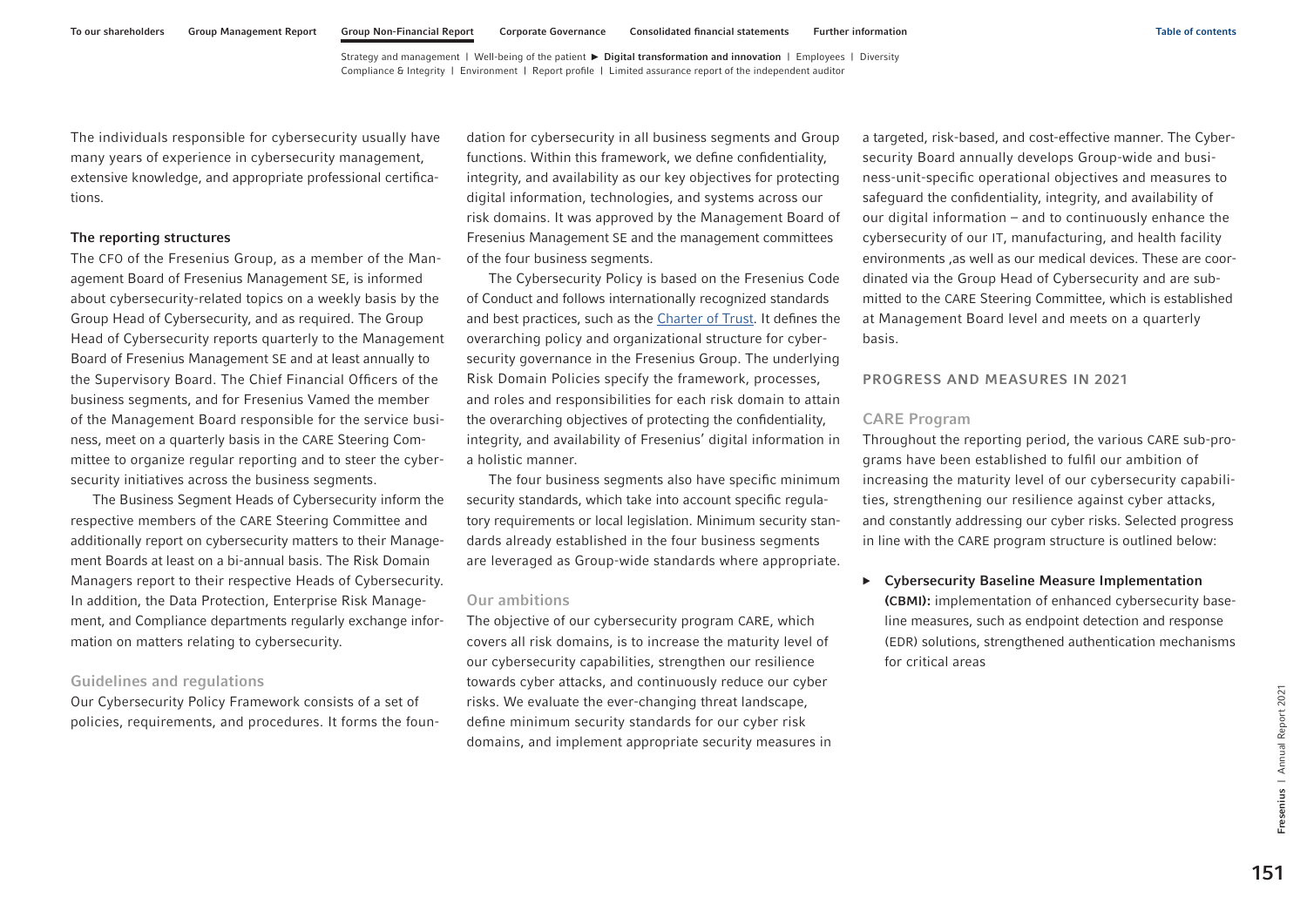The individuals responsible for cybersecurity usually have many years of experience in cybersecurity management, extensive knowledge, and appropriate professional certifications.

#### The reporting structures

The CFO of the Fresenius Group, as a member of the Management Board of Fresenius Management SE, is informed about cybersecurity-related topics on a weekly basis by the Group Head of Cybersecurity, and as required. The Group Head of Cybersecurity reports quarterly to the Management Board of Fresenius Management SE and at least annually to the Supervisory Board. The Chief Financial Officers of the business segments, and for Fresenius Vamed the member of the Management Board responsible for the service business, meet on a quarterly basis in the CARE Steering Committee to organize regular reporting and to steer the cybersecurity initiatives across the business segments.

The Business Segment Heads of Cybersecurity inform the respective members of the CARE Steering Committee and additionally report on cybersecurity matters to their Management Boards at least on a bi-annual basis. The Risk Domain Managers report to their respective Heads of Cybersecurity. In addition, the Data Protection, Enterprise Risk Management, and Compliance departments regularly exchange information on matters relating to cybersecurity.

### Guidelines and regulations

Our Cybersecurity Policy Framework consists of a set of policies, requirements, and procedures. It forms the foundation for cybersecurity in all business segments and Group functions. Within this framework, we define confidentiality, integrity, and availability as our key objectives for protecting digital information, technologies, and systems across our risk domains. It was approved by the Management Board of Fresenius Management SE and the management committees of the four business segments.

The Cybersecurity Policy is based on the Fresenius Code of Conduct and follows internationally recognized standards and best practices, such as the Charter of Trust. It defines the overarching policy and organizational structure for cybersecurity governance in the Fresenius Group. The underlying Risk Domain Policies specify the framework, processes, and roles and responsibilities for each risk domain to attain the overarching objectives of protecting the confidentiality, integrity, and availability of Fresenius' digital information in a holistic manner.

The four business segments also have specific minimum security standards, which take into account specific regulatory requirements or local legislation. Minimum security standards already established in the four business segments are leveraged as Group-wide standards where appropriate.

### Our ambitions

The objective of our cybersecurity program CARE, which covers all risk domains, is to increase the maturity level of our cybersecurity capabilities, strengthen our resilience towards cyber attacks, and continuously reduce our cyber risks. We evaluate the ever-changing threat landscape, define minimum security standards for our cyber risk domains, and implement appropriate security measures in a targeted, risk-based, and cost-effective manner. The Cybersecurity Board annually develops Group-wide and business-unit-specific operational objectives and measures to safeguard the confidentiality, integrity, and availability of our digital information – and to continuously enhance the cybersecurity of our IT, manufacturing, and health facility environments ,as well as our medical devices. These are coordinated via the Group Head of Cybersecurity and are submitted to the CARE Steering Committee, which is established at Management Board level and meets on a quarterly basis.

## PROGRESS AND MEASURES IN 2021

### CARE Program

Throughout the reporting period, the various CARE sub-programs have been established to fulfil our ambition of increasing the maturity level of our cybersecurity capabilities, strengthening our resilience against cyber attacks, and constantly addressing our cyber risks. Selected progress in line with the CARE program structure is outlined below:

- **Cybersecurity Baseline Measure Implementation (CBMI):** implementation of enhanced cybersecurity baseline measures, such as endpoint detection and response (EDR) solutions, strengthened authentication mechanisms for critical areas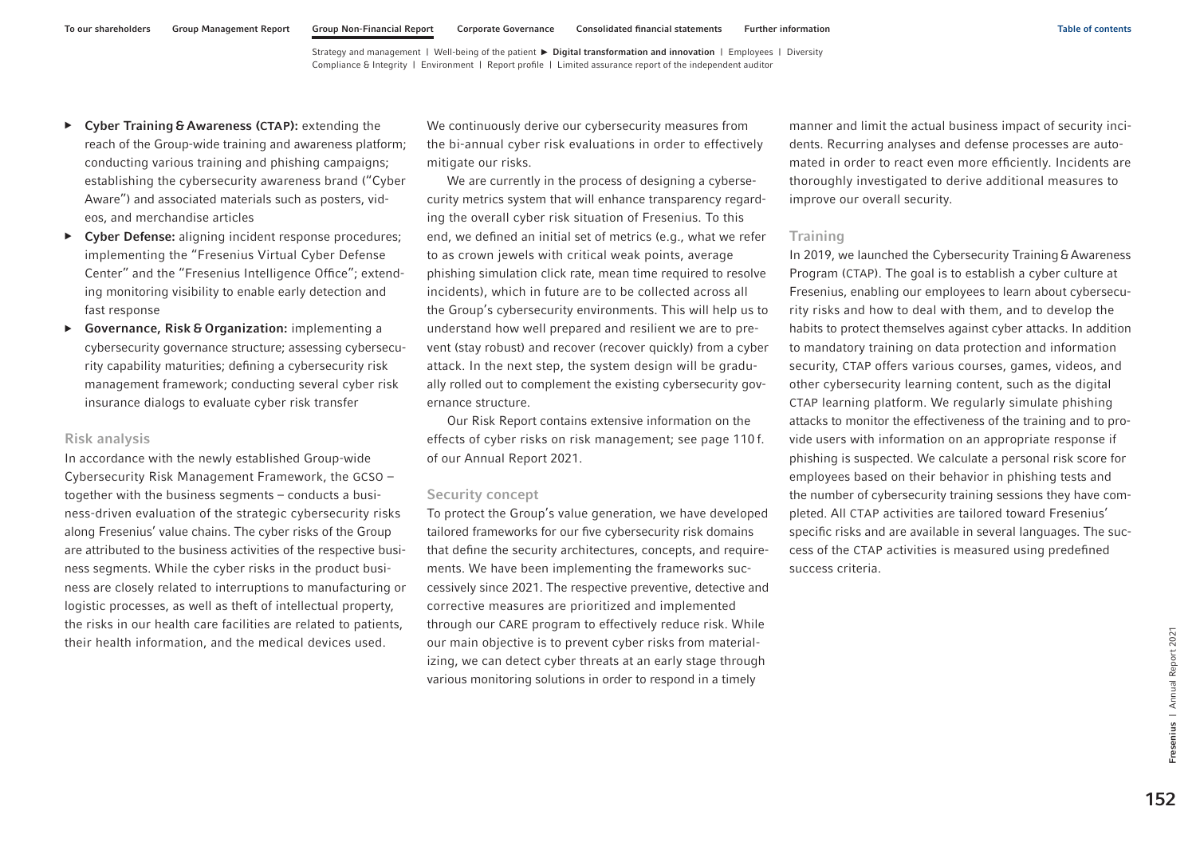- **Cyber Training & Awareness (CTAP):** extending the reach of the Group-wide training and awareness platform; conducting various training and phishing campaigns; establishing the cybersecurity awareness brand ("Cyber Aware") and associated materials such as posters, videos, and merchandise articles
- **Cyber Defense:** aligning incident response procedures; implementing the "Fresenius Virtual Cyber Defense Center" and the "Fresenius Intelligence Office"; extending monitoring visibility to enable early detection and fast response
- **Governance, Risk & Organization:** implementing a cybersecurity governance structure; assessing cybersecurity capability maturities; defining a cybersecurity risk management framework; conducting several cyber risk insurance dialogs to evaluate cyber risk transfer

### Risk analysis

In accordance with the newly established Group-wide Cybersecurity Risk Management Framework, the GCSO – together with the business segments – conducts a business-driven evaluation of the strategic cybersecurity risks along Fresenius' value chains. The cyber risks of the Group are attributed to the business activities of the respective business segments. While the cyber risks in the product business are closely related to interruptions to manufacturing or logistic processes, as well as theft of intellectual property, the risks in our health care facilities are related to patients, their health information, and the medical devices used.

We continuously derive our cybersecurity measures from the bi-annual cyber risk evaluations in order to effectively mitigate our risks.

We are currently in the process of designing a cybersecurity metrics system that will enhance transparency regarding the overall cyber risk situation of Fresenius. To this end, we defined an initial set of metrics (e.g., what we refer to as crown jewels with critical weak points, average phishing simulation click rate, mean time required to resolve incidents), which in future are to be collected across all the Group's cybersecurity environments. This will help us to understand how well prepared and resilient we are to prevent (stay robust) and recover (recover quickly) from a cyber attack. In the next step, the system design will be gradually rolled out to complement the existing cybersecurity governance structure.

Our Risk Report contains extensive information on the effects of cyber risks on risk management; see page 110 f. of our Annual Report 2021.

### Security concept

To protect the Group's value generation, we have developed tailored frameworks for our five cybersecurity risk domains that define the security architectures, concepts, and requirements. We have been implementing the frameworks successively since 2021. The respective preventive, detective and corrective measures are prioritized and implemented through our CARE program to effectively reduce risk. While our main objective is to prevent cyber risks from materializing, we can detect cyber threats at an early stage through various monitoring solutions in order to respond in a timely manner and limit the actual business impact of security incidents. Recurring analyses and defense processes are automated in order to react even more efficiently. Incidents are thoroughly investigated to derive additional measures to improve our overall security.

### Training

In 2019, we launched the Cybersecurity Training & Awareness Program (CTAP). The goal is to establish a cyber culture at Fresenius, enabling our employees to learn about cybersecurity risks and how to deal with them, and to develop the habits to protect themselves against cyber attacks. In addition to mandatory training on data protection and information security, CTAP offers various courses, games, videos, and other cybersecurity learning content, such as the digital CTAP learning platform. We regularly simulate phishing attacks to monitor the effectiveness of the training and to provide users with information on an appropriate response if phishing is suspected. We calculate a personal risk score for employees based on their behavior in phishing tests and the number of cybersecurity training sessions they have completed. All CTAP activities are tailored toward Fresenius' specific risks and are available in several languages. The success of the CTAP activities is measured using predefined success criteria.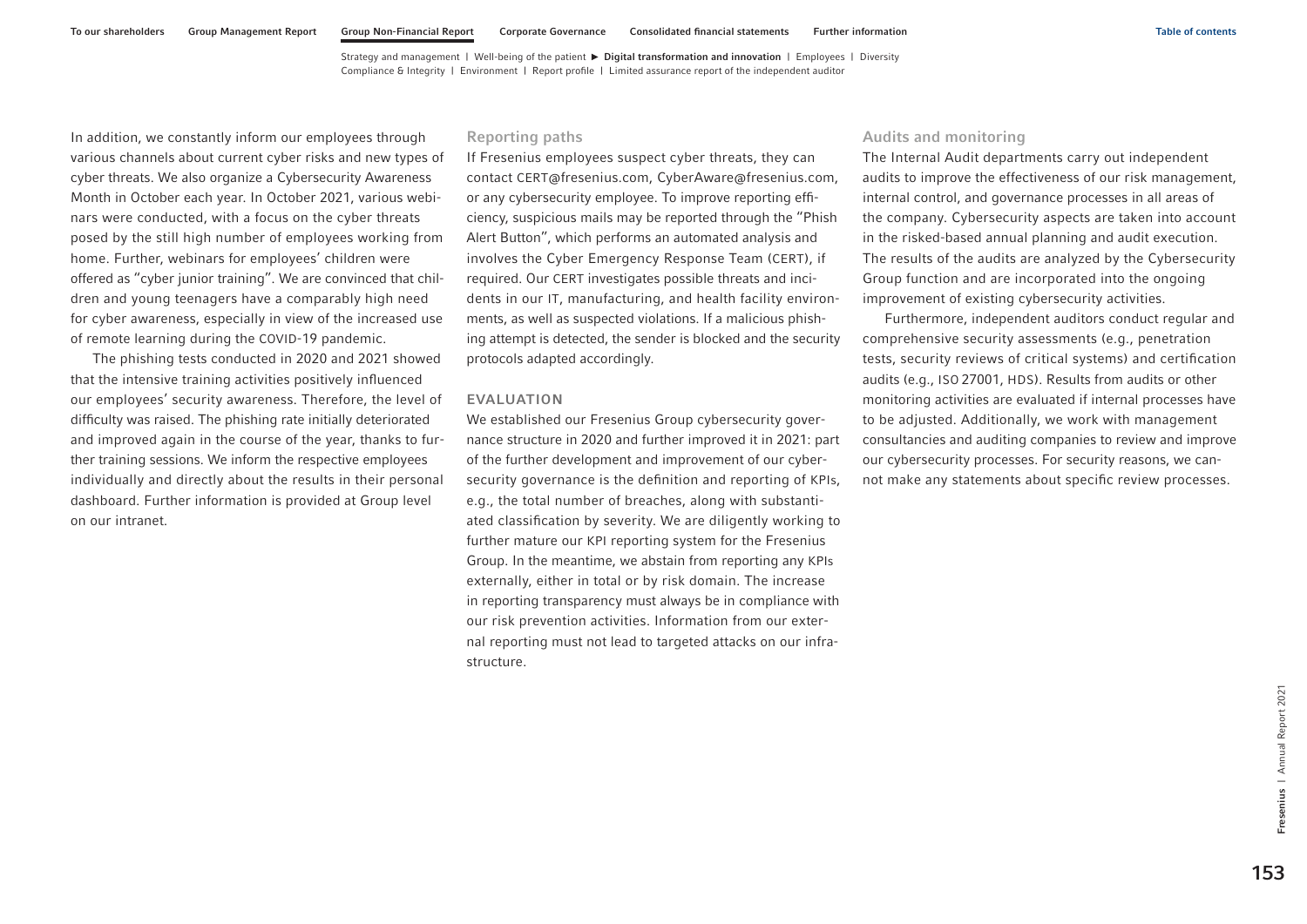In addition, we constantly inform our employees through various channels about current cyber risks and new types of cyber threats. We also organize a Cybersecurity Awareness Month in October each year. In October 2021, various webinars were conducted, with a focus on the cyber threats posed by the still high number of employees working from home. Further, webinars for employees' children were offered as "cyber junior training". We are convinced that children and young teenagers have a comparably high need for cyber awareness, especially in view of the increased use of remote learning during the COVID-19 pandemic.

The phishing tests conducted in 2020 and 2021 showed that the intensive training activities positively influenced our employees' security awareness. Therefore, the level of difficulty was raised. The phishing rate initially deteriorated and improved again in the course of the year, thanks to further training sessions. We inform the respective employees individually and directly about the results in their personal dashboard. Further information is provided at Group level on our intranet.

### Reporting paths

If Fresenius employees suspect cyber threats, they can contact CERT@fresenius.com, CyberAware@fresenius.com, or any cybersecurity employee. To improve reporting efficiency, suspicious mails may be reported through the "Phish Alert Button", which performs an automated analysis and involves the Cyber Emergency Response Team (CERT), if required. Our CERT investigates possible threats and incidents in our IT, manufacturing, and health facility environments, as well as suspected violations. If a malicious phishing attempt is detected, the sender is blocked and the security protocols adapted accordingly.

## EVALUATION

We established our Fresenius Group cybersecurity governance structure in 2020 and further improved it in 2021: part of the further development and improvement of our cybersecurity governance is the definition and reporting of KPIs, e.g., the total number of breaches, along with substantiated classification by severity. We are diligently working to further mature our KPI reporting system for the Fresenius Group. In the meantime, we abstain from reporting any KPIs externally, either in total or by risk domain. The increase in reporting transparency must always be in compliance with our risk prevention activities. Information from our external reporting must not lead to targeted attacks on our infrastructure.

### Audits and monitoring

The Internal Audit departments carry out independent audits to improve the effectiveness of our risk management, internal control, and governance processes in all areas of the company. Cybersecurity aspects are taken into account in the risked-based annual planning and audit execution. The results of the audits are analyzed by the Cybersecurity Group function and are incorporated into the ongoing improvement of existing cybersecurity activities.

Furthermore, independent auditors conduct regular and comprehensive security assessments (e.g., penetration tests, security reviews of critical systems) and certification audits (e.g., ISO 27001, HDS). Results from audits or other monitoring activities are evaluated if internal processes have to be adjusted. Additionally, we work with management consultancies and auditing companies to review and improve our cybersecurity processes. For security reasons, we cannot make any statements about specific review processes.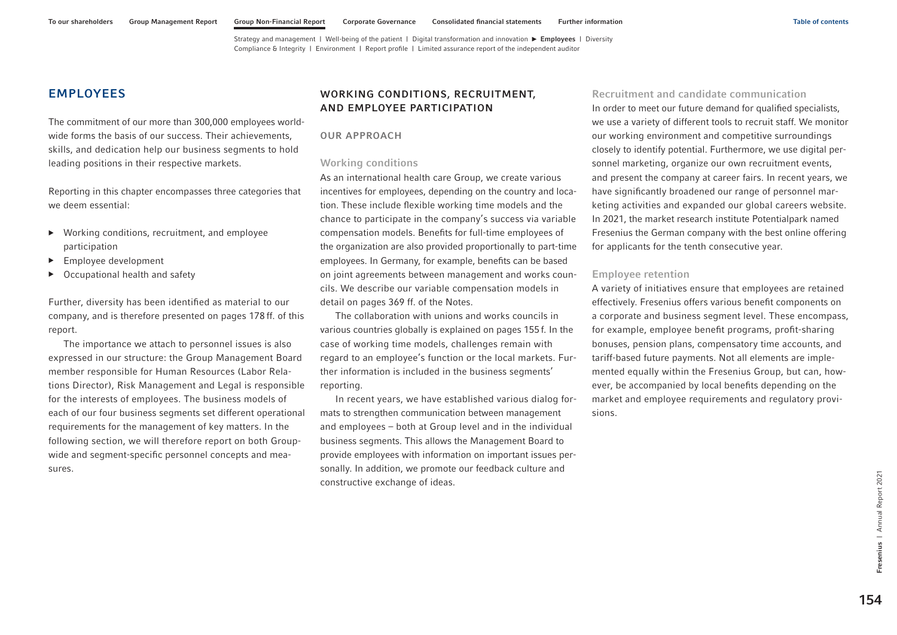# EMPLOYEES

The commitment of our more than 300,000 employees worldwide forms the basis of our success. Their achievements, skills, and dedication help our business segments to hold leading positions in their respective markets.

Reporting in this chapter encompasses three categories that we deem essential:

- Working conditions, recruitment, and employee participation
- Employee development
- Occupational health and safety

Further, diversity has been identified as material to our company, and is therefore presented on pages 178 ff. of this report.

The importance we attach to personnel issues is also expressed in our structure: the Group Management Board member responsible for Human Resources (Labor Relations Director), Risk Management and Legal is responsible for the interests of employees. The business models of each of our four business segments set different operational requirements for the management of key matters. In the following section, we will therefore report on both Group-wide and segment-specific personnel concepts and measures.

## WORKING CONDITIONS, RECRUITMENT, AND EMPLOYEE PARTICIPATION

### OUR APPROACH

#### Working conditions

As an international health care Group, we create various incentives for employees, depending on the country and location. These include flexible working time models and the chance to participate in the company's success via variable compensation models. Benefits for full-time employees of the organization are also provided proportionally to part-time employees. In Germany, for example, benefits can be based on joint agreements between management and works councils. We describe our variable compensation models in detail on pages 369 ff. of the Notes.

The collaboration with unions and works councils in various countries globally is explained on pages 155 f. In the case of working time models, challenges remain with regard to an employee's function or the local markets. Further information is included in the business segments' reporting.

In recent years, we have established various dialog formats to strengthen communication between management and employees – both at Group level and in the individual business segments. This allows the Management Board to provide employees with information on important issues personally. In addition, we promote our feedback culture and constructive exchange of ideas.

#### Recruitment and candidate communication

In order to meet our future demand for qualified specialists, we use a variety of different tools to recruit staff. We monitor our working environment and competitive surroundings closely to identify potential. Furthermore, we use digital personnel marketing, organize our own recruitment events, and present the company at career fairs. In recent years, we have significantly broadened our range of personnel marketing activities and expanded our global careers website. In 2021, the market research institute Potentialpark named Fresenius the German company with the best online offering for applicants for the tenth consecutive year.

#### Employee retention

A variety of initiatives ensure that employees are retained effectively. Fresenius offers various benefit components on a corporate and business segment level. These encompass, for example, employee benefit programs, profit-sharing bonuses, pension plans, compensatory time accounts, and tariff-based future payments. Not all elements are implemented equally within the Fresenius Group, but can, however, be accompanied by local benefits depending on the market and employee requirements and regulatory provisions.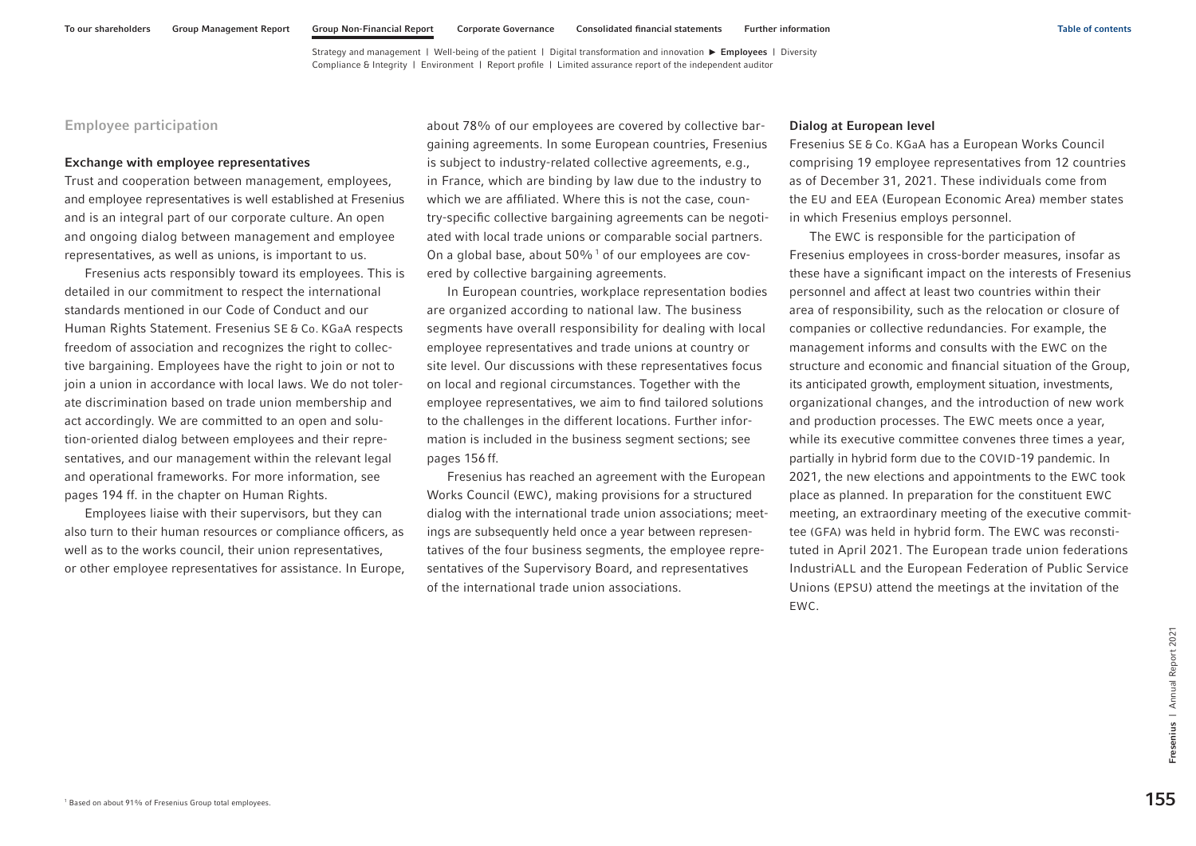## Employee participation

### Exchange with employee representatives

Trust and cooperation between management, employees, and employee representatives is well established at Fresenius and is an integral part of our corporate culture. An open and ongoing dialog between management and employee representatives, as well as unions, is important to us.

Fresenius acts responsibly toward its employees. This is detailed in our commitment to respect the international standards mentioned in our Code of Conduct and our Human Rights Statement. Fresenius SE & Co. KGaA respects freedom of association and recognizes the right to collective bargaining. Employees have the right to join or not to join a union in accordance with local laws. We do not tolerate discrimination based on trade union membership and act accordingly. We are committed to an open and solution-oriented dialog between employees and their representatives, and our management within the relevant legal and operational frameworks. For more information, see pages 194 ff. in the chapter on Human Rights.

Employees liaise with their supervisors, but they can also turn to their human resources or compliance officers, as well as to the works council, their union representatives, or other employee representatives for assistance. In Europe, about 78% of our employees are covered by collective bargaining agreements. In some European countries, Fresenius is subject to industry-related collective agreements, e.g., in France, which are binding by law due to the industry to which we are affiliated. Where this is not the case, country-specific collective bargaining agreements can be negotiated with local trade unions or comparable social partners. On a global base, about 50% [1] of our employees are covered by collective bargaining agreements.

In European countries, workplace representation bodies are organized according to national law. The business segments have overall responsibility for dealing with local employee representatives and trade unions at country or site level. Our discussions with these representatives focus on local and regional circumstances. Together with the employee representatives, we aim to find tailored solutions to the challenges in the different locations. Further information is included in the business segment sections; see pages 156 ff.

Fresenius has reached an agreement with the European Works Council (EWC), making provisions for a structured dialog with the international trade union associations; meetings are subsequently held once a year between representatives of the four business segments, the employee representatives of the Supervisory Board, and representatives of the international trade union associations.

### Dialog at European level

Fresenius SE & Co. KGaA has a European Works Council comprising 19 employee representatives from 12 countries as of December 31, 2021. These individuals come from the EU and EEA (European Economic Area) member states in which Fresenius employs personnel.

The EWC is responsible for the participation of Fresenius employees in cross-border measures, insofar as these have a significant impact on the interests of Fresenius personnel and affect at least two countries within their area of responsibility, such as the relocation or closure of companies or collective redundancies. For example, the management informs and consults with the EWC on the structure and economic and financial situation of the Group, its anticipated growth, employment situation, investments, organizational changes, and the introduction of new work and production processes. The EWC meets once a year, while its executive committee convenes three times a year, partially in hybrid form due to the COVID-19 pandemic. In 2021, the new elections and appointments to the EWC took place as planned. In preparation for the constituent EWC meeting, an extraordinary meeting of the executive committee (GFA) was held in hybrid form. The EWC was reconstituted in April 2021. The European trade union federations IndustriALL and the European Federation of Public Service Unions (EPSU) attend the meetings at the invitation of the EWC.

[1] Based on about 91% of Fresenius Group total employees.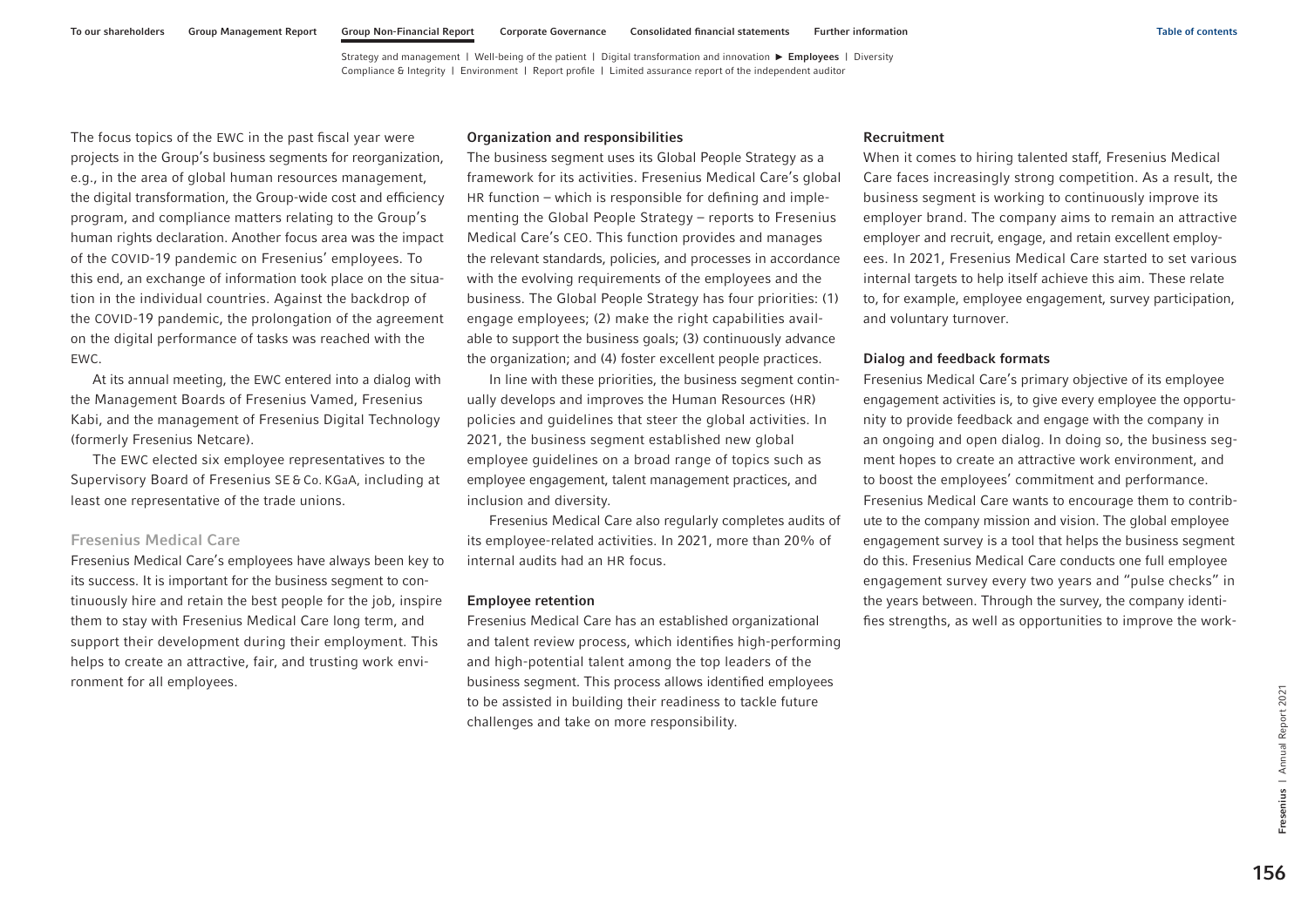The focus topics of the EWC in the past fiscal year were projects in the Group's business segments for reorganization, e.g., in the area of global human resources management, the digital transformation, the Group-wide cost and efficiency program, and compliance matters relating to the Group's human rights declaration. Another focus area was the impact of the COVID-19 pandemic on Fresenius' employees. To this end, an exchange of information took place on the situation in the individual countries. Against the backdrop of the COVID-19 pandemic, the prolongation of the agreement on the digital performance of tasks was reached with the EWC.

At its annual meeting, the EWC entered into a dialog with the Management Boards of Fresenius Vamed, Fresenius Kabi, and the management of Fresenius Digital Technology (formerly Fresenius Netcare).

The EWC elected six employee representatives to the Supervisory Board of Fresenius SE & Co. KGaA, including at least one representative of the trade unions.

## Fresenius Medical Care

Fresenius Medical Care's employees have always been key to its success. It is important for the business segment to continuously hire and retain the best people for the job, inspire them to stay with Fresenius Medical Care long term, and support their development during their employment. This helps to create an attractive, fair, and trusting work environment for all employees.

### Organization and responsibilities

The business segment uses its Global People Strategy as a framework for its activities. Fresenius Medical Care's global HR function – which is responsible for defining and implementing the Global People Strategy – reports to Fresenius Medical Care's CEO. This function provides and manages the relevant standards, policies, and processes in accordance with the evolving requirements of the employees and the business. The Global People Strategy has four priorities: (1) engage employees; (2) make the right capabilities available to support the business goals; (3) continuously advance the organization; and (4) foster excellent people practices.

In line with these priorities, the business segment continually develops and improves the Human Resources (HR) policies and guidelines that steer the global activities. In 2021, the business segment established new global employee guidelines on a broad range of topics such as employee engagement, talent management practices, and inclusion and diversity.

Fresenius Medical Care also regularly completes audits of its employee-related activities. In 2021, more than 20% of internal audits had an HR focus.

### Employee retention

Fresenius Medical Care has an established organizational and talent review process, which identifies high-performing and high-potential talent among the top leaders of the business segment. This process allows identified employees to be assisted in building their readiness to tackle future challenges and take on more responsibility.

### Recruitment

When it comes to hiring talented staff, Fresenius Medical Care faces increasingly strong competition. As a result, the business segment is working to continuously improve its employer brand. The company aims to remain an attractive employer and recruit, engage, and retain excellent employees. In 2021, Fresenius Medical Care started to set various internal targets to help itself achieve this aim. These relate to, for example, employee engagement, survey participation, and voluntary turnover.

### Dialog and feedback formats

Fresenius Medical Care's primary objective of its employee engagement activities is, to give every employee the opportunity to provide feedback and engage with the company in an ongoing and open dialog. In doing so, the business segment hopes to create an attractive work environment, and to boost the employees' commitment and performance. Fresenius Medical Care wants to encourage them to contribute to the company mission and vision. The global employee engagement survey is a tool that helps the business segment do this. Fresenius Medical Care conducts one full employee engagement survey every two years and "pulse checks" in the years between. Through the survey, the company identifies strengths, as well as opportunities to improve the work-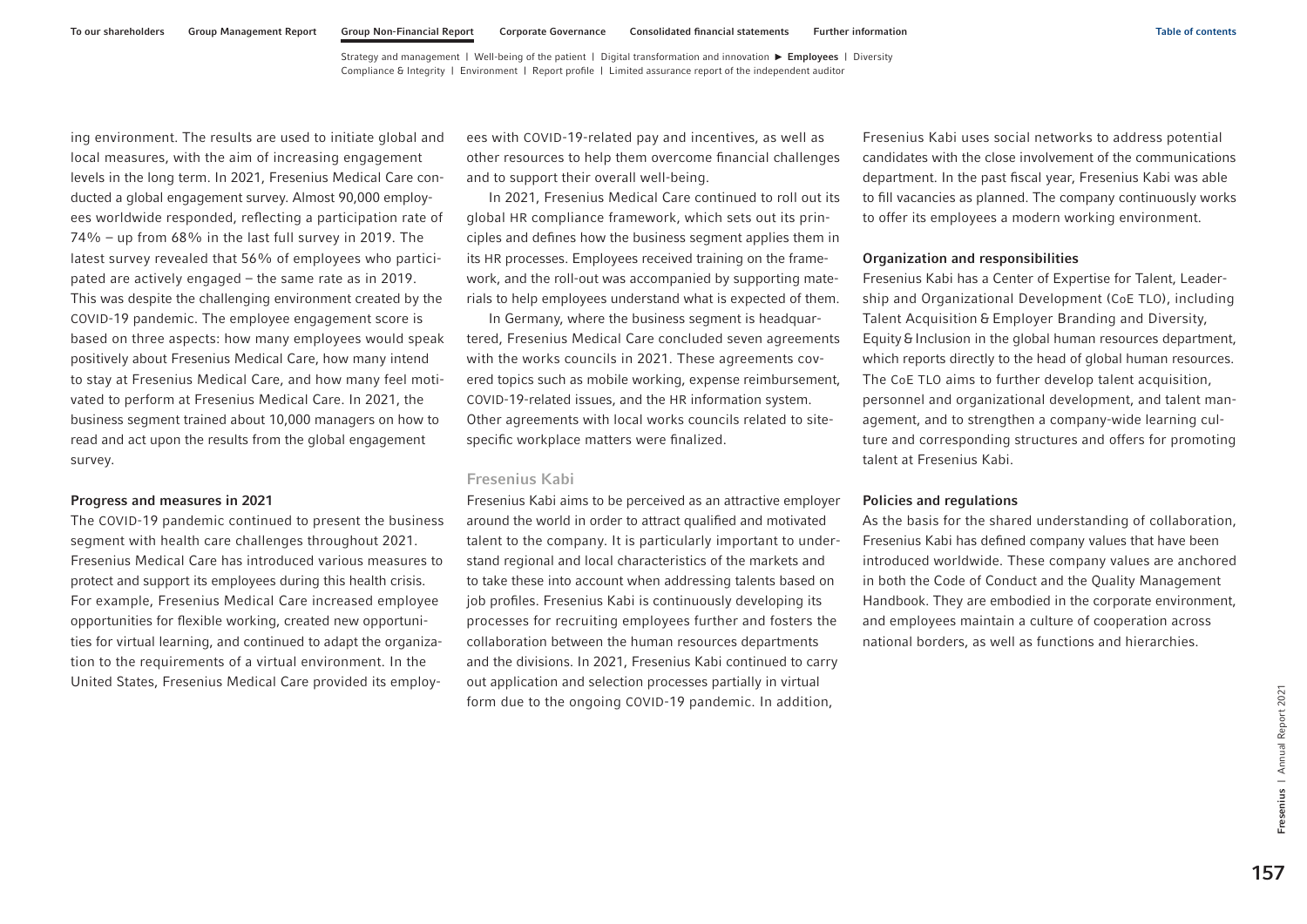ing environment. The results are used to initiate global and local measures, with the aim of increasing engagement levels in the long term. In 2021, Fresenius Medical Care conducted a global engagement survey. Almost 90,000 employees worldwide responded, reflecting a participation rate of 74% – up from 68% in the last full survey in 2019. The latest survey revealed that 56% of employees who participated are actively engaged – the same rate as in 2019. This was despite the challenging environment created by the COVID-19 pandemic. The employee engagement score is based on three aspects: how many employees would speak positively about Fresenius Medical Care, how many intend to stay at Fresenius Medical Care, and how many feel motivated to perform at Fresenius Medical Care. In 2021, the business segment trained about 10,000 managers on how to read and act upon the results from the global engagement survey.

#### Progress and measures in 2021

The COVID-19 pandemic continued to present the business segment with health care challenges throughout 2021. Fresenius Medical Care has introduced various measures to protect and support its employees during this health crisis. For example, Fresenius Medical Care increased employee opportunities for flexible working, created new opportunities for virtual learning, and continued to adapt the organization to the requirements of a virtual environment. In the United States, Fresenius Medical Care provided its employees with COVID-19-related pay and incentives, as well as other resources to help them overcome financial challenges and to support their overall well-being.

In 2021, Fresenius Medical Care continued to roll out its global HR compliance framework, which sets out its principles and defines how the business segment applies them in its HR processes. Employees received training on the framework, and the roll-out was accompanied by supporting materials to help employees understand what is expected of them.

In Germany, where the business segment is headquartered, Fresenius Medical Care concluded seven agreements with the works councils in 2021. These agreements covered topics such as mobile working, expense reimbursement, COVID-19-related issues, and the HR information system. Other agreements with local works councils related to site-specific workplace matters were finalized.

### Fresenius Kabi

Fresenius Kabi aims to be perceived as an attractive employer around the world in order to attract qualified and motivated talent to the company. It is particularly important to understand regional and local characteristics of the markets and to take these into account when addressing talents based on job profiles. Fresenius Kabi is continuously developing its processes for recruiting employees further and fosters the collaboration between the human resources departments and the divisions. In 2021, Fresenius Kabi continued to carry out application and selection processes partially in virtual form due to the ongoing COVID-19 pandemic. In addition, Fresenius Kabi uses social networks to address potential candidates with the close involvement of the communications department. In the past fiscal year, Fresenius Kabi was able to fill vacancies as planned. The company continuously works to offer its employees a modern working environment.

#### Organization and responsibilities

Fresenius Kabi has a Center of Expertise for Talent, Leadership and Organizational Development (CoE TLO), including Talent Acquisition & Employer Branding and Diversity, Equity & Inclusion in the global human resources department, which reports directly to the head of global human resources. The CoE TLO aims to further develop talent acquisition, personnel and organizational development, and talent management, and to strengthen a company-wide learning culture and corresponding structures and offers for promoting talent at Fresenius Kabi.

#### Policies and regulations

As the basis for the shared understanding of collaboration, Fresenius Kabi has defined company values that have been introduced worldwide. These company values are anchored in both the Code of Conduct and the Quality Management Handbook. They are embodied in the corporate environment, and employees maintain a culture of cooperation across national borders, as well as functions and hierarchies.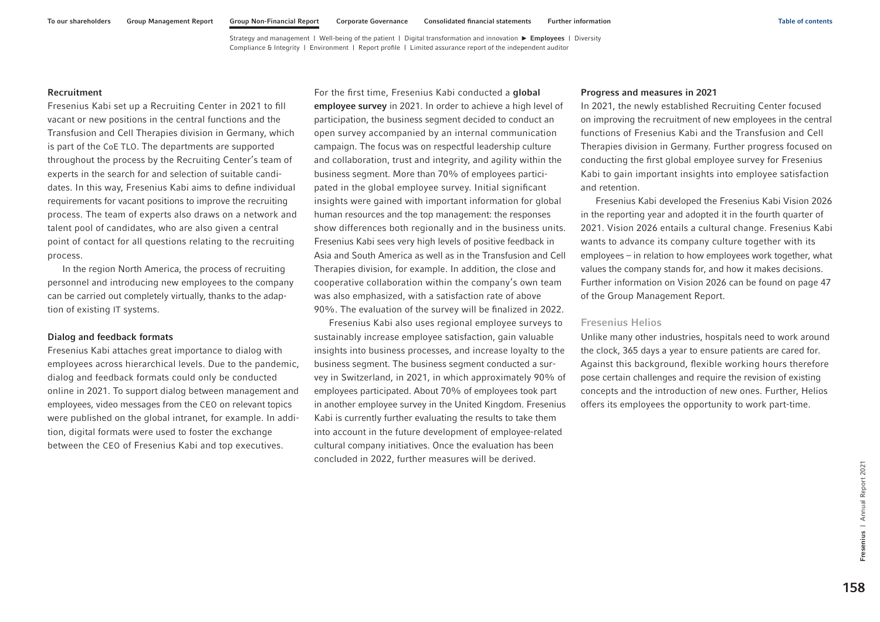#### Recruitment

Fresenius Kabi set up a Recruiting Center in 2021 to fill vacant or new positions in the central functions and the Transfusion and Cell Therapies division in Germany, which is part of the CoE TLO. The departments are supported throughout the process by the Recruiting Center's team of experts in the search for and selection of suitable candidates. In this way, Fresenius Kabi aims to define individual requirements for vacant positions to improve the recruiting process. The team of experts also draws on a network and talent pool of candidates, who are also given a central point of contact for all questions relating to the recruiting process.

In the region North America, the process of recruiting personnel and introducing new employees to the company can be carried out completely virtually, thanks to the adaption of existing IT systems.

#### Dialog and feedback formats

Fresenius Kabi attaches great importance to dialog with employees across hierarchical levels. Due to the pandemic, dialog and feedback formats could only be conducted online in 2021. To support dialog between management and employees, video messages from the CEO on relevant topics were published on the global intranet, for example. In addition, digital formats were used to foster the exchange between the CEO of Fresenius Kabi and top executives.

For the first time, Fresenius Kabi conducted a **global employee survey** in 2021. In order to achieve a high level of participation, the business segment decided to conduct an open survey accompanied by an internal communication campaign. The focus was on respectful leadership culture and collaboration, trust and integrity, and agility within the business segment. More than 70% of employees participated in the global employee survey. Initial significant insights were gained with important information for global human resources and the top management: the responses show differences both regionally and in the business units. Fresenius Kabi sees very high levels of positive feedback in Asia and South America as well as in the Transfusion and Cell Therapies division, for example. In addition, the close and cooperative collaboration within the company's own team was also emphasized, with a satisfaction rate of above 90%. The evaluation of the survey will be finalized in 2022.

Fresenius Kabi also uses regional employee surveys to sustainably increase employee satisfaction, gain valuable insights into business processes, and increase loyalty to the business segment. The business segment conducted a survey in Switzerland, in 2021, in which approximately 90% of employees participated. About 70% of employees took part in another employee survey in the United Kingdom. Fresenius Kabi is currently further evaluating the results to take them into account in the future development of employee-related cultural company initiatives. Once the evaluation has been concluded in 2022, further measures will be derived.

#### Progress and measures in 2021

In 2021, the newly established Recruiting Center focused on improving the recruitment of new employees in the central functions of Fresenius Kabi and the Transfusion and Cell Therapies division in Germany. Further progress focused on conducting the first global employee survey for Fresenius Kabi to gain important insights into employee satisfaction and retention.

Fresenius Kabi developed the Fresenius Kabi Vision 2026 in the reporting year and adopted it in the fourth quarter of 2021. Vision 2026 entails a cultural change. Fresenius Kabi wants to advance its company culture together with its employees – in relation to how employees work together, what values the company stands for, and how it makes decisions. Further information on Vision 2026 can be found on page 47 of the Group Management Report.

### Fresenius Helios

Unlike many other industries, hospitals need to work around the clock, 365 days a year to ensure patients are cared for. Against this background, flexible working hours therefore pose certain challenges and require the revision of existing concepts and the introduction of new ones. Further, Helios offers its employees the opportunity to work part-time.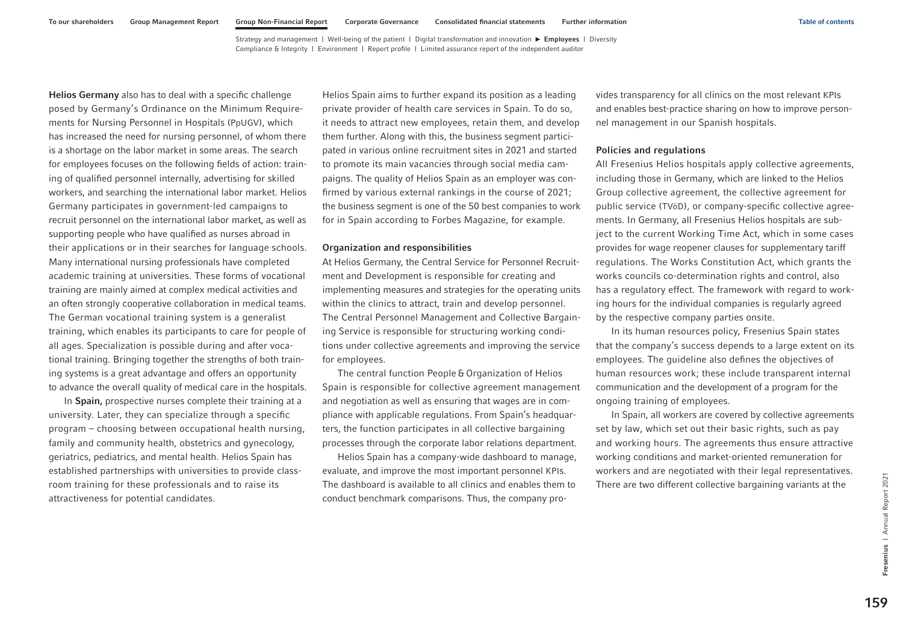**Helios Germany** also has to deal with a specific challenge posed by Germany's Ordinance on the Minimum Requirements for Nursing Personnel in Hospitals (PpUGV), which has increased the need for nursing personnel, of whom there is a shortage on the labor market in some areas. The search for employees focuses on the following fields of action: training of qualified personnel internally, advertising for skilled workers, and searching the international labor market. Helios Germany participates in government-led campaigns to recruit personnel on the international labor market, as well as supporting people who have qualified as nurses abroad in their applications or in their searches for language schools. Many international nursing professionals have completed academic training at universities. These forms of vocational training are mainly aimed at complex medical activities and an often strongly cooperative collaboration in medical teams. The German vocational training system is a generalist training, which enables its participants to care for people of all ages. Specialization is possible during and after vocational training. Bringing together the strengths of both training systems is a great advantage and offers an opportunity to advance the overall quality of medical care in the hospitals.

In **Spain,** prospective nurses complete their training at a university. Later, they can specialize through a specific program – choosing between occupational health nursing, family and community health, obstetrics and gynecology, geriatrics, pediatrics, and mental health. Helios Spain has established partnerships with universities to provide classroom training for these professionals and to raise its attractiveness for potential candidates.

Helios Spain aims to further expand its position as a leading private provider of health care services in Spain. To do so, it needs to attract new employees, retain them, and develop them further. Along with this, the business segment participated in various online recruitment sites in 2021 and started to promote its main vacancies through social media campaigns. The quality of Helios Spain as an employer was confirmed by various external rankings in the course of 2021; the business segment is one of the 50 best companies to work for in Spain according to Forbes Magazine, for example.

### Organization and responsibilities

At Helios Germany, the Central Service for Personnel Recruitment and Development is responsible for creating and implementing measures and strategies for the operating units within the clinics to attract, train and develop personnel. The Central Personnel Management and Collective Bargaining Service is responsible for structuring working conditions under collective agreements and improving the service for employees.

The central function People & Organization of Helios Spain is responsible for collective agreement management and negotiation as well as ensuring that wages are in compliance with applicable regulations. From Spain's headquarters, the function participates in all collective bargaining processes through the corporate labor relations department.

Helios Spain has a company-wide dashboard to manage, evaluate, and improve the most important personnel KPIs. The dashboard is available to all clinics and enables them to conduct benchmark comparisons. Thus, the company provides transparency for all clinics on the most relevant KPIs and enables best-practice sharing on how to improve personnel management in our Spanish hospitals.

### Policies and regulations

All Fresenius Helios hospitals apply collective agreements, including those in Germany, which are linked to the Helios Group collective agreement, the collective agreement for public service (TVöD), or company-specific collective agreements. In Germany, all Fresenius Helios hospitals are subject to the current Working Time Act, which in some cases provides for wage reopener clauses for supplementary tariff regulations. The Works Constitution Act, which grants the works councils co-determination rights and control, also has a regulatory effect. The framework with regard to working hours for the individual companies is regularly agreed by the respective company parties onsite.

In its human resources policy, Fresenius Spain states that the company's success depends to a large extent on its employees. The guideline also defines the objectives of human resources work; these include transparent internal communication and the development of a program for the ongoing training of employees.

In Spain, all workers are covered by collective agreements set by law, which set out their basic rights, such as pay and working hours. The agreements thus ensure attractive working conditions and market-oriented remuneration for workers and are negotiated with their legal representatives. There are two different collective bargaining variants at the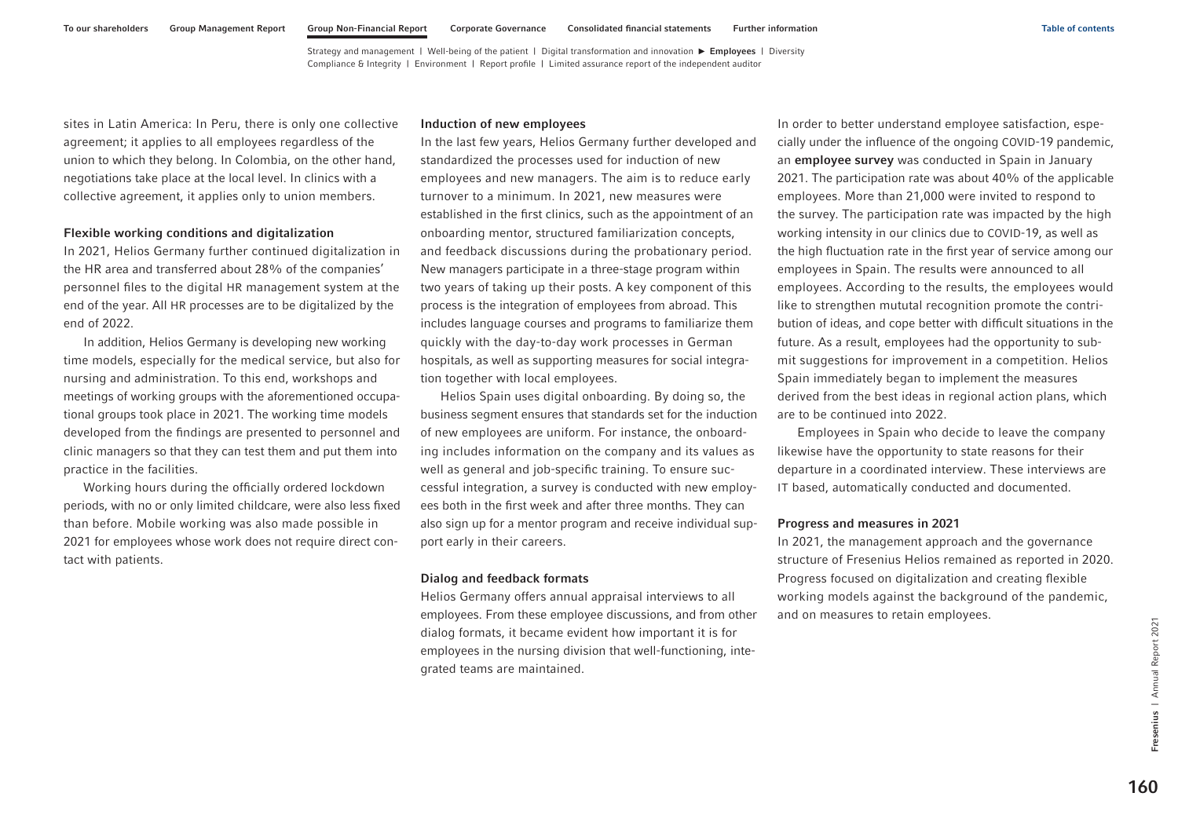sites in Latin America: In Peru, there is only one collective agreement; it applies to all employees regardless of the union to which they belong. In Colombia, on the other hand, negotiations take place at the local level. In clinics with a collective agreement, it applies only to union members.

### Flexible working conditions and digitalization

In 2021, Helios Germany further continued digitalization in the HR area and transferred about 28% of the companies' personnel files to the digital HR management system at the end of the year. All HR processes are to be digitalized by the end of 2022.

In addition, Helios Germany is developing new working time models, especially for the medical service, but also for nursing and administration. To this end, workshops and meetings of working groups with the aforementioned occupational groups took place in 2021. The working time models developed from the findings are presented to personnel and clinic managers so that they can test them and put them into practice in the facilities.

Working hours during the officially ordered lockdown periods, with no or only limited childcare, were also less fixed than before. Mobile working was also made possible in 2021 for employees whose work does not require direct contact with patients.

### Induction of new employees

In the last few years, Helios Germany further developed and standardized the processes used for induction of new employees and new managers. The aim is to reduce early turnover to a minimum. In 2021, new measures were established in the first clinics, such as the appointment of an onboarding mentor, structured familiarization concepts, and feedback discussions during the probationary period. New managers participate in a three-stage program within two years of taking up their posts. A key component of this process is the integration of employees from abroad. This includes language courses and programs to familiarize them quickly with the day-to-day work processes in German hospitals, as well as supporting measures for social integration together with local employees.

Helios Spain uses digital onboarding. By doing so, the business segment ensures that standards set for the induction of new employees are uniform. For instance, the onboarding includes information on the company and its values as well as general and job-specific training. To ensure successful integration, a survey is conducted with new employees both in the first week and after three months. They can also sign up for a mentor program and receive individual support early in their careers.

### Dialog and feedback formats

Helios Germany offers annual appraisal interviews to all employees. From these employee discussions, and from other dialog formats, it became evident how important it is for employees in the nursing division that well-functioning, integrated teams are maintained.

In order to better understand employee satisfaction, especially under the influence of the ongoing COVID-19 pandemic, an **employee survey** was conducted in Spain in January 2021. The participation rate was about 40% of the applicable employees. More than 21,000 were invited to respond to the survey. The participation rate was impacted by the high working intensity in our clinics due to COVID-19, as well as the high fluctuation rate in the first year of service among our employees in Spain. The results were announced to all employees. According to the results, the employees would like to strengthen mututal recognition promote the contribution of ideas, and cope better with difficult situations in the future. As a result, employees had the opportunity to submit suggestions for improvement in a competition. Helios Spain immediately began to implement the measures derived from the best ideas in regional action plans, which are to be continued into 2022.

Employees in Spain who decide to leave the company likewise have the opportunity to state reasons for their departure in a coordinated interview. These interviews are IT based, automatically conducted and documented.

### Progress and measures in 2021

In 2021, the management approach and the governance structure of Fresenius Helios remained as reported in 2020. Progress focused on digitalization and creating flexible working models against the background of the pandemic, and on measures to retain employees.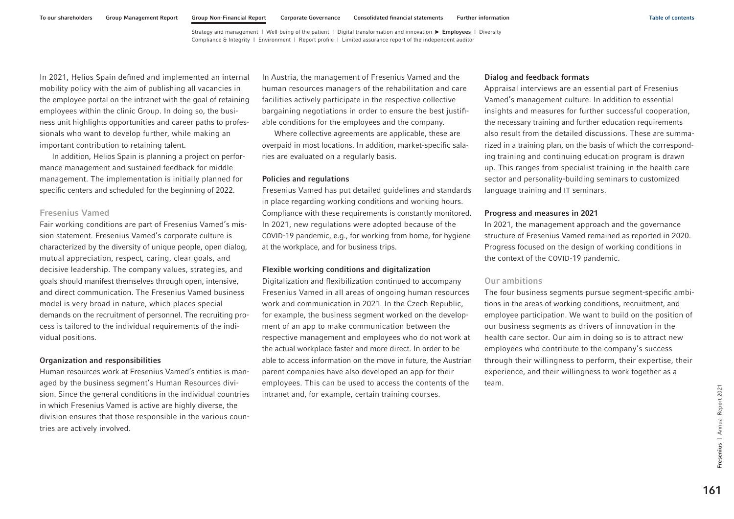In 2021, Helios Spain defined and implemented an internal mobility policy with the aim of publishing all vacancies in the employee portal on the intranet with the goal of retaining employees within the clinic Group. In doing so, the business unit highlights opportunities and career paths to professionals who want to develop further, while making an important contribution to retaining talent.

In addition, Helios Spain is planning a project on performance management and sustained feedback for middle management. The implementation is initially planned for specific centers and scheduled for the beginning of 2022.

## Fresenius Vamed

Fair working conditions are part of Fresenius Vamed's mission statement. Fresenius Vamed's corporate culture is characterized by the diversity of unique people, open dialog, mutual appreciation, respect, caring, clear goals, and decisive leadership. The company values, strategies, and goals should manifest themselves through open, intensive, and direct communication. The Fresenius Vamed business model is very broad in nature, which places special demands on the recruitment of personnel. The recruiting process is tailored to the individual requirements of the individual positions.

### Organization and responsibilities

Human resources work at Fresenius Vamed's entities is managed by the business segment's Human Resources division. Since the general conditions in the individual countries in which Fresenius Vamed is active are highly diverse, the division ensures that those responsible in the various countries are actively involved.

In Austria, the management of Fresenius Vamed and the human resources managers of the rehabilitation and care facilities actively participate in the respective collective bargaining negotiations in order to ensure the best justifiable conditions for the employees and the company.

Where collective agreements are applicable, these are overpaid in most locations. In addition, market-specific salaries are evaluated on a regularly basis.

### Policies and regulations

Fresenius Vamed has put detailed guidelines and standards in place regarding working conditions and working hours. Compliance with these requirements is constantly monitored. In 2021, new regulations were adopted because of the COVID-19 pandemic, e.g., for working from home, for hygiene at the workplace, and for business trips.

### Flexible working conditions and digitalization

Digitalization and flexibilization continued to accompany Fresenius Vamed in all areas of ongoing human resources work and communication in 2021. In the Czech Republic, for example, the business segment worked on the development of an app to make communication between the respective management and employees who do not work at the actual workplace faster and more direct. In order to be able to access information on the move in future, the Austrian parent companies have also developed an app for their employees. This can be used to access the contents of the intranet and, for example, certain training courses.

### Dialog and feedback formats

Appraisal interviews are an essential part of Fresenius Vamed's management culture. In addition to essential insights and measures for further successful cooperation, the necessary training and further education requirements also result from the detailed discussions. These are summarized in a training plan, on the basis of which the corresponding training and continuing education program is drawn up. This ranges from specialist training in the health care sector and personality-building seminars to customized language training and IT seminars.

### Progress and measures in 2021

In 2021, the management approach and the governance structure of Fresenius Vamed remained as reported in 2020. Progress focused on the design of working conditions in the context of the COVID-19 pandemic.

## Our ambitions

The four business segments pursue segment-specific ambitions in the areas of working conditions, recruitment, and employee participation. We want to build on the position of our business segments as drivers of innovation in the health care sector. Our aim in doing so is to attract new employees who contribute to the company's success through their willingness to perform, their expertise, their experience, and their willingness to work together as a team.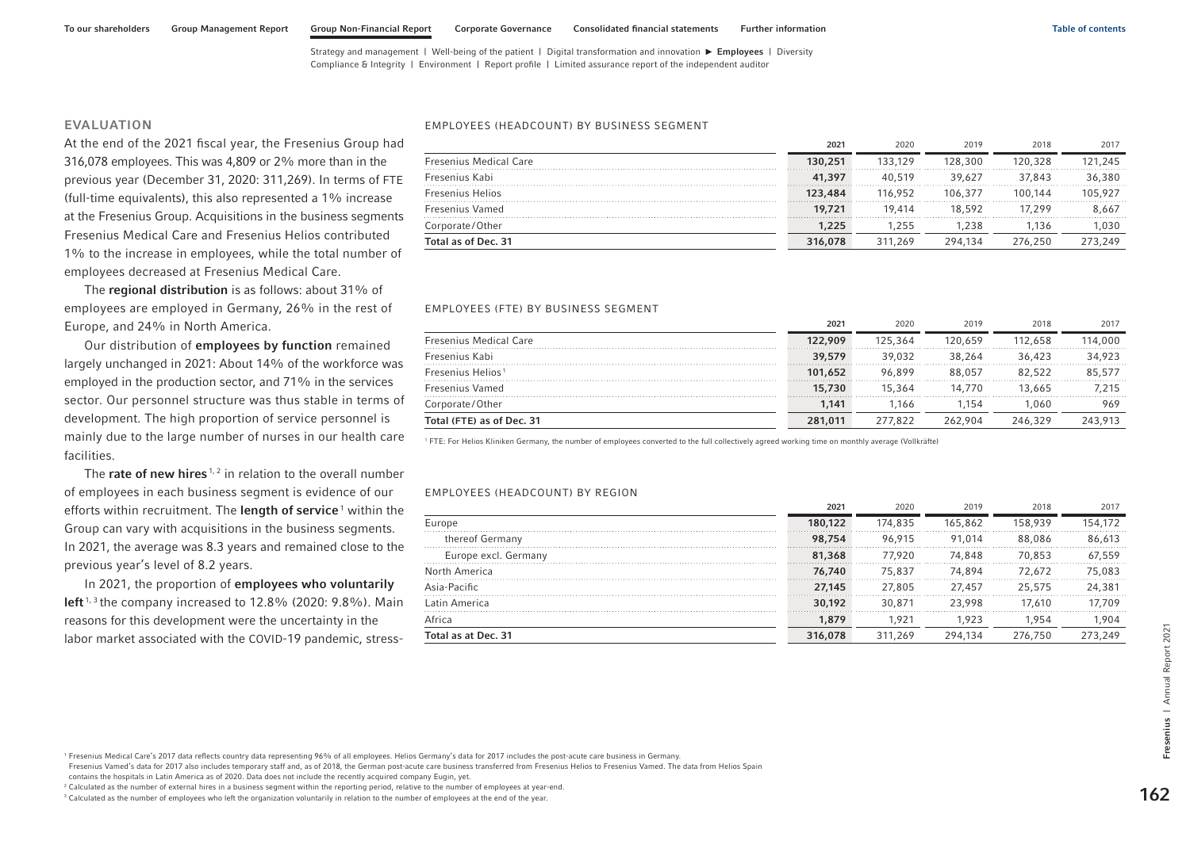## EVALUATION

At the end of the 2021 fiscal year, the Fresenius Group had 316,078 employees. This was 4,809 or 2% more than in the previous year (December 31, 2020: 311,269). In terms of FTE (full-time equivalents), this also represented a 1% increase at the Fresenius Group. Acquisitions in the business segments Fresenius Medical Care and Fresenius Helios contributed 1% to the increase in employees, while the total number of employees decreased at Fresenius Medical Care.

The **regional distribution** is as follows: about 31% of employees are employed in Germany, 26% in the rest of Europe, and 24% in North America.

Our distribution of **employees by function** remained largely unchanged in 2021: About 14% of the workforce was employed in the production sector, and 71% in the services sector. Our personnel structure was thus stable in terms of development. The high proportion of service personnel is mainly due to the large number of nurses in our health care facilities.

The **rate of new hires**[1, 2] in relation to the overall number of employees in each business segment is evidence of our efforts within recruitment. The **length of service**[1] within the Group can vary with acquisitions in the business segments. In 2021, the average was 8.3 years and remained close to the previous year's level of 8.2 years.

In 2021, the proportion of **employees who voluntarily left**[1, 3] the company increased to 12.8% (2020: 9.8%). Main reasons for this development were the uncertainty in the labor market associated with the COVID-19 pandemic, stress-

EMPLOYEES (HEADCOUNT) BY BUSINESS SEGMENT

| | 2021 | 2020 | 2019 | 2018 | 2017 |
|---|---|---|---|---|---|
| Fresenius Medical Care | 130,251 | 133,129 | 128,300 | 120,328 | 121,245 |
| Fresenius Kabi | 41,397 | 40,519 | 39,627 | 37,843 | 36,380 |
| Fresenius Helios | 123,484 | 116,952 | 106,377 | 100,144 | 105,927 |
| Fresenius Vamed | 19,721 | 19,414 | 18,592 | 17,299 | 8,667 |
| Corporate/Other | 1,225 | 1,255 | 1,238 | 1,136 | 1,030 |
| Total as of Dec. 31 | 316,078 | 311,269 | 294,134 | 276,250 | 273,249 |

EMPLOYEES (FTE) BY BUSINESS SEGMENT

| | 2021 | 2020 | 2019 | 2018 | 2017 |
|---|---|---|---|---|---|
| Fresenius Medical Care | 122,909 | 125,364 | 120,659 | 112,658 | 114,000 |
| Fresenius Kabi | 39,579 | 39,032 | 38,264 | 36,423 | 34,923 |
| Fresenius Helios[1] | 101,652 | 96,899 | 88,057 | 82,522 | 85,577 |
| Fresenius Vamed | 15,730 | 15,364 | 14,770 | 13,665 | 7,215 |
| Corporate/Other | 1,141 | 1,166 | 1,154 | 1,060 | 969 |
| Total (FTE) as of Dec. 31 | 281,011 | 277,822 | 262,904 | 246,329 | 243,913 |

[1] FTE: For Helios Kliniken Germany, the number of employees converted to the full collectively agreed working time on monthly average (Vollkräfte)

EMPLOYEES (HEADCOUNT) BY REGION

| | 2021 | 2020 | 2019 | 2018 | 2017 |
|---|---|---|---|---|---|
| Europe | 180,122 | 174,835 | 165,862 | 158,939 | 154,172 |
| thereof Germany | 98,754 | 96,915 | 91,014 | 88,086 | 86,613 |
| Europe excl. Germany | 81,368 | 77,920 | 74,848 | 70,853 | 67,559 |
| North America | 76,740 | 75,837 | 74,894 | 72,672 | 75,083 |
| Asia-Pacific | 27,145 | 27,805 | 27,457 | 25,575 | 24,381 |
| Latin America | 30,192 | 30,871 | 23,998 | 17,610 | 17,709 |
| Africa | 1,879 | 1,921 | 1,923 | 1,954 | 1,904 |
| Total as at Dec. 31 | 316,078 | 311,269 | 294,134 | 276,750 | 273,249 |

[1] Fresenius Medical Care's 2017 data reflects country data representing 96% of all employees. Helios Germany's data for 2017 includes the post-acute care business in Germany. Fresenius Vamed's data for 2017 also includes temporary staff and, as of 2018, the German post-acute care business transferred from Fresenius Helios to Fresenius Vamed. The data from Helios Spain contains the hospitals in Latin America as of 2020. Data does not include the recently acquired company Eugin, yet.

[2] Calculated as the number of external hires in a business segment within the reporting period, relative to the number of employees at year-end.

[3] Calculated as the number of employees who left the organization voluntarily in relation to the number of employees at the end of the year.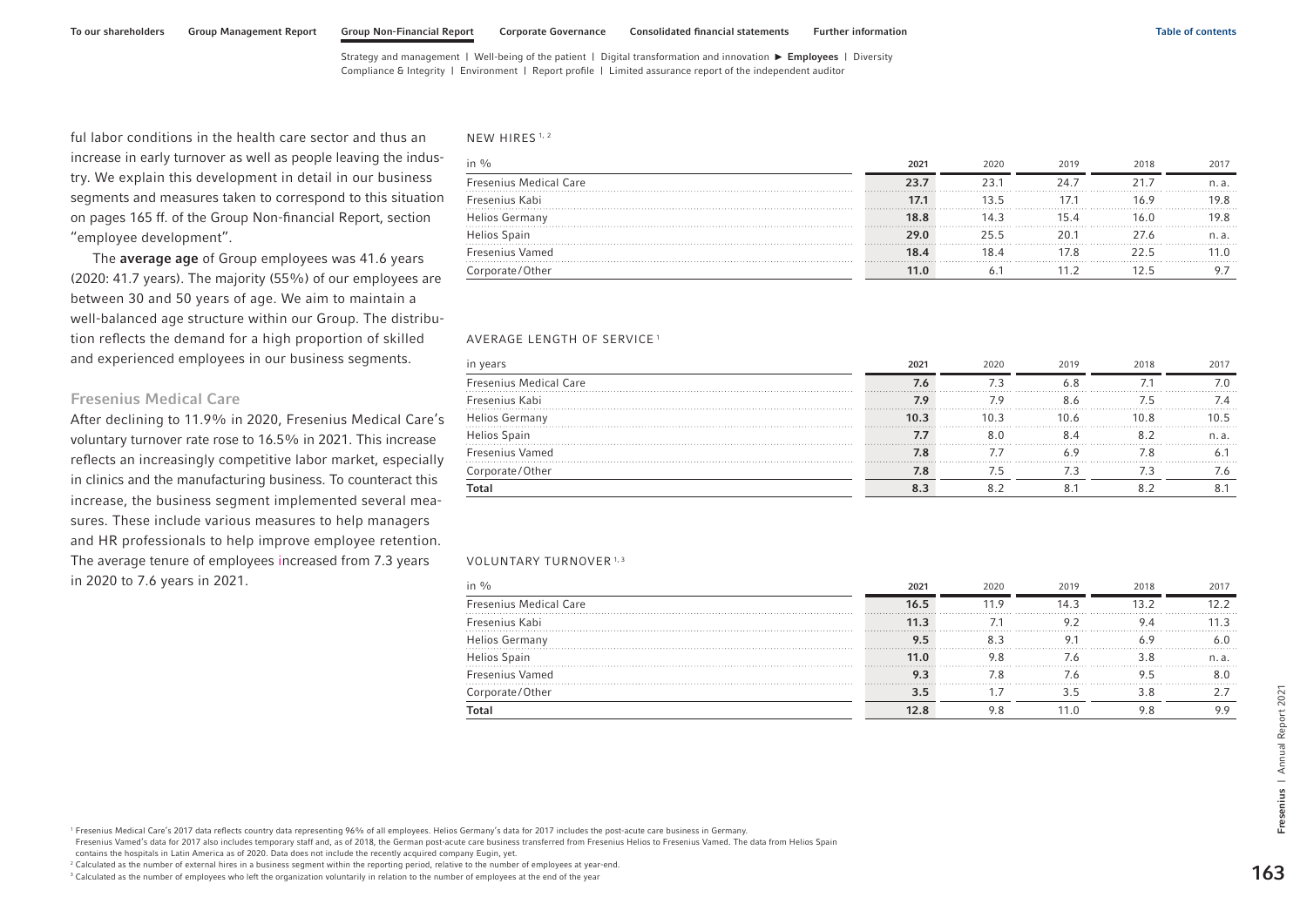ful labor conditions in the health care sector and thus an increase in early turnover as well as people leaving the industry. We explain this development in detail in our business segments and measures taken to correspond to this situation on pages 165 ff. of the Group Non-financial Report, section "employee development".

The **average age** of Group employees was 41.6 years (2020: 41.7 years). The majority (55%) of our employees are between 30 and 50 years of age. We aim to maintain a well-balanced age structure within our Group. The distribution reflects the demand for a high proportion of skilled and experienced employees in our business segments.

### Fresenius Medical Care

After declining to 11.9% in 2020, Fresenius Medical Care's voluntary turnover rate rose to 16.5% in 2021. This increase reflects an increasingly competitive labor market, especially in clinics and the manufacturing business. To counteract this increase, the business segment implemented several measures. These include various measures to help managers and HR professionals to help improve employee retention. The average tenure of employees increased from 7.3 years in 2020 to 7.6 years in 2021.

NEW HIRES [1, 2]

| in % | 2021 | 2020 | 2019 | 2018 | 2017 |
|---|---|---|---|---|---|
| Fresenius Medical Care | **23.7** | 23.1 | 24.7 | 21.7 | n. a. |
| Fresenius Kabi | **17.1** | 13.5 | 17.1 | 16.9 | 19.8 |
| Helios Germany | **18.8** | 14.3 | 15.4 | 16.0 | 19.8 |
| Helios Spain | **29.0** | 25.5 | 20.1 | 27.6 | n. a. |
| Fresenius Vamed | **18.4** | 18.4 | 17.8 | 22.5 | 11.0 |
| Corporate/Other | **11.0** | 6.1 | 11.2 | 12.5 | 9.7 |

AVERAGE LENGTH OF SERVICE [1]

| in years | 2021 | 2020 | 2019 | 2018 | 2017 |
|---|---|---|---|---|---|
| Fresenius Medical Care | **7.6** | 7.3 | 6.8 | 7.1 | 7.0 |
| Fresenius Kabi | **7.9** | 7.9 | 8.6 | 7.5 | 7.4 |
| Helios Germany | **10.3** | 10.3 | 10.6 | 10.8 | 10.5 |
| Helios Spain | **7.7** | 8.0 | 8.4 | 8.2 | n. a. |
| Fresenius Vamed | **7.8** | 7.7 | 6.9 | 7.8 | 6.1 |
| Corporate/Other | **7.8** | 7.5 | 7.3 | 7.3 | 7.6 |
| **Total** | **8.3** | 8.2 | 8.1 | 8.2 | 8.1 |

VOLUNTARY TURNOVER [1, 3]

| in % | 2021 | 2020 | 2019 | 2018 | 2017 |
|---|---|---|---|---|---|
| Fresenius Medical Care | **16.5** | 11.9 | 14.3 | 13.2 | 12.2 |
| Fresenius Kabi | **11.3** | 7.1 | 9.2 | 9.4 | 11.3 |
| Helios Germany | **9.5** | 8.3 | 9.1 | 6.9 | 6.0 |
| Helios Spain | **11.0** | 9.8 | 7.6 | 3.8 | n. a. |
| Fresenius Vamed | **9.3** | 7.8 | 7.6 | 9.5 | 8.0 |
| Corporate/Other | **3.5** | 1.7 | 3.5 | 3.8 | 2.7 |
| **Total** | **12.8** | 9.8 | 11.0 | 9.8 | 9.9 |

[1] Fresenius Medical Care's 2017 data reflects country data representing 96% of all employees. Helios Germany's data for 2017 includes the post-acute care business in Germany. Fresenius Vamed's data for 2017 also includes temporary staff and, as of 2018, the German post-acute care business transferred from Fresenius Helios to Fresenius Vamed. The data from Helios Spain contains the hospitals in Latin America as of 2020. Data does not include the recently acquired company Eugin, yet.

[2] Calculated as the number of external hires in a business segment within the reporting period, relative to the number of employees at year-end.

[3] Calculated as the number of employees who left the organization voluntarily in relation to the number of employees at the end of the year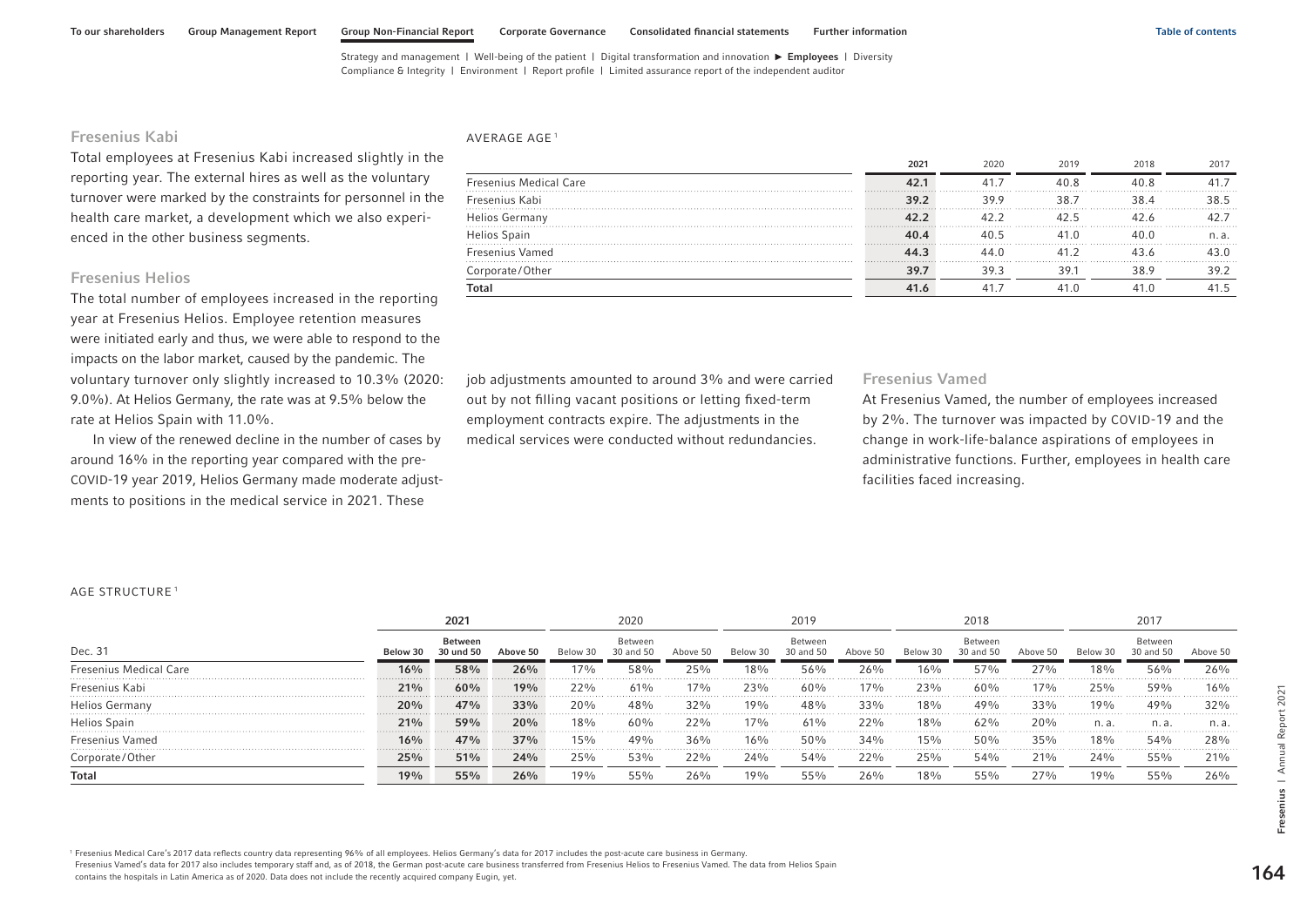## Fresenius Kabi

Total employees at Fresenius Kabi increased slightly in the reporting year. The external hires as well as the voluntary turnover were marked by the constraints for personnel in the health care market, a development which we also experienced in the other business segments.

## Fresenius Helios

The total number of employees increased in the reporting year at Fresenius Helios. Employee retention measures were initiated early and thus, we were able to respond to the impacts on the labor market, caused by the pandemic. The voluntary turnover only slightly increased to 10.3% (2020: 9.0%). At Helios Germany, the rate was at 9.5% below the rate at Helios Spain with 11.0%.

In view of the renewed decline in the number of cases by around 16% in the reporting year compared with the pre-COVID-19 year 2019, Helios Germany made moderate adjustments to positions in the medical service in 2021. These job adjustments amounted to around 3% and were carried out by not filling vacant positions or letting fixed-term employment contracts expire. The adjustments in the medical services were conducted without redundancies.

## Fresenius Vamed

At Fresenius Vamed, the number of employees increased by 2%. The turnover was impacted by COVID-19 and the change in work-life-balance aspirations of employees in administrative functions. Further, employees in health care facilities faced increasing.

AVERAGE AGE [1]

| | 2021 | 2020 | 2019 | 2018 | 2017 |
|---|---|---|---|---|---|
| Fresenius Medical Care | **42.1** | 41.7 | 40.8 | 40.8 | 41.7 |
| Fresenius Kabi | **39.2** | 39.9 | 38.7 | 38.4 | 38.5 |
| Helios Germany | **42.2** | 42.2 | 42.5 | 42.6 | 42.7 |
| Helios Spain | **40.4** | 40.5 | 41.0 | 40.0 | n. a. |
| Fresenius Vamed | **44.3** | 44.0 | 41.2 | 43.6 | 43.0 |
| Corporate/Other | **39.7** | 39.3 | 39.1 | 38.9 | 39.2 |
| **Total** | **41.6** | 41.7 | 41.0 | 41.0 | 41.5 |

AGE STRUCTURE [1]

| | 2021 | | | 2020 | | | 2019 | | | 2018 | | | 2017 | | |
|---|---|---|---|---|---|---|---|---|---|---|---|---|---|---|---|
| Dec. 31 | **Below 30** | **Between 30 und 50** | **Above 50** | Below 30 | Between 30 and 50 | Above 50 | Below 30 | Between 30 and 50 | Above 50 | Below 30 | Between 30 and 50 | Above 50 | Below 30 | Between 30 and 50 | Above 50 |
| Fresenius Medical Care | **16%** | **58%** | **26%** | 17% | 58% | 25% | 18% | 56% | 26% | 16% | 57% | 27% | 18% | 56% | 26% |
| Fresenius Kabi | **21%** | **60%** | **19%** | 22% | 61% | 17% | 23% | 60% | 17% | 23% | 60% | 17% | 25% | 59% | 16% |
| Helios Germany | **20%** | **47%** | **33%** | 20% | 48% | 32% | 19% | 48% | 33% | 18% | 49% | 33% | 19% | 49% | 32% |
| Helios Spain | **21%** | **59%** | **20%** | 18% | 60% | 22% | 17% | 61% | 22% | 18% | 62% | 20% | n. a. | n. a. | n. a. |
| Fresenius Vamed | **16%** | **47%** | **37%** | 15% | 49% | 36% | 16% | 50% | 34% | 15% | 50% | 35% | 18% | 54% | 28% |
| Corporate/Other | **25%** | **51%** | **24%** | 25% | 53% | 22% | 24% | 54% | 22% | 25% | 54% | 21% | 24% | 55% | 21% |
| **Total** | **19%** | **55%** | **26%** | 19% | 55% | 26% | 19% | 55% | 26% | 18% | 55% | 27% | 19% | 55% | 26% |

[1] Fresenius Medical Care's 2017 data reflects country data representing 96% of all employees. Helios Germany's data for 2017 includes the post-acute care business in Germany. Fresenius Vamed's data for 2017 also includes temporary staff and, as of 2018, the German post-acute care business transferred from Fresenius Helios to Fresenius Vamed. The data from Helios Spain contains the hospitals in Latin America as of 2020. Data does not include the recently acquired company Eugin, yet.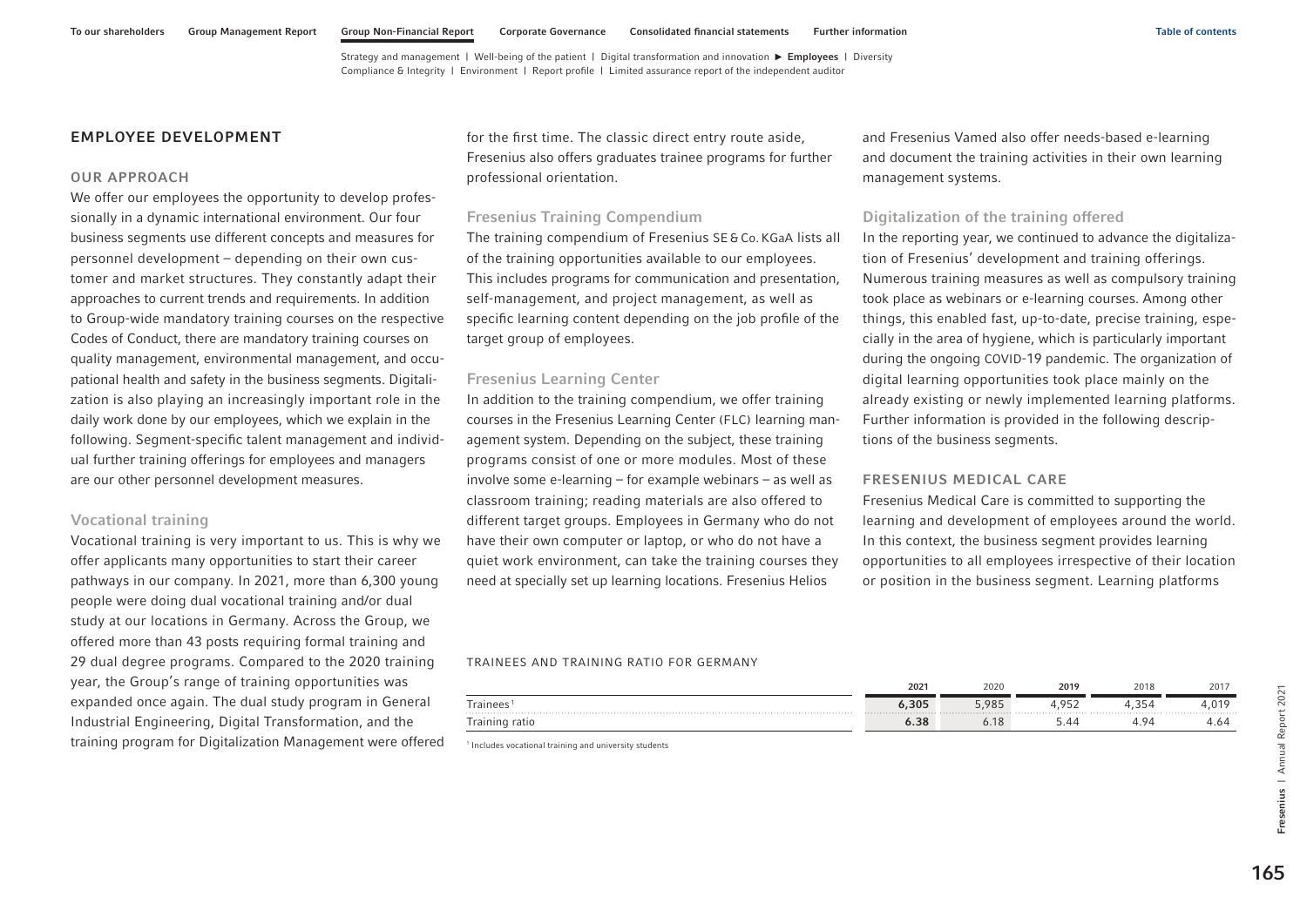## EMPLOYEE DEVELOPMENT

### OUR APPROACH

We offer our employees the opportunity to develop professionally in a dynamic international environment. Our four business segments use different concepts and measures for personnel development – depending on their own customer and market structures. They constantly adapt their approaches to current trends and requirements. In addition to Group-wide mandatory training courses on the respective Codes of Conduct, there are mandatory training courses on quality management, environmental management, and occupational health and safety in the business segments. Digitalization is also playing an increasingly important role in the daily work done by our employees, which we explain in the following. Segment-specific talent management and individual further training offerings for employees and managers are our other personnel development measures.

#### Vocational training

Vocational training is very important to us. This is why we offer applicants many opportunities to start their career pathways in our company. In 2021, more than 6,300 young people were doing dual vocational training and/or dual study at our locations in Germany. Across the Group, we offered more than 43 posts requiring formal training and 29 dual degree programs. Compared to the 2020 training year, the Group's range of training opportunities was expanded once again. The dual study program in General Industrial Engineering, Digital Transformation, and the training program for Digitalization Management were offered for the first time. The classic direct entry route aside, Fresenius also offers graduates trainee programs for further professional orientation.

#### Fresenius Training Compendium

The training compendium of Fresenius SE & Co. KGaA lists all of the training opportunities available to our employees. This includes programs for communication and presentation, self-management, and project management, as well as specific learning content depending on the job profile of the target group of employees.

#### Fresenius Learning Center

In addition to the training compendium, we offer training courses in the Fresenius Learning Center (FLC) learning management system. Depending on the subject, these training programs consist of one or more modules. Most of these involve some e-learning – for example webinars – as well as classroom training; reading materials are also offered to different target groups. Employees in Germany who do not have their own computer or laptop, or who do not have a quiet work environment, can take the training courses they need at specially set up learning locations. Fresenius Helios and Fresenius Vamed also offer needs-based e-learning and document the training activities in their own learning management systems.

#### Digitalization of the training offered

In the reporting year, we continued to advance the digitalization of Fresenius' development and training offerings. Numerous training measures as well as compulsory training took place as webinars or e-learning courses. Among other things, this enabled fast, up-to-date, precise training, especially in the area of hygiene, which is particularly important during the ongoing COVID-19 pandemic. The organization of digital learning opportunities took place mainly on the already existing or newly implemented learning platforms. Further information is provided in the following descriptions of the business segments.

### FRESENIUS MEDICAL CARE

Fresenius Medical Care is committed to supporting the learning and development of employees around the world. In this context, the business segment provides learning opportunities to all employees irrespective of their location or position in the business segment. Learning platforms

TRAINEES AND TRAINING RATIO FOR GERMANY

| | 2021 | 2020 | 2019 | 2018 | 2017 |
|---|---|---|---|---|---|
| Trainees[1] | **6,305** | 5,985 | 4,952 | 4,354 | 4,019 |
| Training ratio | **6.38** | 6.18 | 5.44 | 4.94 | 4.64 |

[1] Includes vocational training and university students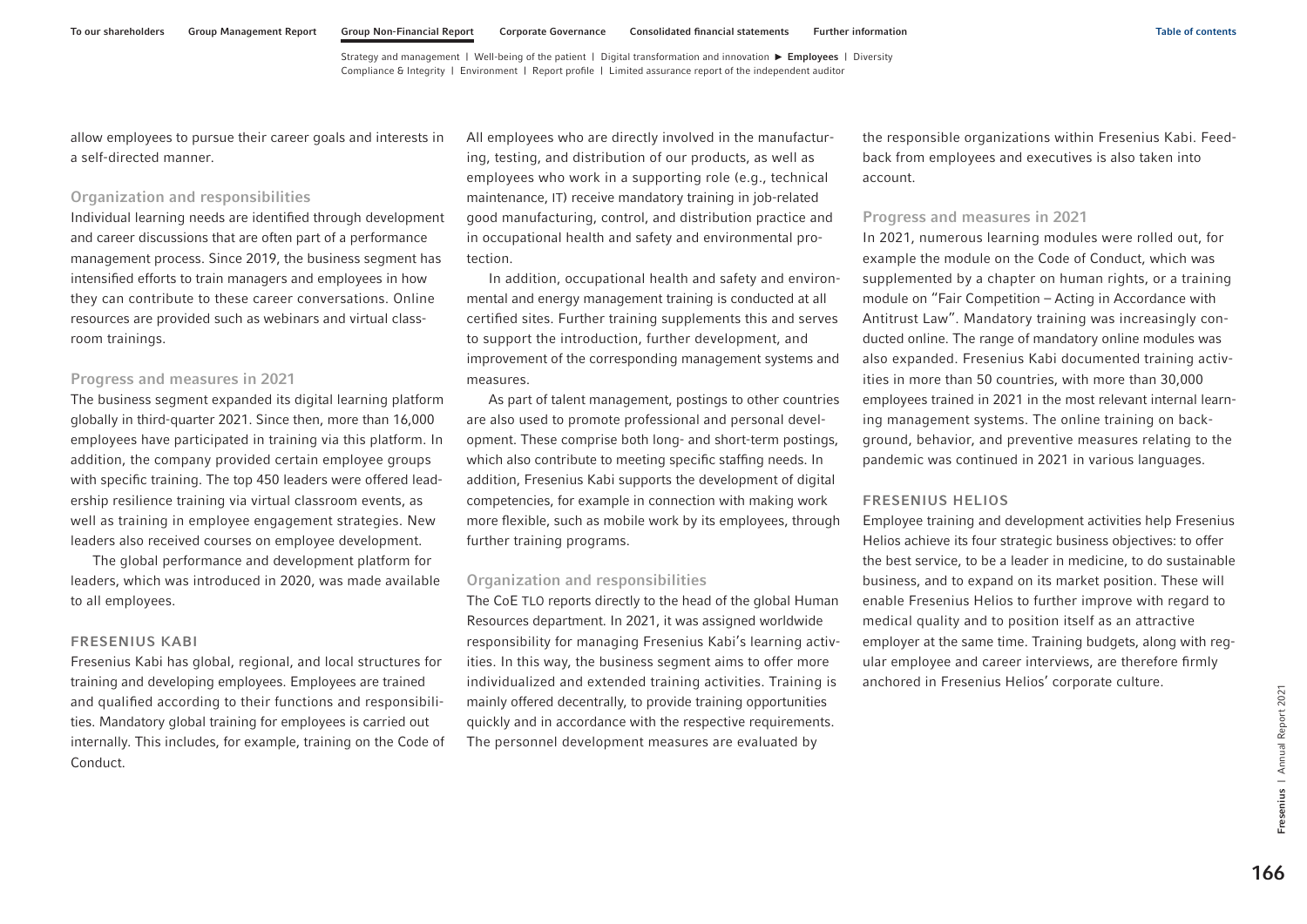allow employees to pursue their career goals and interests in a self-directed manner.

### Organization and responsibilities

Individual learning needs are identified through development and career discussions that are often part of a performance management process. Since 2019, the business segment has intensified efforts to train managers and employees in how they can contribute to these career conversations. Online resources are provided such as webinars and virtual classroom trainings.

### Progress and measures in 2021

The business segment expanded its digital learning platform globally in third-quarter 2021. Since then, more than 16,000 employees have participated in training via this platform. In addition, the company provided certain employee groups with specific training. The top 450 leaders were offered leadership resilience training via virtual classroom events, as well as training in employee engagement strategies. New leaders also received courses on employee development.

The global performance and development platform for leaders, which was introduced in 2020, was made available to all employees.

## FRESENIUS KABI

Fresenius Kabi has global, regional, and local structures for training and developing employees. Employees are trained and qualified according to their functions and responsibilities. Mandatory global training for employees is carried out internally. This includes, for example, training on the Code of Conduct.

All employees who are directly involved in the manufacturing, testing, and distribution of our products, as well as employees who work in a supporting role (e.g., technical maintenance, IT) receive mandatory training in job-related good manufacturing, control, and distribution practice and in occupational health and safety and environmental protection.

In addition, occupational health and safety and environmental and energy management training is conducted at all certified sites. Further training supplements this and serves to support the introduction, further development, and improvement of the corresponding management systems and measures.

As part of talent management, postings to other countries are also used to promote professional and personal development. These comprise both long- and short-term postings, which also contribute to meeting specific staffing needs. In addition, Fresenius Kabi supports the development of digital competencies, for example in connection with making work more flexible, such as mobile work by its employees, through further training programs.

### Organization and responsibilities

The CoE TLO reports directly to the head of the global Human Resources department. In 2021, it was assigned worldwide responsibility for managing Fresenius Kabi's learning activities. In this way, the business segment aims to offer more individualized and extended training activities. Training is mainly offered decentrally, to provide training opportunities quickly and in accordance with the respective requirements. The personnel development measures are evaluated by the responsible organizations within Fresenius Kabi. Feedback from employees and executives is also taken into account.

### Progress and measures in 2021

In 2021, numerous learning modules were rolled out, for example the module on the Code of Conduct, which was supplemented by a chapter on human rights, or a training module on "Fair Competition – Acting in Accordance with Antitrust Law". Mandatory training was increasingly conducted online. The range of mandatory online modules was also expanded. Fresenius Kabi documented training activities in more than 50 countries, with more than 30,000 employees trained in 2021 in the most relevant internal learning management systems. The online training on background, behavior, and preventive measures relating to the pandemic was continued in 2021 in various languages.

## FRESENIUS HELIOS

Employee training and development activities help Fresenius Helios achieve its four strategic business objectives: to offer the best service, to be a leader in medicine, to do sustainable business, and to expand on its market position. These will enable Fresenius Helios to further improve with regard to medical quality and to position itself as an attractive employer at the same time. Training budgets, along with regular employee and career interviews, are therefore firmly anchored in Fresenius Helios' corporate culture.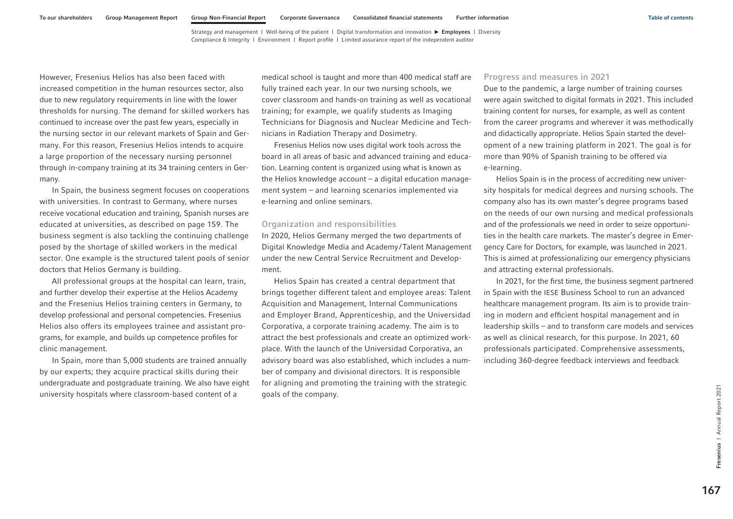However, Fresenius Helios has also been faced with increased competition in the human resources sector, also due to new regulatory requirements in line with the lower thresholds for nursing. The demand for skilled workers has continued to increase over the past few years, especially in the nursing sector in our relevant markets of Spain and Germany. For this reason, Fresenius Helios intends to acquire a large proportion of the necessary nursing personnel through in-company training at its 34 training centers in Germany.

In Spain, the business segment focuses on cooperations with universities. In contrast to Germany, where nurses receive vocational education and training, Spanish nurses are educated at universities, as described on page 159. The business segment is also tackling the continuing challenge posed by the shortage of skilled workers in the medical sector. One example is the structured talent pools of senior doctors that Helios Germany is building.

All professional groups at the hospital can learn, train, and further develop their expertise at the Helios Academy and the Fresenius Helios training centers in Germany, to develop professional and personal competencies. Fresenius Helios also offers its employees trainee and assistant programs, for example, and builds up competence profiles for clinic management.

In Spain, more than 5,000 students are trained annually by our experts; they acquire practical skills during their undergraduate and postgraduate training. We also have eight university hospitals where classroom-based content of a medical school is taught and more than 400 medical staff are fully trained each year. In our two nursing schools, we cover classroom and hands-on training as well as vocational training; for example, we qualify students as Imaging Technicians for Diagnosis and Nuclear Medicine and Technicians in Radiation Therapy and Dosimetry.

Fresenius Helios now uses digital work tools across the board in all areas of basic and advanced training and education. Learning content is organized using what is known as the Helios knowledge account – a digital education management system – and learning scenarios implemented via e-learning and online seminars.

### Organization and responsibilities

In 2020, Helios Germany merged the two departments of Digital Knowledge Media and Academy/Talent Management under the new Central Service Recruitment and Development.

Helios Spain has created a central department that brings together different talent and employee areas: Talent Acquisition and Management, Internal Communications and Employer Brand, Apprenticeship, and the Universidad Corporativa, a corporate training academy. The aim is to attract the best professionals and create an optimized workplace. With the launch of the Universidad Corporativa, an advisory board was also established, which includes a number of company and divisional directors. It is responsible for aligning and promoting the training with the strategic goals of the company.

### Progress and measures in 2021

Due to the pandemic, a large number of training courses were again switched to digital formats in 2021. This included training content for nurses, for example, as well as content from the career programs and wherever it was methodically and didactically appropriate. Helios Spain started the development of a new training platform in 2021. The goal is for more than 90% of Spanish training to be offered via e-learning.

Helios Spain is in the process of accrediting new university hospitals for medical degrees and nursing schools. The company also has its own master's degree programs based on the needs of our own nursing and medical professionals and of the professionals we need in order to seize opportunities in the health care markets. The master's degree in Emergency Care for Doctors, for example, was launched in 2021. This is aimed at professionalizing our emergency physicians and attracting external professionals.

In 2021, for the first time, the business segment partnered in Spain with the IESE Business School to run an advanced healthcare management program. Its aim is to provide training in modern and efficient hospital management and in leadership skills – and to transform care models and services as well as clinical research, for this purpose. In 2021, 60 professionals participated. Comprehensive assessments, including 360-degree feedback interviews and feedback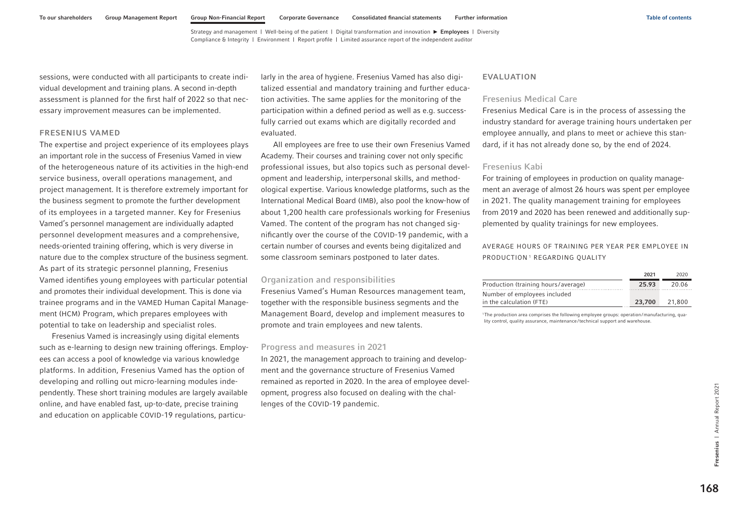sessions, were conducted with all participants to create individual development and training plans. A second in-depth assessment is planned for the first half of 2022 so that necessary improvement measures can be implemented.

### FRESENIUS VAMED

The expertise and project experience of its employees plays an important role in the success of Fresenius Vamed in view of the heterogeneous nature of its activities in the high-end service business, overall operations management, and project management. It is therefore extremely important for the business segment to promote the further development of its employees in a targeted manner. Key for Fresenius Vamed's personnel management are individually adapted personnel development measures and a comprehensive, needs-oriented training offering, which is very diverse in nature due to the complex structure of the business segment. As part of its strategic personnel planning, Fresenius Vamed identifies young employees with particular potential and promotes their individual development. This is done via trainee programs and in the VAMED Human Capital Management (HCM) Program, which prepares employees with potential to take on leadership and specialist roles.

Fresenius Vamed is increasingly using digital elements such as e-learning to design new training offerings. Employees can access a pool of knowledge via various knowledge platforms. In addition, Fresenius Vamed has the option of developing and rolling out micro-learning modules independently. These short training modules are largely available online, and have enabled fast, up-to-date, precise training and education on applicable COVID-19 regulations, particularly in the area of hygiene. Fresenius Vamed has also digitalized essential and mandatory training and further education activities. The same applies for the monitoring of the participation within a defined period as well as e.g. successfully carried out exams which are digitally recorded and evaluated.

All employees are free to use their own Fresenius Vamed Academy. Their courses and training cover not only specific professional issues, but also topics such as personal development and leadership, interpersonal skills, and methodological expertise. Various knowledge platforms, such as the International Medical Board (IMB), also pool the know-how of about 1,200 health care professionals working for Fresenius Vamed. The content of the program has not changed significantly over the course of the COVID-19 pandemic, with a certain number of courses and events being digitalized and some classroom seminars postponed to later dates.

#### Organization and responsibilities

Fresenius Vamed's Human Resources management team, together with the responsible business segments and the Management Board, develop and implement measures to promote and train employees and new talents.

#### Progress and measures in 2021

In 2021, the management approach to training and development and the governance structure of Fresenius Vamed remained as reported in 2020. In the area of employee development, progress also focused on dealing with the challenges of the COVID-19 pandemic.

### EVALUATION

#### Fresenius Medical Care

Fresenius Medical Care is in the process of assessing the industry standard for average training hours undertaken per employee annually, and plans to meet or achieve this standard, if it has not already done so, by the end of 2024.

#### Fresenius Kabi

For training of employees in production on quality management an average of almost 26 hours was spent per employee in 2021. The quality management training for employees from 2019 and 2020 has been renewed and additionally supplemented by quality trainings for new employees.

AVERAGE HOURS OF TRAINING PER YEAR PER EMPLOYEE IN PRODUCTION[1] REGARDING QUALITY

| | 2021 | 2020 |
|---|---|---|
| Production (training hours/average) | **25.93** | 20.06 |
| Number of employees included in the calculation (FTE) | **23,700** | 21,800 |

[1] The production area comprises the following employee groups: operation/manufacturing, quality control, quality assurance, maintenance/technical support and warehouse.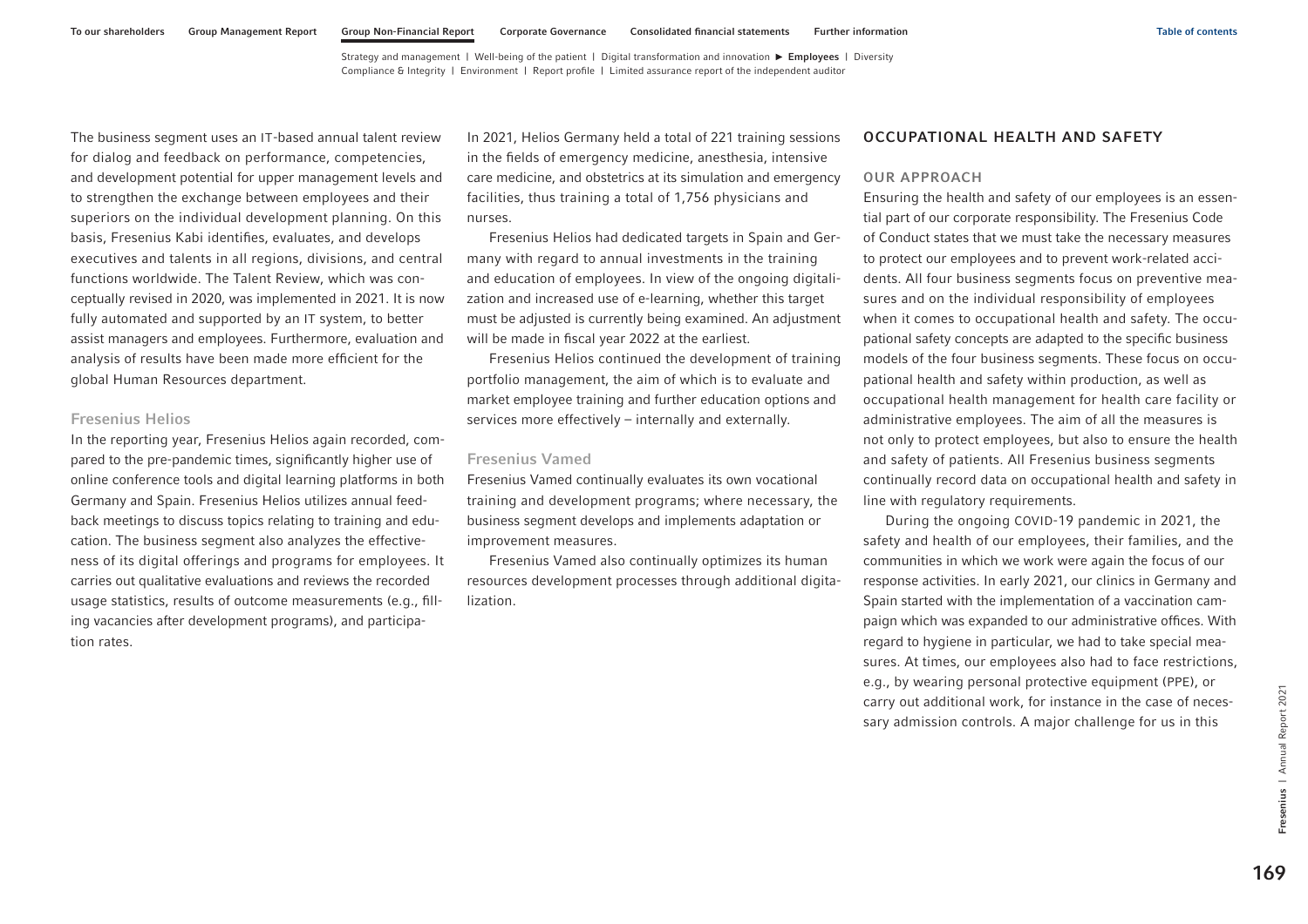The business segment uses an IT-based annual talent review for dialog and feedback on performance, competencies, and development potential for upper management levels and to strengthen the exchange between employees and their superiors on the individual development planning. On this basis, Fresenius Kabi identifies, evaluates, and develops executives and talents in all regions, divisions, and central functions worldwide. The Talent Review, which was conceptually revised in 2020, was implemented in 2021. It is now fully automated and supported by an IT system, to better assist managers and employees. Furthermore, evaluation and analysis of results have been made more efficient for the global Human Resources department.

### Fresenius Helios

In the reporting year, Fresenius Helios again recorded, compared to the pre-pandemic times, significantly higher use of online conference tools and digital learning platforms in both Germany and Spain. Fresenius Helios utilizes annual feedback meetings to discuss topics relating to training and education. The business segment also analyzes the effectiveness of its digital offerings and programs for employees. It carries out qualitative evaluations and reviews the recorded usage statistics, results of outcome measurements (e.g., filling vacancies after development programs), and participation rates.

In 2021, Helios Germany held a total of 221 training sessions in the fields of emergency medicine, anesthesia, intensive care medicine, and obstetrics at its simulation and emergency facilities, thus training a total of 1,756 physicians and nurses.

Fresenius Helios had dedicated targets in Spain and Germany with regard to annual investments in the training and education of employees. In view of the ongoing digitalization and increased use of e-learning, whether this target must be adjusted is currently being examined. An adjustment will be made in fiscal year 2022 at the earliest.

Fresenius Helios continued the development of training portfolio management, the aim of which is to evaluate and market employee training and further education options and services more effectively – internally and externally.

### Fresenius Vamed

Fresenius Vamed continually evaluates its own vocational training and development programs; where necessary, the business segment develops and implements adaptation or improvement measures.

Fresenius Vamed also continually optimizes its human resources development processes through additional digitalization.

## OCCUPATIONAL HEALTH AND SAFETY

### OUR APPROACH

Ensuring the health and safety of our employees is an essential part of our corporate responsibility. The Fresenius Code of Conduct states that we must take the necessary measures to protect our employees and to prevent work-related accidents. All four business segments focus on preventive measures and on the individual responsibility of employees when it comes to occupational health and safety. The occupational safety concepts are adapted to the specific business models of the four business segments. These focus on occupational health and safety within production, as well as occupational health management for health care facility or administrative employees. The aim of all the measures is not only to protect employees, but also to ensure the health and safety of patients. All Fresenius business segments continually record data on occupational health and safety in line with regulatory requirements.

During the ongoing COVID-19 pandemic in 2021, the safety and health of our employees, their families, and the communities in which we work were again the focus of our response activities. In early 2021, our clinics in Germany and Spain started with the implementation of a vaccination campaign which was expanded to our administrative offices. With regard to hygiene in particular, we had to take special measures. At times, our employees also had to face restrictions, e.g., by wearing personal protective equipment (PPE), or carry out additional work, for instance in the case of necessary admission controls. A major challenge for us in this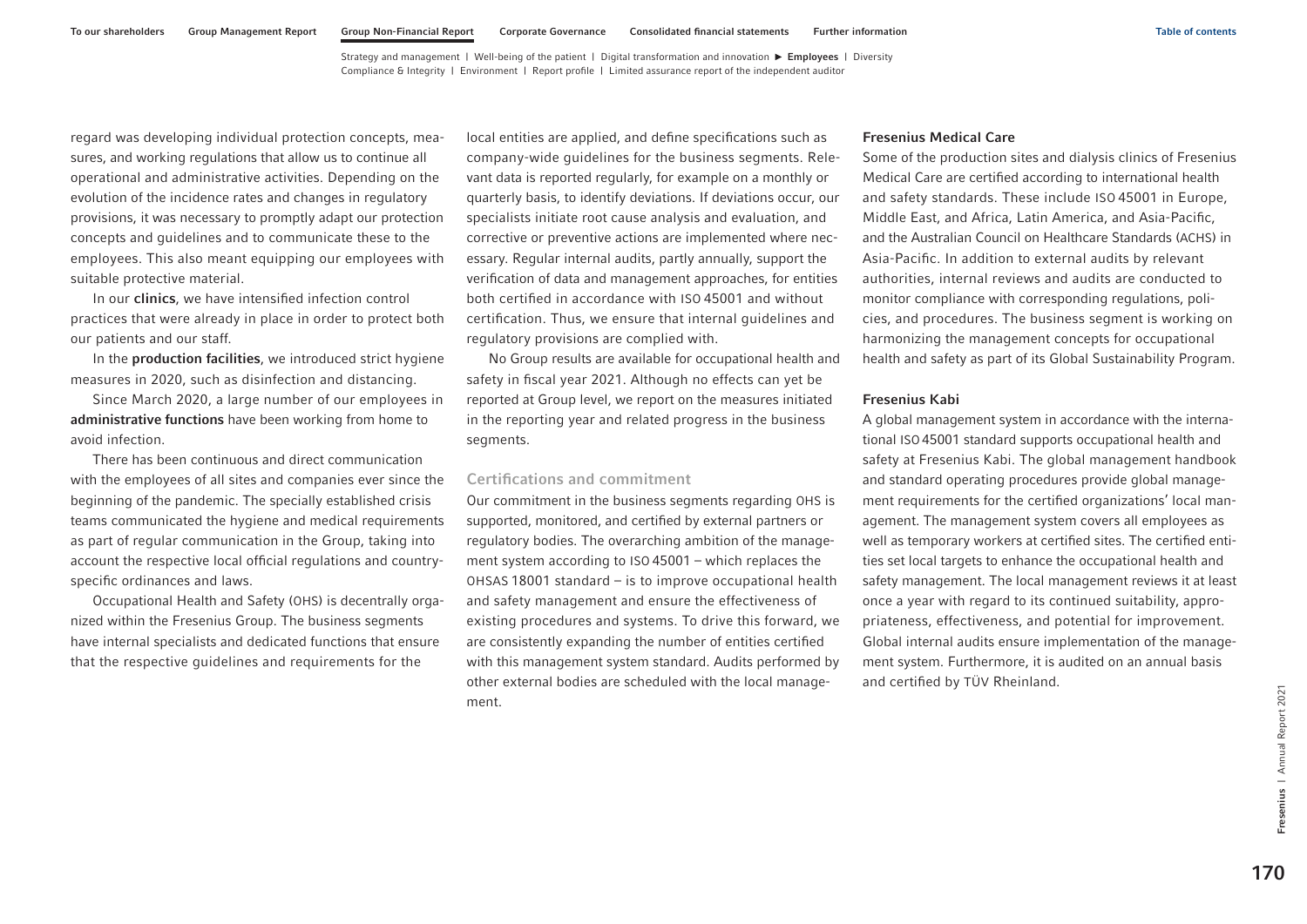regard was developing individual protection concepts, measures, and working regulations that allow us to continue all operational and administrative activities. Depending on the evolution of the incidence rates and changes in regulatory provisions, it was necessary to promptly adapt our protection concepts and guidelines and to communicate these to the employees. This also meant equipping our employees with suitable protective material.

In our **clinics**, we have intensified infection control practices that were already in place in order to protect both our patients and our staff.

In the **production facilities**, we introduced strict hygiene measures in 2020, such as disinfection and distancing.

Since March 2020, a large number of our employees in **administrative functions** have been working from home to avoid infection.

There has been continuous and direct communication with the employees of all sites and companies ever since the beginning of the pandemic. The specially established crisis teams communicated the hygiene and medical requirements as part of regular communication in the Group, taking into account the respective local official regulations and country-specific ordinances and laws.

Occupational Health and Safety (OHS) is decentrally organized within the Fresenius Group. The business segments have internal specialists and dedicated functions that ensure that the respective guidelines and requirements for the local entities are applied, and define specifications such as company-wide guidelines for the business segments. Relevant data is reported regularly, for example on a monthly or quarterly basis, to identify deviations. If deviations occur, our specialists initiate root cause analysis and evaluation, and corrective or preventive actions are implemented where necessary. Regular internal audits, partly annually, support the verification of data and management approaches, for entities both certified in accordance with ISO 45001 and without certification. Thus, we ensure that internal guidelines and regulatory provisions are complied with.

No Group results are available for occupational health and safety in fiscal year 2021. Although no effects can yet be reported at Group level, we report on the measures initiated in the reporting year and related progress in the business segments.

## Certifications and commitment

Our commitment in the business segments regarding OHS is supported, monitored, and certified by external partners or regulatory bodies. The overarching ambition of the management system according to ISO 45001 – which replaces the OHSAS 18001 standard – is to improve occupational health and safety management and ensure the effectiveness of existing procedures and systems. To drive this forward, we are consistently expanding the number of entities certified with this management system standard. Audits performed by other external bodies are scheduled with the local management.

### Fresenius Medical Care

Some of the production sites and dialysis clinics of Fresenius Medical Care are certified according to international health and safety standards. These include ISO 45001 in Europe, Middle East, and Africa, Latin America, and Asia-Pacific, and the Australian Council on Healthcare Standards (ACHS) in Asia-Pacific. In addition to external audits by relevant authorities, internal reviews and audits are conducted to monitor compliance with corresponding regulations, policies, and procedures. The business segment is working on harmonizing the management concepts for occupational health and safety as part of its Global Sustainability Program.

### Fresenius Kabi

A global management system in accordance with the international ISO 45001 standard supports occupational health and safety at Fresenius Kabi. The global management handbook and standard operating procedures provide global management requirements for the certified organizations' local management. The management system covers all employees as well as temporary workers at certified sites. The certified entities set local targets to enhance the occupational health and safety management. The local management reviews it at least once a year with regard to its continued suitability, appropriateness, effectiveness, and potential for improvement. Global internal audits ensure implementation of the management system. Furthermore, it is audited on an annual basis and certified by TÜV Rheinland.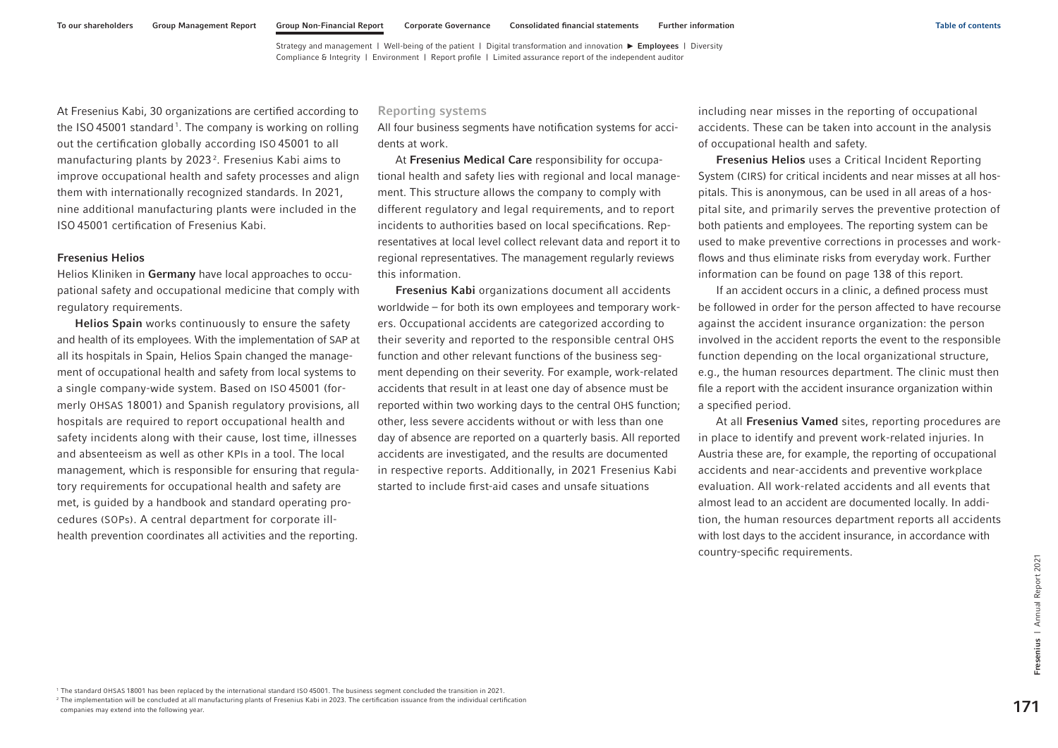At Fresenius Kabi, 30 organizations are certified according to the ISO 45001 standard[1]. The company is working on rolling out the certification globally according ISO 45001 to all manufacturing plants by 2023[2]. Fresenius Kabi aims to improve occupational health and safety processes and align them with internationally recognized standards. In 2021, nine additional manufacturing plants were included in the ISO 45001 certification of Fresenius Kabi.

**Fresenius Helios**

Helios Kliniken in **Germany** have local approaches to occupational safety and occupational medicine that comply with regulatory requirements.

**Helios Spain** works continuously to ensure the safety and health of its employees. With the implementation of SAP at all its hospitals in Spain, Helios Spain changed the management of occupational health and safety from local systems to a single company-wide system. Based on ISO 45001 (formerly OHSAS 18001) and Spanish regulatory provisions, all hospitals are required to report occupational health and safety incidents along with their cause, lost time, illnesses and absenteeism as well as other KPIs in a tool. The local management, which is responsible for ensuring that regulatory requirements for occupational health and safety are met, is guided by a handbook and standard operating procedures (SOPs). A central department for corporate ill-health prevention coordinates all activities and the reporting.

## Reporting systems

All four business segments have notification systems for accidents at work.

At **Fresenius Medical Care** responsibility for occupational health and safety lies with regional and local management. This structure allows the company to comply with different regulatory and legal requirements, and to report incidents to authorities based on local specifications. Representatives at local level collect relevant data and report it to regional representatives. The management regularly reviews this information.

**Fresenius Kabi** organizations document all accidents worldwide – for both its own employees and temporary workers. Occupational accidents are categorized according to their severity and reported to the responsible central OHS function and other relevant functions of the business segment depending on their severity. For example, work-related accidents that result in at least one day of absence must be reported within two working days to the central OHS function; other, less severe accidents without or with less than one day of absence are reported on a quarterly basis. All reported accidents are investigated, and the results are documented in respective reports. Additionally, in 2021 Fresenius Kabi started to include first-aid cases and unsafe situations including near misses in the reporting of occupational accidents. These can be taken into account in the analysis of occupational health and safety.

**Fresenius Helios** uses a Critical Incident Reporting System (CIRS) for critical incidents and near misses at all hospitals. This is anonymous, can be used in all areas of a hospital site, and primarily serves the preventive protection of both patients and employees. The reporting system can be used to make preventive corrections in processes and workflows and thus eliminate risks from everyday work. Further information can be found on page 138 of this report.

If an accident occurs in a clinic, a defined process must be followed in order for the person affected to have recourse against the accident insurance organization: the person involved in the accident reports the event to the responsible function depending on the local organizational structure, e.g., the human resources department. The clinic must then file a report with the accident insurance organization within a specified period.

At all **Fresenius Vamed** sites, reporting procedures are in place to identify and prevent work-related injuries. In Austria these are, for example, the reporting of occupational accidents and near-accidents and preventive workplace evaluation. All work-related accidents and all events that almost lead to an accident are documented locally. In addition, the human resources department reports all accidents with lost days to the accident insurance, in accordance with country-specific requirements.

[1] The standard OHSAS 18001 has been replaced by the international standard ISO 45001. The business segment concluded the transition in 2021.
[2] The implementation will be concluded at all manufacturing plants of Fresenius Kabi in 2023. The certification issuance from the individual certification companies may extend into the following year.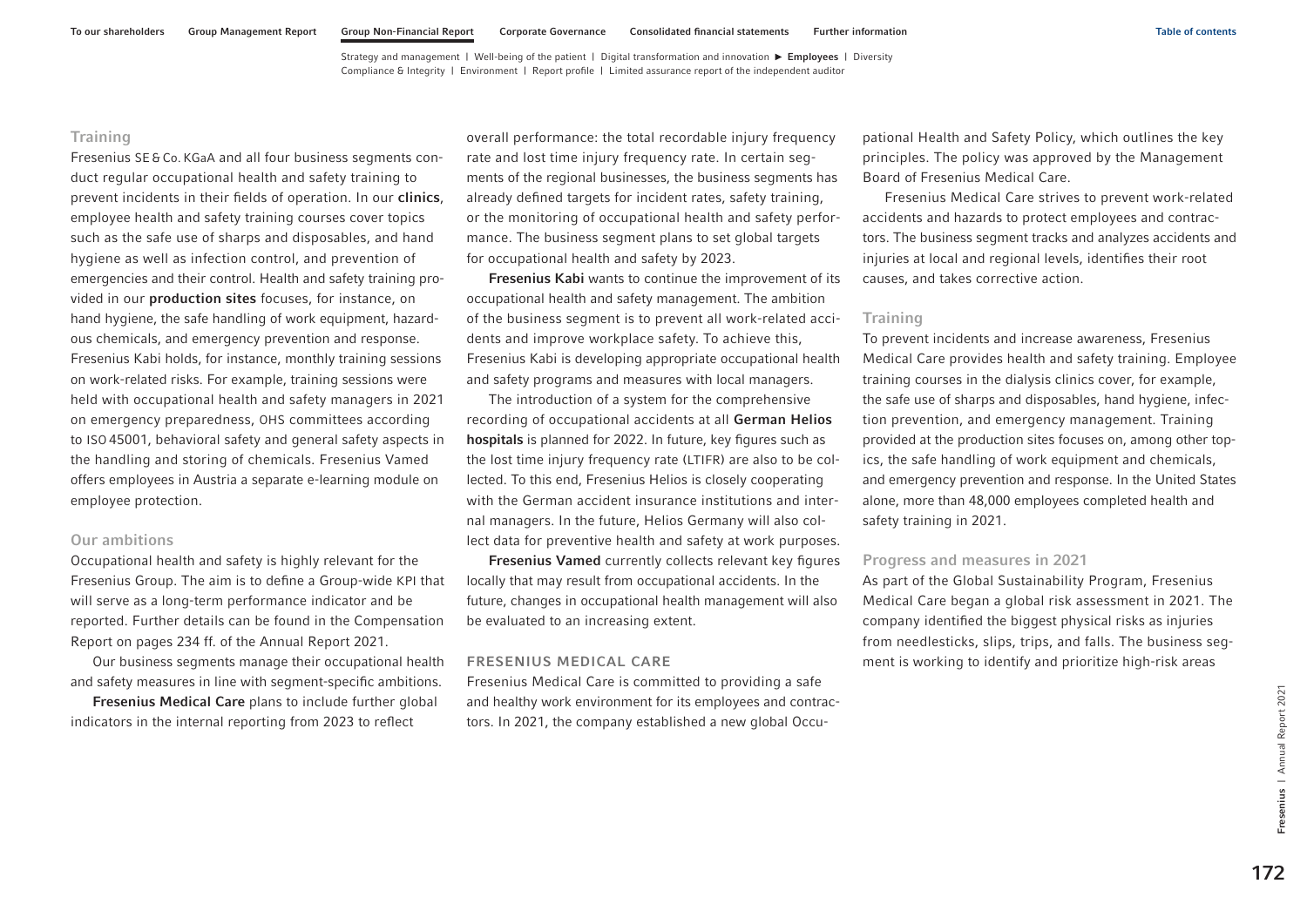### Training

Fresenius SE & Co. KGaA and all four business segments conduct regular occupational health and safety training to prevent incidents in their fields of operation. In our **clinics**, employee health and safety training courses cover topics such as the safe use of sharps and disposables, and hand hygiene as well as infection control, and prevention of emergencies and their control. Health and safety training provided in our **production sites** focuses, for instance, on hand hygiene, the safe handling of work equipment, hazardous chemicals, and emergency prevention and response. Fresenius Kabi holds, for instance, monthly training sessions on work-related risks. For example, training sessions were held with occupational health and safety managers in 2021 on emergency preparedness, OHS committees according to ISO 45001, behavioral safety and general safety aspects in the handling and storing of chemicals. Fresenius Vamed offers employees in Austria a separate e-learning module on employee protection.

### Our ambitions

Occupational health and safety is highly relevant for the Fresenius Group. The aim is to define a Group-wide KPI that will serve as a long-term performance indicator and be reported. Further details can be found in the Compensation Report on pages 234 ff. of the Annual Report 2021.

Our business segments manage their occupational health and safety measures in line with segment-specific ambitions.

**Fresenius Medical Care** plans to include further global indicators in the internal reporting from 2023 to reflect overall performance: the total recordable injury frequency rate and lost time injury frequency rate. In certain segments of the regional businesses, the business segments has already defined targets for incident rates, safety training, or the monitoring of occupational health and safety performance. The business segment plans to set global targets for occupational health and safety by 2023.

**Fresenius Kabi** wants to continue the improvement of its occupational health and safety management. The ambition of the business segment is to prevent all work-related accidents and improve workplace safety. To achieve this, Fresenius Kabi is developing appropriate occupational health and safety programs and measures with local managers.

The introduction of a system for the comprehensive recording of occupational accidents at all **German Helios hospitals** is planned for 2022. In future, key figures such as the lost time injury frequency rate (LTIFR) are also to be collected. To this end, Fresenius Helios is closely cooperating with the German accident insurance institutions and internal managers. In the future, Helios Germany will also collect data for preventive health and safety at work purposes.

**Fresenius Vamed** currently collects relevant key figures locally that may result from occupational accidents. In the future, changes in occupational health management will also be evaluated to an increasing extent.

## FRESENIUS MEDICAL CARE

Fresenius Medical Care is committed to providing a safe and healthy work environment for its employees and contractors. In 2021, the company established a new global Occupational Health and Safety Policy, which outlines the key principles. The policy was approved by the Management Board of Fresenius Medical Care.

Fresenius Medical Care strives to prevent work-related accidents and hazards to protect employees and contractors. The business segment tracks and analyzes accidents and injuries at local and regional levels, identifies their root causes, and takes corrective action.

### Training

To prevent incidents and increase awareness, Fresenius Medical Care provides health and safety training. Employee training courses in the dialysis clinics cover, for example, the safe use of sharps and disposables, hand hygiene, infection prevention, and emergency management. Training provided at the production sites focuses on, among other topics, the safe handling of work equipment and chemicals, and emergency prevention and response. In the United States alone, more than 48,000 employees completed health and safety training in 2021.

### Progress and measures in 2021

As part of the Global Sustainability Program, Fresenius Medical Care began a global risk assessment in 2021. The company identified the biggest physical risks as injuries from needlesticks, slips, trips, and falls. The business segment is working to identify and prioritize high-risk areas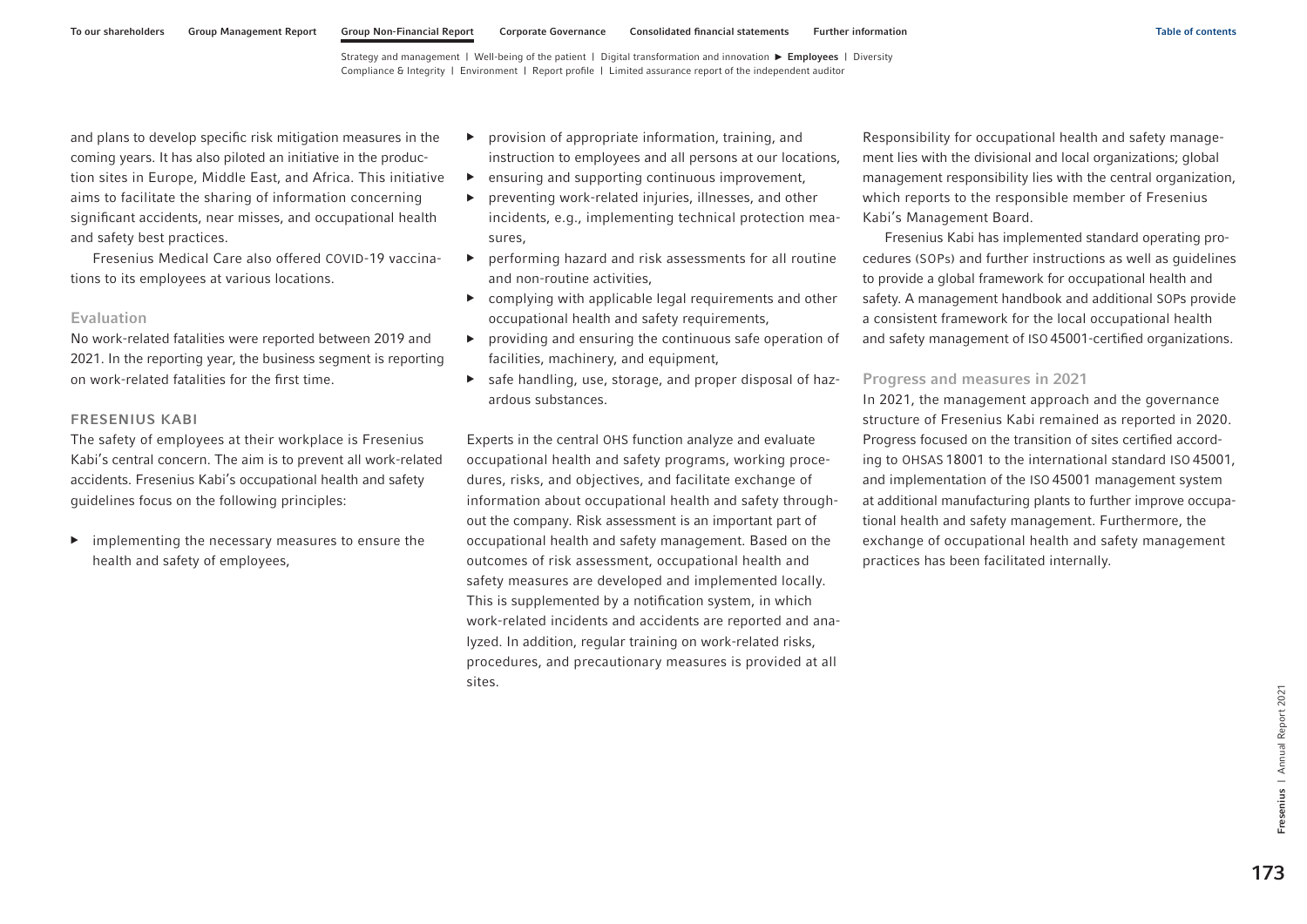and plans to develop specific risk mitigation measures in the coming years. It has also piloted an initiative in the production sites in Europe, Middle East, and Africa. This initiative aims to facilitate the sharing of information concerning significant accidents, near misses, and occupational health and safety best practices.

Fresenius Medical Care also offered COVID-19 vaccinations to its employees at various locations.

### Evaluation

No work-related fatalities were reported between 2019 and 2021. In the reporting year, the business segment is reporting on work-related fatalities for the first time.

## FRESENIUS KABI

The safety of employees at their workplace is Fresenius Kabi's central concern. The aim is to prevent all work-related accidents. Fresenius Kabi's occupational health and safety guidelines focus on the following principles:

- implementing the necessary measures to ensure the health and safety of employees,
- provision of appropriate information, training, and instruction to employees and all persons at our locations,
- ensuring and supporting continuous improvement,
- preventing work-related injuries, illnesses, and other incidents, e.g., implementing technical protection measures,
- performing hazard and risk assessments for all routine and non-routine activities,
- complying with applicable legal requirements and other occupational health and safety requirements,
- providing and ensuring the continuous safe operation of facilities, machinery, and equipment,
- safe handling, use, storage, and proper disposal of hazardous substances.

Experts in the central OHS function analyze and evaluate occupational health and safety programs, working procedures, risks, and objectives, and facilitate exchange of information about occupational health and safety throughout the company. Risk assessment is an important part of occupational health and safety management. Based on the outcomes of risk assessment, occupational health and safety measures are developed and implemented locally. This is supplemented by a notification system, in which work-related incidents and accidents are reported and analyzed. In addition, regular training on work-related risks, procedures, and precautionary measures is provided at all sites.

Responsibility for occupational health and safety management lies with the divisional and local organizations; global management responsibility lies with the central organization, which reports to the responsible member of Fresenius Kabi's Management Board.

Fresenius Kabi has implemented standard operating procedures (SOPs) and further instructions as well as guidelines to provide a global framework for occupational health and safety. A management handbook and additional SOPs provide a consistent framework for the local occupational health and safety management of ISO 45001-certified organizations.

### Progress and measures in 2021

In 2021, the management approach and the governance structure of Fresenius Kabi remained as reported in 2020. Progress focused on the transition of sites certified according to OHSAS 18001 to the international standard ISO 45001, and implementation of the ISO 45001 management system at additional manufacturing plants to further improve occupational health and safety management. Furthermore, the exchange of occupational health and safety management practices has been facilitated internally.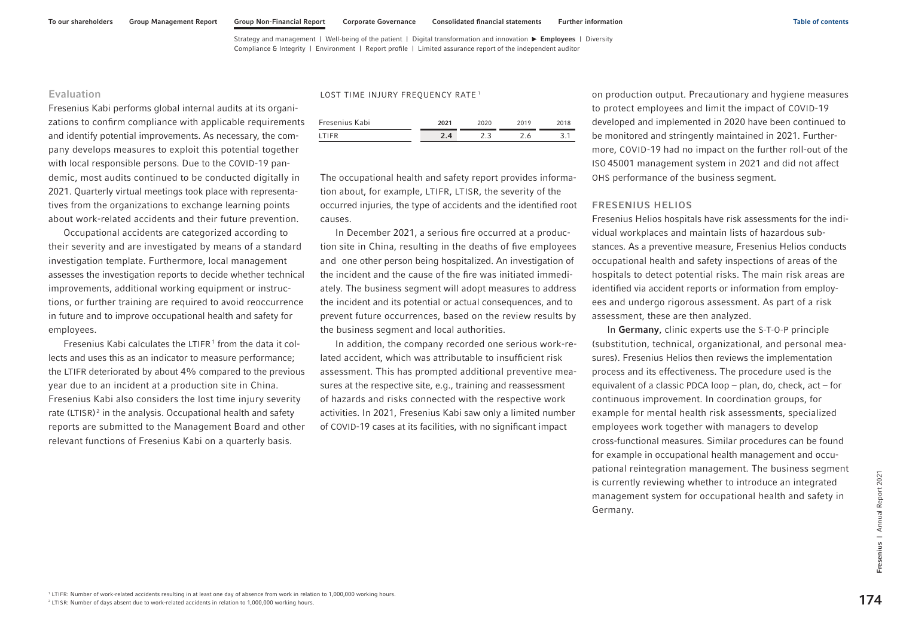### Evaluation

Fresenius Kabi performs global internal audits at its organizations to confirm compliance with applicable requirements and identify potential improvements. As necessary, the company develops measures to exploit this potential together with local responsible persons. Due to the COVID-19 pandemic, most audits continued to be conducted digitally in 2021. Quarterly virtual meetings took place with representatives from the organizations to exchange learning points about work-related accidents and their future prevention.

Occupational accidents are categorized according to their severity and are investigated by means of a standard investigation template. Furthermore, local management assesses the investigation reports to decide whether technical improvements, additional working equipment or instructions, or further training are required to avoid reoccurrence in future and to improve occupational health and safety for employees.

Fresenius Kabi calculates the LTIFR[1] from the data it collects and uses this as an indicator to measure performance; the LTIFR deteriorated by about 4% compared to the previous year due to an incident at a production site in China. Fresenius Kabi also considers the lost time injury severity rate (LTISR)[2] in the analysis. Occupational health and safety reports are submitted to the Management Board and other relevant functions of Fresenius Kabi on a quarterly basis.

LOST TIME INJURY FREQUENCY RATE[1]

| Fresenius Kabi | 2021 | 2020 | 2019 | 2018 |
|---|---|---|---|---|
| LTIFR | **2.4** | 2.3 | 2.6 | 3.1 |

The occupational health and safety report provides information about, for example, LTIFR, LTISR, the severity of the occurred injuries, the type of accidents and the identified root causes.

In December 2021, a serious fire occurred at a production site in China, resulting in the deaths of five employees and one other person being hospitalized. An investigation of the incident and the cause of the fire was initiated immediately. The business segment will adopt measures to address the incident and its potential or actual consequences, and to prevent future occurrences, based on the review results by the business segment and local authorities.

In addition, the company recorded one serious work-related accident, which was attributable to insufficient risk assessment. This has prompted additional preventive measures at the respective site, e.g., training and reassessment of hazards and risks connected with the respective work activities. In 2021, Fresenius Kabi saw only a limited number of COVID-19 cases at its facilities, with no significant impact on production output. Precautionary and hygiene measures to protect employees and limit the impact of COVID-19 developed and implemented in 2020 have been continued to be monitored and stringently maintained in 2021. Furthermore, COVID-19 had no impact on the further roll-out of the ISO 45001 management system in 2021 and did not affect OHS performance of the business segment.

## FRESENIUS HELIOS

Fresenius Helios hospitals have risk assessments for the individual workplaces and maintain lists of hazardous substances. As a preventive measure, Fresenius Helios conducts occupational health and safety inspections of areas of the hospitals to detect potential risks. The main risk areas are identified via accident reports or information from employees and undergo rigorous assessment. As part of a risk assessment, these are then analyzed.

In **Germany**, clinic experts use the S-T-O-P principle (substitution, technical, organizational, and personal measures). Fresenius Helios then reviews the implementation process and its effectiveness. The procedure used is the equivalent of a classic PDCA loop – plan, do, check, act – for continuous improvement. In coordination groups, for example for mental health risk assessments, specialized employees work together with managers to develop cross-functional measures. Similar procedures can be found for example in occupational health management and occupational reintegration management. The business segment is currently reviewing whether to introduce an integrated management system for occupational health and safety in Germany.

[1] LTIFR: Number of work-related accidents resulting in at least one day of absence from work in relation to 1,000,000 working hours.
[2] LTISR: Number of days absent due to work-related accidents in relation to 1,000,000 working hours.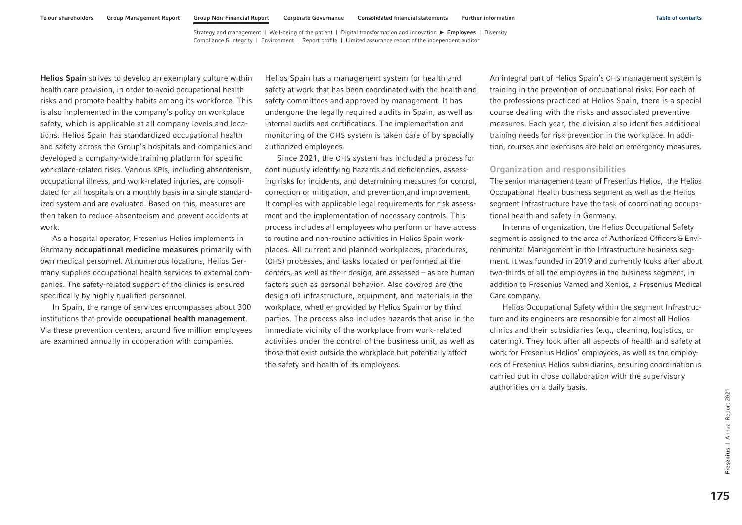**Helios Spain** strives to develop an exemplary culture within health care provision, in order to avoid occupational health risks and promote healthy habits among its workforce. This is also implemented in the company's policy on workplace safety, which is applicable at all company levels and locations. Helios Spain has standardized occupational health and safety across the Group's hospitals and companies and developed a company-wide training platform for specific workplace-related risks. Various KPIs, including absenteeism, occupational illness, and work-related injuries, are consolidated for all hospitals on a monthly basis in a single standardized system and are evaluated. Based on this, measures are then taken to reduce absenteeism and prevent accidents at work.

As a hospital operator, Fresenius Helios implements in Germany **occupational medicine measures** primarily with own medical personnel. At numerous locations, Helios Germany supplies occupational health services to external companies. The safety-related support of the clinics is ensured specifically by highly qualified personnel.

In Spain, the range of services encompasses about 300 institutions that provide **occupational health management**. Via these prevention centers, around five million employees are examined annually in cooperation with companies.

Helios Spain has a management system for health and safety at work that has been coordinated with the health and safety committees and approved by management. It has undergone the legally required audits in Spain, as well as internal audits and certifications. The implementation and monitoring of the OHS system is taken care of by specially authorized employees.

Since 2021, the OHS system has included a process for continuously identifying hazards and deficiencies, assessing risks for incidents, and determining measures for control, correction or mitigation, and prevention,and improvement. It complies with applicable legal requirements for risk assessment and the implementation of necessary controls. This process includes all employees who perform or have access to routine and non-routine activities in Helios Spain workplaces. All current and planned workplaces, procedures, (OHS) processes, and tasks located or performed at the centers, as well as their design, are assessed – as are human factors such as personal behavior. Also covered are (the design of) infrastructure, equipment, and materials in the workplace, whether provided by Helios Spain or by third parties. The process also includes hazards that arise in the immediate vicinity of the workplace from work-related activities under the control of the business unit, as well as those that exist outside the workplace but potentially affect the safety and health of its employees.

An integral part of Helios Spain's OHS management system is training in the prevention of occupational risks. For each of the professions practiced at Helios Spain, there is a special course dealing with the risks and associated preventive measures. Each year, the division also identifies additional training needs for risk prevention in the workplace. In addition, courses and exercises are held on emergency measures.

### Organization and responsibilities

The senior management team of Fresenius Helios, the Helios Occupational Health business segment as well as the Helios segment Infrastructure have the task of coordinating occupational health and safety in Germany.

In terms of organization, the Helios Occupational Safety segment is assigned to the area of Authorized Officers & Environmental Management in the Infrastructure business segment. It was founded in 2019 and currently looks after about two-thirds of all the employees in the business segment, in addition to Fresenius Vamed and Xenios, a Fresenius Medical Care company.

Helios Occupational Safety within the segment Infrastructure and its engineers are responsible for almost all Helios clinics and their subsidiaries (e.g., cleaning, logistics, or catering). They look after all aspects of health and safety at work for Fresenius Helios' employees, as well as the employees of Fresenius Helios subsidiaries, ensuring coordination is carried out in close collaboration with the supervisory authorities on a daily basis.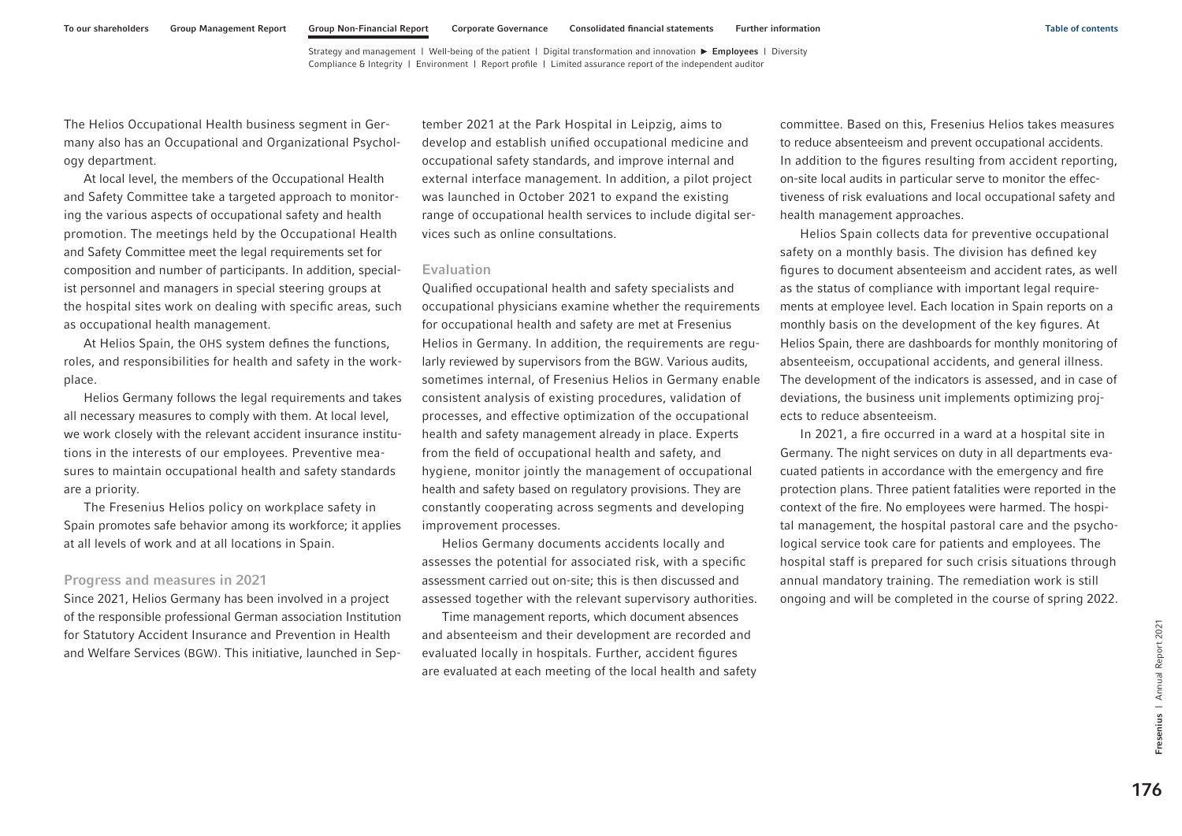The Helios Occupational Health business segment in Germany also has an Occupational and Organizational Psychology department.

At local level, the members of the Occupational Health and Safety Committee take a targeted approach to monitoring the various aspects of occupational safety and health promotion. The meetings held by the Occupational Health and Safety Committee meet the legal requirements set for composition and number of participants. In addition, specialist personnel and managers in special steering groups at the hospital sites work on dealing with specific areas, such as occupational health management.

At Helios Spain, the OHS system defines the functions, roles, and responsibilities for health and safety in the workplace.

Helios Germany follows the legal requirements and takes all necessary measures to comply with them. At local level, we work closely with the relevant accident insurance institutions in the interests of our employees. Preventive measures to maintain occupational health and safety standards are a priority.

The Fresenius Helios policy on workplace safety in Spain promotes safe behavior among its workforce; it applies at all levels of work and at all locations in Spain.

### Progress and measures in 2021

Since 2021, Helios Germany has been involved in a project of the responsible professional German association Institution for Statutory Accident Insurance and Prevention in Health and Welfare Services (BGW). This initiative, launched in September 2021 at the Park Hospital in Leipzig, aims to develop and establish unified occupational medicine and occupational safety standards, and improve internal and external interface management. In addition, a pilot project was launched in October 2021 to expand the existing range of occupational health services to include digital services such as online consultations.

### Evaluation

Qualified occupational health and safety specialists and occupational physicians examine whether the requirements for occupational health and safety are met at Fresenius Helios in Germany. In addition, the requirements are regularly reviewed by supervisors from the BGW. Various audits, sometimes internal, of Fresenius Helios in Germany enable consistent analysis of existing procedures, validation of processes, and effective optimization of the occupational health and safety management already in place. Experts from the field of occupational health and safety, and hygiene, monitor jointly the management of occupational health and safety based on regulatory provisions. They are constantly cooperating across segments and developing improvement processes.

Helios Germany documents accidents locally and assesses the potential for associated risk, with a specific assessment carried out on-site; this is then discussed and assessed together with the relevant supervisory authorities.

Time management reports, which document absences and absenteeism and their development are recorded and evaluated locally in hospitals. Further, accident figures are evaluated at each meeting of the local health and safety committee. Based on this, Fresenius Helios takes measures to reduce absenteeism and prevent occupational accidents. In addition to the figures resulting from accident reporting, on-site local audits in particular serve to monitor the effectiveness of risk evaluations and local occupational safety and health management approaches.

Helios Spain collects data for preventive occupational safety on a monthly basis. The division has defined key figures to document absenteeism and accident rates, as well as the status of compliance with important legal requirements at employee level. Each location in Spain reports on a monthly basis on the development of the key figures. At Helios Spain, there are dashboards for monthly monitoring of absenteeism, occupational accidents, and general illness. The development of the indicators is assessed, and in case of deviations, the business unit implements optimizing projects to reduce absenteeism.

In 2021, a fire occurred in a ward at a hospital site in Germany. The night services on duty in all departments evacuated patients in accordance with the emergency and fire protection plans. Three patient fatalities were reported in the context of the fire. No employees were harmed. The hospital management, the hospital pastoral care and the psychological service took care for patients and employees. The hospital staff is prepared for such crisis situations through annual mandatory training. The remediation work is still ongoing and will be completed in the course of spring 2022.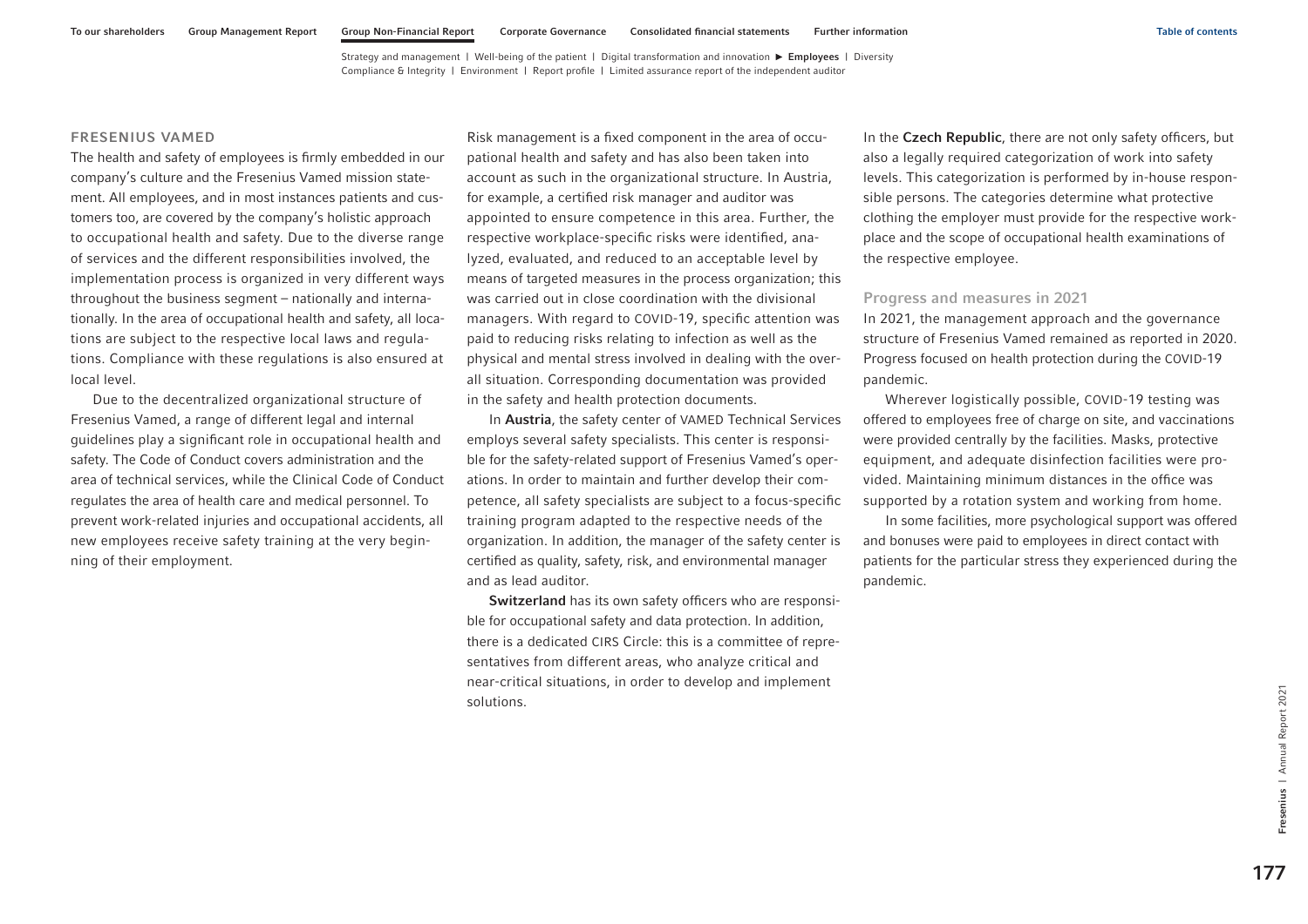## FRESENIUS VAMED

The health and safety of employees is firmly embedded in our company's culture and the Fresenius Vamed mission statement. All employees, and in most instances patients and customers too, are covered by the company's holistic approach to occupational health and safety. Due to the diverse range of services and the different responsibilities involved, the implementation process is organized in very different ways throughout the business segment – nationally and internationally. In the area of occupational health and safety, all locations are subject to the respective local laws and regulations. Compliance with these regulations is also ensured at local level.

Due to the decentralized organizational structure of Fresenius Vamed, a range of different legal and internal guidelines play a significant role in occupational health and safety. The Code of Conduct covers administration and the area of technical services, while the Clinical Code of Conduct regulates the area of health care and medical personnel. To prevent work-related injuries and occupational accidents, all new employees receive safety training at the very beginning of their employment.

Risk management is a fixed component in the area of occupational health and safety and has also been taken into account as such in the organizational structure. In Austria, for example, a certified risk manager and auditor was appointed to ensure competence in this area. Further, the respective workplace-specific risks were identified, analyzed, evaluated, and reduced to an acceptable level by means of targeted measures in the process organization; this was carried out in close coordination with the divisional managers. With regard to COVID-19, specific attention was paid to reducing risks relating to infection as well as the physical and mental stress involved in dealing with the overall situation. Corresponding documentation was provided in the safety and health protection documents.

In **Austria**, the safety center of VAMED Technical Services employs several safety specialists. This center is responsible for the safety-related support of Fresenius Vamed's operations. In order to maintain and further develop their competence, all safety specialists are subject to a focus-specific training program adapted to the respective needs of the organization. In addition, the manager of the safety center is certified as quality, safety, risk, and environmental manager and as lead auditor.

**Switzerland** has its own safety officers who are responsible for occupational safety and data protection. In addition, there is a dedicated CIRS Circle: this is a committee of representatives from different areas, who analyze critical and near-critical situations, in order to develop and implement solutions.

In the **Czech Republic**, there are not only safety officers, but also a legally required categorization of work into safety levels. This categorization is performed by in-house responsible persons. The categories determine what protective clothing the employer must provide for the respective workplace and the scope of occupational health examinations of the respective employee.

### Progress and measures in 2021

In 2021, the management approach and the governance structure of Fresenius Vamed remained as reported in 2020. Progress focused on health protection during the COVID-19 pandemic.

Wherever logistically possible, COVID-19 testing was offered to employees free of charge on site, and vaccinations were provided centrally by the facilities. Masks, protective equipment, and adequate disinfection facilities were provided. Maintaining minimum distances in the office was supported by a rotation system and working from home.

In some facilities, more psychological support was offered and bonuses were paid to employees in direct contact with patients for the particular stress they experienced during the pandemic.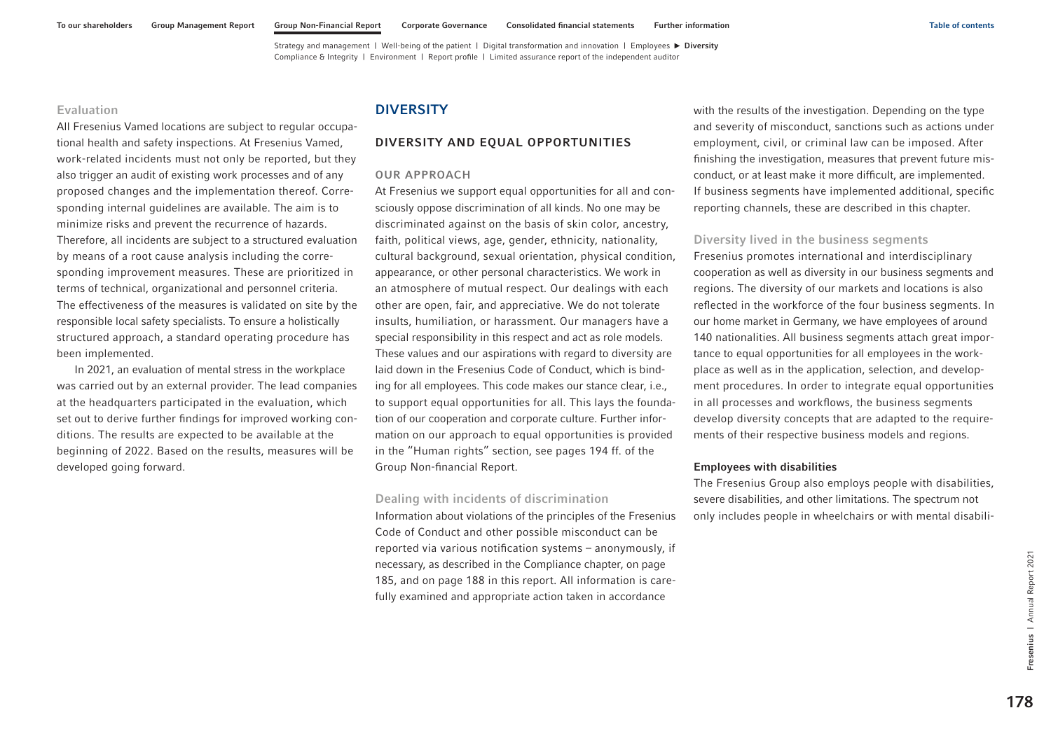### Evaluation

All Fresenius Vamed locations are subject to regular occupational health and safety inspections. At Fresenius Vamed, work-related incidents must not only be reported, but they also trigger an audit of existing work processes and of any proposed changes and the implementation thereof. Corresponding internal guidelines are available. The aim is to minimize risks and prevent the recurrence of hazards. Therefore, all incidents are subject to a structured evaluation by means of a root cause analysis including the corresponding improvement measures. These are prioritized in terms of technical, organizational and personnel criteria. The effectiveness of the measures is validated on site by the responsible local safety specialists. To ensure a holistically structured approach, a standard operating procedure has been implemented.

In 2021, an evaluation of mental stress in the workplace was carried out by an external provider. The lead companies at the headquarters participated in the evaluation, which set out to derive further findings for improved working conditions. The results are expected to be available at the beginning of 2022. Based on the results, measures will be developed going forward.

# DIVERSITY

## DIVERSITY AND EQUAL OPPORTUNITIES

### OUR APPROACH

At Fresenius we support equal opportunities for all and consciously oppose discrimination of all kinds. No one may be discriminated against on the basis of skin color, ancestry, faith, political views, age, gender, ethnicity, nationality, cultural background, sexual orientation, physical condition, appearance, or other personal characteristics. We work in an atmosphere of mutual respect. Our dealings with each other are open, fair, and appreciative. We do not tolerate insults, humiliation, or harassment. Our managers have a special responsibility in this respect and act as role models. These values and our aspirations with regard to diversity are laid down in the Fresenius Code of Conduct, which is binding for all employees. This code makes our stance clear, i.e., to support equal opportunities for all. This lays the foundation of our cooperation and corporate culture. Further information on our approach to equal opportunities is provided in the "Human rights" section, see pages 194 ff. of the Group Non-financial Report.

### Dealing with incidents of discrimination

Information about violations of the principles of the Fresenius Code of Conduct and other possible misconduct can be reported via various notification systems – anonymously, if necessary, as described in the Compliance chapter, on page 185, and on page 188 in this report. All information is carefully examined and appropriate action taken in accordance with the results of the investigation. Depending on the type and severity of misconduct, sanctions such as actions under employment, civil, or criminal law can be imposed. After finishing the investigation, measures that prevent future misconduct, or at least make it more difficult, are implemented. If business segments have implemented additional, specific reporting channels, these are described in this chapter.

### Diversity lived in the business segments

Fresenius promotes international and interdisciplinary cooperation as well as diversity in our business segments and regions. The diversity of our markets and locations is also reflected in the workforce of the four business segments. In our home market in Germany, we have employees of around 140 nationalities. All business segments attach great importance to equal opportunities for all employees in the workplace as well as in the application, selection, and development procedures. In order to integrate equal opportunities in all processes and workflows, the business segments develop diversity concepts that are adapted to the requirements of their respective business models and regions.

**Employees with disabilities**

The Fresenius Group also employs people with disabilities, severe disabilities, and other limitations. The spectrum not only includes people in wheelchairs or with mental disabili-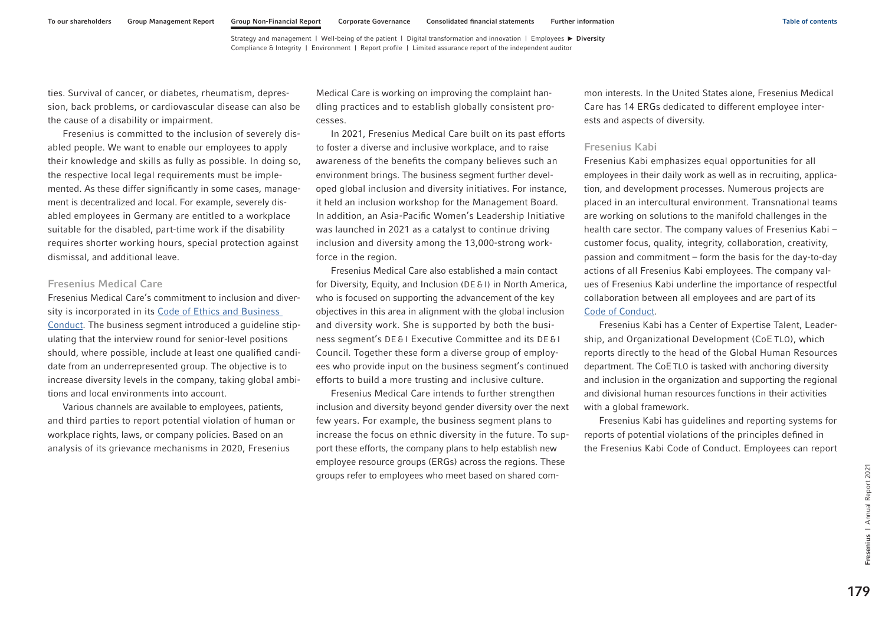ties. Survival of cancer, or diabetes, rheumatism, depression, back problems, or cardiovascular disease can also be the cause of a disability or impairment.

Fresenius is committed to the inclusion of severely disabled people. We want to enable our employees to apply their knowledge and skills as fully as possible. In doing so, the respective local legal requirements must be implemented. As these differ significantly in some cases, management is decentralized and local. For example, severely disabled employees in Germany are entitled to a workplace suitable for the disabled, part-time work if the disability requires shorter working hours, special protection against dismissal, and additional leave.

### Fresenius Medical Care

Fresenius Medical Care's commitment to inclusion and diversity is incorporated in its Code of Ethics and Business Conduct. The business segment introduced a guideline stipulating that the interview round for senior-level positions should, where possible, include at least one qualified candidate from an underrepresented group. The objective is to increase diversity levels in the company, taking global ambitions and local environments into account.

Various channels are available to employees, patients, and third parties to report potential violation of human or workplace rights, laws, or company policies. Based on an analysis of its grievance mechanisms in 2020, Fresenius Medical Care is working on improving the complaint handling practices and to establish globally consistent processes.

In 2021, Fresenius Medical Care built on its past efforts to foster a diverse and inclusive workplace, and to raise awareness of the benefits the company believes such an environment brings. The business segment further developed global inclusion and diversity initiatives. For instance, it held an inclusion workshop for the Management Board. In addition, an Asia-Pacific Women's Leadership Initiative was launched in 2021 as a catalyst to continue driving inclusion and diversity among the 13,000-strong workforce in the region.

Fresenius Medical Care also established a main contact for Diversity, Equity, and Inclusion (DE&I) in North America, who is focused on supporting the advancement of the key objectives in this area in alignment with the global inclusion and diversity work. She is supported by both the business segment's DE&I Executive Committee and its DE&I Council. Together these form a diverse group of employees who provide input on the business segment's continued efforts to build a more trusting and inclusive culture.

Fresenius Medical Care intends to further strengthen inclusion and diversity beyond gender diversity over the next few years. For example, the business segment plans to increase the focus on ethnic diversity in the future. To support these efforts, the company plans to help establish new employee resource groups (ERGs) across the regions. These groups refer to employees who meet based on shared common interests. In the United States alone, Fresenius Medical Care has 14 ERGs dedicated to different employee interests and aspects of diversity.

### Fresenius Kabi

Fresenius Kabi emphasizes equal opportunities for all employees in their daily work as well as in recruiting, application, and development processes. Numerous projects are placed in an intercultural environment. Transnational teams are working on solutions to the manifold challenges in the health care sector. The company values of Fresenius Kabi – customer focus, quality, integrity, collaboration, creativity, passion and commitment – form the basis for the day-to-day actions of all Fresenius Kabi employees. The company values of Fresenius Kabi underline the importance of respectful collaboration between all employees and are part of its Code of Conduct.

Fresenius Kabi has a Center of Expertise Talent, Leadership, and Organizational Development (CoE TLO), which reports directly to the head of the Global Human Resources department. The CoE TLO is tasked with anchoring diversity and inclusion in the organization and supporting the regional and divisional human resources functions in their activities with a global framework.

Fresenius Kabi has guidelines and reporting systems for reports of potential violations of the principles defined in the Fresenius Kabi Code of Conduct. Employees can report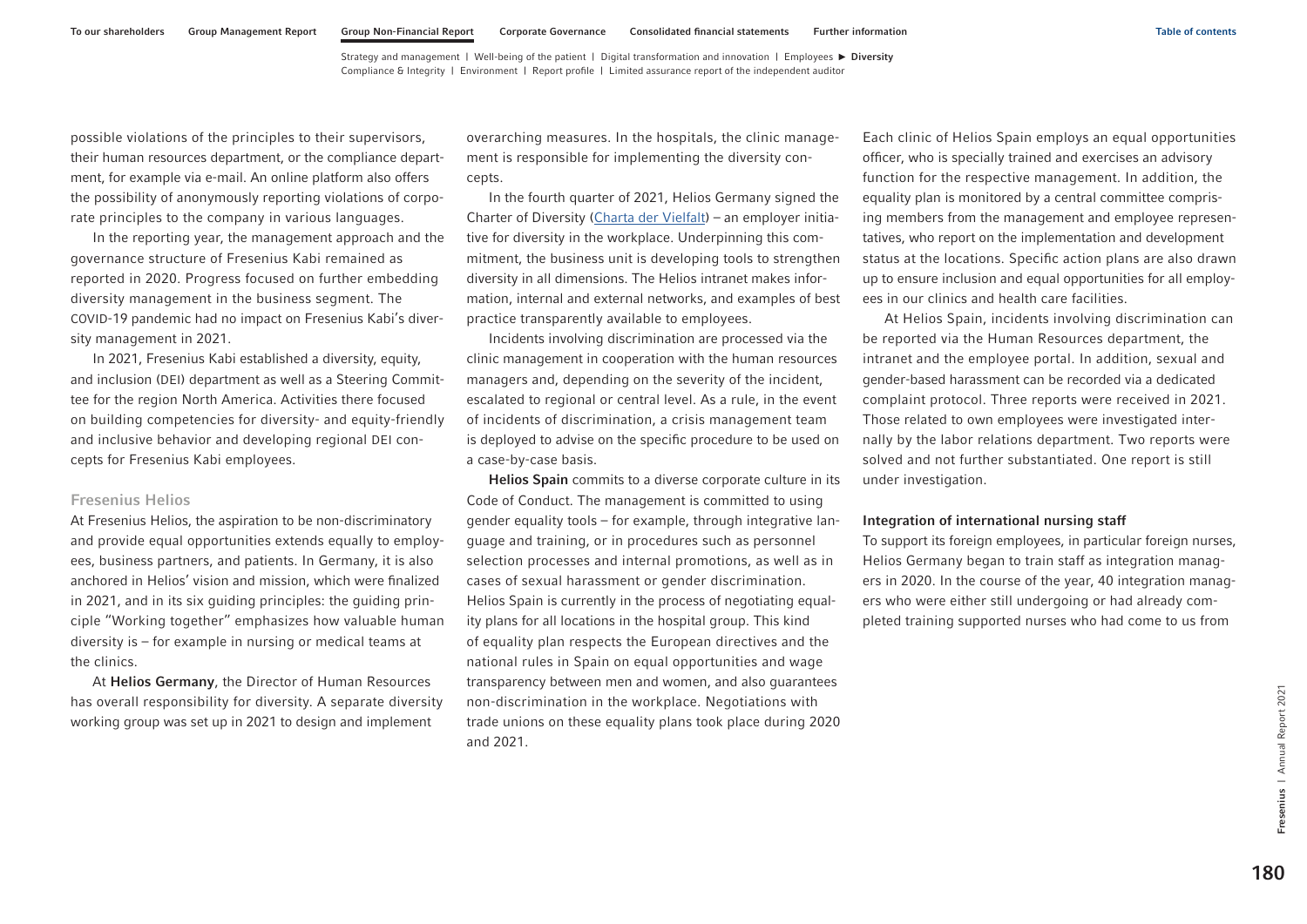possible violations of the principles to their supervisors, their human resources department, or the compliance department, for example via e-mail. An online platform also offers the possibility of anonymously reporting violations of corporate principles to the company in various languages.

In the reporting year, the management approach and the governance structure of Fresenius Kabi remained as reported in 2020. Progress focused on further embedding diversity management in the business segment. The COVID-19 pandemic had no impact on Fresenius Kabi's diversity management in 2021.

In 2021, Fresenius Kabi established a diversity, equity, and inclusion (DEI) department as well as a Steering Committee for the region North America. Activities there focused on building competencies for diversity- and equity-friendly and inclusive behavior and developing regional DEI concepts for Fresenius Kabi employees.

### Fresenius Helios

At Fresenius Helios, the aspiration to be non-discriminatory and provide equal opportunities extends equally to employees, business partners, and patients. In Germany, it is also anchored in Helios' vision and mission, which were finalized in 2021, and in its six guiding principles: the guiding principle "Working together" emphasizes how valuable human diversity is – for example in nursing or medical teams at the clinics.

At **Helios Germany**, the Director of Human Resources has overall responsibility for diversity. A separate diversity working group was set up in 2021 to design and implement overarching measures. In the hospitals, the clinic management is responsible for implementing the diversity concepts.

In the fourth quarter of 2021, Helios Germany signed the Charter of Diversity (Charta der Vielfalt) – an employer initiative for diversity in the workplace. Underpinning this commitment, the business unit is developing tools to strengthen diversity in all dimensions. The Helios intranet makes information, internal and external networks, and examples of best practice transparently available to employees.

Incidents involving discrimination are processed via the clinic management in cooperation with the human resources managers and, depending on the severity of the incident, escalated to regional or central level. As a rule, in the event of incidents of discrimination, a crisis management team is deployed to advise on the specific procedure to be used on a case-by-case basis.

**Helios Spain** commits to a diverse corporate culture in its Code of Conduct. The management is committed to using gender equality tools – for example, through integrative language and training, or in procedures such as personnel selection processes and internal promotions, as well as in cases of sexual harassment or gender discrimination. Helios Spain is currently in the process of negotiating equality plans for all locations in the hospital group. This kind of equality plan respects the European directives and the national rules in Spain on equal opportunities and wage transparency between men and women, and also guarantees non-discrimination in the workplace. Negotiations with trade unions on these equality plans took place during 2020 and 2021.

Each clinic of Helios Spain employs an equal opportunities officer, who is specially trained and exercises an advisory function for the respective management. In addition, the equality plan is monitored by a central committee comprising members from the management and employee representatives, who report on the implementation and development status at the locations. Specific action plans are also drawn up to ensure inclusion and equal opportunities for all employees in our clinics and health care facilities.

At Helios Spain, incidents involving discrimination can be reported via the Human Resources department, the intranet and the employee portal. In addition, sexual and gender-based harassment can be recorded via a dedicated complaint protocol. Three reports were received in 2021. Those related to own employees were investigated internally by the labor relations department. Two reports were solved and not further substantiated. One report is still under investigation.

#### Integration of international nursing staff

To support its foreign employees, in particular foreign nurses, Helios Germany began to train staff as integration managers in 2020. In the course of the year, 40 integration managers who were either still undergoing or had already completed training supported nurses who had come to us from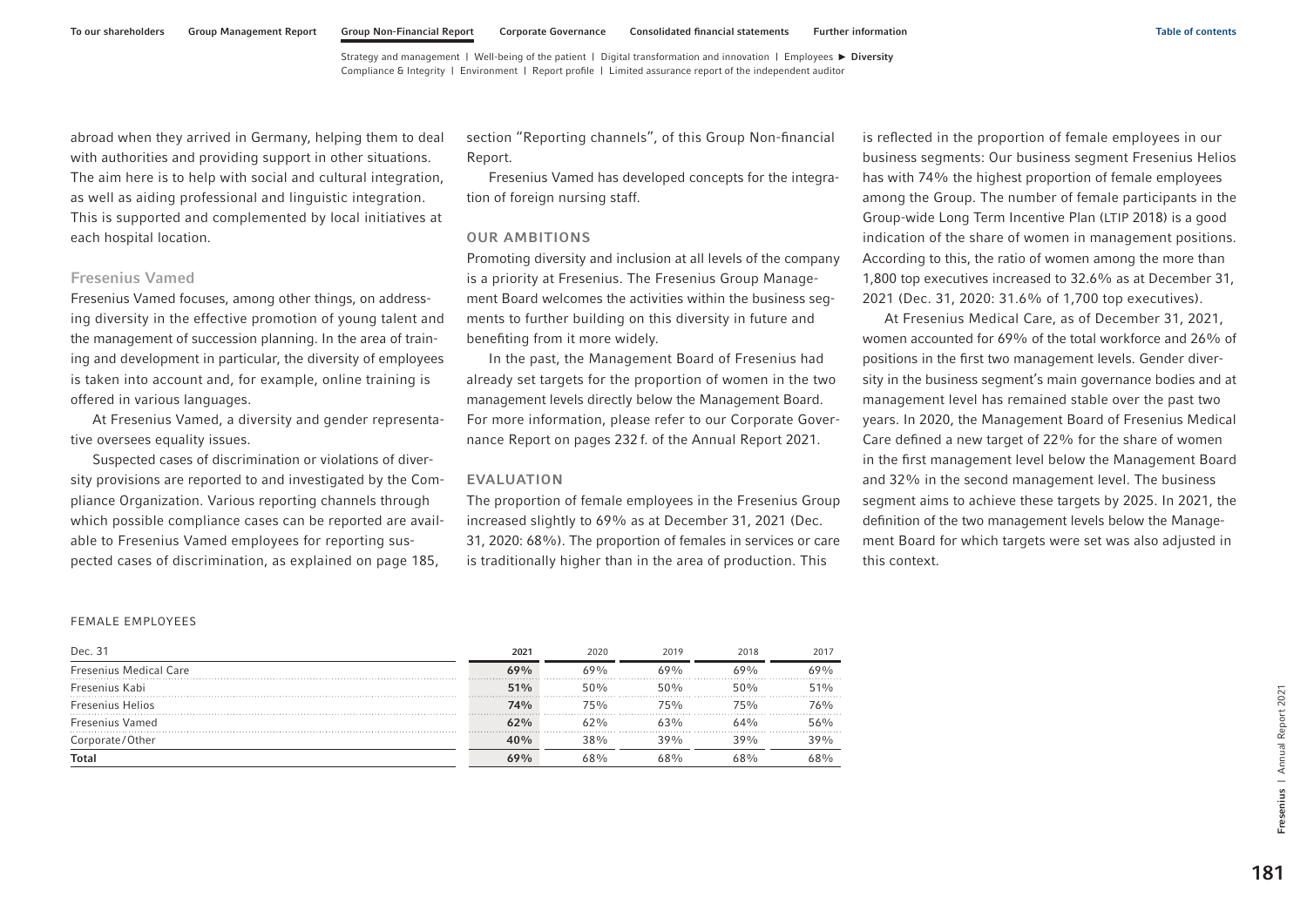abroad when they arrived in Germany, helping them to deal with authorities and providing support in other situations. The aim here is to help with social and cultural integration, as well as aiding professional and linguistic integration. This is supported and complemented by local initiatives at each hospital location.

### Fresenius Vamed

Fresenius Vamed focuses, among other things, on addressing diversity in the effective promotion of young talent and the management of succession planning. In the area of training and development in particular, the diversity of employees is taken into account and, for example, online training is offered in various languages.

At Fresenius Vamed, a diversity and gender representative oversees equality issues.

Suspected cases of discrimination or violations of diversity provisions are reported to and investigated by the Compliance Organization. Various reporting channels through which possible compliance cases can be reported are available to Fresenius Vamed employees for reporting suspected cases of discrimination, as explained on page 185, section "Reporting channels", of this Group Non-financial Report.

Fresenius Vamed has developed concepts for the integration of foreign nursing staff.

## OUR AMBITIONS

Promoting diversity and inclusion at all levels of the company is a priority at Fresenius. The Fresenius Group Management Board welcomes the activities within the business segments to further building on this diversity in future and benefiting from it more widely.

In the past, the Management Board of Fresenius had already set targets for the proportion of women in the two management levels directly below the Management Board. For more information, please refer to our Corporate Governance Report on pages 232 f. of the Annual Report 2021.

## EVALUATION

The proportion of female employees in the Fresenius Group increased slightly to 69% as at December 31, 2021 (Dec. 31, 2020: 68%). The proportion of females in services or care is traditionally higher than in the area of production. This is reflected in the proportion of female employees in our business segments: Our business segment Fresenius Helios has with 74% the highest proportion of female employees among the Group. The number of female participants in the Group-wide Long Term Incentive Plan (LTIP 2018) is a good indication of the share of women in management positions. According to this, the ratio of women among the more than 1,800 top executives increased to 32.6% as at December 31, 2021 (Dec. 31, 2020: 31.6% of 1,700 top executives).

At Fresenius Medical Care, as of December 31, 2021, women accounted for 69% of the total workforce and 26% of positions in the first two management levels. Gender diversity in the business segment's main governance bodies and at management level has remained stable over the past two years. In 2020, the Management Board of Fresenius Medical Care defined a new target of 22% for the share of women in the first management level below the Management Board and 32% in the second management level. The business segment aims to achieve these targets by 2025. In 2021, the definition of the two management levels below the Management Board for which targets were set was also adjusted in this context.

FEMALE EMPLOYEES

| Dec. 31 | 2021 | 2020 | 2019 | 2018 | 2017 |
|---|---|---|---|---|---|
| Fresenius Medical Care | **69%** | 69% | 69% | 69% | 69% |
| Fresenius Kabi | **51%** | 50% | 50% | 50% | 51% |
| Fresenius Helios | **74%** | 75% | 75% | 75% | 76% |
| Fresenius Vamed | **62%** | 62% | 63% | 64% | 56% |
| Corporate/Other | **40%** | 38% | 39% | 39% | 39% |
| **Total** | **69%** | 68% | 68% | 68% | 68% |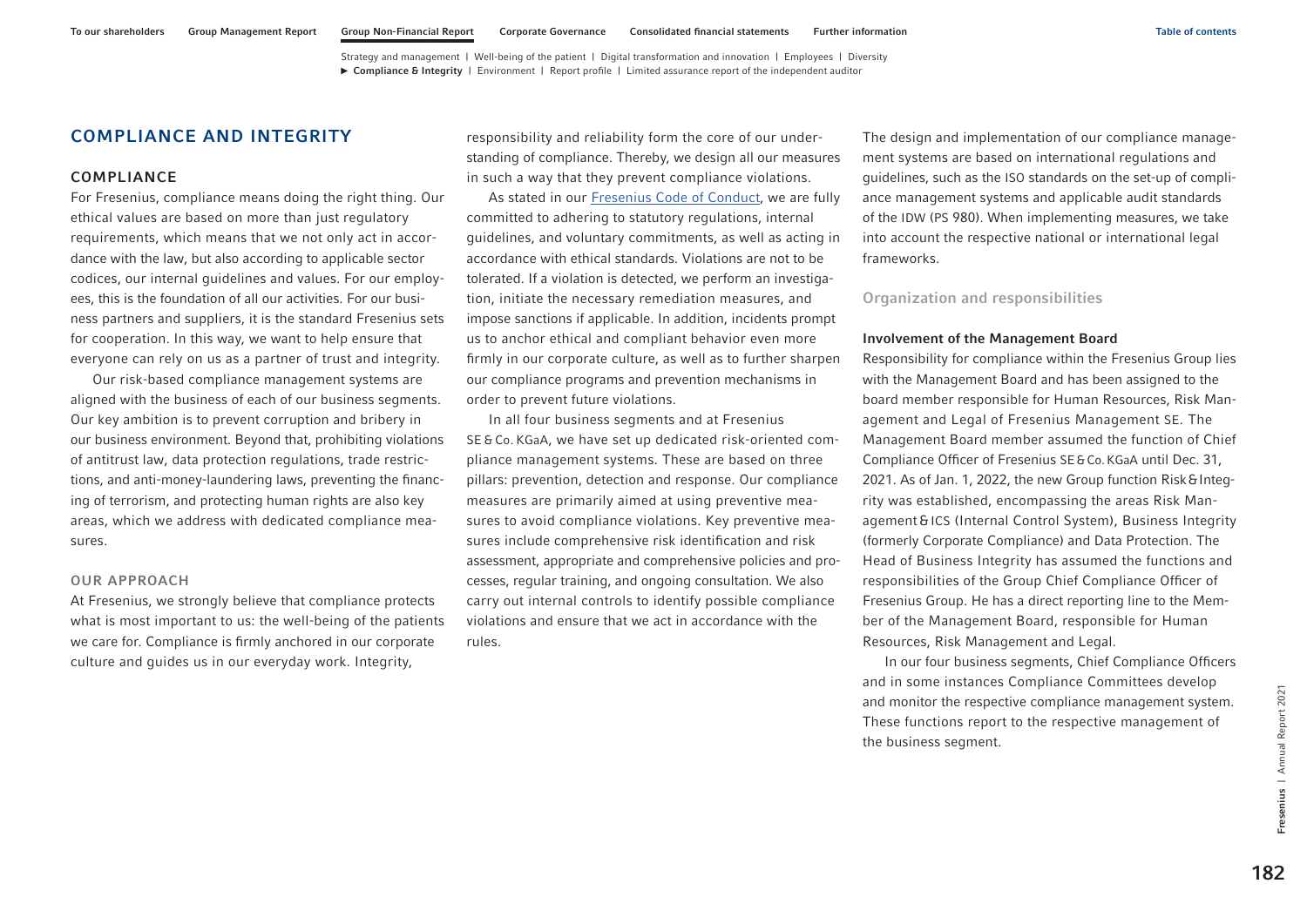## COMPLIANCE AND INTEGRITY

### COMPLIANCE

For Fresenius, compliance means doing the right thing. Our ethical values are based on more than just regulatory requirements, which means that we not only act in accordance with the law, but also according to applicable sector codices, our internal guidelines and values. For our employees, this is the foundation of all our activities. For our business partners and suppliers, it is the standard Fresenius sets for cooperation. In this way, we want to help ensure that everyone can rely on us as a partner of trust and integrity.

Our risk-based compliance management systems are aligned with the business of each of our business segments. Our key ambition is to prevent corruption and bribery in our business environment. Beyond that, prohibiting violations of antitrust law, data protection regulations, trade restrictions, and anti-money-laundering laws, preventing the financing of terrorism, and protecting human rights are also key areas, which we address with dedicated compliance measures.

### OUR APPROACH

At Fresenius, we strongly believe that compliance protects what is most important to us: the well-being of the patients we care for. Compliance is firmly anchored in our corporate culture and guides us in our everyday work. Integrity, responsibility and reliability form the core of our understanding of compliance. Thereby, we design all our measures in such a way that they prevent compliance violations.

As stated in our Fresenius Code of Conduct, we are fully committed to adhering to statutory regulations, internal guidelines, and voluntary commitments, as well as acting in accordance with ethical standards. Violations are not to be tolerated. If a violation is detected, we perform an investigation, initiate the necessary remediation measures, and impose sanctions if applicable. In addition, incidents prompt us to anchor ethical and compliant behavior even more firmly in our corporate culture, as well as to further sharpen our compliance programs and prevention mechanisms in order to prevent future violations.

In all four business segments and at Fresenius SE & Co. KGaA, we have set up dedicated risk-oriented compliance management systems. These are based on three pillars: prevention, detection and response. Our compliance measures are primarily aimed at using preventive measures to avoid compliance violations. Key preventive measures include comprehensive risk identification and risk assessment, appropriate and comprehensive policies and processes, regular training, and ongoing consultation. We also carry out internal controls to identify possible compliance violations and ensure that we act in accordance with the rules.

The design and implementation of our compliance management systems are based on international regulations and guidelines, such as the ISO standards on the set-up of compliance management systems and applicable audit standards of the IDW (PS 980). When implementing measures, we take into account the respective national or international legal frameworks.

#### Organization and responsibilities

**Involvement of the Management Board**

Responsibility for compliance within the Fresenius Group lies with the Management Board and has been assigned to the board member responsible for Human Resources, Risk Management and Legal of Fresenius Management SE. The Management Board member assumed the function of Chief Compliance Officer of Fresenius SE & Co. KGaA until Dec. 31, 2021. As of Jan. 1, 2022, the new Group function Risk & Integrity was established, encompassing the areas Risk Management & ICS (Internal Control System), Business Integrity (formerly Corporate Compliance) and Data Protection. The Head of Business Integrity has assumed the functions and responsibilities of the Group Chief Compliance Officer of Fresenius Group. He has a direct reporting line to the Member of the Management Board, responsible for Human Resources, Risk Management and Legal.

In our four business segments, Chief Compliance Officers and in some instances Compliance Committees develop and monitor the respective compliance management system. These functions report to the respective management of the business segment.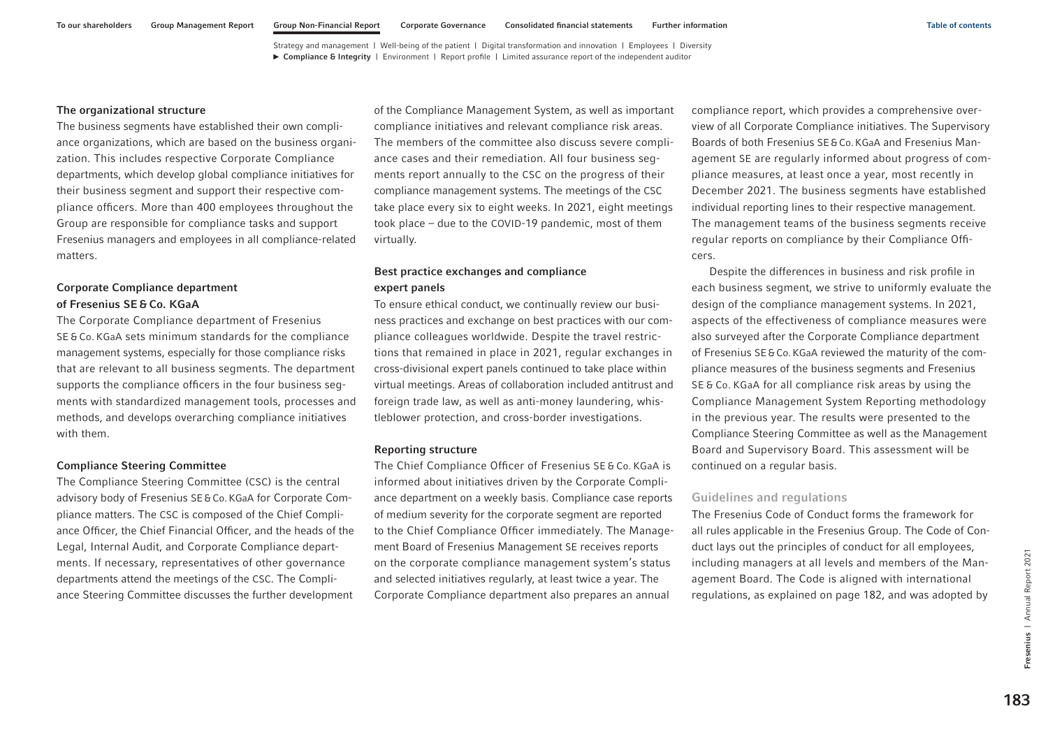### The organizational structure

The business segments have established their own compliance organizations, which are based on the business organization. This includes respective Corporate Compliance departments, which develop global compliance initiatives for their business segment and support their respective compliance officers. More than 400 employees throughout the Group are responsible for compliance tasks and support Fresenius managers and employees in all compliance-related matters.

### Corporate Compliance department of Fresenius SE & Co. KGaA

The Corporate Compliance department of Fresenius SE & Co. KGaA sets minimum standards for the compliance management systems, especially for those compliance risks that are relevant to all business segments. The department supports the compliance officers in the four business segments with standardized management tools, processes and methods, and develops overarching compliance initiatives with them.

### Compliance Steering Committee

The Compliance Steering Committee (CSC) is the central advisory body of Fresenius SE & Co. KGaA for Corporate Compliance matters. The CSC is composed of the Chief Compliance Officer, the Chief Financial Officer, and the heads of the Legal, Internal Audit, and Corporate Compliance departments. If necessary, representatives of other governance departments attend the meetings of the CSC. The Compliance Steering Committee discusses the further development of the Compliance Management System, as well as important compliance initiatives and relevant compliance risk areas. The members of the committee also discuss severe compliance cases and their remediation. All four business segments report annually to the CSC on the progress of their compliance management systems. The meetings of the CSC take place every six to eight weeks. In 2021, eight meetings took place – due to the COVID-19 pandemic, most of them virtually.

### Best practice exchanges and compliance expert panels

To ensure ethical conduct, we continually review our business practices and exchange on best practices with our compliance colleagues worldwide. Despite the travel restrictions that remained in place in 2021, regular exchanges in cross-divisional expert panels continued to take place within virtual meetings. Areas of collaboration included antitrust and foreign trade law, as well as anti-money laundering, whistleblower protection, and cross-border investigations.

### Reporting structure

The Chief Compliance Officer of Fresenius SE & Co. KGaA is informed about initiatives driven by the Corporate Compliance department on a weekly basis. Compliance case reports of medium severity for the corporate segment are reported to the Chief Compliance Officer immediately. The Management Board of Fresenius Management SE receives reports on the corporate compliance management system's status and selected initiatives regularly, at least twice a year. The Corporate Compliance department also prepares an annual compliance report, which provides a comprehensive overview of all Corporate Compliance initiatives. The Supervisory Boards of both Fresenius SE & Co. KGaA and Fresenius Management SE are regularly informed about progress of compliance measures, at least once a year, most recently in December 2021. The business segments have established individual reporting lines to their respective management. The management teams of the business segments receive regular reports on compliance by their Compliance Officers.

Despite the differences in business and risk profile in each business segment, we strive to uniformly evaluate the design of the compliance management systems. In 2021, aspects of the effectiveness of compliance measures were also surveyed after the Corporate Compliance department of Fresenius SE & Co. KGaA reviewed the maturity of the compliance measures of the business segments and Fresenius SE & Co. KGaA for all compliance risk areas by using the Compliance Management System Reporting methodology in the previous year. The results were presented to the Compliance Steering Committee as well as the Management Board and Supervisory Board. This assessment will be continued on a regular basis.

## Guidelines and regulations

The Fresenius Code of Conduct forms the framework for all rules applicable in the Fresenius Group. The Code of Conduct lays out the principles of conduct for all employees, including managers at all levels and members of the Management Board. The Code is aligned with international regulations, as explained on page 182, and was adopted by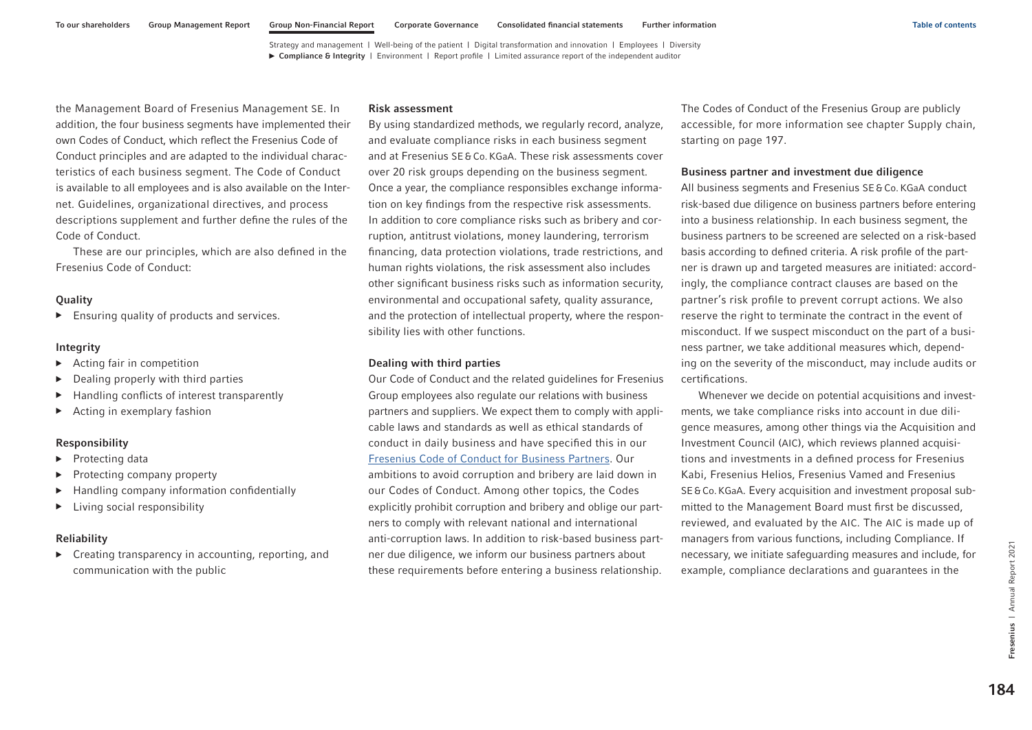the Management Board of Fresenius Management SE. In addition, the four business segments have implemented their own Codes of Conduct, which reflect the Fresenius Code of Conduct principles and are adapted to the individual characteristics of each business segment. The Code of Conduct is available to all employees and is also available on the Internet. Guidelines, organizational directives, and process descriptions supplement and further define the rules of the Code of Conduct.

These are our principles, which are also defined in the Fresenius Code of Conduct:

#### Quality

- Ensuring quality of products and services.

#### Integrity

- Acting fair in competition
- Dealing properly with third parties
- Handling conflicts of interest transparently
- Acting in exemplary fashion

#### Responsibility

- Protecting data
- Protecting company property
- Handling company information confidentially
- Living social responsibility

#### Reliability

- Creating transparency in accounting, reporting, and communication with the public

#### Risk assessment

By using standardized methods, we regularly record, analyze, and evaluate compliance risks in each business segment and at Fresenius SE & Co. KGaA. These risk assessments cover over 20 risk groups depending on the business segment. Once a year, the compliance responsibles exchange information on key findings from the respective risk assessments. In addition to core compliance risks such as bribery and corruption, antitrust violations, money laundering, terrorism financing, data protection violations, trade restrictions, and human rights violations, the risk assessment also includes other significant business risks such as information security, environmental and occupational safety, quality assurance, and the protection of intellectual property, where the responsibility lies with other functions.

#### Dealing with third parties

Our Code of Conduct and the related guidelines for Fresenius Group employees also regulate our relations with business partners and suppliers. We expect them to comply with applicable laws and standards as well as ethical standards of conduct in daily business and have specified this in our Fresenius Code of Conduct for Business Partners. Our ambitions to avoid corruption and bribery are laid down in our Codes of Conduct. Among other topics, the Codes explicitly prohibit corruption and bribery and oblige our partners to comply with relevant national and international anti-corruption laws. In addition to risk-based business partner due diligence, we inform our business partners about these requirements before entering a business relationship.

The Codes of Conduct of the Fresenius Group are publicly accessible, for more information see chapter Supply chain, starting on page 197.

#### Business partner and investment due diligence

All business segments and Fresenius SE & Co. KGaA conduct risk-based due diligence on business partners before entering into a business relationship. In each business segment, the business partners to be screened are selected on a risk-based basis according to defined criteria. A risk profile of the partner is drawn up and targeted measures are initiated: accordingly, the compliance contract clauses are based on the partner's risk profile to prevent corrupt actions. We also reserve the right to terminate the contract in the event of misconduct. If we suspect misconduct on the part of a business partner, we take additional measures which, depending on the severity of the misconduct, may include audits or certifications.

Whenever we decide on potential acquisitions and investments, we take compliance risks into account in due diligence measures, among other things via the Acquisition and Investment Council (AIC), which reviews planned acquisitions and investments in a defined process for Fresenius Kabi, Fresenius Helios, Fresenius Vamed and Fresenius SE & Co. KGaA. Every acquisition and investment proposal submitted to the Management Board must first be discussed, reviewed, and evaluated by the AIC. The AIC is made up of managers from various functions, including Compliance. If necessary, we initiate safeguarding measures and include, for example, compliance declarations and guarantees in the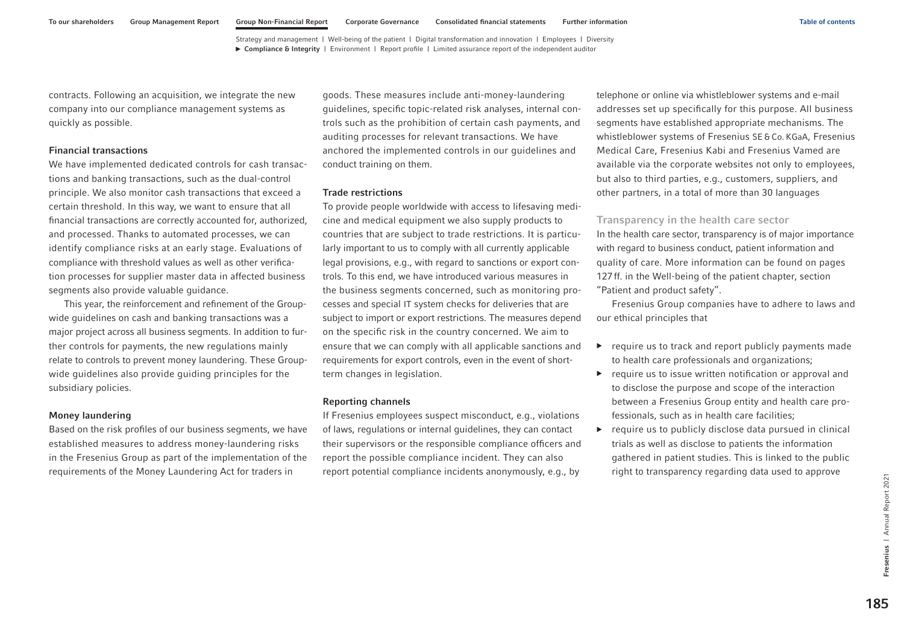contracts. Following an acquisition, we integrate the new company into our compliance management systems as quickly as possible.

### Financial transactions

We have implemented dedicated controls for cash transactions and banking transactions, such as the dual-control principle. We also monitor cash transactions that exceed a certain threshold. In this way, we want to ensure that all financial transactions are correctly accounted for, authorized, and processed. Thanks to automated processes, we can identify compliance risks at an early stage. Evaluations of compliance with threshold values as well as other verification processes for supplier master data in affected business segments also provide valuable guidance.

This year, the reinforcement and refinement of the Group-wide guidelines on cash and banking transactions was a major project across all business segments. In addition to further controls for payments, the new regulations mainly relate to controls to prevent money laundering. These Group-wide guidelines also provide guiding principles for the subsidiary policies.

### Money laundering

Based on the risk profiles of our business segments, we have established measures to address money-laundering risks in the Fresenius Group as part of the implementation of the requirements of the Money Laundering Act for traders in goods. These measures include anti-money-laundering guidelines, specific topic-related risk analyses, internal controls such as the prohibition of certain cash payments, and auditing processes for relevant transactions. We have anchored the implemented controls in our guidelines and conduct training on them.

### Trade restrictions

To provide people worldwide with access to lifesaving medicine and medical equipment we also supply products to countries that are subject to trade restrictions. It is particularly important to us to comply with all currently applicable legal provisions, e.g., with regard to sanctions or export controls. To this end, we have introduced various measures in the business segments concerned, such as monitoring processes and special IT system checks for deliveries that are subject to import or export restrictions. The measures depend on the specific risk in the country concerned. We aim to ensure that we can comply with all applicable sanctions and requirements for export controls, even in the event of short-term changes in legislation.

### Reporting channels

If Fresenius employees suspect misconduct, e.g., violations of laws, regulations or internal guidelines, they can contact their supervisors or the responsible compliance officers and report the possible compliance incident. They can also report potential compliance incidents anonymously, e.g., by telephone or online via whistleblower systems and e-mail addresses set up specifically for this purpose. All business segments have established appropriate mechanisms. The whistleblower systems of Fresenius SE & Co. KGaA, Fresenius Medical Care, Fresenius Kabi and Fresenius Vamed are available via the corporate websites not only to employees, but also to third parties, e.g., customers, suppliers, and other partners, in a total of more than 30 languages

## Transparency in the health care sector

In the health care sector, transparency is of major importance with regard to business conduct, patient information and quality of care. More information can be found on pages 127 ff. in the Well-being of the patient chapter, section "Patient and product safety".

Fresenius Group companies have to adhere to laws and our ethical principles that

- require us to track and report publicly payments made to health care professionals and organizations;
- require us to issue written notification or approval and to disclose the purpose and scope of the interaction between a Fresenius Group entity and health care professionals, such as in health care facilities;
- require us to publicly disclose data pursued in clinical trials as well as disclose to patients the information gathered in patient studies. This is linked to the public right to transparency regarding data used to approve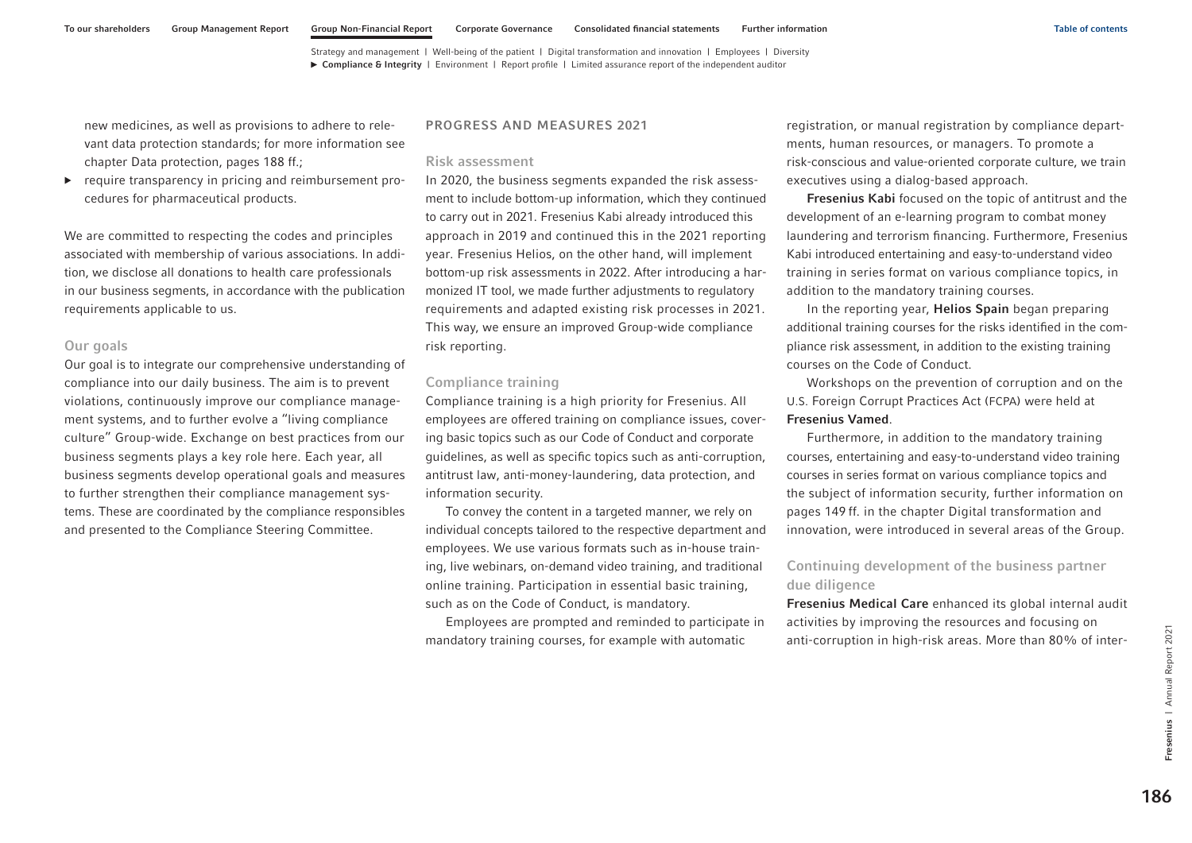new medicines, as well as provisions to adhere to relevant data protection standards; for more information see chapter Data protection, pages 188 ff.;

- require transparency in pricing and reimbursement procedures for pharmaceutical products.

We are committed to respecting the codes and principles associated with membership of various associations. In addition, we disclose all donations to health care professionals in our business segments, in accordance with the publication requirements applicable to us.

### Our goals

Our goal is to integrate our comprehensive understanding of compliance into our daily business. The aim is to prevent violations, continuously improve our compliance management systems, and to further evolve a "living compliance culture" Group-wide. Exchange on best practices from our business segments plays a key role here. Each year, all business segments develop operational goals and measures to further strengthen their compliance management systems. These are coordinated by the compliance responsibles and presented to the Compliance Steering Committee.

## PROGRESS AND MEASURES 2021

### Risk assessment

In 2020, the business segments expanded the risk assessment to include bottom-up information, which they continued to carry out in 2021. Fresenius Kabi already introduced this approach in 2019 and continued this in the 2021 reporting year. Fresenius Helios, on the other hand, will implement bottom-up risk assessments in 2022. After introducing a harmonized IT tool, we made further adjustments to regulatory requirements and adapted existing risk processes in 2021. This way, we ensure an improved Group-wide compliance risk reporting.

### Compliance training

Compliance training is a high priority for Fresenius. All employees are offered training on compliance issues, covering basic topics such as our Code of Conduct and corporate guidelines, as well as specific topics such as anti-corruption, antitrust law, anti-money-laundering, data protection, and information security.

To convey the content in a targeted manner, we rely on individual concepts tailored to the respective department and employees. We use various formats such as in-house training, live webinars, on-demand video training, and traditional online training. Participation in essential basic training, such as on the Code of Conduct, is mandatory.

Employees are prompted and reminded to participate in mandatory training courses, for example with automatic registration, or manual registration by compliance departments, human resources, or managers. To promote a risk-conscious and value-oriented corporate culture, we train executives using a dialog-based approach.

**Fresenius Kabi** focused on the topic of antitrust and the development of an e-learning program to combat money laundering and terrorism financing. Furthermore, Fresenius Kabi introduced entertaining and easy-to-understand video training in series format on various compliance topics, in addition to the mandatory training courses.

In the reporting year, **Helios Spain** began preparing additional training courses for the risks identified in the compliance risk assessment, in addition to the existing training courses on the Code of Conduct.

Workshops on the prevention of corruption and on the U.S. Foreign Corrupt Practices Act (FCPA) were held at **Fresenius Vamed**.

Furthermore, in addition to the mandatory training courses, entertaining and easy-to-understand video training courses in series format on various compliance topics and the subject of information security, further information on pages 149 ff. in the chapter Digital transformation and innovation, were introduced in several areas of the Group.

### Continuing development of the business partner due diligence

**Fresenius Medical Care** enhanced its global internal audit activities by improving the resources and focusing on anti-corruption in high-risk areas. More than 80% of inter-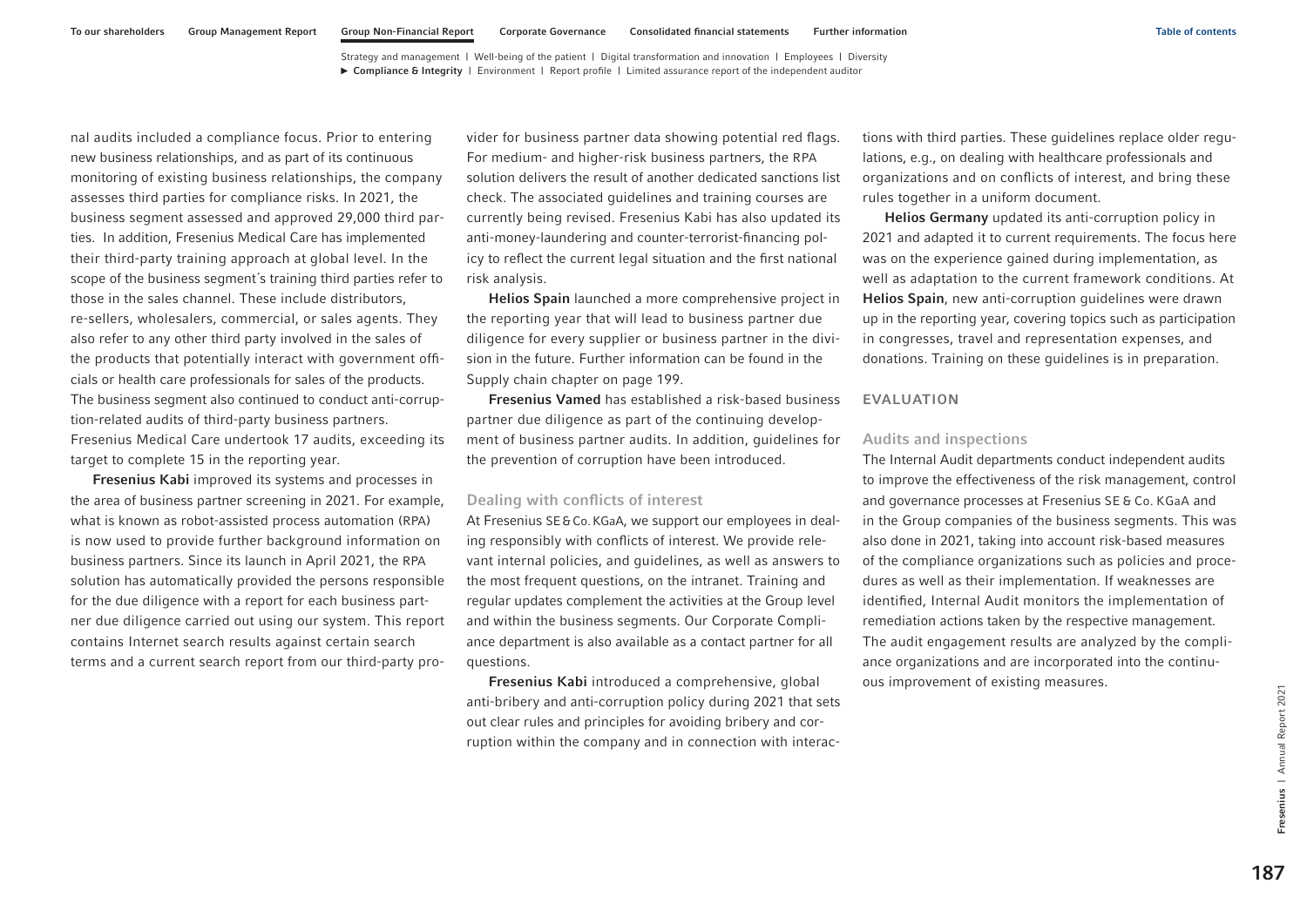nal audits included a compliance focus. Prior to entering new business relationships, and as part of its continuous monitoring of existing business relationships, the company assesses third parties for compliance risks. In 2021, the business segment assessed and approved 29,000 third parties. In addition, Fresenius Medical Care has implemented their third-party training approach at global level. In the scope of the business segment´s training third parties refer to those in the sales channel. These include distributors, re-sellers, wholesalers, commercial, or sales agents. They also refer to any other third party involved in the sales of the products that potentially interact with government officials or health care professionals for sales of the products. The business segment also continued to conduct anti-corruption-related audits of third-party business partners. Fresenius Medical Care undertook 17 audits, exceeding its target to complete 15 in the reporting year.

**Fresenius Kabi** improved its systems and processes in the area of business partner screening in 2021. For example, what is known as robot-assisted process automation (RPA) is now used to provide further background information on business partners. Since its launch in April 2021, the RPA solution has automatically provided the persons responsible for the due diligence with a report for each business partner due diligence carried out using our system. This report contains Internet search results against certain search terms and a current search report from our third-party provider for business partner data showing potential red flags. For medium- and higher-risk business partners, the RPA solution delivers the result of another dedicated sanctions list check. The associated guidelines and training courses are currently being revised. Fresenius Kabi has also updated its anti-money-laundering and counter-terrorist-financing policy to reflect the current legal situation and the first national risk analysis.

**Helios Spain** launched a more comprehensive project in the reporting year that will lead to business partner due diligence for every supplier or business partner in the division in the future. Further information can be found in the Supply chain chapter on page 199.

**Fresenius Vamed** has established a risk-based business partner due diligence as part of the continuing development of business partner audits. In addition, guidelines for the prevention of corruption have been introduced.

### Dealing with conflicts of interest

At Fresenius SE & Co. KGaA, we support our employees in dealing responsibly with conflicts of interest. We provide relevant internal policies, and guidelines, as well as answers to the most frequent questions, on the intranet. Training and regular updates complement the activities at the Group level and within the business segments. Our Corporate Compliance department is also available as a contact partner for all questions.

**Fresenius Kabi** introduced a comprehensive, global anti-bribery and anti-corruption policy during 2021 that sets out clear rules and principles for avoiding bribery and corruption within the company and in connection with interactions with third parties. These guidelines replace older regulations, e.g., on dealing with healthcare professionals and organizations and on conflicts of interest, and bring these rules together in a uniform document.

**Helios Germany** updated its anti-corruption policy in 2021 and adapted it to current requirements. The focus here was on the experience gained during implementation, as well as adaptation to the current framework conditions. At **Helios Spain**, new anti-corruption guidelines were drawn up in the reporting year, covering topics such as participation in congresses, travel and representation expenses, and donations. Training on these guidelines is in preparation.

## EVALUATION

### Audits and inspections

The Internal Audit departments conduct independent audits to improve the effectiveness of the risk management, control and governance processes at Fresenius SE & Co. KGaA and in the Group companies of the business segments. This was also done in 2021, taking into account risk-based measures of the compliance organizations such as policies and procedures as well as their implementation. If weaknesses are identified, Internal Audit monitors the implementation of remediation actions taken by the respective management. The audit engagement results are analyzed by the compliance organizations and are incorporated into the continuous improvement of existing measures.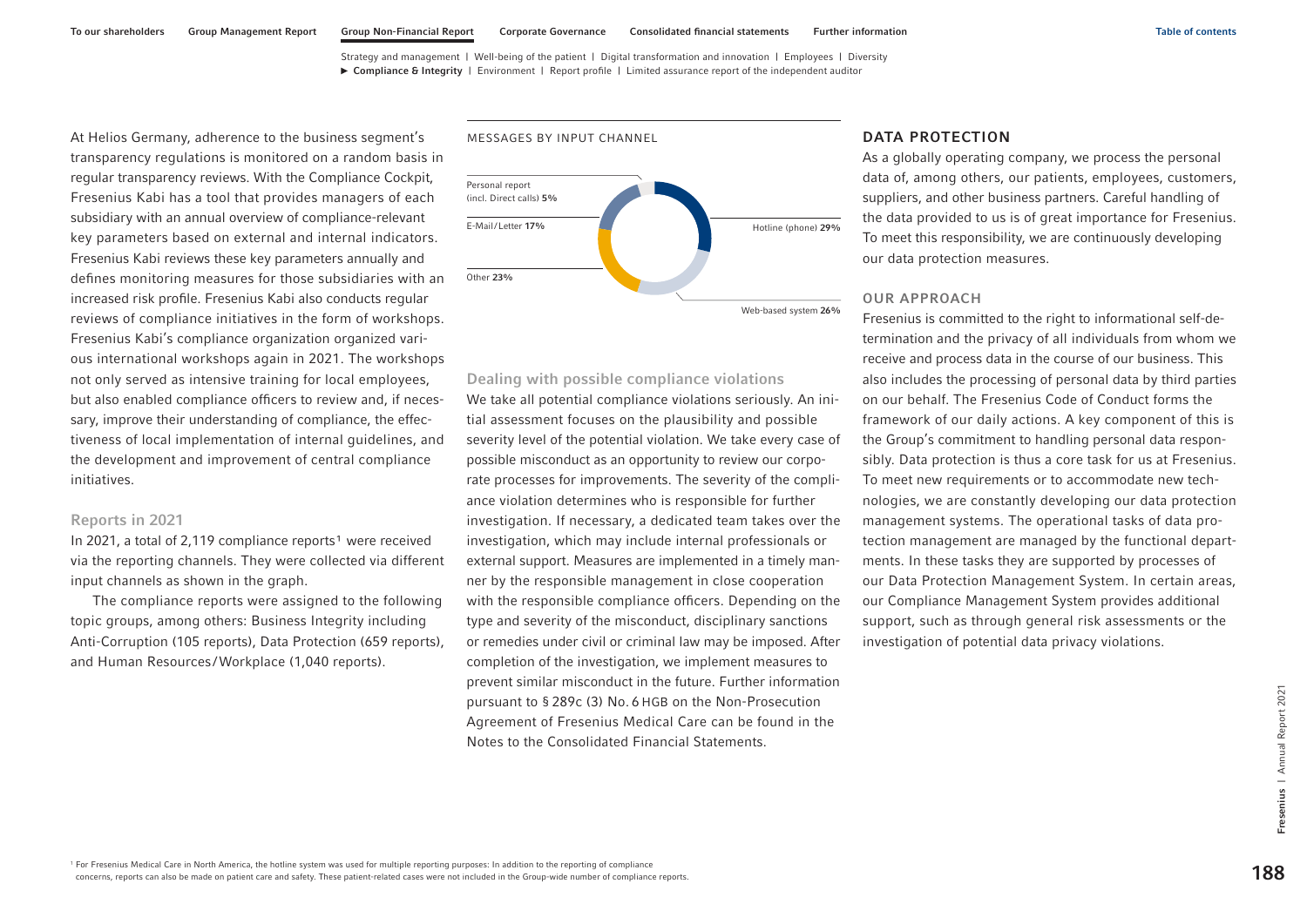At Helios Germany, adherence to the business segment's transparency regulations is monitored on a random basis in regular transparency reviews. With the Compliance Cockpit, Fresenius Kabi has a tool that provides managers of each subsidiary with an annual overview of compliance-relevant key parameters based on external and internal indicators. Fresenius Kabi reviews these key parameters annually and defines monitoring measures for those subsidiaries with an increased risk profile. Fresenius Kabi also conducts regular reviews of compliance initiatives in the form of workshops. Fresenius Kabi's compliance organization organized various international workshops again in 2021. The workshops not only served as intensive training for local employees, but also enabled compliance officers to review and, if necessary, improve their understanding of compliance, the effectiveness of local implementation of internal guidelines, and the development and improvement of central compliance initiatives.

### Reports in 2021

In 2021, a total of 2,119 compliance reports[1] were received via the reporting channels. They were collected via different input channels as shown in the graph.

The compliance reports were assigned to the following topic groups, among others: Business Integrity including Anti-Corruption (105 reports), Data Protection (659 reports), and Human Resources/Workplace (1,040 reports).

MESSAGES BY INPUT CHANNEL

| Input channel | Share |
|---|---|
| Hotline (phone) | 29% |
| Web-based system | 26% |
| Other | 23% |
| E-Mail/Letter | 17% |
| Personal report (incl. Direct calls) | 5% |

### Dealing with possible compliance violations

We take all potential compliance violations seriously. An initial assessment focuses on the plausibility and possible severity level of the potential violation. We take every case of possible misconduct as an opportunity to review our corporate processes for improvements. The severity of the compliance violation determines who is responsible for further investigation. If necessary, a dedicated team takes over the investigation, which may include internal professionals or external support. Measures are implemented in a timely manner by the responsible management in close cooperation with the responsible compliance officers. Depending on the type and severity of the misconduct, disciplinary sanctions or remedies under civil or criminal law may be imposed. After completion of the investigation, we implement measures to prevent similar misconduct in the future. Further information pursuant to § 289c (3) No. 6 HGB on the Non-Prosecution Agreement of Fresenius Medical Care can be found in the Notes to the Consolidated Financial Statements.

## DATA PROTECTION

As a globally operating company, we process the personal data of, among others, our patients, employees, customers, suppliers, and other business partners. Careful handling of the data provided to us is of great importance for Fresenius. To meet this responsibility, we are continuously developing our data protection measures.

### OUR APPROACH

Fresenius is committed to the right to informational self-determination and the privacy of all individuals from whom we receive and process data in the course of our business. This also includes the processing of personal data by third parties on our behalf. The Fresenius Code of Conduct forms the framework of our daily actions. A key component of this is the Group's commitment to handling personal data responsibly. Data protection is thus a core task for us at Fresenius. To meet new requirements or to accommodate new technologies, we are constantly developing our data protection management systems. The operational tasks of data protection management are managed by the functional departments. In these tasks they are supported by processes of our Data Protection Management System. In certain areas, our Compliance Management System provides additional support, such as through general risk assessments or the investigation of potential data privacy violations.

[1] For Fresenius Medical Care in North America, the hotline system was used for multiple reporting purposes: In addition to the reporting of compliance concerns, reports can also be made on patient care and safety. These patient-related cases were not included in the Group-wide number of compliance reports.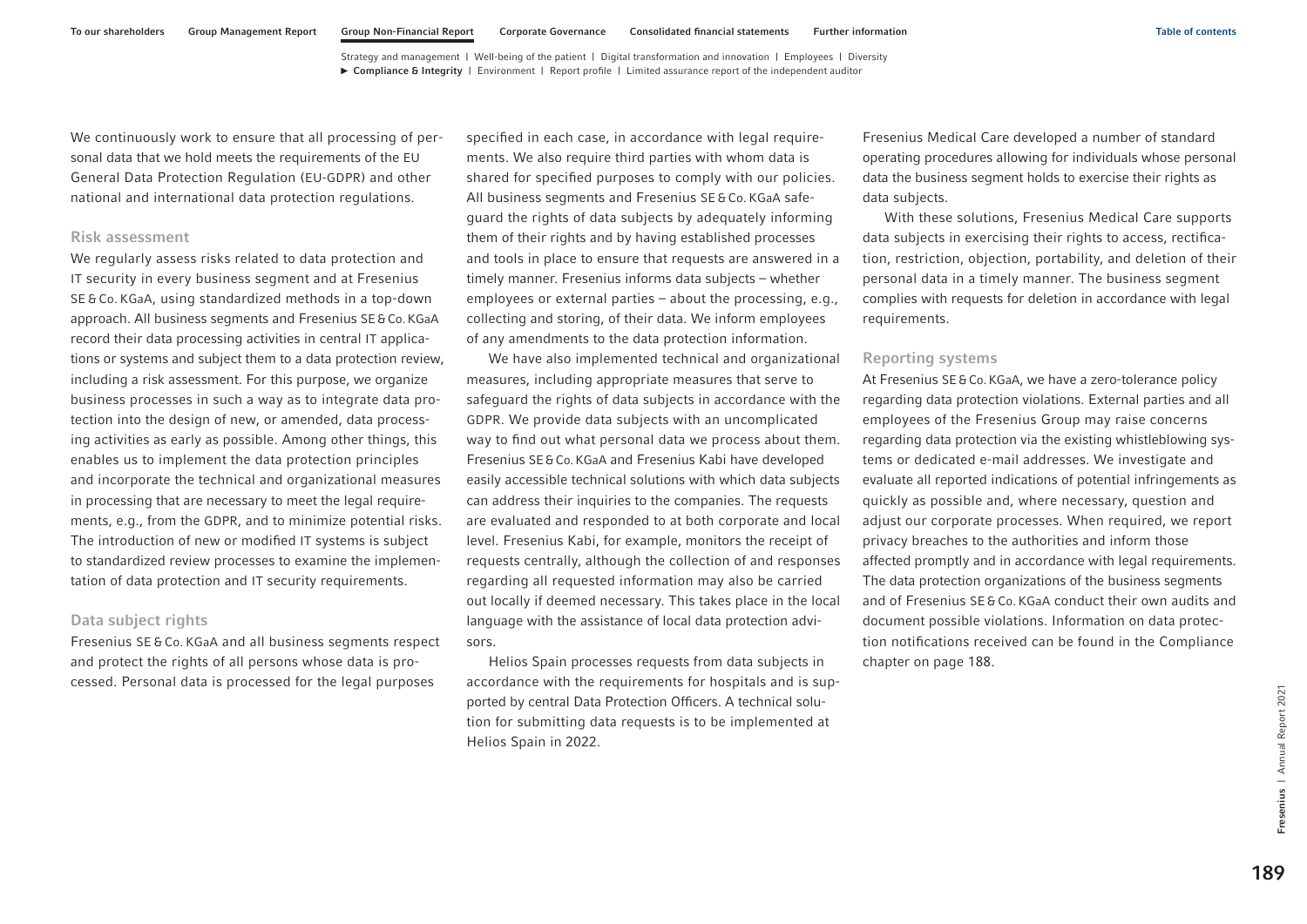We continuously work to ensure that all processing of personal data that we hold meets the requirements of the EU General Data Protection Regulation (EU-GDPR) and other national and international data protection regulations.

### Risk assessment

We regularly assess risks related to data protection and IT security in every business segment and at Fresenius SE & Co. KGaA, using standardized methods in a top-down approach. All business segments and Fresenius SE & Co. KGaA record their data processing activities in central IT applications or systems and subject them to a data protection review, including a risk assessment. For this purpose, we organize business processes in such a way as to integrate data protection into the design of new, or amended, data processing activities as early as possible. Among other things, this enables us to implement the data protection principles and incorporate the technical and organizational measures in processing that are necessary to meet the legal requirements, e.g., from the GDPR, and to minimize potential risks. The introduction of new or modified IT systems is subject to standardized review processes to examine the implementation of data protection and IT security requirements.

### Data subject rights

Fresenius SE & Co. KGaA and all business segments respect and protect the rights of all persons whose data is processed. Personal data is processed for the legal purposes specified in each case, in accordance with legal requirements. We also require third parties with whom data is shared for specified purposes to comply with our policies. All business segments and Fresenius SE & Co. KGaA safeguard the rights of data subjects by adequately informing them of their rights and by having established processes and tools in place to ensure that requests are answered in a timely manner. Fresenius informs data subjects – whether employees or external parties – about the processing, e.g., collecting and storing, of their data. We inform employees of any amendments to the data protection information.

We have also implemented technical and organizational measures, including appropriate measures that serve to safeguard the rights of data subjects in accordance with the GDPR. We provide data subjects with an uncomplicated way to find out what personal data we process about them. Fresenius SE & Co. KGaA and Fresenius Kabi have developed easily accessible technical solutions with which data subjects can address their inquiries to the companies. The requests are evaluated and responded to at both corporate and local level. Fresenius Kabi, for example, monitors the receipt of requests centrally, although the collection of and responses regarding all requested information may also be carried out locally if deemed necessary. This takes place in the local language with the assistance of local data protection advisors.

Helios Spain processes requests from data subjects in accordance with the requirements for hospitals and is supported by central Data Protection Officers. A technical solution for submitting data requests is to be implemented at Helios Spain in 2022.

Fresenius Medical Care developed a number of standard operating procedures allowing for individuals whose personal data the business segment holds to exercise their rights as data subjects.

With these solutions, Fresenius Medical Care supports data subjects in exercising their rights to access, rectification, restriction, objection, portability, and deletion of their personal data in a timely manner. The business segment complies with requests for deletion in accordance with legal requirements.

### Reporting systems

At Fresenius SE & Co. KGaA, we have a zero-tolerance policy regarding data protection violations. External parties and all employees of the Fresenius Group may raise concerns regarding data protection via the existing whistleblowing systems or dedicated e-mail addresses. We investigate and evaluate all reported indications of potential infringements as quickly as possible and, where necessary, question and adjust our corporate processes. When required, we report privacy breaches to the authorities and inform those affected promptly and in accordance with legal requirements. The data protection organizations of the business segments and of Fresenius SE & Co. KGaA conduct their own audits and document possible violations. Information on data protection notifications received can be found in the Compliance chapter on page 188.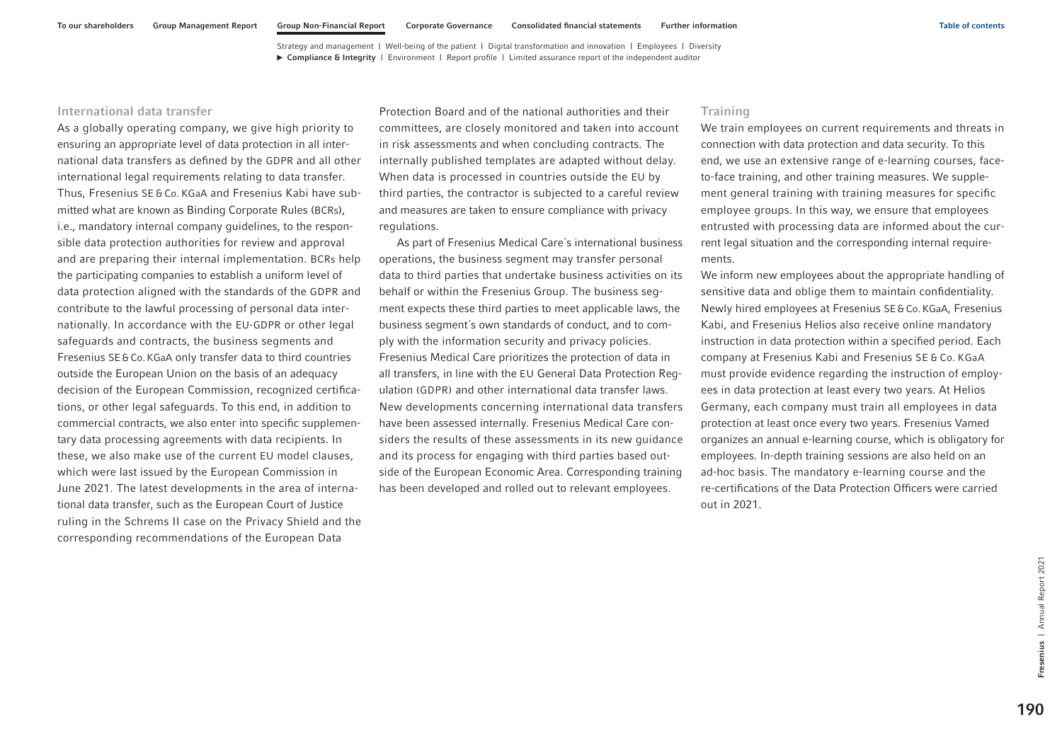### International data transfer

As a globally operating company, we give high priority to ensuring an appropriate level of data protection in all international data transfers as defined by the GDPR and all other international legal requirements relating to data transfer. Thus, Fresenius SE & Co. KGaA and Fresenius Kabi have submitted what are known as Binding Corporate Rules (BCRs), i.e., mandatory internal company guidelines, to the responsible data protection authorities for review and approval and are preparing their internal implementation. BCRs help the participating companies to establish a uniform level of data protection aligned with the standards of the GDPR and contribute to the lawful processing of personal data internationally. In accordance with the EU-GDPR or other legal safeguards and contracts, the business segments and Fresenius SE & Co. KGaA only transfer data to third countries outside the European Union on the basis of an adequacy decision of the European Commission, recognized certifications, or other legal safeguards. To this end, in addition to commercial contracts, we also enter into specific supplementary data processing agreements with data recipients. In these, we also make use of the current EU model clauses, which were last issued by the European Commission in June 2021. The latest developments in the area of international data transfer, such as the European Court of Justice ruling in the Schrems II case on the Privacy Shield and the corresponding recommendations of the European Data Protection Board and of the national authorities and their committees, are closely monitored and taken into account in risk assessments and when concluding contracts. The internally published templates are adapted without delay. When data is processed in countries outside the EU by third parties, the contractor is subjected to a careful review and measures are taken to ensure compliance with privacy regulations.

As part of Fresenius Medical Care´s international business operations, the business segment may transfer personal data to third parties that undertake business activities on its behalf or within the Fresenius Group. The business segment expects these third parties to meet applicable laws, the business segment´s own standards of conduct, and to comply with the information security and privacy policies. Fresenius Medical Care prioritizes the protection of data in all transfers, in line with the EU General Data Protection Regulation (GDPR) and other international data transfer laws. New developments concerning international data transfers have been assessed internally. Fresenius Medical Care considers the results of these assessments in its new guidance and its process for engaging with third parties based outside of the European Economic Area. Corresponding training has been developed and rolled out to relevant employees.

### Training

We train employees on current requirements and threats in connection with data protection and data security. To this end, we use an extensive range of e-learning courses, face-to-face training, and other training measures. We supplement general training with training measures for specific employee groups. In this way, we ensure that employees entrusted with processing data are informed about the current legal situation and the corresponding internal requirements.

We inform new employees about the appropriate handling of sensitive data and oblige them to maintain confidentiality. Newly hired employees at Fresenius SE & Co. KGaA, Fresenius Kabi, and Fresenius Helios also receive online mandatory instruction in data protection within a specified period. Each company at Fresenius Kabi and Fresenius SE & Co. KGaA must provide evidence regarding the instruction of employees in data protection at least every two years. At Helios Germany, each company must train all employees in data protection at least once every two years. Fresenius Vamed organizes an annual e-learning course, which is obligatory for employees. In-depth training sessions are also held on an ad-hoc basis. The mandatory e-learning course and the re-certifications of the Data Protection Officers were carried out in 2021.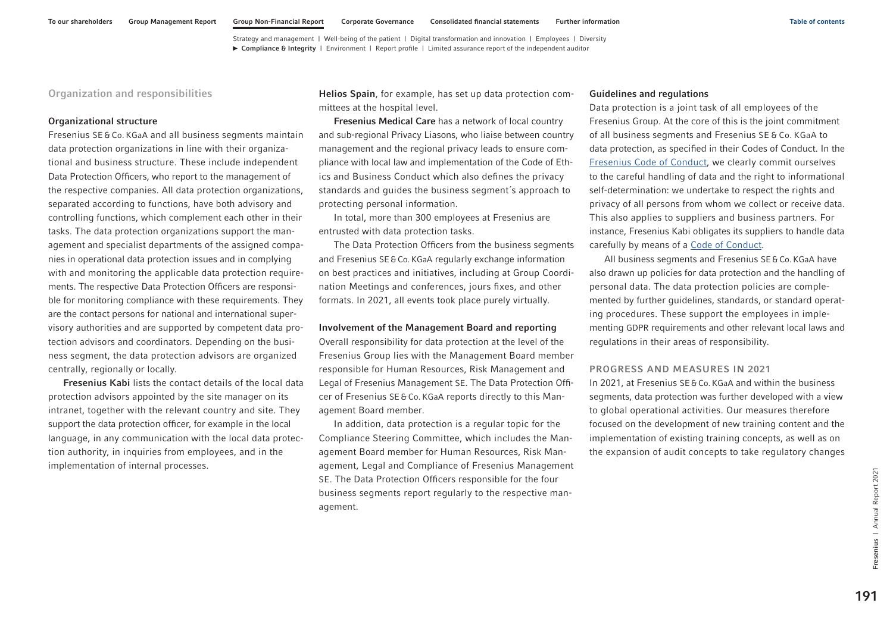## Organization and responsibilities

### Organizational structure

Fresenius SE & Co. KGaA and all business segments maintain data protection organizations in line with their organizational and business structure. These include independent Data Protection Officers, who report to the management of the respective companies. All data protection organizations, separated according to functions, have both advisory and controlling functions, which complement each other in their tasks. The data protection organizations support the management and specialist departments of the assigned companies in operational data protection issues and in complying with and monitoring the applicable data protection requirements. The respective Data Protection Officers are responsible for monitoring compliance with these requirements. They are the contact persons for national and international supervisory authorities and are supported by competent data protection advisors and coordinators. Depending on the business segment, the data protection advisors are organized centrally, regionally or locally.

**Fresenius Kabi** lists the contact details of the local data protection advisors appointed by the site manager on its intranet, together with the relevant country and site. They support the data protection officer, for example in the local language, in any communication with the local data protection authority, in inquiries from employees, and in the implementation of internal processes.

**Helios Spain**, for example, has set up data protection committees at the hospital level.

**Fresenius Medical Care** has a network of local country and sub-regional Privacy Liasons, who liaise between country management and the regional privacy leads to ensure compliance with local law and implementation of the Code of Ethics and Business Conduct which also defines the privacy standards and guides the business segment´s approach to protecting personal information.

In total, more than 300 employees at Fresenius are entrusted with data protection tasks.

The Data Protection Officers from the business segments and Fresenius SE & Co. KGaA regularly exchange information on best practices and initiatives, including at Group Coordination Meetings and conferences, jours fixes, and other formats. In 2021, all events took place purely virtually.

### Involvement of the Management Board and reporting

Overall responsibility for data protection at the level of the Fresenius Group lies with the Management Board member responsible for Human Resources, Risk Management and Legal of Fresenius Management SE. The Data Protection Officer of Fresenius SE & Co. KGaA reports directly to this Management Board member.

In addition, data protection is a regular topic for the Compliance Steering Committee, which includes the Management Board member for Human Resources, Risk Management, Legal and Compliance of Fresenius Management SE. The Data Protection Officers responsible for the four business segments report regularly to the respective management.

### Guidelines and regulations

Data protection is a joint task of all employees of the Fresenius Group. At the core of this is the joint commitment of all business segments and Fresenius SE & Co. KGaA to data protection, as specified in their Codes of Conduct. In the Fresenius Code of Conduct, we clearly commit ourselves to the careful handling of data and the right to informational self-determination: we undertake to respect the rights and privacy of all persons from whom we collect or receive data. This also applies to suppliers and business partners. For instance, Fresenius Kabi obligates its suppliers to handle data carefully by means of a Code of Conduct.

All business segments and Fresenius SE & Co. KGaA have also drawn up policies for data protection and the handling of personal data. The data protection policies are complemented by further guidelines, standards, or standard operating procedures. These support the employees in implementing GDPR requirements and other relevant local laws and regulations in their areas of responsibility.

## PROGRESS AND MEASURES IN 2021

In 2021, at Fresenius SE & Co. KGaA and within the business segments, data protection was further developed with a view to global operational activities. Our measures therefore focused on the development of new training content and the implementation of existing training concepts, as well as on the expansion of audit concepts to take regulatory changes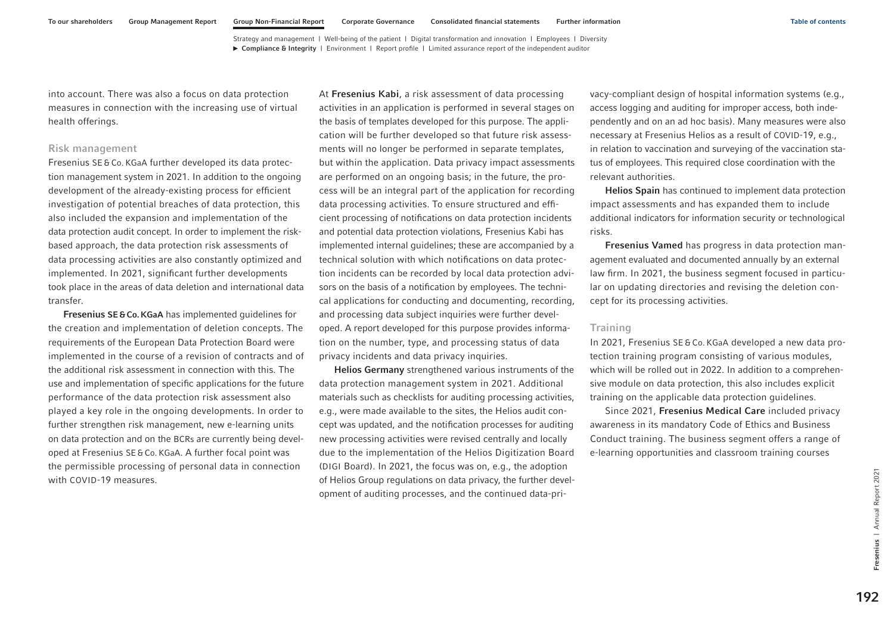into account. There was also a focus on data protection measures in connection with the increasing use of virtual health offerings.

### Risk management

Fresenius SE & Co. KGaA further developed its data protection management system in 2021. In addition to the ongoing development of the already-existing process for efficient investigation of potential breaches of data protection, this also included the expansion and implementation of the data protection audit concept. In order to implement the risk-based approach, the data protection risk assessments of data processing activities are also constantly optimized and implemented. In 2021, significant further developments took place in the areas of data deletion and international data transfer.

**Fresenius SE & Co. KGaA** has implemented guidelines for the creation and implementation of deletion concepts. The requirements of the European Data Protection Board were implemented in the course of a revision of contracts and of the additional risk assessment in connection with this. The use and implementation of specific applications for the future performance of the data protection risk assessment also played a key role in the ongoing developments. In order to further strengthen risk management, new e-learning units on data protection and on the BCRs are currently being developed at Fresenius SE & Co. KGaA. A further focal point was the permissible processing of personal data in connection with COVID-19 measures.

At **Fresenius Kabi**, a risk assessment of data processing activities in an application is performed in several stages on the basis of templates developed for this purpose. The application will be further developed so that future risk assessments will no longer be performed in separate templates, but within the application. Data privacy impact assessments are performed on an ongoing basis; in the future, the process will be an integral part of the application for recording data processing activities. To ensure structured and efficient processing of notifications on data protection incidents and potential data protection violations, Fresenius Kabi has implemented internal guidelines; these are accompanied by a technical solution with which notifications on data protection incidents can be recorded by local data protection advisors on the basis of a notification by employees. The technical applications for conducting and documenting, recording, and processing data subject inquiries were further developed. A report developed for this purpose provides information on the number, type, and processing status of data privacy incidents and data privacy inquiries.

**Helios Germany** strengthened various instruments of the data protection management system in 2021. Additional materials such as checklists for auditing processing activities, e.g., were made available to the sites, the Helios audit concept was updated, and the notification processes for auditing new processing activities were revised centrally and locally due to the implementation of the Helios Digitization Board (DIGI Board). In 2021, the focus was on, e.g., the adoption of Helios Group regulations on data privacy, the further development of auditing processes, and the continued data-privacy-compliant design of hospital information systems (e.g., access logging and auditing for improper access, both independently and on an ad hoc basis). Many measures were also necessary at Fresenius Helios as a result of COVID-19, e.g., in relation to vaccination and surveying of the vaccination status of employees. This required close coordination with the relevant authorities.

**Helios Spain** has continued to implement data protection impact assessments and has expanded them to include additional indicators for information security or technological risks.

**Fresenius Vamed** has progress in data protection management evaluated and documented annually by an external law firm. In 2021, the business segment focused in particular on updating directories and revising the deletion concept for its processing activities.

### Training

In 2021, Fresenius SE & Co. KGaA developed a new data protection training program consisting of various modules, which will be rolled out in 2022. In addition to a comprehensive module on data protection, this also includes explicit training on the applicable data protection guidelines.

Since 2021, **Fresenius Medical Care** included privacy awareness in its mandatory Code of Ethics and Business Conduct training. The business segment offers a range of e-learning opportunities and classroom training courses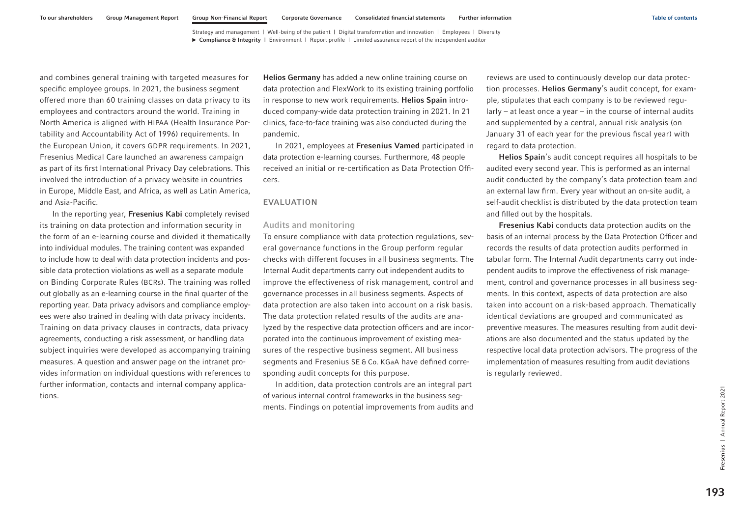and combines general training with targeted measures for specific employee groups. In 2021, the business segment offered more than 60 training classes on data privacy to its employees and contractors around the world. Training in North America is aligned with HIPAA (Health Insurance Portability and Accountability Act of 1996) requirements. In the European Union, it covers GDPR requirements. In 2021, Fresenius Medical Care launched an awareness campaign as part of its first International Privacy Day celebrations. This involved the introduction of a privacy website in countries in Europe, Middle East, and Africa, as well as Latin America, and Asia-Pacific.

In the reporting year, **Fresenius Kabi** completely revised its training on data protection and information security in the form of an e-learning course and divided it thematically into individual modules. The training content was expanded to include how to deal with data protection incidents and possible data protection violations as well as a separate module on Binding Corporate Rules (BCRs). The training was rolled out globally as an e-learning course in the final quarter of the reporting year. Data privacy advisors and compliance employees were also trained in dealing with data privacy incidents. Training on data privacy clauses in contracts, data privacy agreements, conducting a risk assessment, or handling data subject inquiries were developed as accompanying training measures. A question and answer page on the intranet provides information on individual questions with references to further information, contacts and internal company applications.

**Helios Germany** has added a new online training course on data protection and FlexWork to its existing training portfolio in response to new work requirements. **Helios Spain** introduced company-wide data protection training in 2021. In 21 clinics, face-to-face training was also conducted during the pandemic.

In 2021, employees at **Fresenius Vamed** participated in data protection e-learning courses. Furthermore, 48 people received an initial or re-certification as Data Protection Officers.

## EVALUATION

### Audits and monitoring

To ensure compliance with data protection regulations, several governance functions in the Group perform regular checks with different focuses in all business segments. The Internal Audit departments carry out independent audits to improve the effectiveness of risk management, control and governance processes in all business segments. Aspects of data protection are also taken into account on a risk basis. The data protection related results of the audits are analyzed by the respective data protection officers and are incorporated into the continuous improvement of existing measures of the respective business segment. All business segments and Fresenius SE & Co. KGaA have defined corresponding audit concepts for this purpose.

In addition, data protection controls are an integral part of various internal control frameworks in the business segments. Findings on potential improvements from audits and reviews are used to continuously develop our data protection processes. **Helios Germany**'s audit concept, for example, stipulates that each company is to be reviewed regularly – at least once a year – in the course of internal audits and supplemented by a central, annual risk analysis (on January 31 of each year for the previous fiscal year) with regard to data protection.

**Helios Spain**'s audit concept requires all hospitals to be audited every second year. This is performed as an internal audit conducted by the company's data protection team and an external law firm. Every year without an on-site audit, a self-audit checklist is distributed by the data protection team and filled out by the hospitals.

**Fresenius Kabi** conducts data protection audits on the basis of an internal process by the Data Protection Officer and records the results of data protection audits performed in tabular form. The Internal Audit departments carry out independent audits to improve the effectiveness of risk management, control and governance processes in all business segments. In this context, aspects of data protection are also taken into account on a risk-based approach. Thematically identical deviations are grouped and communicated as preventive measures. The measures resulting from audit deviations are also documented and the status updated by the respective local data protection advisors. The progress of the implementation of measures resulting from audit deviations is regularly reviewed.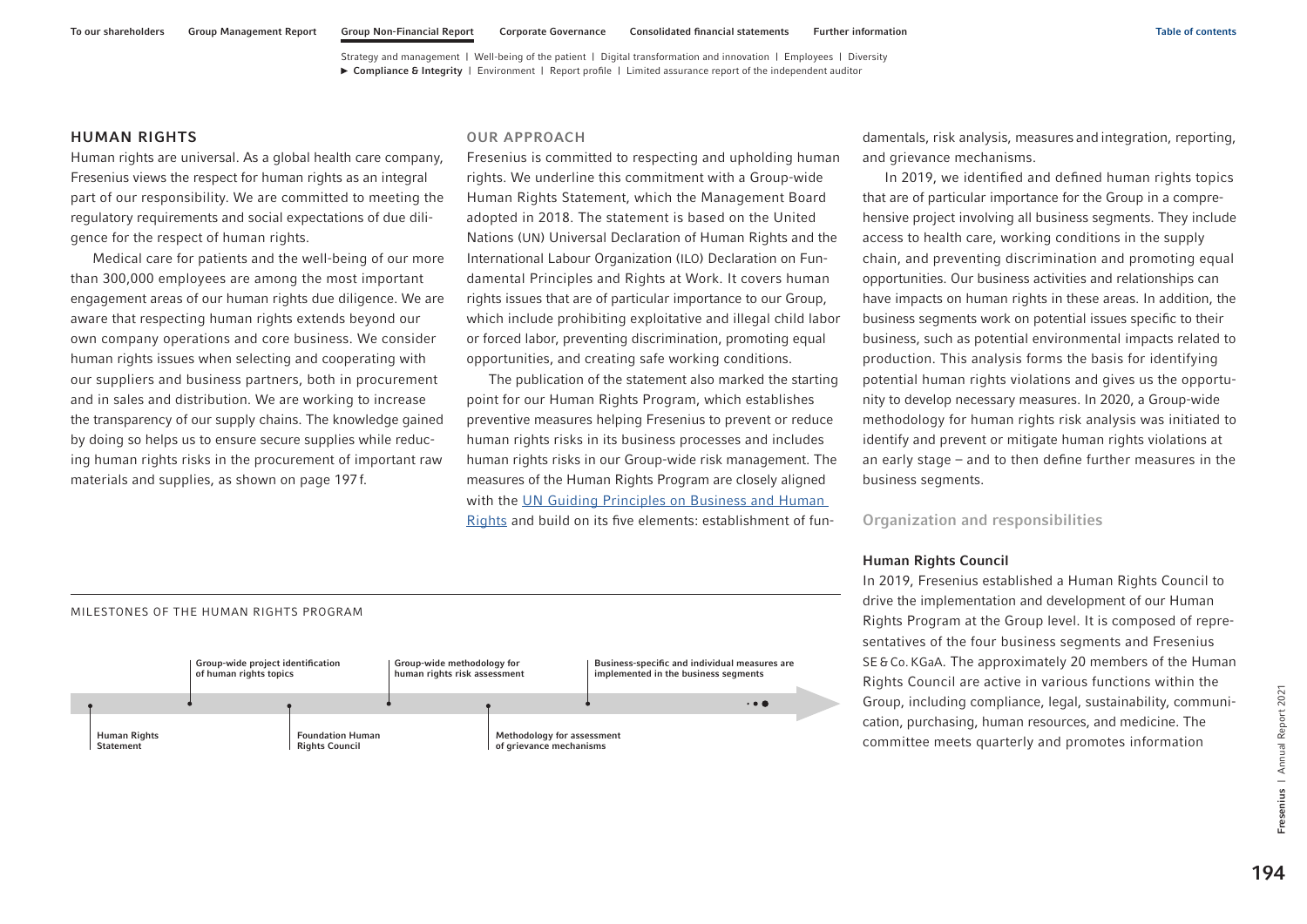## HUMAN RIGHTS

Human rights are universal. As a global health care company, Fresenius views the respect for human rights as an integral part of our responsibility. We are committed to meeting the regulatory requirements and social expectations of due diligence for the respect of human rights.

Medical care for patients and the well-being of our more than 300,000 employees are among the most important engagement areas of our human rights due diligence. We are aware that respecting human rights extends beyond our own company operations and core business. We consider human rights issues when selecting and cooperating with our suppliers and business partners, both in procurement and in sales and distribution. We are working to increase the transparency of our supply chains. The knowledge gained by doing so helps us to ensure secure supplies while reducing human rights risks in the procurement of important raw materials and supplies, as shown on page 197 f.

### OUR APPROACH

Fresenius is committed to respecting and upholding human rights. We underline this commitment with a Group-wide Human Rights Statement, which the Management Board adopted in 2018. The statement is based on the United Nations (UN) Universal Declaration of Human Rights and the International Labour Organization (ILO) Declaration on Fundamental Principles and Rights at Work. It covers human rights issues that are of particular importance to our Group, which include prohibiting exploitative and illegal child labor or forced labor, preventing discrimination, promoting equal opportunities, and creating safe working conditions.

The publication of the statement also marked the starting point for our Human Rights Program, which establishes preventive measures helping Fresenius to prevent or reduce human rights risks in its business processes and includes human rights risks in our Group-wide risk management. The measures of the Human Rights Program are closely aligned with the UN Guiding Principles on Business and Human Rights and build on its five elements: establishment of fundamentals, risk analysis, measures and integration, reporting, and grievance mechanisms.

In 2019, we identified and defined human rights topics that are of particular importance for the Group in a comprehensive project involving all business segments. They include access to health care, working conditions in the supply chain, and preventing discrimination and promoting equal opportunities. Our business activities and relationships can have impacts on human rights in these areas. In addition, the business segments work on potential issues specific to their business, such as potential environmental impacts related to production. This analysis forms the basis for identifying potential human rights violations and gives us the opportunity to develop necessary measures. In 2020, a Group-wide methodology for human rights risk analysis was initiated to identify and prevent or mitigate human rights violations at an early stage – and to then define further measures in the business segments.

MILESTONES OF THE HUMAN RIGHTS PROGRAM

- Human Rights Statement
- Group-wide project identification of human rights topics
- Foundation Human Rights Council
- Group-wide methodology for human rights risk assessment
- Methodology for assessment of grievance mechanisms
- Business-specific and individual measures are implemented in the business segments

### Organization and responsibilities

#### Human Rights Council

In 2019, Fresenius established a Human Rights Council to drive the implementation and development of our Human Rights Program at the Group level. It is composed of representatives of the four business segments and Fresenius SE & Co. KGaA. The approximately 20 members of the Human Rights Council are active in various functions within the Group, including compliance, legal, sustainability, communication, purchasing, human resources, and medicine. The committee meets quarterly and promotes information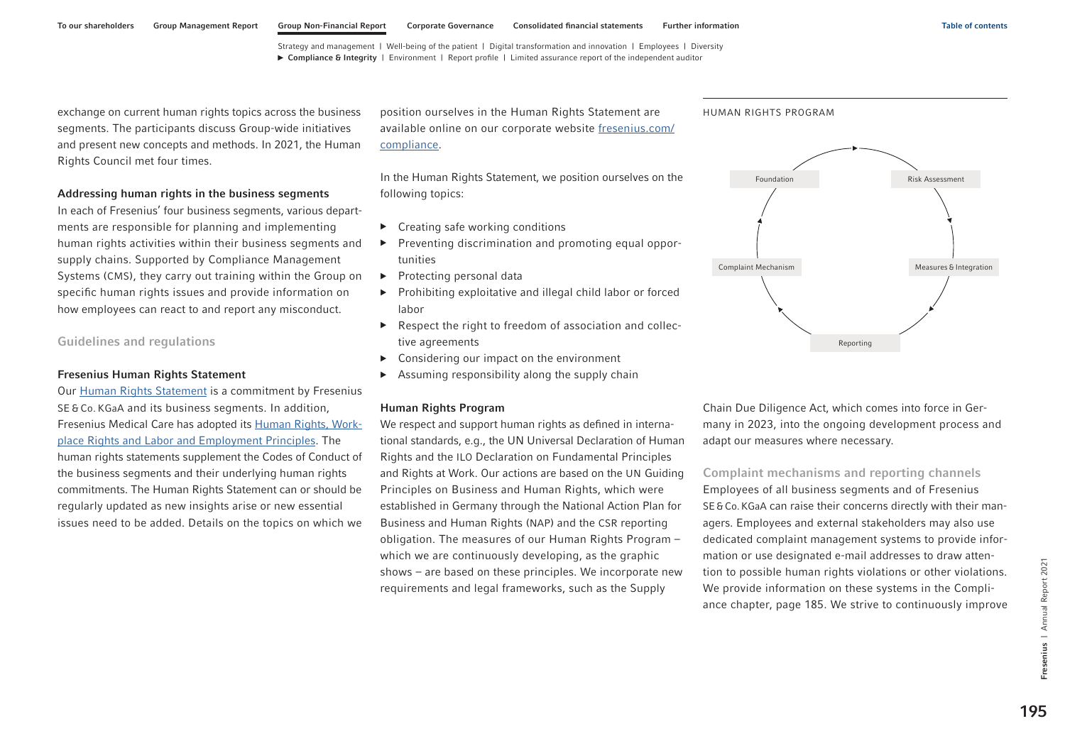exchange on current human rights topics across the business segments. The participants discuss Group-wide initiatives and present new concepts and methods. In 2021, the Human Rights Council met four times.

**Addressing human rights in the business segments**

In each of Fresenius' four business segments, various departments are responsible for planning and implementing human rights activities within their business segments and supply chains. Supported by Compliance Management Systems (CMS), they carry out training within the Group on specific human rights issues and provide information on how employees can react to and report any misconduct.

## Guidelines and regulations

**Fresenius Human Rights Statement**

Our Human Rights Statement is a commitment by Fresenius SE & Co. KGaA and its business segments. In addition, Fresenius Medical Care has adopted its Human Rights, Workplace Rights and Labor and Employment Principles. The human rights statements supplement the Codes of Conduct of the business segments and their underlying human rights commitments. The Human Rights Statement can or should be regularly updated as new insights arise or new essential issues need to be added. Details on the topics on which we position ourselves in the Human Rights Statement are available online on our corporate website fresenius.com/compliance.

In the Human Rights Statement, we position ourselves on the following topics:

- Creating safe working conditions
- Preventing discrimination and promoting equal opportunities
- Protecting personal data
- Prohibiting exploitative and illegal child labor or forced labor
- Respect the right to freedom of association and collective agreements
- Considering our impact on the environment
- Assuming responsibility along the supply chain

**Human Rights Program**

We respect and support human rights as defined in international standards, e.g., the UN Universal Declaration of Human Rights and the ILO Declaration on Fundamental Principles and Rights at Work. Our actions are based on the UN Guiding Principles on Business and Human Rights, which were established in Germany through the National Action Plan for Business and Human Rights (NAP) and the CSR reporting obligation. The measures of our Human Rights Program – which we are continuously developing, as the graphic shows – are based on these principles. We incorporate new requirements and legal frameworks, such as the Supply Chain Due Diligence Act, which comes into force in Germany in 2023, into the ongoing development process and adapt our measures where necessary.

HUMAN RIGHTS PROGRAM

Foundation → Risk Assessment → Measures & Integration → Reporting → Complaint Mechanism → Foundation

## Complaint mechanisms and reporting channels

Employees of all business segments and of Fresenius SE & Co. KGaA can raise their concerns directly with their managers. Employees and external stakeholders may also use dedicated complaint management systems to provide information or use designated e-mail addresses to draw attention to possible human rights violations or other violations. We provide information on these systems in the Compliance chapter, page 185. We strive to continuously improve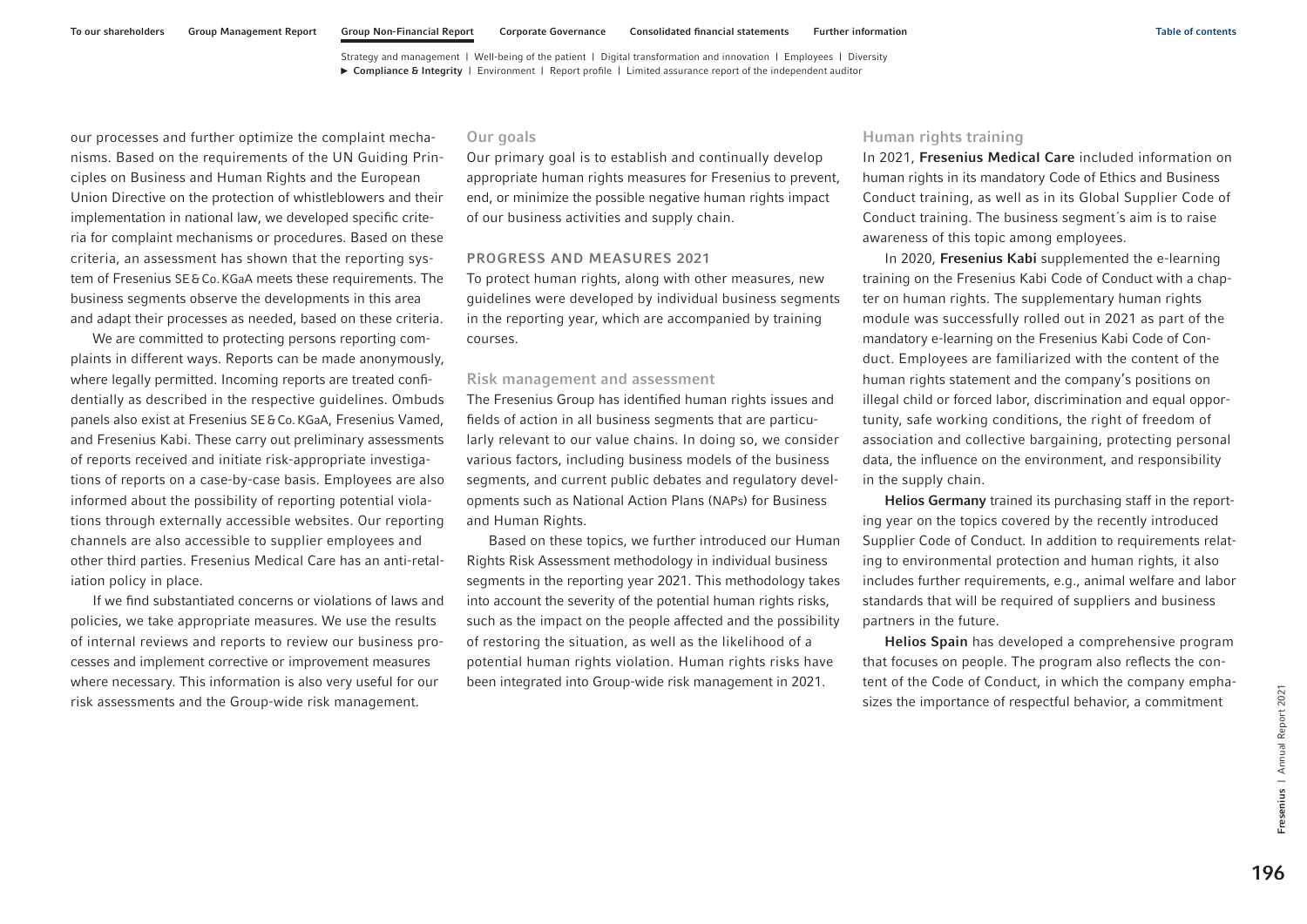our processes and further optimize the complaint mechanisms. Based on the requirements of the UN Guiding Principles on Business and Human Rights and the European Union Directive on the protection of whistleblowers and their implementation in national law, we developed specific criteria for complaint mechanisms or procedures. Based on these criteria, an assessment has shown that the reporting system of Fresenius SE & Co. KGaA meets these requirements. The business segments observe the developments in this area and adapt their processes as needed, based on these criteria.

We are committed to protecting persons reporting complaints in different ways. Reports can be made anonymously, where legally permitted. Incoming reports are treated confidentially as described in the respective guidelines. Ombuds panels also exist at Fresenius SE & Co. KGaA, Fresenius Vamed, and Fresenius Kabi. These carry out preliminary assessments of reports received and initiate risk-appropriate investigations of reports on a case-by-case basis. Employees are also informed about the possibility of reporting potential violations through externally accessible websites. Our reporting channels are also accessible to supplier employees and other third parties. Fresenius Medical Care has an anti-retaliation policy in place.

If we find substantiated concerns or violations of laws and policies, we take appropriate measures. We use the results of internal reviews and reports to review our business processes and implement corrective or improvement measures where necessary. This information is also very useful for our risk assessments and the Group-wide risk management.

### Our goals

Our primary goal is to establish and continually develop appropriate human rights measures for Fresenius to prevent, end, or minimize the possible negative human rights impact of our business activities and supply chain.

## PROGRESS AND MEASURES 2021

To protect human rights, along with other measures, new guidelines were developed by individual business segments in the reporting year, which are accompanied by training courses.

### Risk management and assessment

The Fresenius Group has identified human rights issues and fields of action in all business segments that are particularly relevant to our value chains. In doing so, we consider various factors, including business models of the business segments, and current public debates and regulatory developments such as National Action Plans (NAPs) for Business and Human Rights.

Based on these topics, we further introduced our Human Rights Risk Assessment methodology in individual business segments in the reporting year 2021. This methodology takes into account the severity of the potential human rights risks, such as the impact on the people affected and the possibility of restoring the situation, as well as the likelihood of a potential human rights violation. Human rights risks have been integrated into Group-wide risk management in 2021.

### Human rights training

In 2021, **Fresenius Medical Care** included information on human rights in its mandatory Code of Ethics and Business Conduct training, as well as in its Global Supplier Code of Conduct training. The business segment's aim is to raise awareness of this topic among employees.

In 2020, **Fresenius Kabi** supplemented the e-learning training on the Fresenius Kabi Code of Conduct with a chapter on human rights. The supplementary human rights module was successfully rolled out in 2021 as part of the mandatory e-learning on the Fresenius Kabi Code of Conduct. Employees are familiarized with the content of the human rights statement and the company's positions on illegal child or forced labor, discrimination and equal opportunity, safe working conditions, the right of freedom of association and collective bargaining, protecting personal data, the influence on the environment, and responsibility in the supply chain.

**Helios Germany** trained its purchasing staff in the reporting year on the topics covered by the recently introduced Supplier Code of Conduct. In addition to requirements relating to environmental protection and human rights, it also includes further requirements, e.g., animal welfare and labor standards that will be required of suppliers and business partners in the future.

**Helios Spain** has developed a comprehensive program that focuses on people. The program also reflects the content of the Code of Conduct, in which the company emphasizes the importance of respectful behavior, a commitment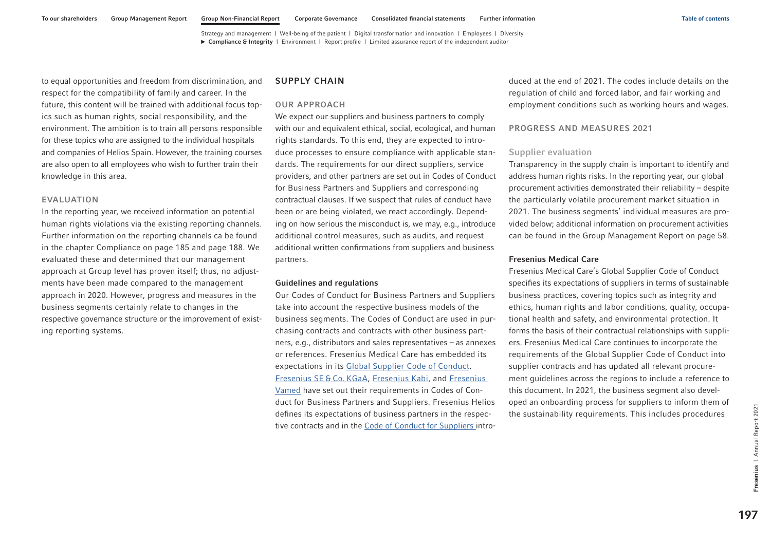to equal opportunities and freedom from discrimination, and respect for the compatibility of family and career. In the future, this content will be trained with additional focus topics such as human rights, social responsibility, and the environment. The ambition is to train all persons responsible for these topics who are assigned to the individual hospitals and companies of Helios Spain. However, the training courses are also open to all employees who wish to further train their knowledge in this area.

### EVALUATION

In the reporting year, we received information on potential human rights violations via the existing reporting channels. Further information on the reporting channels ca be found in the chapter Compliance on page 185 and page 188. We evaluated these and determined that our management approach at Group level has proven itself; thus, no adjustments have been made compared to the management approach in 2020. However, progress and measures in the business segments certainly relate to changes in the respective governance structure or the improvement of existing reporting systems.

## SUPPLY CHAIN

### OUR APPROACH

We expect our suppliers and business partners to comply with our and equivalent ethical, social, ecological, and human rights standards. To this end, they are expected to introduce processes to ensure compliance with applicable standards. The requirements for our direct suppliers, service providers, and other partners are set out in Codes of Conduct for Business Partners and Suppliers and corresponding contractual clauses. If we suspect that rules of conduct have been or are being violated, we react accordingly. Depending on how serious the misconduct is, we may, e.g., introduce additional control measures, such as audits, and request additional written confirmations from suppliers and business partners.

#### Guidelines and regulations

Our Codes of Conduct for Business Partners and Suppliers take into account the respective business models of the business segments. The Codes of Conduct are used in purchasing contracts and contracts with other business partners, e.g., distributors and sales representatives – as annexes or references. Fresenius Medical Care has embedded its expectations in its Global Supplier Code of Conduct. Fresenius SE & Co. KGaA, Fresenius Kabi, and Fresenius Vamed have set out their requirements in Codes of Conduct for Business Partners and Suppliers. Fresenius Helios defines its expectations of business partners in the respective contracts and in the Code of Conduct for Suppliers introduced at the end of 2021. The codes include details on the regulation of child and forced labor, and fair working and employment conditions such as working hours and wages.

### PROGRESS AND MEASURES 2021

#### Supplier evaluation

Transparency in the supply chain is important to identify and address human rights risks. In the reporting year, our global procurement activities demonstrated their reliability – despite the particularly volatile procurement market situation in 2021. The business segments' individual measures are provided below; additional information on procurement activities can be found in the Group Management Report on page 58.

#### Fresenius Medical Care

Fresenius Medical Care's Global Supplier Code of Conduct specifies its expectations of suppliers in terms of sustainable business practices, covering topics such as integrity and ethics, human rights and labor conditions, quality, occupational health and safety, and environmental protection. It forms the basis of their contractual relationships with suppliers. Fresenius Medical Care continues to incorporate the requirements of the Global Supplier Code of Conduct into supplier contracts and has updated all relevant procurement guidelines across the regions to include a reference to this document. In 2021, the business segment also developed an onboarding process for suppliers to inform them of the sustainability requirements. This includes procedures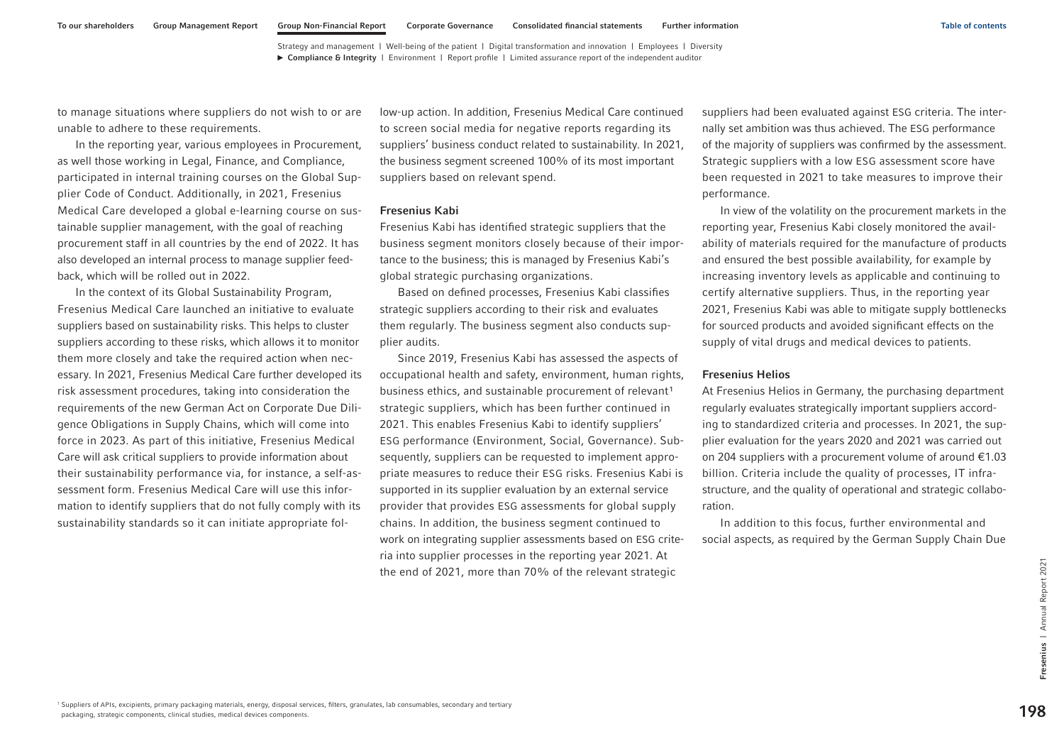to manage situations where suppliers do not wish to or are unable to adhere to these requirements.

In the reporting year, various employees in Procurement, as well those working in Legal, Finance, and Compliance, participated in internal training courses on the Global Supplier Code of Conduct. Additionally, in 2021, Fresenius Medical Care developed a global e-learning course on sustainable supplier management, with the goal of reaching procurement staff in all countries by the end of 2022. It has also developed an internal process to manage supplier feedback, which will be rolled out in 2022.

In the context of its Global Sustainability Program, Fresenius Medical Care launched an initiative to evaluate suppliers based on sustainability risks. This helps to cluster suppliers according to these risks, which allows it to monitor them more closely and take the required action when necessary. In 2021, Fresenius Medical Care further developed its risk assessment procedures, taking into consideration the requirements of the new German Act on Corporate Due Diligence Obligations in Supply Chains, which will come into force in 2023. As part of this initiative, Fresenius Medical Care will ask critical suppliers to provide information about their sustainability performance via, for instance, a self-assessment form. Fresenius Medical Care will use this information to identify suppliers that do not fully comply with its sustainability standards so it can initiate appropriate follow-up action. In addition, Fresenius Medical Care continued to screen social media for negative reports regarding its suppliers' business conduct related to sustainability. In 2021, the business segment screened 100% of its most important suppliers based on relevant spend.

### Fresenius Kabi

Fresenius Kabi has identified strategic suppliers that the business segment monitors closely because of their importance to the business; this is managed by Fresenius Kabi's global strategic purchasing organizations.

Based on defined processes, Fresenius Kabi classifies strategic suppliers according to their risk and evaluates them regularly. The business segment also conducts supplier audits.

Since 2019, Fresenius Kabi has assessed the aspects of occupational health and safety, environment, human rights, business ethics, and sustainable procurement of relevant[1] strategic suppliers, which has been further continued in 2021. This enables Fresenius Kabi to identify suppliers' ESG performance (Environment, Social, Governance). Subsequently, suppliers can be requested to implement appropriate measures to reduce their ESG risks. Fresenius Kabi is supported in its supplier evaluation by an external service provider that provides ESG assessments for global supply chains. In addition, the business segment continued to work on integrating supplier assessments based on ESG criteria into supplier processes in the reporting year 2021. At the end of 2021, more than 70% of the relevant strategic suppliers had been evaluated against ESG criteria. The internally set ambition was thus achieved. The ESG performance of the majority of suppliers was confirmed by the assessment. Strategic suppliers with a low ESG assessment score have been requested in 2021 to take measures to improve their performance.

In view of the volatility on the procurement markets in the reporting year, Fresenius Kabi closely monitored the availability of materials required for the manufacture of products and ensured the best possible availability, for example by increasing inventory levels as applicable and continuing to certify alternative suppliers. Thus, in the reporting year 2021, Fresenius Kabi was able to mitigate supply bottlenecks for sourced products and avoided significant effects on the supply of vital drugs and medical devices to patients.

### Fresenius Helios

At Fresenius Helios in Germany, the purchasing department regularly evaluates strategically important suppliers according to standardized criteria and processes. In 2021, the supplier evaluation for the years 2020 and 2021 was carried out on 204 suppliers with a procurement volume of around €1.03 billion. Criteria include the quality of processes, IT infrastructure, and the quality of operational and strategic collaboration.

In addition to this focus, further environmental and social aspects, as required by the German Supply Chain Due

[1] Suppliers of APIs, excipients, primary packaging materials, energy, disposal services, filters, granulates, lab consumables, secondary and tertiary packaging, strategic components, clinical studies, medical devices components.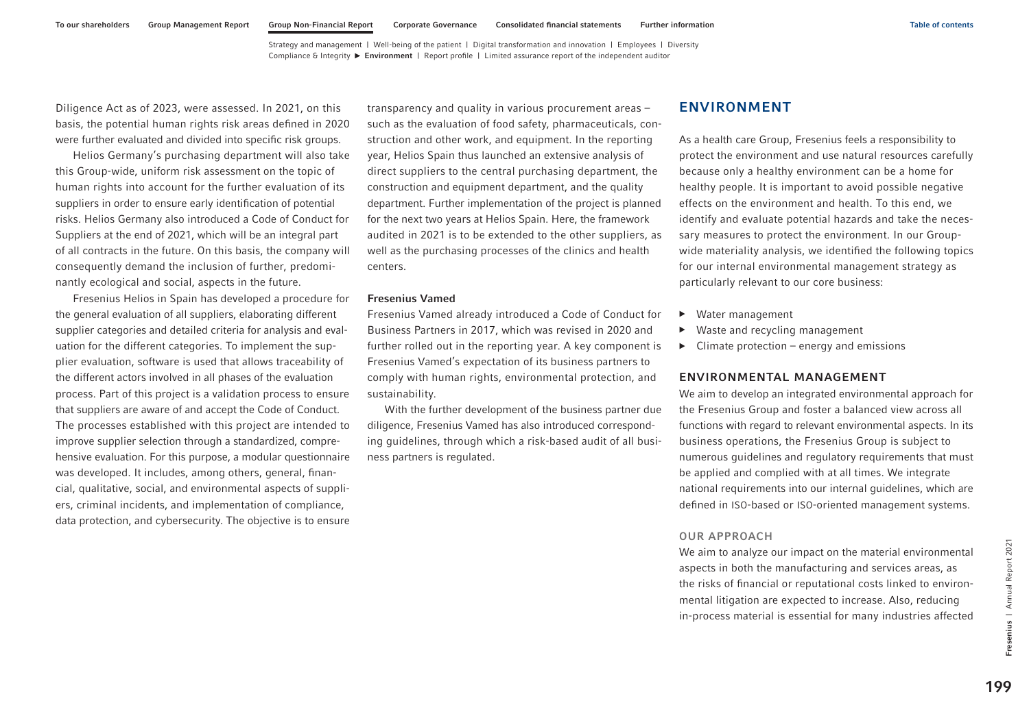Diligence Act as of 2023, were assessed. In 2021, on this basis, the potential human rights risk areas defined in 2020 were further evaluated and divided into specific risk groups.

Helios Germany's purchasing department will also take this Group-wide, uniform risk assessment on the topic of human rights into account for the further evaluation of its suppliers in order to ensure early identification of potential risks. Helios Germany also introduced a Code of Conduct for Suppliers at the end of 2021, which will be an integral part of all contracts in the future. On this basis, the company will consequently demand the inclusion of further, predominantly ecological and social, aspects in the future.

Fresenius Helios in Spain has developed a procedure for the general evaluation of all suppliers, elaborating different supplier categories and detailed criteria for analysis and evaluation for the different categories. To implement the supplier evaluation, software is used that allows traceability of the different actors involved in all phases of the evaluation process. Part of this project is a validation process to ensure that suppliers are aware of and accept the Code of Conduct. The processes established with this project are intended to improve supplier selection through a standardized, comprehensive evaluation. For this purpose, a modular questionnaire was developed. It includes, among others, general, financial, qualitative, social, and environmental aspects of suppliers, criminal incidents, and implementation of compliance, data protection, and cybersecurity. The objective is to ensure transparency and quality in various procurement areas – such as the evaluation of food safety, pharmaceuticals, construction and other work, and equipment. In the reporting year, Helios Spain thus launched an extensive analysis of direct suppliers to the central purchasing department, the construction and equipment department, and the quality department. Further implementation of the project is planned for the next two years at Helios Spain. Here, the framework audited in 2021 is to be extended to the other suppliers, as well as the purchasing processes of the clinics and health centers.

**Fresenius Vamed**

Fresenius Vamed already introduced a Code of Conduct for Business Partners in 2017, which was revised in 2020 and further rolled out in the reporting year. A key component is Fresenius Vamed's expectation of its business partners to comply with human rights, environmental protection, and sustainability.

With the further development of the business partner due diligence, Fresenius Vamed has also introduced corresponding guidelines, through which a risk-based audit of all business partners is regulated.

## ENVIRONMENT

As a health care Group, Fresenius feels a responsibility to protect the environment and use natural resources carefully because only a healthy environment can be a home for healthy people. It is important to avoid possible negative effects on the environment and health. To this end, we identify and evaluate potential hazards and take the necessary measures to protect the environment. In our Group-wide materiality analysis, we identified the following topics for our internal environmental management strategy as particularly relevant to our core business:

- Water management
- Waste and recycling management
- Climate protection – energy and emissions

### ENVIRONMENTAL MANAGEMENT

We aim to develop an integrated environmental approach for the Fresenius Group and foster a balanced view across all functions with regard to relevant environmental aspects. In its business operations, the Fresenius Group is subject to numerous guidelines and regulatory requirements that must be applied and complied with at all times. We integrate national requirements into our internal guidelines, which are defined in ISO-based or ISO-oriented management systems.

#### OUR APPROACH

We aim to analyze our impact on the material environmental aspects in both the manufacturing and services areas, as the risks of financial or reputational costs linked to environmental litigation are expected to increase. Also, reducing in-process material is essential for many industries affected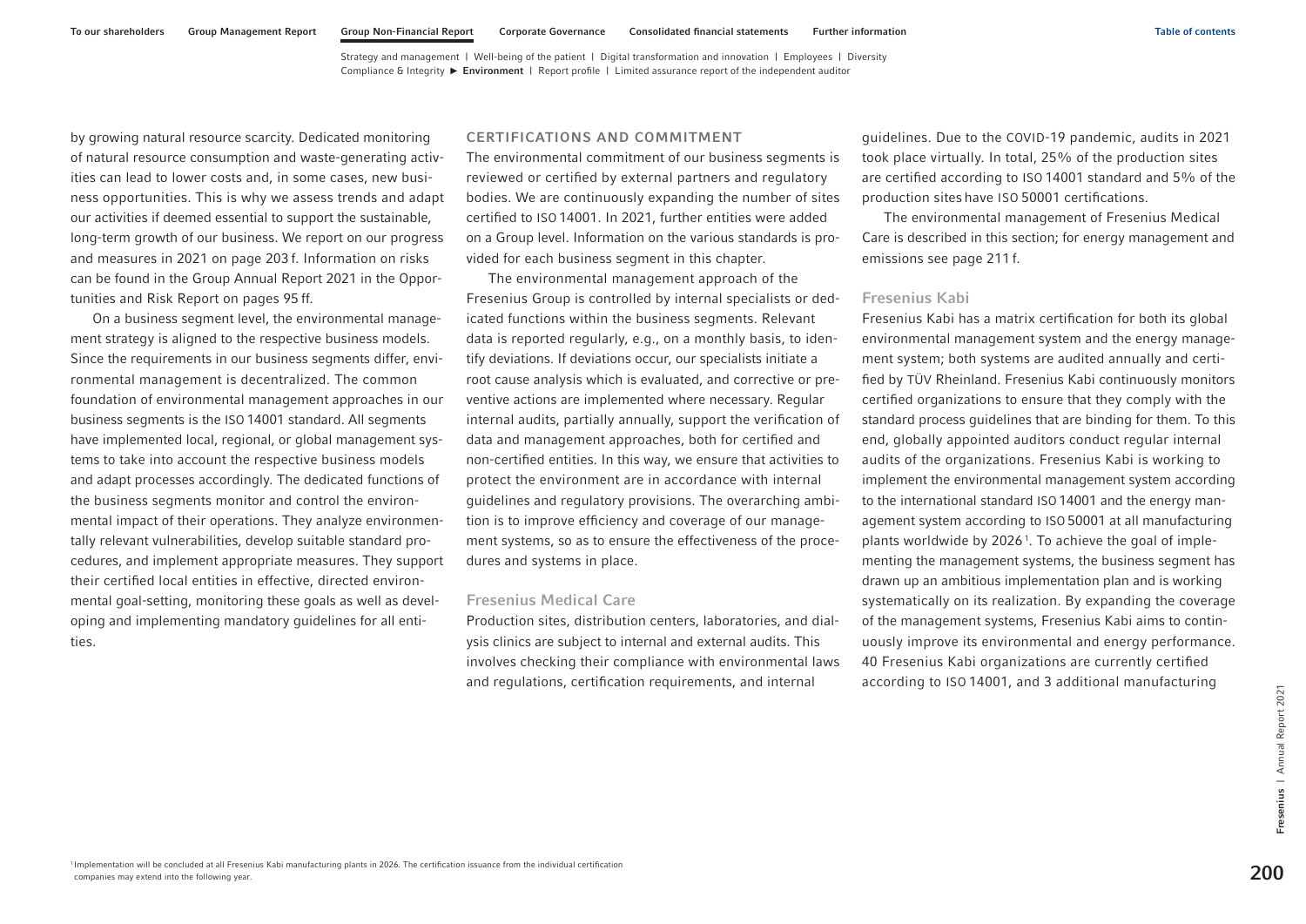by growing natural resource scarcity. Dedicated monitoring of natural resource consumption and waste-generating activities can lead to lower costs and, in some cases, new business opportunities. This is why we assess trends and adapt our activities if deemed essential to support the sustainable, long-term growth of our business. We report on our progress and measures in 2021 on page 203 f. Information on risks can be found in the Group Annual Report 2021 in the Opportunities and Risk Report on pages 95 ff.

On a business segment level, the environmental management strategy is aligned to the respective business models. Since the requirements in our business segments differ, environmental management is decentralized. The common foundation of environmental management approaches in our business segments is the ISO 14001 standard. All segments have implemented local, regional, or global management systems to take into account the respective business models and adapt processes accordingly. The dedicated functions of the business segments monitor and control the environmental impact of their operations. They analyze environmentally relevant vulnerabilities, develop suitable standard procedures, and implement appropriate measures. They support their certified local entities in effective, directed environmental goal-setting, monitoring these goals as well as developing and implementing mandatory guidelines for all entities.

## CERTIFICATIONS AND COMMITMENT

The environmental commitment of our business segments is reviewed or certified by external partners and regulatory bodies. We are continuously expanding the number of sites certified to ISO 14001. In 2021, further entities were added on a Group level. Information on the various standards is provided for each business segment in this chapter.

The environmental management approach of the Fresenius Group is controlled by internal specialists or dedicated functions within the business segments. Relevant data is reported regularly, e.g., on a monthly basis, to identify deviations. If deviations occur, our specialists initiate a root cause analysis which is evaluated, and corrective or preventive actions are implemented where necessary. Regular internal audits, partially annually, support the verification of data and management approaches, both for certified and non-certified entities. In this way, we ensure that activities to protect the environment are in accordance with internal guidelines and regulatory provisions. The overarching ambition is to improve efficiency and coverage of our management systems, so as to ensure the effectiveness of the procedures and systems in place.

### Fresenius Medical Care

Production sites, distribution centers, laboratories, and dialysis clinics are subject to internal and external audits. This involves checking their compliance with environmental laws and regulations, certification requirements, and internal guidelines. Due to the COVID-19 pandemic, audits in 2021 took place virtually. In total, 25% of the production sites are certified according to ISO 14001 standard and 5% of the production sites have ISO 50001 certifications.

The environmental management of Fresenius Medical Care is described in this section; for energy management and emissions see page 211 f.

### Fresenius Kabi

Fresenius Kabi has a matrix certification for both its global environmental management system and the energy management system; both systems are audited annually and certified by TÜV Rheinland. Fresenius Kabi continuously monitors certified organizations to ensure that they comply with the standard process guidelines that are binding for them. To this end, globally appointed auditors conduct regular internal audits of the organizations. Fresenius Kabi is working to implement the environmental management system according to the international standard ISO 14001 and the energy management system according to ISO 50001 at all manufacturing plants worldwide by 2026[1]. To achieve the goal of implementing the management systems, the business segment has drawn up an ambitious implementation plan and is working systematically on its realization. By expanding the coverage of the management systems, Fresenius Kabi aims to continuously improve its environmental and energy performance. 40 Fresenius Kabi organizations are currently certified according to ISO 14001, and 3 additional manufacturing

[1] Implementation will be concluded at all Fresenius Kabi manufacturing plants in 2026. The certification issuance from the individual certification companies may extend into the following year.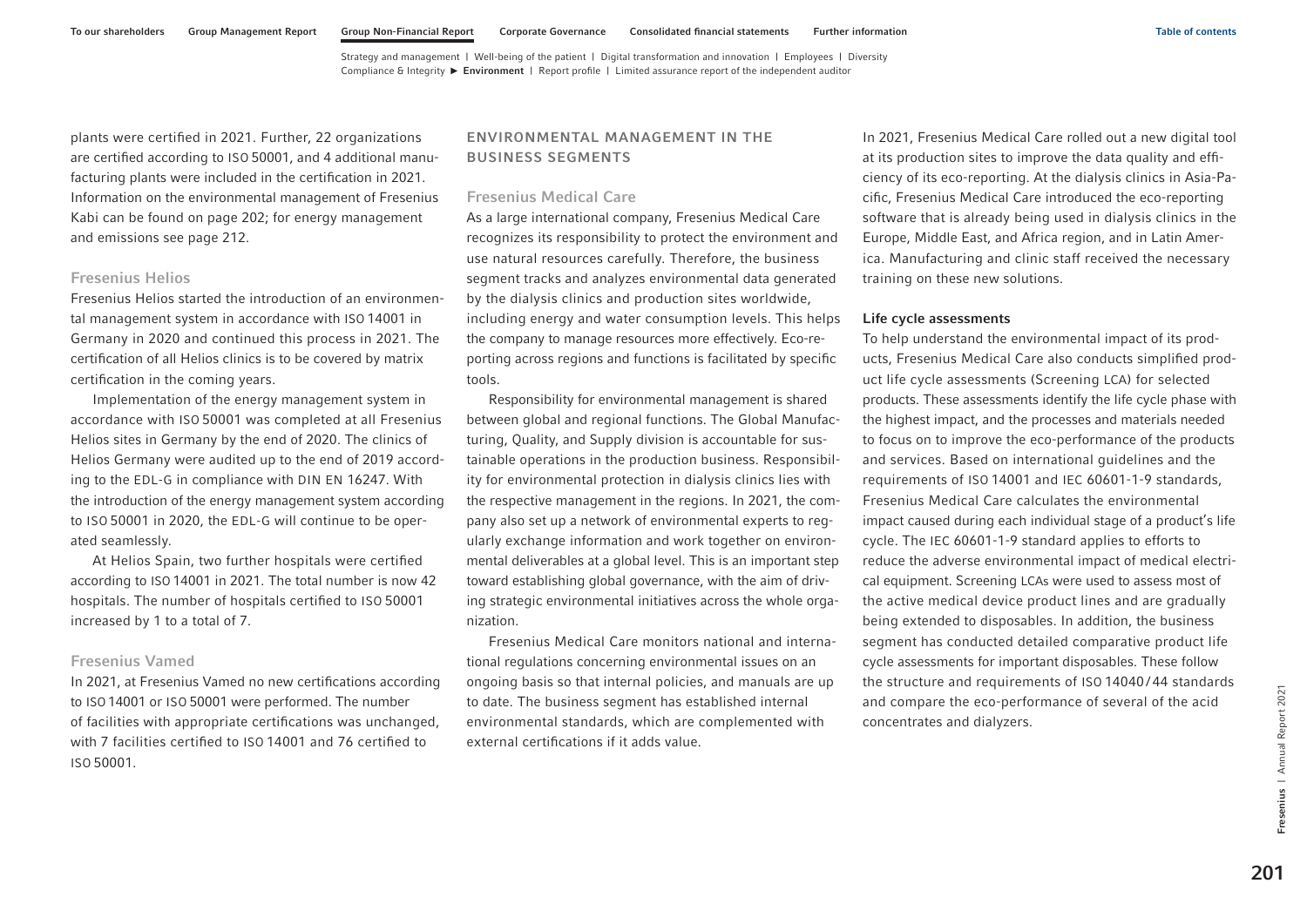plants were certified in 2021. Further, 22 organizations are certified according to ISO 50001, and 4 additional manufacturing plants were included in the certification in 2021. Information on the environmental management of Fresenius Kabi can be found on page 202; for energy management and emissions see page 212.

### Fresenius Helios

Fresenius Helios started the introduction of an environmental management system in accordance with ISO 14001 in Germany in 2020 and continued this process in 2021. The certification of all Helios clinics is to be covered by matrix certification in the coming years.

Implementation of the energy management system in accordance with ISO 50001 was completed at all Fresenius Helios sites in Germany by the end of 2020. The clinics of Helios Germany were audited up to the end of 2019 according to the EDL-G in compliance with DIN EN 16247. With the introduction of the energy management system according to ISO 50001 in 2020, the EDL-G will continue to be operated seamlessly.

At Helios Spain, two further hospitals were certified according to ISO 14001 in 2021. The total number is now 42 hospitals. The number of hospitals certified to ISO 50001 increased by 1 to a total of 7.

### Fresenius Vamed

In 2021, at Fresenius Vamed no new certifications according to ISO 14001 or ISO 50001 were performed. The number of facilities with appropriate certifications was unchanged, with 7 facilities certified to ISO 14001 and 76 certified to ISO 50001.

## ENVIRONMENTAL MANAGEMENT IN THE BUSINESS SEGMENTS

### Fresenius Medical Care

As a large international company, Fresenius Medical Care recognizes its responsibility to protect the environment and use natural resources carefully. Therefore, the business segment tracks and analyzes environmental data generated by the dialysis clinics and production sites worldwide, including energy and water consumption levels. This helps the company to manage resources more effectively. Eco-reporting across regions and functions is facilitated by specific tools.

Responsibility for environmental management is shared between global and regional functions. The Global Manufacturing, Quality, and Supply division is accountable for sustainable operations in the production business. Responsibility for environmental protection in dialysis clinics lies with the respective management in the regions. In 2021, the company also set up a network of environmental experts to regularly exchange information and work together on environmental deliverables at a global level. This is an important step toward establishing global governance, with the aim of driving strategic environmental initiatives across the whole organization.

Fresenius Medical Care monitors national and international regulations concerning environmental issues on an ongoing basis so that internal policies, and manuals are up to date. The business segment has established internal environmental standards, which are complemented with external certifications if it adds value.

In 2021, Fresenius Medical Care rolled out a new digital tool at its production sites to improve the data quality and efficiency of its eco-reporting. At the dialysis clinics in Asia-Pacific, Fresenius Medical Care introduced the eco-reporting software that is already being used in dialysis clinics in the Europe, Middle East, and Africa region, and in Latin America. Manufacturing and clinic staff received the necessary training on these new solutions.

#### Life cycle assessments

To help understand the environmental impact of its products, Fresenius Medical Care also conducts simplified product life cycle assessments (Screening LCA) for selected products. These assessments identify the life cycle phase with the highest impact, and the processes and materials needed to focus on to improve the eco-performance of the products and services. Based on international guidelines and the requirements of ISO 14001 and IEC 60601-1-9 standards, Fresenius Medical Care calculates the environmental impact caused during each individual stage of a product's life cycle. The IEC 60601-1-9 standard applies to efforts to reduce the adverse environmental impact of medical electrical equipment. Screening LCAs were used to assess most of the active medical device product lines and are gradually being extended to disposables. In addition, the business segment has conducted detailed comparative product life cycle assessments for important disposables. These follow the structure and requirements of ISO 14040/44 standards and compare the eco-performance of several of the acid concentrates and dialyzers.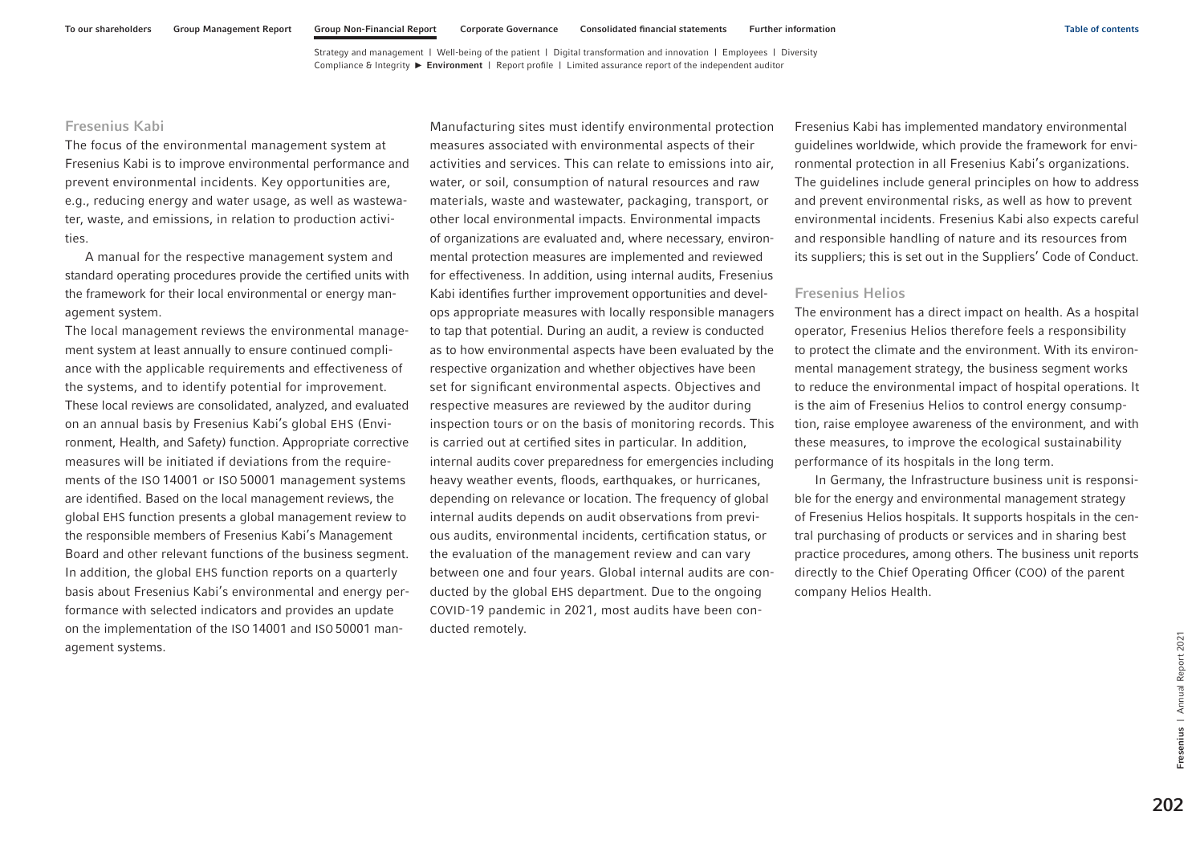### Fresenius Kabi

The focus of the environmental management system at Fresenius Kabi is to improve environmental performance and prevent environmental incidents. Key opportunities are, e.g., reducing energy and water usage, as well as wastewater, waste, and emissions, in relation to production activities.

A manual for the respective management system and standard operating procedures provide the certified units with the framework for their local environmental or energy management system.

The local management reviews the environmental management system at least annually to ensure continued compliance with the applicable requirements and effectiveness of the systems, and to identify potential for improvement. These local reviews are consolidated, analyzed, and evaluated on an annual basis by Fresenius Kabi's global EHS (Environment, Health, and Safety) function. Appropriate corrective measures will be initiated if deviations from the requirements of the ISO 14001 or ISO 50001 management systems are identified. Based on the local management reviews, the global EHS function presents a global management review to the responsible members of Fresenius Kabi's Management Board and other relevant functions of the business segment. In addition, the global EHS function reports on a quarterly basis about Fresenius Kabi's environmental and energy performance with selected indicators and provides an update on the implementation of the ISO 14001 and ISO 50001 management systems.

Manufacturing sites must identify environmental protection measures associated with environmental aspects of their activities and services. This can relate to emissions into air, water, or soil, consumption of natural resources and raw materials, waste and wastewater, packaging, transport, or other local environmental impacts. Environmental impacts of organizations are evaluated and, where necessary, environmental protection measures are implemented and reviewed for effectiveness. In addition, using internal audits, Fresenius Kabi identifies further improvement opportunities and develops appropriate measures with locally responsible managers to tap that potential. During an audit, a review is conducted as to how environmental aspects have been evaluated by the respective organization and whether objectives have been set for significant environmental aspects. Objectives and respective measures are reviewed by the auditor during inspection tours or on the basis of monitoring records. This is carried out at certified sites in particular. In addition, internal audits cover preparedness for emergencies including heavy weather events, floods, earthquakes, or hurricanes, depending on relevance or location. The frequency of global internal audits depends on audit observations from previous audits, environmental incidents, certification status, or the evaluation of the management review and can vary between one and four years. Global internal audits are conducted by the global EHS department. Due to the ongoing COVID-19 pandemic in 2021, most audits have been conducted remotely.

Fresenius Kabi has implemented mandatory environmental guidelines worldwide, which provide the framework for environmental protection in all Fresenius Kabi's organizations. The guidelines include general principles on how to address and prevent environmental risks, as well as how to prevent environmental incidents. Fresenius Kabi also expects careful and responsible handling of nature and its resources from its suppliers; this is set out in the Suppliers' Code of Conduct.

### Fresenius Helios

The environment has a direct impact on health. As a hospital operator, Fresenius Helios therefore feels a responsibility to protect the climate and the environment. With its environmental management strategy, the business segment works to reduce the environmental impact of hospital operations. It is the aim of Fresenius Helios to control energy consumption, raise employee awareness of the environment, and with these measures, to improve the ecological sustainability performance of its hospitals in the long term.

In Germany, the Infrastructure business unit is responsible for the energy and environmental management strategy of Fresenius Helios hospitals. It supports hospitals in the central purchasing of products or services and in sharing best practice procedures, among others. The business unit reports directly to the Chief Operating Officer (COO) of the parent company Helios Health.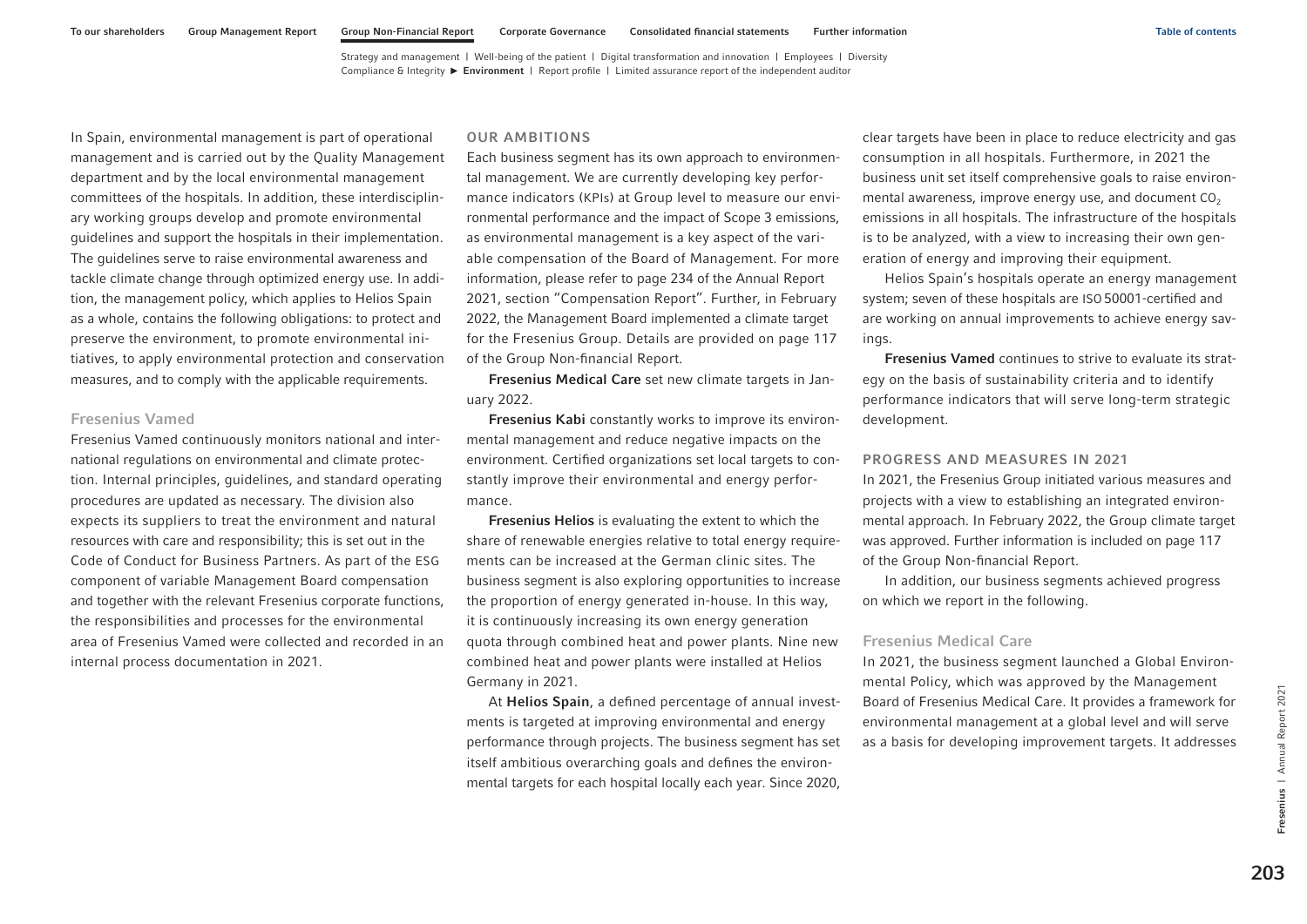In Spain, environmental management is part of operational management and is carried out by the Quality Management department and by the local environmental management committees of the hospitals. In addition, these interdisciplinary working groups develop and promote environmental guidelines and support the hospitals in their implementation. The guidelines serve to raise environmental awareness and tackle climate change through optimized energy use. In addition, the management policy, which applies to Helios Spain as a whole, contains the following obligations: to protect and preserve the environment, to promote environmental initiatives, to apply environmental protection and conservation measures, and to comply with the applicable requirements.

### Fresenius Vamed

Fresenius Vamed continuously monitors national and international regulations on environmental and climate protection. Internal principles, guidelines, and standard operating procedures are updated as necessary. The division also expects its suppliers to treat the environment and natural resources with care and responsibility; this is set out in the Code of Conduct for Business Partners. As part of the ESG component of variable Management Board compensation and together with the relevant Fresenius corporate functions, the responsibilities and processes for the environmental area of Fresenius Vamed were collected and recorded in an internal process documentation in 2021.

## OUR AMBITIONS

Each business segment has its own approach to environmental management. We are currently developing key performance indicators (KPIs) at Group level to measure our environmental performance and the impact of Scope 3 emissions, as environmental management is a key aspect of the variable compensation of the Board of Management. For more information, please refer to page 234 of the Annual Report 2021, section "Compensation Report". Further, in February 2022, the Management Board implemented a climate target for the Fresenius Group. Details are provided on page 117 of the Group Non-financial Report.

**Fresenius Medical Care** set new climate targets in January 2022.

**Fresenius Kabi** constantly works to improve its environmental management and reduce negative impacts on the environment. Certified organizations set local targets to constantly improve their environmental and energy performance.

**Fresenius Helios** is evaluating the extent to which the share of renewable energies relative to total energy requirements can be increased at the German clinic sites. The business segment is also exploring opportunities to increase the proportion of energy generated in-house. In this way, it is continuously increasing its own energy generation quota through combined heat and power plants. Nine new combined heat and power plants were installed at Helios Germany in 2021.

At **Helios Spain**, a defined percentage of annual investments is targeted at improving environmental and energy performance through projects. The business segment has set itself ambitious overarching goals and defines the environmental targets for each hospital locally each year. Since 2020, clear targets have been in place to reduce electricity and gas consumption in all hospitals. Furthermore, in 2021 the business unit set itself comprehensive goals to raise environmental awareness, improve energy use, and document $CO_2$ emissions in all hospitals. The infrastructure of the hospitals is to be analyzed, with a view to increasing their own generation of energy and improving their equipment.

Helios Spain's hospitals operate an energy management system; seven of these hospitals are ISO 50001-certified and are working on annual improvements to achieve energy savings.

**Fresenius Vamed** continues to strive to evaluate its strategy on the basis of sustainability criteria and to identify performance indicators that will serve long-term strategic development.

## PROGRESS AND MEASURES IN 2021

In 2021, the Fresenius Group initiated various measures and projects with a view to establishing an integrated environmental approach. In February 2022, the Group climate target was approved. Further information is included on page 117 of the Group Non-financial Report.

In addition, our business segments achieved progress on which we report in the following.

### Fresenius Medical Care

In 2021, the business segment launched a Global Environmental Policy, which was approved by the Management Board of Fresenius Medical Care. It provides a framework for environmental management at a global level and will serve as a basis for developing improvement targets. It addresses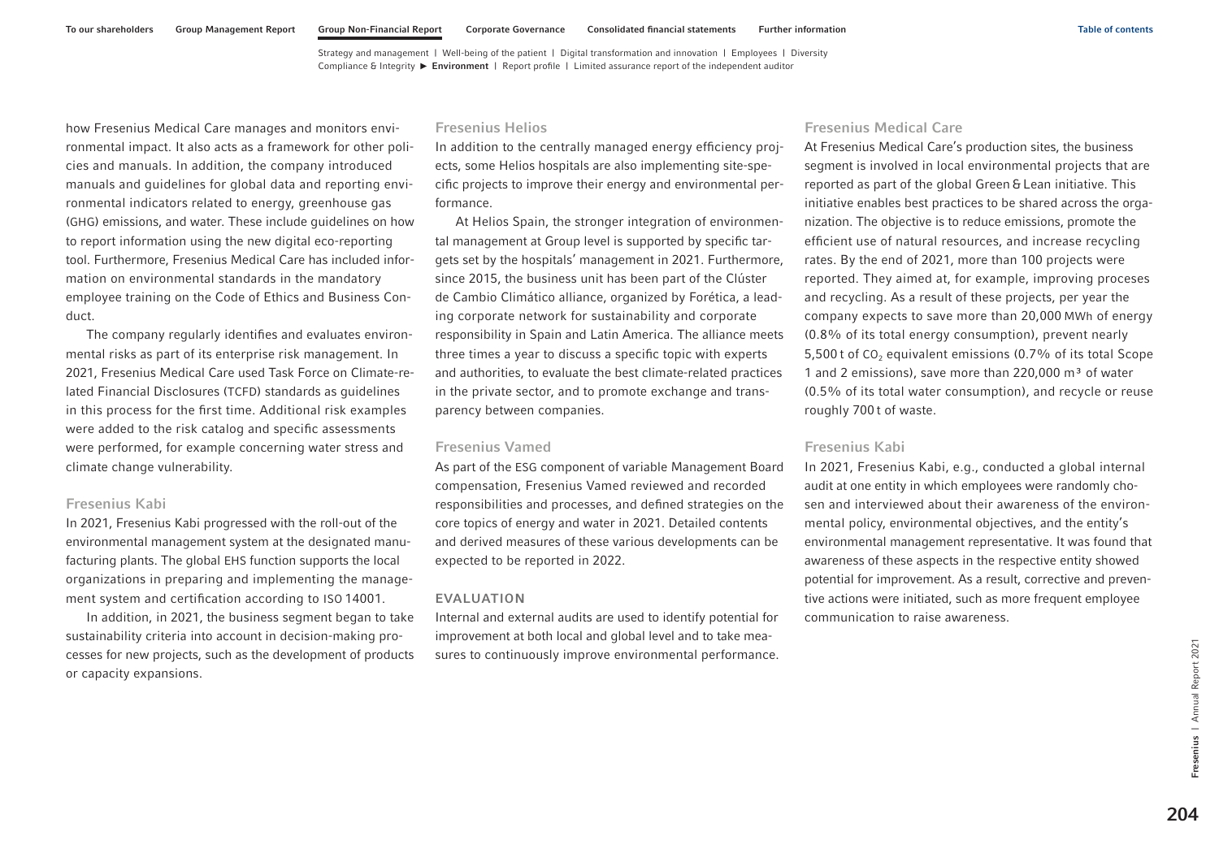how Fresenius Medical Care manages and monitors environmental impact. It also acts as a framework for other policies and manuals. In addition, the company introduced manuals and guidelines for global data and reporting environmental indicators related to energy, greenhouse gas (GHG) emissions, and water. These include guidelines on how to report information using the new digital eco-reporting tool. Furthermore, Fresenius Medical Care has included information on environmental standards in the mandatory employee training on the Code of Ethics and Business Conduct.

The company regularly identifies and evaluates environmental risks as part of its enterprise risk management. In 2021, Fresenius Medical Care used Task Force on Climate-related Financial Disclosures (TCFD) standards as guidelines in this process for the first time. Additional risk examples were added to the risk catalog and specific assessments were performed, for example concerning water stress and climate change vulnerability.

### Fresenius Kabi

In 2021, Fresenius Kabi progressed with the roll-out of the environmental management system at the designated manufacturing plants. The global EHS function supports the local organizations in preparing and implementing the management system and certification according to ISO 14001.

In addition, in 2021, the business segment began to take sustainability criteria into account in decision-making processes for new projects, such as the development of products or capacity expansions.

### Fresenius Helios

In addition to the centrally managed energy efficiency projects, some Helios hospitals are also implementing site-specific projects to improve their energy and environmental performance.

At Helios Spain, the stronger integration of environmental management at Group level is supported by specific targets set by the hospitals' management in 2021. Furthermore, since 2015, the business unit has been part of the Clúster de Cambio Climático alliance, organized by Forética, a leading corporate network for sustainability and corporate responsibility in Spain and Latin America. The alliance meets three times a year to discuss a specific topic with experts and authorities, to evaluate the best climate-related practices in the private sector, and to promote exchange and transparency between companies.

### Fresenius Vamed

As part of the ESG component of variable Management Board compensation, Fresenius Vamed reviewed and recorded responsibilities and processes, and defined strategies on the core topics of energy and water in 2021. Detailed contents and derived measures of these various developments can be expected to be reported in 2022.

## EVALUATION

Internal and external audits are used to identify potential for improvement at both local and global level and to take measures to continuously improve environmental performance.

### Fresenius Medical Care

At Fresenius Medical Care's production sites, the business segment is involved in local environmental projects that are reported as part of the global Green & Lean initiative. This initiative enables best practices to be shared across the organization. The objective is to reduce emissions, promote the efficient use of natural resources, and increase recycling rates. By the end of 2021, more than 100 projects were reported. They aimed at, for example, improving proceses and recycling. As a result of these projects, per year the company expects to save more than 20,000 MWh of energy (0.8% of its total energy consumption), prevent nearly 5,500 t of $CO_2$ equivalent emissions (0.7% of its total Scope 1 and 2 emissions), save more than 220,000 m³ of water (0.5% of its total water consumption), and recycle or reuse roughly 700 t of waste.

### Fresenius Kabi

In 2021, Fresenius Kabi, e.g., conducted a global internal audit at one entity in which employees were randomly chosen and interviewed about their awareness of the environmental policy, environmental objectives, and the entity's environmental management representative. It was found that awareness of these aspects in the respective entity showed potential for improvement. As a result, corrective and preventive actions were initiated, such as more frequent employee communication to raise awareness.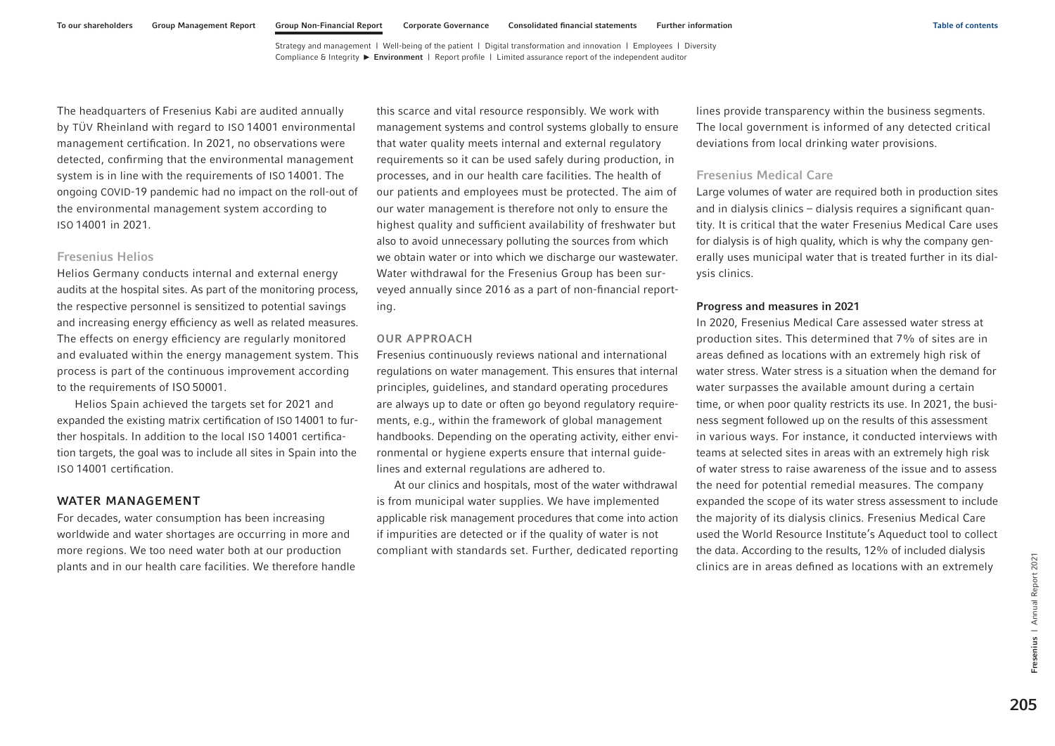The headquarters of Fresenius Kabi are audited annually by TÜV Rheinland with regard to ISO 14001 environmental management certification. In 2021, no observations were detected, confirming that the environmental management system is in line with the requirements of ISO 14001. The ongoing COVID-19 pandemic had no impact on the roll-out of the environmental management system according to ISO 14001 in 2021.

### Fresenius Helios

Helios Germany conducts internal and external energy audits at the hospital sites. As part of the monitoring process, the respective personnel is sensitized to potential savings and increasing energy efficiency as well as related measures. The effects on energy efficiency are regularly monitored and evaluated within the energy management system. This process is part of the continuous improvement according to the requirements of ISO 50001.

Helios Spain achieved the targets set for 2021 and expanded the existing matrix certification of ISO 14001 to further hospitals. In addition to the local ISO 14001 certification targets, the goal was to include all sites in Spain into the ISO 14001 certification.

## WATER MANAGEMENT

For decades, water consumption has been increasing worldwide and water shortages are occurring in more and more regions. We too need water both at our production plants and in our health care facilities. We therefore handle this scarce and vital resource responsibly. We work with management systems and control systems globally to ensure that water quality meets internal and external regulatory requirements so it can be used safely during production, in processes, and in our health care facilities. The health of our patients and employees must be protected. The aim of our water management is therefore not only to ensure the highest quality and sufficient availability of freshwater but also to avoid unnecessary polluting the sources from which we obtain water or into which we discharge our wastewater. Water withdrawal for the Fresenius Group has been surveyed annually since 2016 as a part of non-financial reporting.

### OUR APPROACH

Fresenius continuously reviews national and international regulations on water management. This ensures that internal principles, guidelines, and standard operating procedures are always up to date or often go beyond regulatory requirements, e.g., within the framework of global management handbooks. Depending on the operating activity, either environmental or hygiene experts ensure that internal guidelines and external regulations are adhered to.

At our clinics and hospitals, most of the water withdrawal is from municipal water supplies. We have implemented applicable risk management procedures that come into action if impurities are detected or if the quality of water is not compliant with standards set. Further, dedicated reporting lines provide transparency within the business segments. The local government is informed of any detected critical deviations from local drinking water provisions.

### Fresenius Medical Care

Large volumes of water are required both in production sites and in dialysis clinics – dialysis requires a significant quantity. It is critical that the water Fresenius Medical Care uses for dialysis is of high quality, which is why the company generally uses municipal water that is treated further in its dialysis clinics.

**Progress and measures in 2021**

In 2020, Fresenius Medical Care assessed water stress at production sites. This determined that 7% of sites are in areas defined as locations with an extremely high risk of water stress. Water stress is a situation when the demand for water surpasses the available amount during a certain time, or when poor quality restricts its use. In 2021, the business segment followed up on the results of this assessment in various ways. For instance, it conducted interviews with teams at selected sites in areas with an extremely high risk of water stress to raise awareness of the issue and to assess the need for potential remedial measures. The company expanded the scope of its water stress assessment to include the majority of its dialysis clinics. Fresenius Medical Care used the World Resource Institute's Aqueduct tool to collect the data. According to the results, 12% of included dialysis clinics are in areas defined as locations with an extremely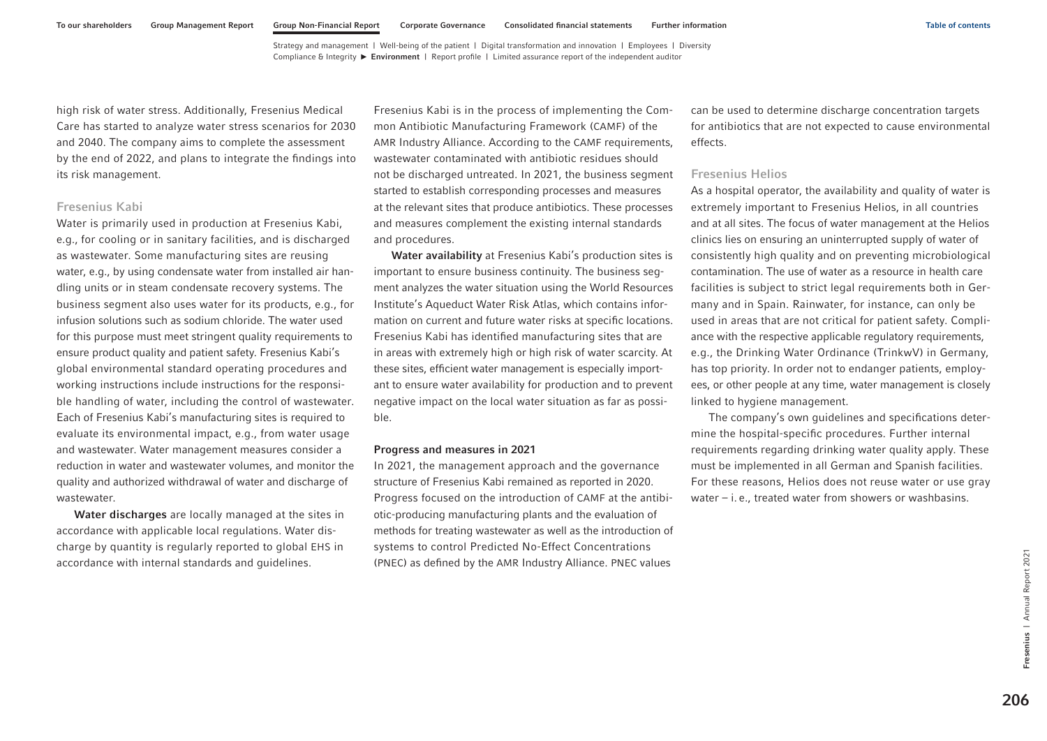high risk of water stress. Additionally, Fresenius Medical Care has started to analyze water stress scenarios for 2030 and 2040. The company aims to complete the assessment by the end of 2022, and plans to integrate the findings into its risk management.

### Fresenius Kabi

Water is primarily used in production at Fresenius Kabi, e.g., for cooling or in sanitary facilities, and is discharged as wastewater. Some manufacturing sites are reusing water, e.g., by using condensate water from installed air handling units or in steam condensate recovery systems. The business segment also uses water for its products, e.g., for infusion solutions such as sodium chloride. The water used for this purpose must meet stringent quality requirements to ensure product quality and patient safety. Fresenius Kabi's global environmental standard operating procedures and working instructions include instructions for the responsible handling of water, including the control of wastewater. Each of Fresenius Kabi's manufacturing sites is required to evaluate its environmental impact, e.g., from water usage and wastewater. Water management measures consider a reduction in water and wastewater volumes, and monitor the quality and authorized withdrawal of water and discharge of wastewater.

**Water discharges** are locally managed at the sites in accordance with applicable local regulations. Water discharge by quantity is regularly reported to global EHS in accordance with internal standards and guidelines.

Fresenius Kabi is in the process of implementing the Common Antibiotic Manufacturing Framework (CAMF) of the AMR Industry Alliance. According to the CAMF requirements, wastewater contaminated with antibiotic residues should not be discharged untreated. In 2021, the business segment started to establish corresponding processes and measures at the relevant sites that produce antibiotics. These processes and measures complement the existing internal standards and procedures.

**Water availability** at Fresenius Kabi's production sites is important to ensure business continuity. The business segment analyzes the water situation using the World Resources Institute's Aqueduct Water Risk Atlas, which contains information on current and future water risks at specific locations. Fresenius Kabi has identified manufacturing sites that are in areas with extremely high or high risk of water scarcity. At these sites, efficient water management is especially important to ensure water availability for production and to prevent negative impact on the local water situation as far as possible.

#### Progress and measures in 2021

In 2021, the management approach and the governance structure of Fresenius Kabi remained as reported in 2020. Progress focused on the introduction of CAMF at the antibiotic-producing manufacturing plants and the evaluation of methods for treating wastewater as well as the introduction of systems to control Predicted No-Effect Concentrations (PNEC) as defined by the AMR Industry Alliance. PNEC values can be used to determine discharge concentration targets for antibiotics that are not expected to cause environmental effects.

### Fresenius Helios

As a hospital operator, the availability and quality of water is extremely important to Fresenius Helios, in all countries and at all sites. The focus of water management at the Helios clinics lies on ensuring an uninterrupted supply of water of consistently high quality and on preventing microbiological contamination. The use of water as a resource in health care facilities is subject to strict legal requirements both in Germany and in Spain. Rainwater, for instance, can only be used in areas that are not critical for patient safety. Compliance with the respective applicable regulatory requirements, e.g., the Drinking Water Ordinance (TrinkwV) in Germany, has top priority. In order not to endanger patients, employees, or other people at any time, water management is closely linked to hygiene management.

The company's own guidelines and specifications determine the hospital-specific procedures. Further internal requirements regarding drinking water quality apply. These must be implemented in all German and Spanish facilities. For these reasons, Helios does not reuse water or use gray water – i. e., treated water from showers or washbasins.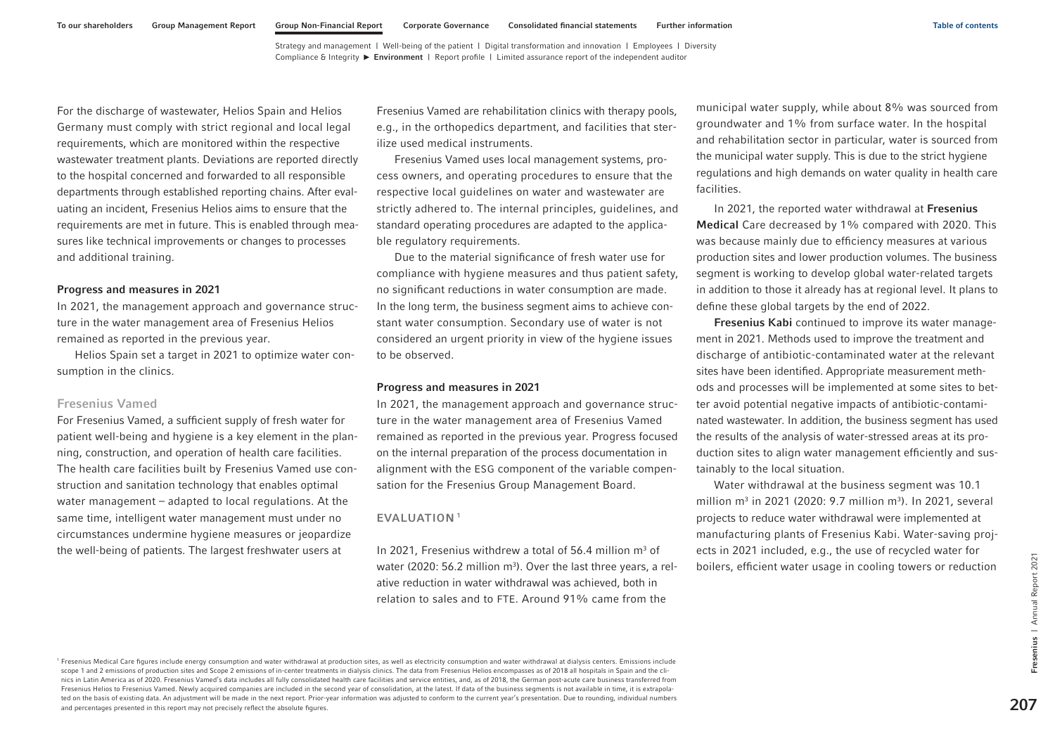For the discharge of wastewater, Helios Spain and Helios Germany must comply with strict regional and local legal requirements, which are monitored within the respective wastewater treatment plants. Deviations are reported directly to the hospital concerned and forwarded to all responsible departments through established reporting chains. After evaluating an incident, Fresenius Helios aims to ensure that the requirements are met in future. This is enabled through measures like technical improvements or changes to processes and additional training.

**Progress and measures in 2021**

In 2021, the management approach and governance structure in the water management area of Fresenius Helios remained as reported in the previous year.

Helios Spain set a target in 2021 to optimize water consumption in the clinics.

### Fresenius Vamed

For Fresenius Vamed, a sufficient supply of fresh water for patient well-being and hygiene is a key element in the planning, construction, and operation of health care facilities. The health care facilities built by Fresenius Vamed use construction and sanitation technology that enables optimal water management – adapted to local regulations. At the same time, intelligent water management must under no circumstances undermine hygiene measures or jeopardize the well-being of patients. The largest freshwater users at Fresenius Vamed are rehabilitation clinics with therapy pools, e.g., in the orthopedics department, and facilities that sterilize used medical instruments.

Fresenius Vamed uses local management systems, process owners, and operating procedures to ensure that the respective local guidelines on water and wastewater are strictly adhered to. The internal principles, guidelines, and standard operating procedures are adapted to the applicable regulatory requirements.

Due to the material significance of fresh water use for compliance with hygiene measures and thus patient safety, no significant reductions in water consumption are made. In the long term, the business segment aims to achieve constant water consumption. Secondary use of water is not considered an urgent priority in view of the hygiene issues to be observed.

**Progress and measures in 2021**

In 2021, the management approach and governance structure in the water management area of Fresenius Vamed remained as reported in the previous year. Progress focused on the internal preparation of the process documentation in alignment with the ESG component of the variable compensation for the Fresenius Group Management Board.

## EVALUATION[1]

In 2021, Fresenius withdrew a total of 56.4 million m³ of water (2020: 56.2 million m³). Over the last three years, a relative reduction in water withdrawal was achieved, both in relation to sales and to FTE. Around 91% came from the municipal water supply, while about 8% was sourced from groundwater and 1% from surface water. In the hospital and rehabilitation sector in particular, water is sourced from the municipal water supply. This is due to the strict hygiene regulations and high demands on water quality in health care facilities.

In 2021, the reported water withdrawal at **Fresenius Medical** Care decreased by 1% compared with 2020. This was because mainly due to efficiency measures at various production sites and lower production volumes. The business segment is working to develop global water-related targets in addition to those it already has at regional level. It plans to define these global targets by the end of 2022.

**Fresenius Kabi** continued to improve its water management in 2021. Methods used to improve the treatment and discharge of antibiotic-contaminated water at the relevant sites have been identified. Appropriate measurement methods and processes will be implemented at some sites to better avoid potential negative impacts of antibiotic-contaminated wastewater. In addition, the business segment has used the results of the analysis of water-stressed areas at its production sites to align water management efficiently and sustainably to the local situation.

Water withdrawal at the business segment was 10.1 million m³ in 2021 (2020: 9.7 million m³). In 2021, several projects to reduce water withdrawal were implemented at manufacturing plants of Fresenius Kabi. Water-saving projects in 2021 included, e.g., the use of recycled water for boilers, efficient water usage in cooling towers or reduction

[1] Fresenius Medical Care figures include energy consumption and water withdrawal at production sites, as well as electricity consumption and water withdrawal at dialysis centers. Emissions include scope 1 and 2 emissions of production sites and Scope 2 emissions of in-center treatments in dialysis clinics. The data from Fresenius Helios encompasses as of 2018 all hospitals in Spain and the clinics in Latin America as of 2020. Fresenius Vamed's data includes all fully consolidated health care facilities and service entities, and, as of 2018, the German post-acute care business transferred from Fresenius Helios to Fresenius Vamed. Newly acquired companies are included in the second year of consolidation, at the latest. If data of the business segments is not available in time, it is extrapolated on the basis of existing data. An adjustment will be made in the next report. Prior-year information was adjusted to conform to the current year's presentation. Due to rounding, individual numbers and percentages presented in this report may not precisely reflect the absolute figures.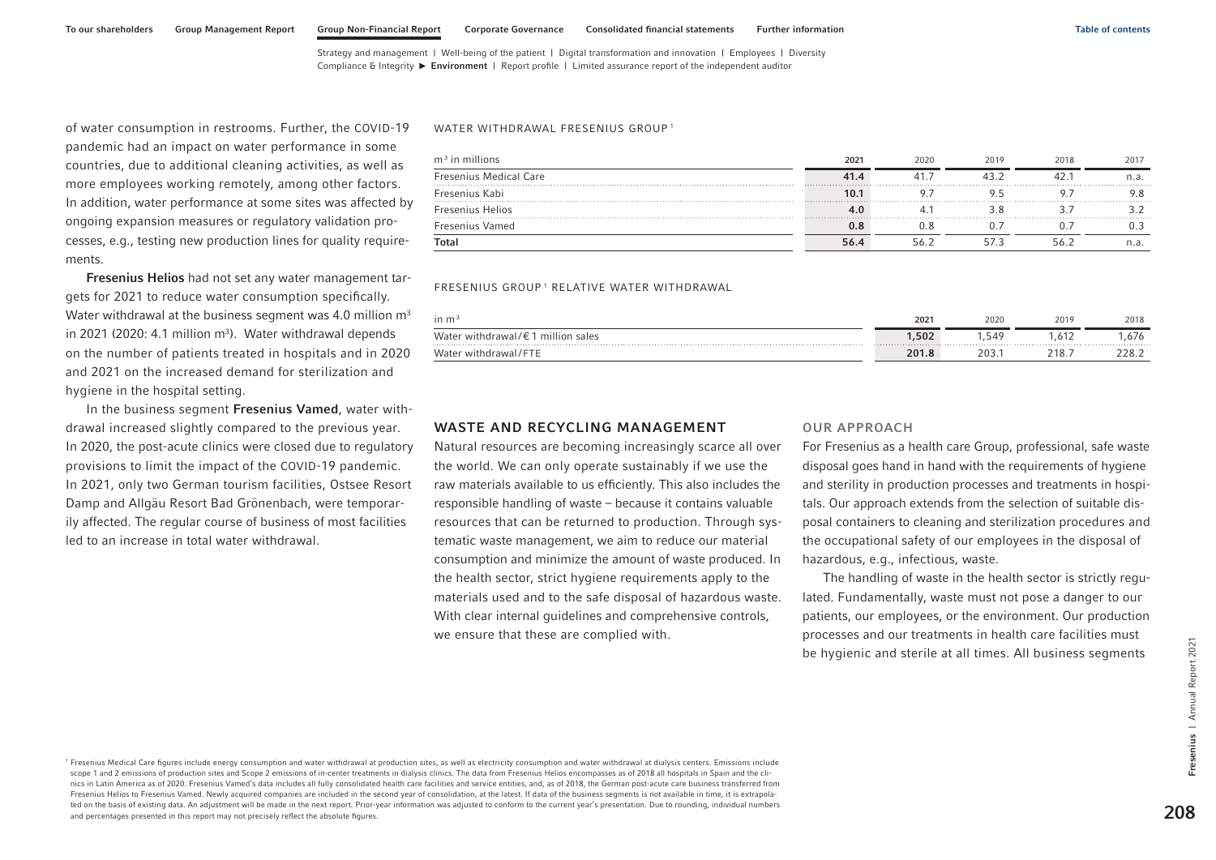of water consumption in restrooms. Further, the COVID-19 pandemic had an impact on water performance in some countries, due to additional cleaning activities, as well as more employees working remotely, among other factors. In addition, water performance at some sites was affected by ongoing expansion measures or regulatory validation processes, e.g., testing new production lines for quality requirements.

**Fresenius Helios** had not set any water management targets for 2021 to reduce water consumption specifically. Water withdrawal at the business segment was 4.0 million $m^3$ in 2021 (2020: 4.1 million $m^3$). Water withdrawal depends on the number of patients treated in hospitals and in 2020 and 2021 on the increased demand for sterilization and hygiene in the hospital setting.

In the business segment **Fresenius Vamed**, water withdrawal increased slightly compared to the previous year. In 2020, the post-acute clinics were closed due to regulatory provisions to limit the impact of the COVID-19 pandemic. In 2021, only two German tourism facilities, Ostsee Resort Damp and Allgäu Resort Bad Grönenbach, were temporarily affected. The regular course of business of most facilities led to an increase in total water withdrawal.

WATER WITHDRAWAL FRESENIUS GROUP[1]

| $m^3$ in millions | 2021 | 2020 | 2019 | 2018 | 2017 |
|---|---|---|---|---|---|
| Fresenius Medical Care | 41.4 | 41.7 | 43.2 | 42.1 | n.a. |
| Fresenius Kabi | 10.1 | 9.7 | 9.5 | 9.7 | 9.8 |
| Fresenius Helios | 4.0 | 4.1 | 3.8 | 3.7 | 3.2 |
| Fresenius Vamed | 0.8 | 0.8 | 0.7 | 0.7 | 0.3 |
| **Total** | 56.4 | 56.2 | 57.3 | 56.2 | n.a. |

FRESENIUS GROUP[1] RELATIVE WATER WITHDRAWAL

| in $m^3$ | 2021 | 2020 | 2019 | 2018 |
|---|---|---|---|---|
| Water withdrawal/€ 1 million sales | 1,502 | 1,549 | 1,612 | 1,676 |
| Water withdrawal/FTE | 201.8 | 203.1 | 218.7 | 228.2 |

## WASTE AND RECYCLING MANAGEMENT

Natural resources are becoming increasingly scarce all over the world. We can only operate sustainably if we use the raw materials available to us efficiently. This also includes the responsible handling of waste – because it contains valuable resources that can be returned to production. Through systematic waste management, we aim to reduce our material consumption and minimize the amount of waste produced. In the health sector, strict hygiene requirements apply to the materials used and to the safe disposal of hazardous waste. With clear internal guidelines and comprehensive controls, we ensure that these are complied with.

### OUR APPROACH

For Fresenius as a health care Group, professional, safe waste disposal goes hand in hand with the requirements of hygiene and sterility in production processes and treatments in hospitals. Our approach extends from the selection of suitable disposal containers to cleaning and sterilization procedures and the occupational safety of our employees in the disposal of hazardous, e.g., infectious, waste.

The handling of waste in the health sector is strictly regulated. Fundamentally, waste must not pose a danger to our patients, our employees, or the environment. Our production processes and our treatments in health care facilities must be hygienic and sterile at all times. All business segments

[1] Fresenius Medical Care figures include energy consumption and water withdrawal at production sites, as well as electricity consumption and water withdrawal at dialysis centers. Emissions include scope 1 and 2 emissions of production sites and Scope 2 emissions of in-center treatments in dialysis clinics. The data from Fresenius Helios encompasses as of 2018 all hospitals in Spain and the clinics in Latin America as of 2020. Fresenius Vamed's data includes all fully consolidated health care facilities and service entities, and, as of 2018, the German post-acute care business transferred from Fresenius Helios to Fresenius Vamed. Newly acquired companies are included in the second year of consolidation, at the latest. If data of the business segments is not available in time, it is extrapolated on the basis of existing data. An adjustment will be made in the next report. Prior-year information was adjusted to conform to the current year's presentation. Due to rounding, individual numbers and percentages presented in this report may not precisely reflect the absolute figures.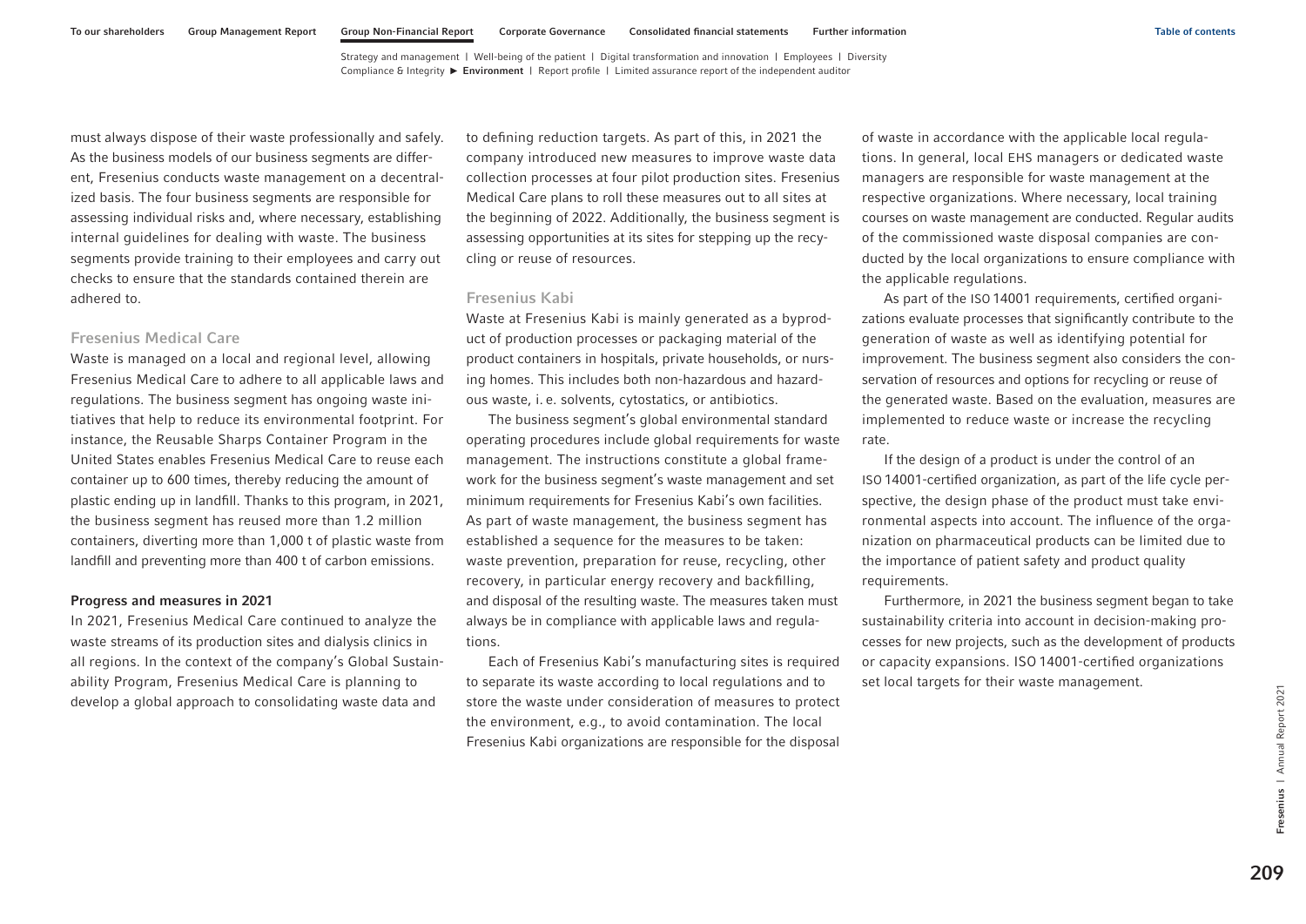must always dispose of their waste professionally and safely. As the business models of our business segments are different, Fresenius conducts waste management on a decentralized basis. The four business segments are responsible for assessing individual risks and, where necessary, establishing internal guidelines for dealing with waste. The business segments provide training to their employees and carry out checks to ensure that the standards contained therein are adhered to.

### Fresenius Medical Care

Waste is managed on a local and regional level, allowing Fresenius Medical Care to adhere to all applicable laws and regulations. The business segment has ongoing waste initiatives that help to reduce its environmental footprint. For instance, the Reusable Sharps Container Program in the United States enables Fresenius Medical Care to reuse each container up to 600 times, thereby reducing the amount of plastic ending up in landfill. Thanks to this program, in 2021, the business segment has reused more than 1.2 million containers, diverting more than 1,000 t of plastic waste from landfill and preventing more than 400 t of carbon emissions.

**Progress and measures in 2021**

In 2021, Fresenius Medical Care continued to analyze the waste streams of its production sites and dialysis clinics in all regions. In the context of the company's Global Sustainability Program, Fresenius Medical Care is planning to develop a global approach to consolidating waste data and to defining reduction targets. As part of this, in 2021 the company introduced new measures to improve waste data collection processes at four pilot production sites. Fresenius Medical Care plans to roll these measures out to all sites at the beginning of 2022. Additionally, the business segment is assessing opportunities at its sites for stepping up the recycling or reuse of resources.

### Fresenius Kabi

Waste at Fresenius Kabi is mainly generated as a byproduct of production processes or packaging material of the product containers in hospitals, private households, or nursing homes. This includes both non-hazardous and hazardous waste, i. e. solvents, cytostatics, or antibiotics.

The business segment's global environmental standard operating procedures include global requirements for waste management. The instructions constitute a global framework for the business segment's waste management and set minimum requirements for Fresenius Kabi's own facilities. As part of waste management, the business segment has established a sequence for the measures to be taken: waste prevention, preparation for reuse, recycling, other recovery, in particular energy recovery and backfilling, and disposal of the resulting waste. The measures taken must always be in compliance with applicable laws and regulations.

Each of Fresenius Kabi's manufacturing sites is required to separate its waste according to local regulations and to store the waste under consideration of measures to protect the environment, e.g., to avoid contamination. The local Fresenius Kabi organizations are responsible for the disposal of waste in accordance with the applicable local regulations. In general, local EHS managers or dedicated waste managers are responsible for waste management at the respective organizations. Where necessary, local training courses on waste management are conducted. Regular audits of the commissioned waste disposal companies are conducted by the local organizations to ensure compliance with the applicable regulations.

As part of the ISO 14001 requirements, certified organizations evaluate processes that significantly contribute to the generation of waste as well as identifying potential for improvement. The business segment also considers the conservation of resources and options for recycling or reuse of the generated waste. Based on the evaluation, measures are implemented to reduce waste or increase the recycling rate.

If the design of a product is under the control of an ISO 14001-certified organization, as part of the life cycle perspective, the design phase of the product must take environmental aspects into account. The influence of the organization on pharmaceutical products can be limited due to the importance of patient safety and product quality requirements.

Furthermore, in 2021 the business segment began to take sustainability criteria into account in decision-making processes for new projects, such as the development of products or capacity expansions. ISO 14001-certified organizations set local targets for their waste management.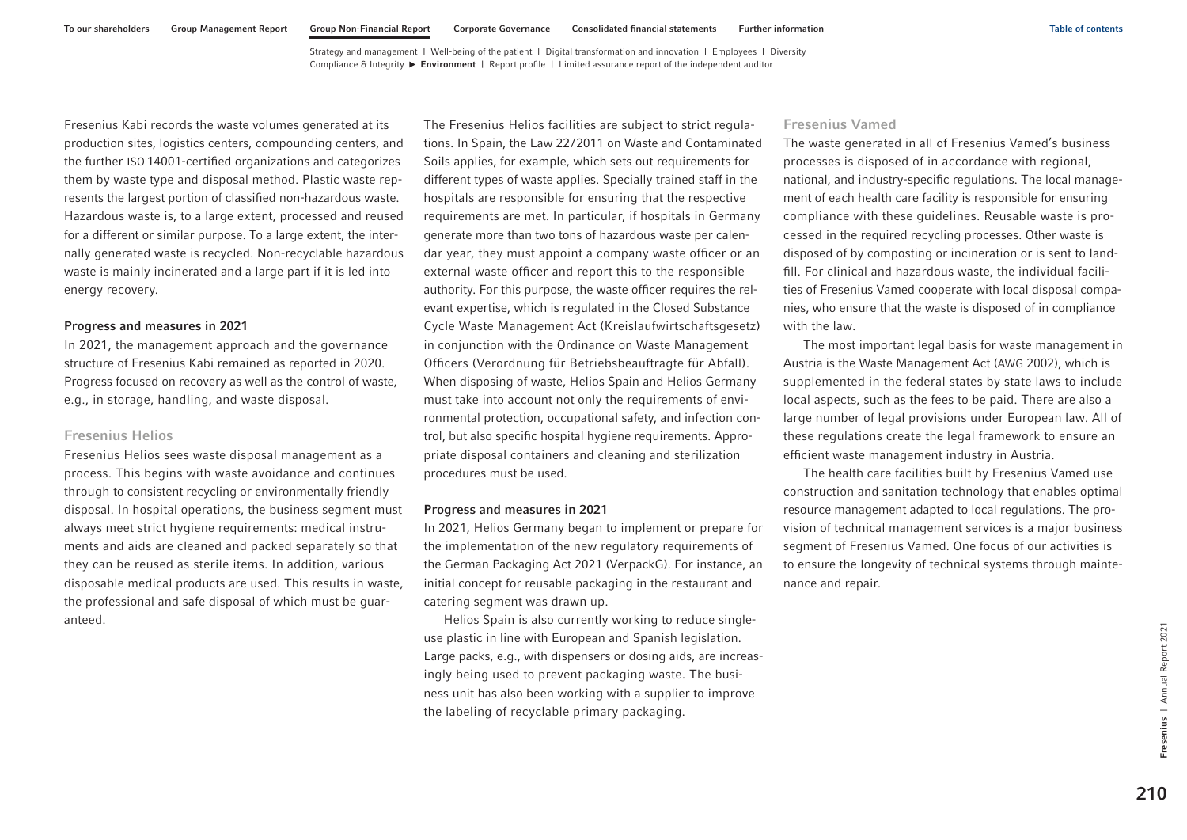Fresenius Kabi records the waste volumes generated at its production sites, logistics centers, compounding centers, and the further ISO 14001-certified organizations and categorizes them by waste type and disposal method. Plastic waste represents the largest portion of classified non-hazardous waste. Hazardous waste is, to a large extent, processed and reused for a different or similar purpose. To a large extent, the internally generated waste is recycled. Non-recyclable hazardous waste is mainly incinerated and a large part if it is led into energy recovery.

**Progress and measures in 2021**

In 2021, the management approach and the governance structure of Fresenius Kabi remained as reported in 2020. Progress focused on recovery as well as the control of waste, e.g., in storage, handling, and waste disposal.

### Fresenius Helios

Fresenius Helios sees waste disposal management as a process. This begins with waste avoidance and continues through to consistent recycling or environmentally friendly disposal. In hospital operations, the business segment must always meet strict hygiene requirements: medical instruments and aids are cleaned and packed separately so that they can be reused as sterile items. In addition, various disposable medical products are used. This results in waste, the professional and safe disposal of which must be guaranteed.

The Fresenius Helios facilities are subject to strict regulations. In Spain, the Law 22/2011 on Waste and Contaminated Soils applies, for example, which sets out requirements for different types of waste applies. Specially trained staff in the hospitals are responsible for ensuring that the respective requirements are met. In particular, if hospitals in Germany generate more than two tons of hazardous waste per calendar year, they must appoint a company waste officer or an external waste officer and report this to the responsible authority. For this purpose, the waste officer requires the relevant expertise, which is regulated in the Closed Substance Cycle Waste Management Act (Kreislaufwirtschaftsgesetz) in conjunction with the Ordinance on Waste Management Officers (Verordnung für Betriebsbeauftragte für Abfall). When disposing of waste, Helios Spain and Helios Germany must take into account not only the requirements of environmental protection, occupational safety, and infection control, but also specific hospital hygiene requirements. Appropriate disposal containers and cleaning and sterilization procedures must be used.

**Progress and measures in 2021**

In 2021, Helios Germany began to implement or prepare for the implementation of the new regulatory requirements of the German Packaging Act 2021 (VerpackG). For instance, an initial concept for reusable packaging in the restaurant and catering segment was drawn up.

Helios Spain is also currently working to reduce single-use plastic in line with European and Spanish legislation. Large packs, e.g., with dispensers or dosing aids, are increasingly being used to prevent packaging waste. The business unit has also been working with a supplier to improve the labeling of recyclable primary packaging.

### Fresenius Vamed

The waste generated in all of Fresenius Vamed's business processes is disposed of in accordance with regional, national, and industry-specific regulations. The local management of each health care facility is responsible for ensuring compliance with these guidelines. Reusable waste is processed in the required recycling processes. Other waste is disposed of by composting or incineration or is sent to landfill. For clinical and hazardous waste, the individual facilities of Fresenius Vamed cooperate with local disposal companies, who ensure that the waste is disposed of in compliance with the law.

The most important legal basis for waste management in Austria is the Waste Management Act (AWG 2002), which is supplemented in the federal states by state laws to include local aspects, such as the fees to be paid. There are also a large number of legal provisions under European law. All of these regulations create the legal framework to ensure an efficient waste management industry in Austria.

The health care facilities built by Fresenius Vamed use construction and sanitation technology that enables optimal resource management adapted to local regulations. The provision of technical management services is a major business segment of Fresenius Vamed. One focus of our activities is to ensure the longevity of technical systems through maintenance and repair.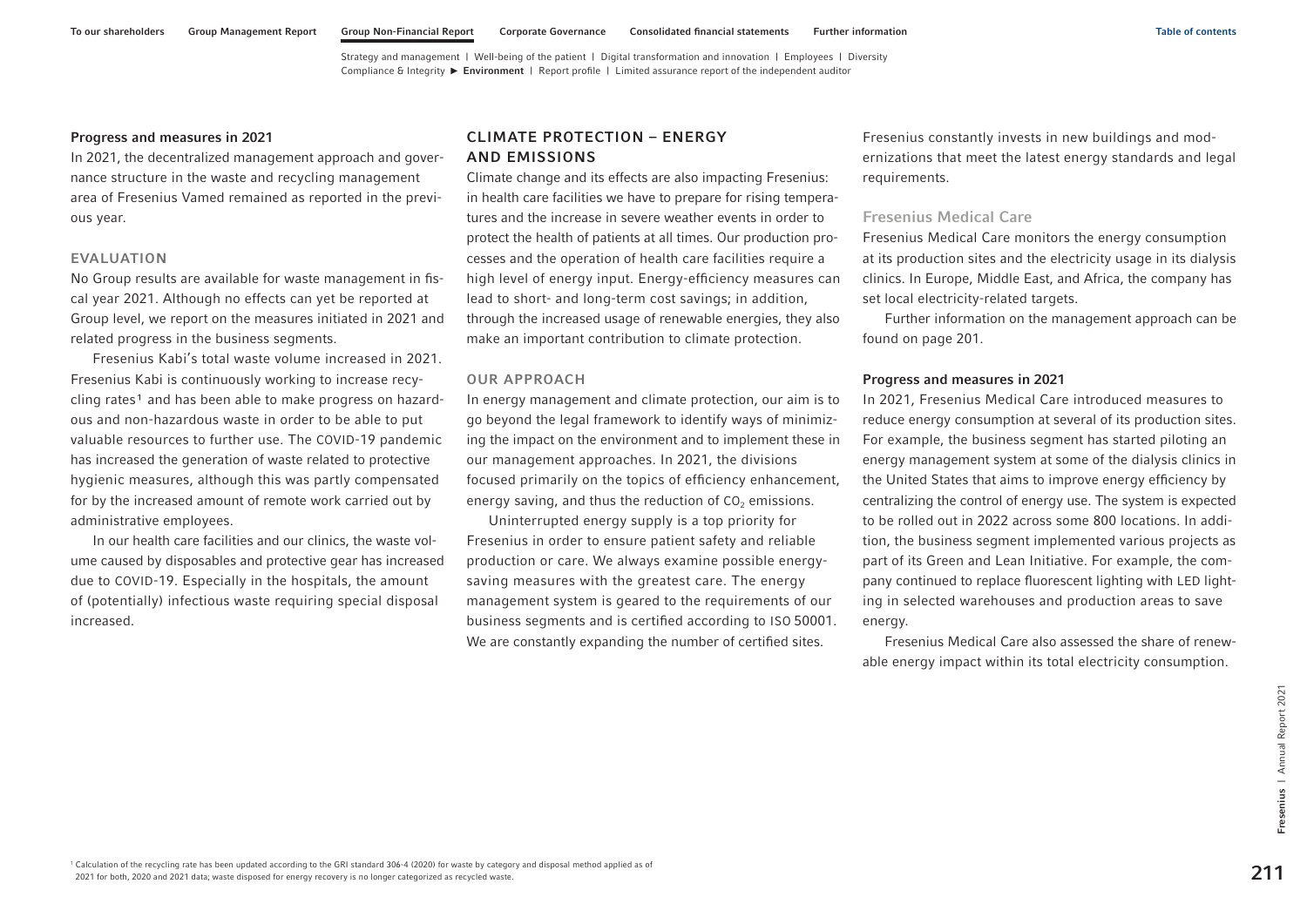### Progress and measures in 2021

In 2021, the decentralized management approach and governance structure in the waste and recycling management area of Fresenius Vamed remained as reported in the previous year.

### EVALUATION

No Group results are available for waste management in fiscal year 2021. Although no effects can yet be reported at Group level, we report on the measures initiated in 2021 and related progress in the business segments.

Fresenius Kabi's total waste volume increased in 2021. Fresenius Kabi is continuously working to increase recycling rates[1] and has been able to make progress on hazardous and non-hazardous waste in order to be able to put valuable resources to further use. The COVID-19 pandemic has increased the generation of waste related to protective hygienic measures, although this was partly compensated for by the increased amount of remote work carried out by administrative employees.

In our health care facilities and our clinics, the waste volume caused by disposables and protective gear has increased due to COVID-19. Especially in the hospitals, the amount of (potentially) infectious waste requiring special disposal increased.

## CLIMATE PROTECTION – ENERGY AND EMISSIONS

Climate change and its effects are also impacting Fresenius: in health care facilities we have to prepare for rising temperatures and the increase in severe weather events in order to protect the health of patients at all times. Our production processes and the operation of health care facilities require a high level of energy input. Energy-efficiency measures can lead to short- and long-term cost savings; in addition, through the increased usage of renewable energies, they also make an important contribution to climate protection.

### OUR APPROACH

In energy management and climate protection, our aim is to go beyond the legal framework to identify ways of minimizing the impact on the environment and to implement these in our management approaches. In 2021, the divisions focused primarily on the topics of efficiency enhancement, energy saving, and thus the reduction of $CO_2$ emissions.

Uninterrupted energy supply is a top priority for Fresenius in order to ensure patient safety and reliable production or care. We always examine possible energy-saving measures with the greatest care. The energy management system is geared to the requirements of our business segments and is certified according to ISO 50001. We are constantly expanding the number of certified sites. Fresenius constantly invests in new buildings and modernizations that meet the latest energy standards and legal requirements.

### Fresenius Medical Care

Fresenius Medical Care monitors the energy consumption at its production sites and the electricity usage in its dialysis clinics. In Europe, Middle East, and Africa, the company has set local electricity-related targets.

Further information on the management approach can be found on page 201.

### Progress and measures in 2021

In 2021, Fresenius Medical Care introduced measures to reduce energy consumption at several of its production sites. For example, the business segment has started piloting an energy management system at some of the dialysis clinics in the United States that aims to improve energy efficiency by centralizing the control of energy use. The system is expected to be rolled out in 2022 across some 800 locations. In addition, the business segment implemented various projects as part of its Green and Lean Initiative. For example, the company continued to replace fluorescent lighting with LED lighting in selected warehouses and production areas to save energy.

Fresenius Medical Care also assessed the share of renewable energy impact within its total electricity consumption.

[1] Calculation of the recycling rate has been updated according to the GRI standard 306-4 (2020) for waste by category and disposal method applied as of 2021 for both, 2020 and 2021 data; waste disposed for energy recovery is no longer categorized as recycled waste.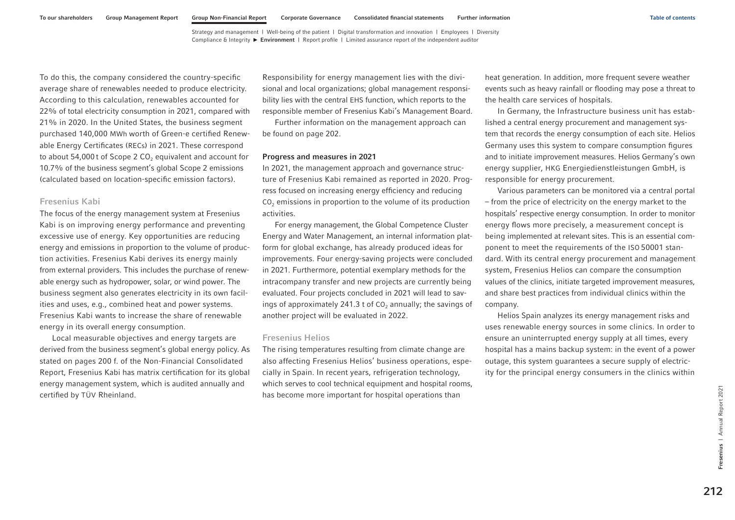To do this, the company considered the country-specific average share of renewables needed to produce electricity. According to this calculation, renewables accounted for 22% of total electricity consumption in 2021, compared with 21% in 2020. In the United States, the business segment purchased 140,000 MWh worth of Green-e certified Renewable Energy Certificates (RECs) in 2021. These correspond to about 54,000 t of Scope 2 $CO_2$ equivalent and account for 10.7% of the business segment's global Scope 2 emissions (calculated based on location-specific emission factors).

### Fresenius Kabi

The focus of the energy management system at Fresenius Kabi is on improving energy performance and preventing excessive use of energy. Key opportunities are reducing energy and emissions in proportion to the volume of production activities. Fresenius Kabi derives its energy mainly from external providers. This includes the purchase of renewable energy such as hydropower, solar, or wind power. The business segment also generates electricity in its own facilities and uses, e.g., combined heat and power systems. Fresenius Kabi wants to increase the share of renewable energy in its overall energy consumption.

Local measurable objectives and energy targets are derived from the business segment's global energy policy. As stated on pages 200 f. of the Non-Financial Consolidated Report, Fresenius Kabi has matrix certification for its global energy management system, which is audited annually and certified by TÜV Rheinland.

Responsibility for energy management lies with the divisional and local organizations; global management responsibility lies with the central EHS function, which reports to the responsible member of Fresenius Kabi's Management Board.

Further information on the management approach can be found on page 202.

**Progress and measures in 2021**

In 2021, the management approach and governance structure of Fresenius Kabi remained as reported in 2020. Progress focused on increasing energy efficiency and reducing $CO_2$ emissions in proportion to the volume of its production activities.

For energy management, the Global Competence Cluster Energy and Water Management, an internal information platform for global exchange, has already produced ideas for improvements. Four energy-saving projects were concluded in 2021. Furthermore, potential exemplary methods for the intracompany transfer and new projects are currently being evaluated. Four projects concluded in 2021 will lead to savings of approximately 241.3 t of $CO_2$ annually; the savings of another project will be evaluated in 2022.

### Fresenius Helios

The rising temperatures resulting from climate change are also affecting Fresenius Helios' business operations, especially in Spain. In recent years, refrigeration technology, which serves to cool technical equipment and hospital rooms, has become more important for hospital operations than heat generation. In addition, more frequent severe weather events such as heavy rainfall or flooding may pose a threat to the health care services of hospitals.

In Germany, the Infrastructure business unit has established a central energy procurement and management system that records the energy consumption of each site. Helios Germany uses this system to compare consumption figures and to initiate improvement measures. Helios Germany's own energy supplier, HKG Energiedienstleistungen GmbH, is responsible for energy procurement.

Various parameters can be monitored via a central portal – from the price of electricity on the energy market to the hospitals' respective energy consumption. In order to monitor energy flows more precisely, a measurement concept is being implemented at relevant sites. This is an essential component to meet the requirements of the ISO 50001 standard. With its central energy procurement and management system, Fresenius Helios can compare the consumption values of the clinics, initiate targeted improvement measures, and share best practices from individual clinics within the company.

Helios Spain analyzes its energy management risks and uses renewable energy sources in some clinics. In order to ensure an uninterrupted energy supply at all times, every hospital has a mains backup system: in the event of a power outage, this system guarantees a secure supply of electricity for the principal energy consumers in the clinics within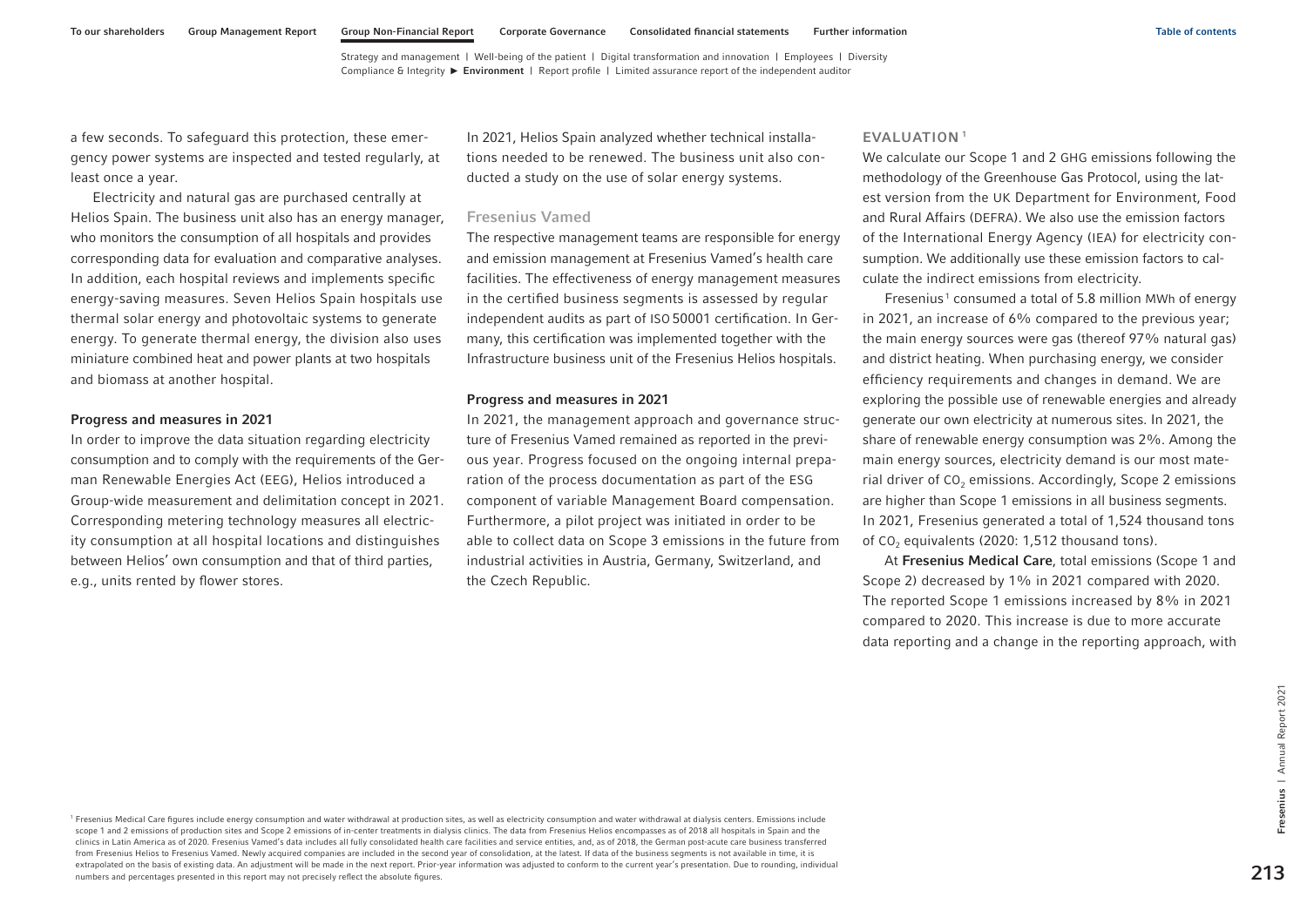a few seconds. To safeguard this protection, these emergency power systems are inspected and tested regularly, at least once a year.

Electricity and natural gas are purchased centrally at Helios Spain. The business unit also has an energy manager, who monitors the consumption of all hospitals and provides corresponding data for evaluation and comparative analyses. In addition, each hospital reviews and implements specific energy-saving measures. Seven Helios Spain hospitals use thermal solar energy and photovoltaic systems to generate energy. To generate thermal energy, the division also uses miniature combined heat and power plants at two hospitals and biomass at another hospital.

#### Progress and measures in 2021

In order to improve the data situation regarding electricity consumption and to comply with the requirements of the German Renewable Energies Act (EEG), Helios introduced a Group-wide measurement and delimitation concept in 2021. Corresponding metering technology measures all electricity consumption at all hospital locations and distinguishes between Helios' own consumption and that of third parties, e.g., units rented by flower stores.

In 2021, Helios Spain analyzed whether technical installations needed to be renewed. The business unit also conducted a study on the use of solar energy systems.

### Fresenius Vamed

The respective management teams are responsible for energy and emission management at Fresenius Vamed's health care facilities. The effectiveness of energy management measures in the certified business segments is assessed by regular independent audits as part of ISO 50001 certification. In Germany, this certification was implemented together with the Infrastructure business unit of the Fresenius Helios hospitals.

#### Progress and measures in 2021

In 2021, the management approach and governance structure of Fresenius Vamed remained as reported in the previous year. Progress focused on the ongoing internal preparation of the process documentation as part of the ESG component of variable Management Board compensation. Furthermore, a pilot project was initiated in order to be able to collect data on Scope 3 emissions in the future from industrial activities in Austria, Germany, Switzerland, and the Czech Republic.

## EVALUATION [1]

We calculate our Scope 1 and 2 GHG emissions following the methodology of the Greenhouse Gas Protocol, using the latest version from the UK Department for Environment, Food and Rural Affairs (DEFRA). We also use the emission factors of the International Energy Agency (IEA) for electricity consumption. We additionally use these emission factors to calculate the indirect emissions from electricity.

Fresenius[1] consumed a total of 5.8 million MWh of energy in 2021, an increase of 6% compared to the previous year; the main energy sources were gas (thereof 97% natural gas) and district heating. When purchasing energy, we consider efficiency requirements and changes in demand. We are exploring the possible use of renewable energies and already generate our own electricity at numerous sites. In 2021, the share of renewable energy consumption was 2%. Among the main energy sources, electricity demand is our most material driver of $CO_2$ emissions. Accordingly, Scope 2 emissions are higher than Scope 1 emissions in all business segments. In 2021, Fresenius generated a total of 1,524 thousand tons of $CO_2$ equivalents (2020: 1,512 thousand tons).

At **Fresenius Medical Care**, total emissions (Scope 1 and Scope 2) decreased by 1% in 2021 compared with 2020. The reported Scope 1 emissions increased by 8% in 2021 compared to 2020. This increase is due to more accurate data reporting and a change in the reporting approach, with

[1] Fresenius Medical Care figures include energy consumption and water withdrawal at production sites, as well as electricity consumption and water withdrawal at dialysis centers. Emissions include scope 1 and 2 emissions of production sites and Scope 2 emissions of in-center treatments in dialysis clinics. The data from Fresenius Helios encompasses as of 2018 all hospitals in Spain and the clinics in Latin America as of 2020. Fresenius Vamed's data includes all fully consolidated health care facilities and service entities, and, as of 2018, the German post-acute care business transferred from Fresenius Helios to Fresenius Vamed. Newly acquired companies are included in the second year of consolidation, at the latest. If data of the business segments is not available in time, it is extrapolated on the basis of existing data. An adjustment will be made in the next report. Prior-year information was adjusted to conform to the current year's presentation. Due to rounding, individual numbers and percentages presented in this report may not precisely reflect the absolute figures.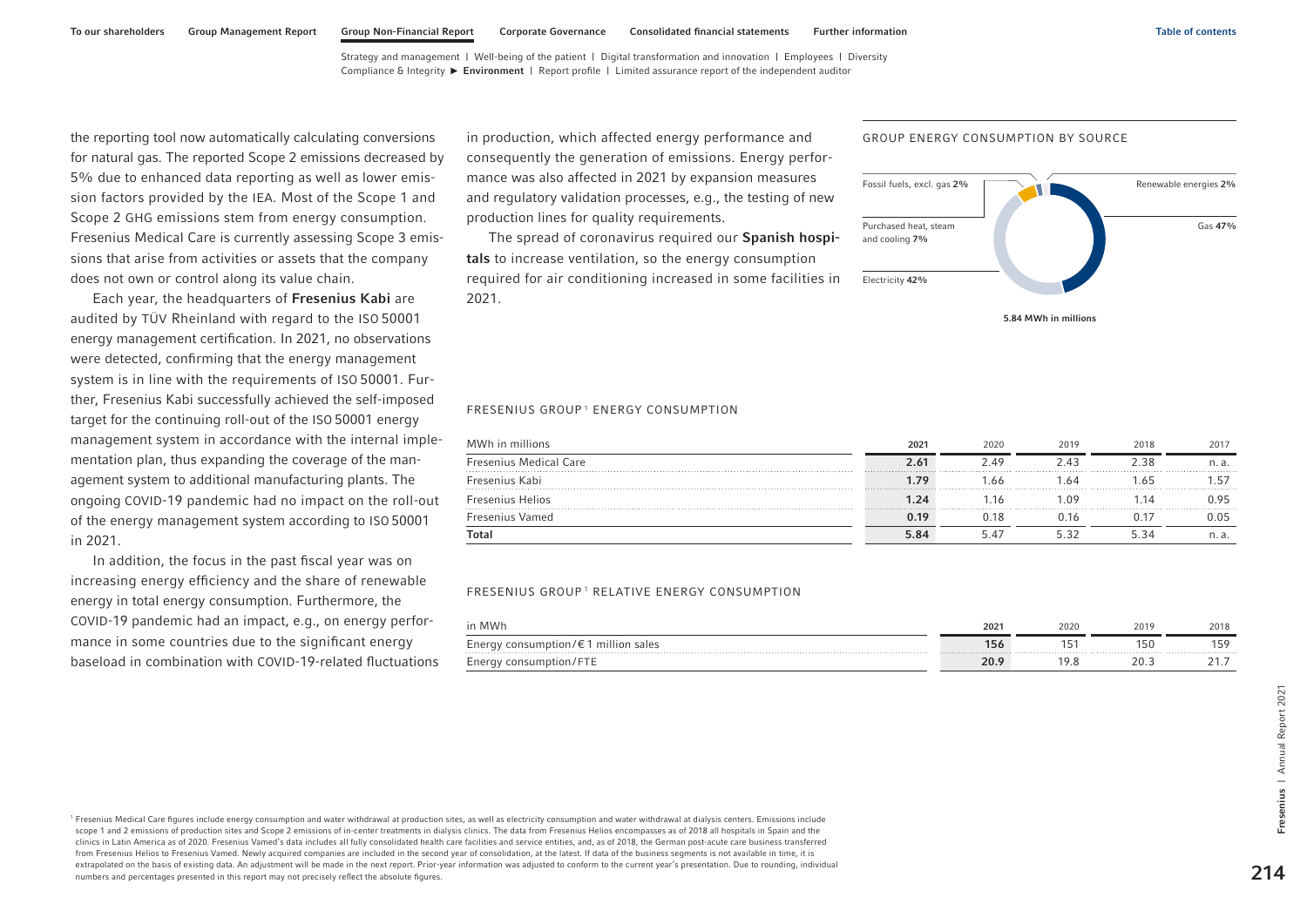the reporting tool now automatically calculating conversions for natural gas. The reported Scope 2 emissions decreased by 5% due to enhanced data reporting as well as lower emission factors provided by the IEA. Most of the Scope 1 and Scope 2 GHG emissions stem from energy consumption. Fresenius Medical Care is currently assessing Scope 3 emissions that arise from activities or assets that the company does not own or control along its value chain.

Each year, the headquarters of **Fresenius Kabi** are audited by TÜV Rheinland with regard to the ISO 50001 energy management certification. In 2021, no observations were detected, confirming that the energy management system is in line with the requirements of ISO 50001. Further, Fresenius Kabi successfully achieved the self-imposed target for the continuing roll-out of the ISO 50001 energy management system in accordance with the internal implementation plan, thus expanding the coverage of the management system to additional manufacturing plants. The ongoing COVID-19 pandemic had no impact on the roll-out of the energy management system according to ISO 50001 in 2021.

In addition, the focus in the past fiscal year was on increasing energy efficiency and the share of renewable energy in total energy consumption. Furthermore, the COVID-19 pandemic had an impact, e.g., on energy performance in some countries due to the significant energy baseload in combination with COVID-19-related fluctuations in production, which affected energy performance and consequently the generation of emissions. Energy performance was also affected in 2021 by expansion measures and regulatory validation processes, e.g., the testing of new production lines for quality requirements.

The spread of coronavirus required our **Spanish hospitals** to increase ventilation, so the energy consumption required for air conditioning increased in some facilities in 2021.

GROUP ENERGY CONSUMPTION BY SOURCE

| Source | Share |
|---|---|
| Fossil fuels, excl. gas | 2% |
| Renewable energies | 2% |
| Purchased heat, steam and cooling | 7% |
| Gas | 47% |
| Electricity | 42% |

5.84 MWh in millions

FRESENIUS GROUP[1] ENERGY CONSUMPTION

| MWh in millions | 2021 | 2020 | 2019 | 2018 | 2017 |
|---|---|---|---|---|---|
| Fresenius Medical Care | **2.61** | 2.49 | 2.43 | 2.38 | n. a. |
| Fresenius Kabi | **1.79** | 1.66 | 1.64 | 1.65 | 1.57 |
| Fresenius Helios | **1.24** | 1.16 | 1.09 | 1.14 | 0.95 |
| Fresenius Vamed | **0.19** | 0.18 | 0.16 | 0.17 | 0.05 |
| **Total** | **5.84** | 5.47 | 5.32 | 5.34 | n. a. |

FRESENIUS GROUP[1] RELATIVE ENERGY CONSUMPTION

| in MWh | 2021 | 2020 | 2019 | 2018 |
|---|---|---|---|---|
| Energy consumption/€ 1 million sales | **156** | 151 | 150 | 159 |
| Energy consumption/FTE | **20.9** | 19.8 | 20.3 | 21.7 |

[1] Fresenius Medical Care figures include energy consumption and water withdrawal at production sites, as well as electricity consumption and water withdrawal at dialysis centers. Emissions include scope 1 and 2 emissions of production sites and Scope 2 emissions of in-center treatments in dialysis clinics. The data from Fresenius Helios encompasses as of 2018 all hospitals in Spain and the clinics in Latin America as of 2020. Fresenius Vamed's data includes all fully consolidated health care facilities and service entities, and, as of 2018, the German post-acute care business transferred from Fresenius Helios to Fresenius Vamed. Newly acquired companies are included in the second year of consolidation, at the latest. If data of the business segments is not available in time, it is extrapolated on the basis of existing data. An adjustment will be made in the next report. Prior-year information was adjusted to conform to the current year's presentation. Due to rounding, individual numbers and percentages presented in this report may not precisely reflect the absolute figures.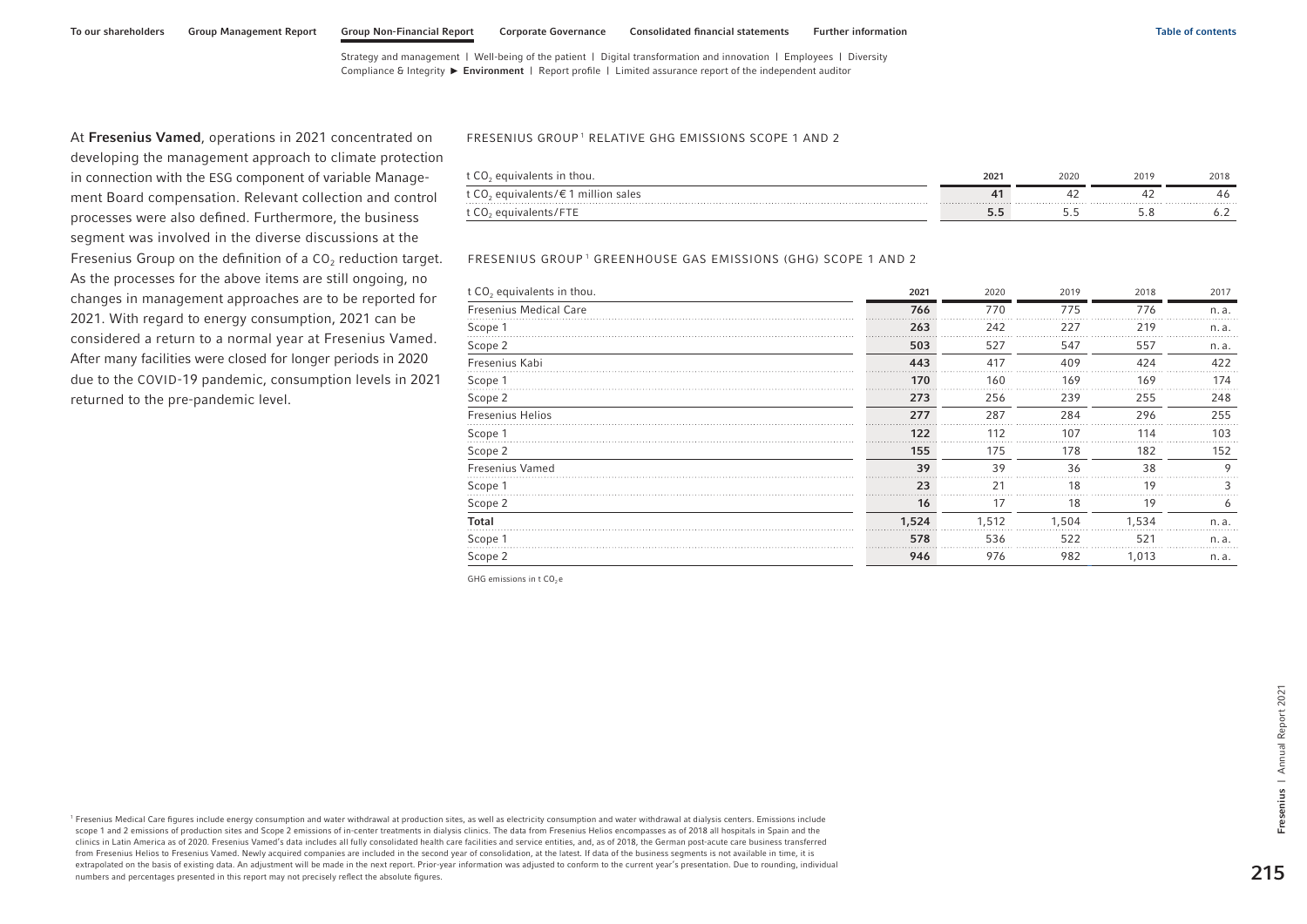At **Fresenius Vamed**, operations in 2021 concentrated on developing the management approach to climate protection in connection with the ESG component of variable Management Board compensation. Relevant collection and control processes were also defined. Furthermore, the business segment was involved in the diverse discussions at the Fresenius Group on the definition of a $CO_2$ reduction target. As the processes for the above items are still ongoing, no changes in management approaches are to be reported for 2021. With regard to energy consumption, 2021 can be considered a return to a normal year at Fresenius Vamed. After many facilities were closed for longer periods in 2020 due to the COVID-19 pandemic, consumption levels in 2021 returned to the pre-pandemic level.

FRESENIUS GROUP[1] RELATIVE GHG EMISSIONS SCOPE 1 AND 2

| t $CO_2$ equivalents in thou. | 2021 | 2020 | 2019 | 2018 |
|---|---|---|---|---|
| t $CO_2$ equivalents/€ 1 million sales | **41** | 42 | 42 | 46 |
| t $CO_2$ equivalents/FTE | **5.5** | 5.5 | 5.8 | 6.2 |

FRESENIUS GROUP[1] GREENHOUSE GAS EMISSIONS (GHG) SCOPE 1 AND 2

| t $CO_2$ equivalents in thou. | 2021 | 2020 | 2019 | 2018 | 2017 |
|---|---|---|---|---|---|
| Fresenius Medical Care | **766** | 770 | 775 | 776 | n. a. |
| Scope 1 | **263** | 242 | 227 | 219 | n. a. |
| Scope 2 | **503** | 527 | 547 | 557 | n. a. |
| Fresenius Kabi | **443** | 417 | 409 | 424 | 422 |
| Scope 1 | **170** | 160 | 169 | 169 | 174 |
| Scope 2 | **273** | 256 | 239 | 255 | 248 |
| Fresenius Helios | **277** | 287 | 284 | 296 | 255 |
| Scope 1 | **122** | 112 | 107 | 114 | 103 |
| Scope 2 | **155** | 175 | 178 | 182 | 152 |
| Fresenius Vamed | **39** | 39 | 36 | 38 | 9 |
| Scope 1 | **23** | 21 | 18 | 19 | 3 |
| Scope 2 | **16** | 17 | 18 | 19 | 6 |
| **Total** | **1,524** | 1,512 | 1,504 | 1,534 | n. a. |
| Scope 1 | **578** | 536 | 522 | 521 | n. a. |
| Scope 2 | **946** | 976 | 982 | 1,013 | n. a. |

GHG emissions in t $CO_2$e

[1] Fresenius Medical Care figures include energy consumption and water withdrawal at production sites, as well as electricity consumption and water withdrawal at dialysis centers. Emissions include scope 1 and 2 emissions of production sites and Scope 2 emissions of in-center treatments in dialysis clinics. The data from Fresenius Helios encompasses as of 2018 all hospitals in Spain and the clinics in Latin America as of 2020. Fresenius Vamed's data includes all fully consolidated health care facilities and service entities, and, as of 2018, the German post-acute care business transferred from Fresenius Helios to Fresenius Vamed. Newly acquired companies are included in the second year of consolidation, at the latest. If data of the business segments is not available in time, it is extrapolated on the basis of existing data. An adjustment will be made in the next report. Prior-year information was adjusted to conform to the current year's presentation. Due to rounding, individual numbers and percentages presented in this report may not precisely reflect the absolute figures.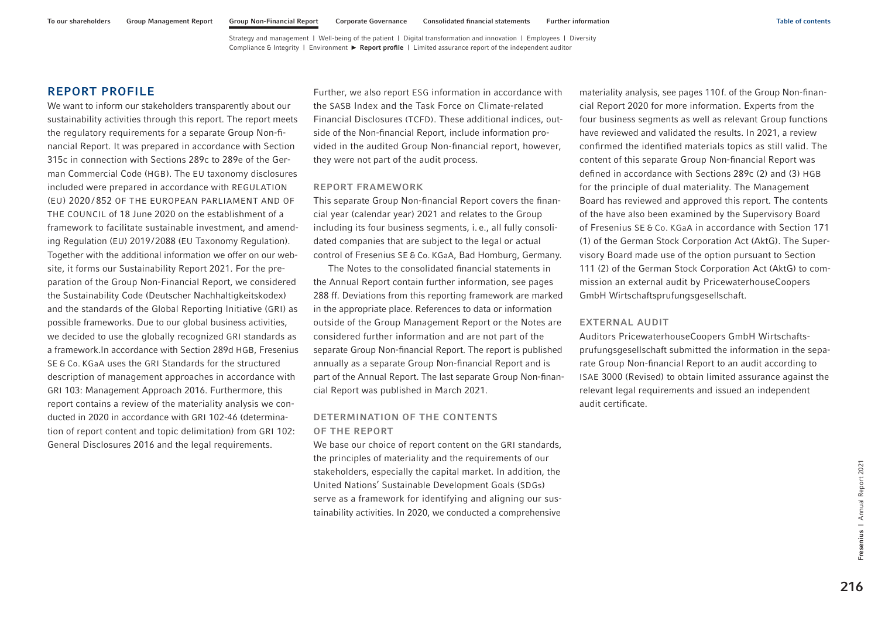## REPORT PROFILE

We want to inform our stakeholders transparently about our sustainability activities through this report. The report meets the regulatory requirements for a separate Group Non-financial Report. It was prepared in accordance with Section 315c in connection with Sections 289c to 289e of the German Commercial Code (HGB). The EU taxonomy disclosures included were prepared in accordance with REGULATION (EU) 2020/852 OF THE EUROPEAN PARLIAMENT AND OF THE COUNCIL of 18 June 2020 on the establishment of a framework to facilitate sustainable investment, and amending Regulation (EU) 2019/2088 (EU Taxonomy Regulation). Together with the additional information we offer on our website, it forms our Sustainability Report 2021. For the preparation of the Group Non-Financial Report, we considered the Sustainability Code (Deutscher Nachhaltigkeitskodex) and the standards of the Global Reporting Initiative (GRI) as possible frameworks. Due to our global business activities, we decided to use the globally recognized GRI standards as a framework.In accordance with Section 289d HGB, Fresenius SE & Co. KGaA uses the GRI Standards for the structured description of management approaches in accordance with GRI 103: Management Approach 2016. Furthermore, this report contains a review of the materiality analysis we conducted in 2020 in accordance with GRI 102-46 (determination of report content and topic delimitation) from GRI 102: General Disclosures 2016 and the legal requirements.

Further, we also report ESG information in accordance with the SASB Index and the Task Force on Climate-related Financial Disclosures (TCFD). These additional indices, outside of the Non-financial Report, include information provided in the audited Group Non-financial report, however, they were not part of the audit process.

### REPORT FRAMEWORK

This separate Group Non-financial Report covers the financial year (calendar year) 2021 and relates to the Group including its four business segments, i. e., all fully consolidated companies that are subject to the legal or actual control of Fresenius SE & Co. KGaA, Bad Homburg, Germany.

The Notes to the consolidated financial statements in the Annual Report contain further information, see pages 288 ff. Deviations from this reporting framework are marked in the appropriate place. References to data or information outside of the Group Management Report or the Notes are considered further information and are not part of the separate Group Non-financial Report. The report is published annually as a separate Group Non-financial Report and is part of the Annual Report. The last separate Group Non-financial Report was published in March 2021.

### DETERMINATION OF THE CONTENTS OF THE REPORT

We base our choice of report content on the GRI standards, the principles of materiality and the requirements of our stakeholders, especially the capital market. In addition, the United Nations' Sustainable Development Goals (SDGs) serve as a framework for identifying and aligning our sustainability activities. In 2020, we conducted a comprehensive materiality analysis, see pages 110 f. of the Group Non-financial Report 2020 for more information. Experts from the four business segments as well as relevant Group functions have reviewed and validated the results. In 2021, a review confirmed the identified materials topics as still valid. The content of this separate Group Non-financial Report was defined in accordance with Sections 289c (2) and (3) HGB for the principle of dual materiality. The Management Board has reviewed and approved this report. The contents of the have also been examined by the Supervisory Board of Fresenius SE & Co. KGaA in accordance with Section 171 (1) of the German Stock Corporation Act (AktG). The Supervisory Board made use of the option pursuant to Section 111 (2) of the German Stock Corporation Act (AktG) to commission an external audit by PricewaterhouseCoopers GmbH Wirtschaftsprufungsgesellschaft.

### EXTERNAL AUDIT

Auditors PricewaterhouseCoopers GmbH Wirtschaftsprufungsgesellschaft submitted the information in the separate Group Non-financial Report to an audit according to ISAE 3000 (Revised) to obtain limited assurance against the relevant legal requirements and issued an independent audit certificate.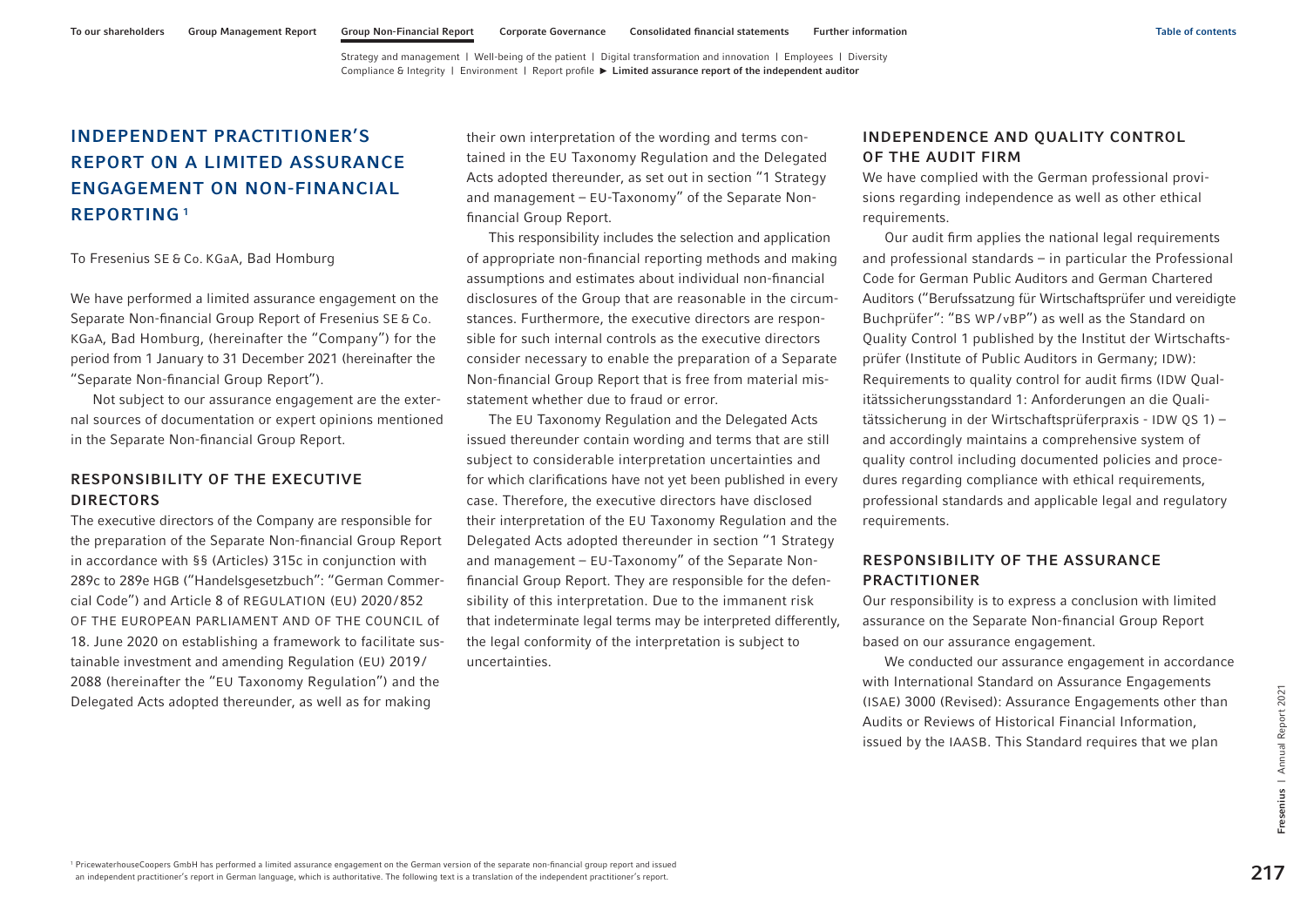# INDEPENDENT PRACTITIONER'S REPORT ON A LIMITED ASSURANCE ENGAGEMENT ON NON-FINANCIAL REPORTING[1]

To Fresenius SE & Co. KGaA, Bad Homburg

We have performed a limited assurance engagement on the Separate Non-financial Group Report of Fresenius SE & Co. KGaA, Bad Homburg, (hereinafter the "Company") for the period from 1 January to 31 December 2021 (hereinafter the "Separate Non-financial Group Report").

Not subject to our assurance engagement are the external sources of documentation or expert opinions mentioned in the Separate Non-financial Group Report.

## RESPONSIBILITY OF THE EXECUTIVE DIRECTORS

The executive directors of the Company are responsible for the preparation of the Separate Non-financial Group Report in accordance with §§ (Articles) 315c in conjunction with 289c to 289e HGB ("Handelsgesetzbuch": "German Commercial Code") and Article 8 of REGULATION (EU) 2020/852 OF THE EUROPEAN PARLIAMENT AND OF THE COUNCIL of 18. June 2020 on establishing a framework to facilitate sustainable investment and amending Regulation (EU) 2019/2088 (hereinafter the "EU Taxonomy Regulation") and the Delegated Acts adopted thereunder, as well as for making their own interpretation of the wording and terms contained in the EU Taxonomy Regulation and the Delegated Acts adopted thereunder, as set out in section "1 Strategy and management – EU-Taxonomy" of the Separate Non-financial Group Report.

This responsibility includes the selection and application of appropriate non-financial reporting methods and making assumptions and estimates about individual non-financial disclosures of the Group that are reasonable in the circumstances. Furthermore, the executive directors are responsible for such internal controls as the executive directors consider necessary to enable the preparation of a Separate Non-financial Group Report that is free from material misstatement whether due to fraud or error.

The EU Taxonomy Regulation and the Delegated Acts issued thereunder contain wording and terms that are still subject to considerable interpretation uncertainties and for which clarifications have not yet been published in every case. Therefore, the executive directors have disclosed their interpretation of the EU Taxonomy Regulation and the Delegated Acts adopted thereunder in section "1 Strategy and management – EU-Taxonomy" of the Separate Non-financial Group Report. They are responsible for the defensibility of this interpretation. Due to the immanent risk that indeterminate legal terms may be interpreted differently, the legal conformity of the interpretation is subject to uncertainties.

## INDEPENDENCE AND QUALITY CONTROL OF THE AUDIT FIRM

We have complied with the German professional provisions regarding independence as well as other ethical requirements.

Our audit firm applies the national legal requirements and professional standards – in particular the Professional Code for German Public Auditors and German Chartered Auditors ("Berufssatzung für Wirtschaftsprüfer und vereidigte Buchprüfer": "BS WP/vBP") as well as the Standard on Quality Control 1 published by the Institut der Wirtschaftsprüfer (Institute of Public Auditors in Germany; IDW): Requirements to quality control for audit firms (IDW Qualitätssicherungsstandard 1: Anforderungen an die Qualitätssicherung in der Wirtschaftsprüferpraxis - IDW QS 1) – and accordingly maintains a comprehensive system of quality control including documented policies and procedures regarding compliance with ethical requirements, professional standards and applicable legal and regulatory requirements.

## RESPONSIBILITY OF THE ASSURANCE PRACTITIONER

Our responsibility is to express a conclusion with limited assurance on the Separate Non-financial Group Report based on our assurance engagement.

We conducted our assurance engagement in accordance with International Standard on Assurance Engagements (ISAE) 3000 (Revised): Assurance Engagements other than Audits or Reviews of Historical Financial Information, issued by the IAASB. This Standard requires that we plan

[1] PricewaterhouseCoopers GmbH has performed a limited assurance engagement on the German version of the separate non-financial group report and issued an independent practitioner's report in German language, which is authoritative. The following text is a translation of the independent practitioner's report.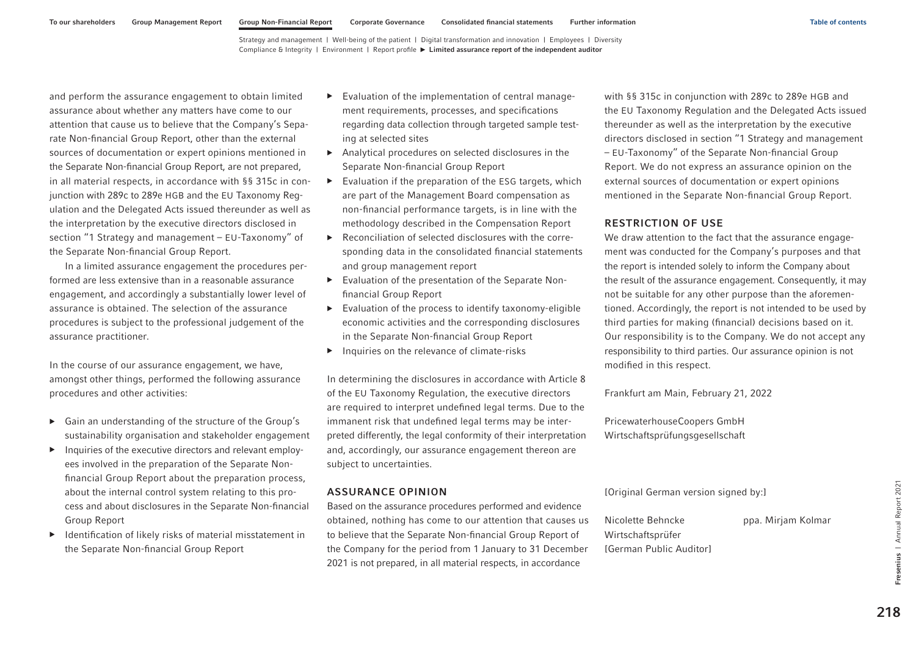and perform the assurance engagement to obtain limited assurance about whether any matters have come to our attention that cause us to believe that the Company's Separate Non-financial Group Report, other than the external sources of documentation or expert opinions mentioned in the Separate Non-financial Group Report, are not prepared, in all material respects, in accordance with §§ 315c in conjunction with 289c to 289e HGB and the EU Taxonomy Regulation and the Delegated Acts issued thereunder as well as the interpretation by the executive directors disclosed in section "1 Strategy and management – EU-Taxonomy" of the Separate Non-financial Group Report.

In a limited assurance engagement the procedures performed are less extensive than in a reasonable assurance engagement, and accordingly a substantially lower level of assurance is obtained. The selection of the assurance procedures is subject to the professional judgement of the assurance practitioner.

In the course of our assurance engagement, we have, amongst other things, performed the following assurance procedures and other activities:

- Gain an understanding of the structure of the Group's sustainability organisation and stakeholder engagement
- Inquiries of the executive directors and relevant employees involved in the preparation of the Separate Non-financial Group Report about the preparation process, about the internal control system relating to this process and about disclosures in the Separate Non-financial Group Report
- Identification of likely risks of material misstatement in the Separate Non-financial Group Report
- Evaluation of the implementation of central management requirements, processes, and specifications regarding data collection through targeted sample testing at selected sites
- Analytical procedures on selected disclosures in the Separate Non-financial Group Report
- Evaluation if the preparation of the ESG targets, which are part of the Management Board compensation as non-financial performance targets, is in line with the methodology described in the Compensation Report
- Reconciliation of selected disclosures with the corresponding data in the consolidated financial statements and group management report
- Evaluation of the presentation of the Separate Non-financial Group Report
- Evaluation of the process to identify taxonomy-eligible economic activities and the corresponding disclosures in the Separate Non-financial Group Report
- Inquiries on the relevance of climate-risks

In determining the disclosures in accordance with Article 8 of the EU Taxonomy Regulation, the executive directors are required to interpret undefined legal terms. Due to the immanent risk that undefined legal terms may be interpreted differently, the legal conformity of their interpretation and, accordingly, our assurance engagement thereon are subject to uncertainties.

## ASSURANCE OPINION

Based on the assurance procedures performed and evidence obtained, nothing has come to our attention that causes us to believe that the Separate Non-financial Group Report of the Company for the period from 1 January to 31 December 2021 is not prepared, in all material respects, in accordance with §§ 315c in conjunction with 289c to 289e HGB and the EU Taxonomy Regulation and the Delegated Acts issued thereunder as well as the interpretation by the executive directors disclosed in section "1 Strategy and management – EU-Taxonomy" of the Separate Non-financial Group Report. We do not express an assurance opinion on the external sources of documentation or expert opinions mentioned in the Separate Non-financial Group Report.

## RESTRICTION OF USE

We draw attention to the fact that the assurance engagement was conducted for the Company's purposes and that the report is intended solely to inform the Company about the result of the assurance engagement. Consequently, it may not be suitable for any other purpose than the aforementioned. Accordingly, the report is not intended to be used by third parties for making (financial) decisions based on it. Our responsibility is to the Company. We do not accept any responsibility to third parties. Our assurance opinion is not modified in this respect.

Frankfurt am Main, February 21, 2022

PricewaterhouseCoopers GmbH
Wirtschaftsprüfungsgesellschaft

[Original German version signed by:]

Nicolette Behncke
Wirtschaftsprüfer
[German Public Auditor]

ppa. Mirjam Kolmar